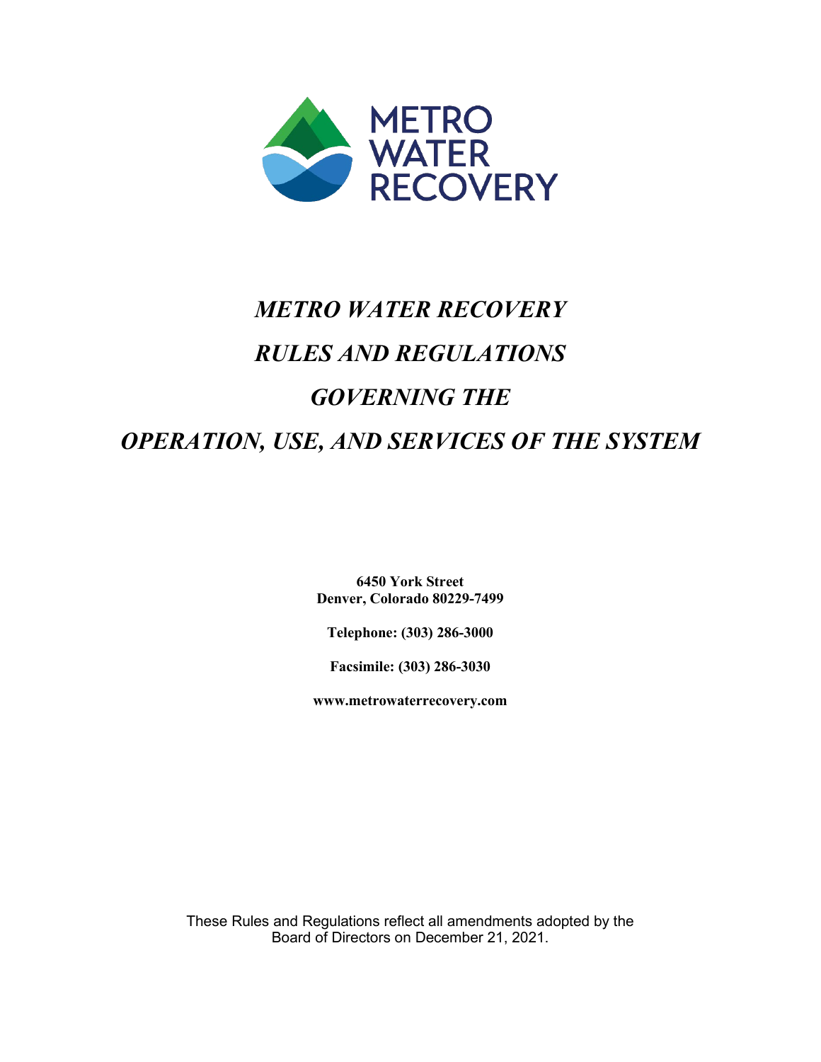METRO WATER RECOVERY

# *METRO WATER RECOVERY*

# *RULES AND REGULATIONS*

# *GOVERNING THE*

# *OPERATION, USE, AND SERVICES OF THE SYSTEM*

**6450 York Street**
**Denver, Colorado 80229-7499**

**Telephone: (303) 286-3000**

**Facsimile: (303) 286-3030**

**www.metrowaterrecovery.com**

These Rules and Regulations reflect all amendments adopted by the Board of Directors on December 21, 2021.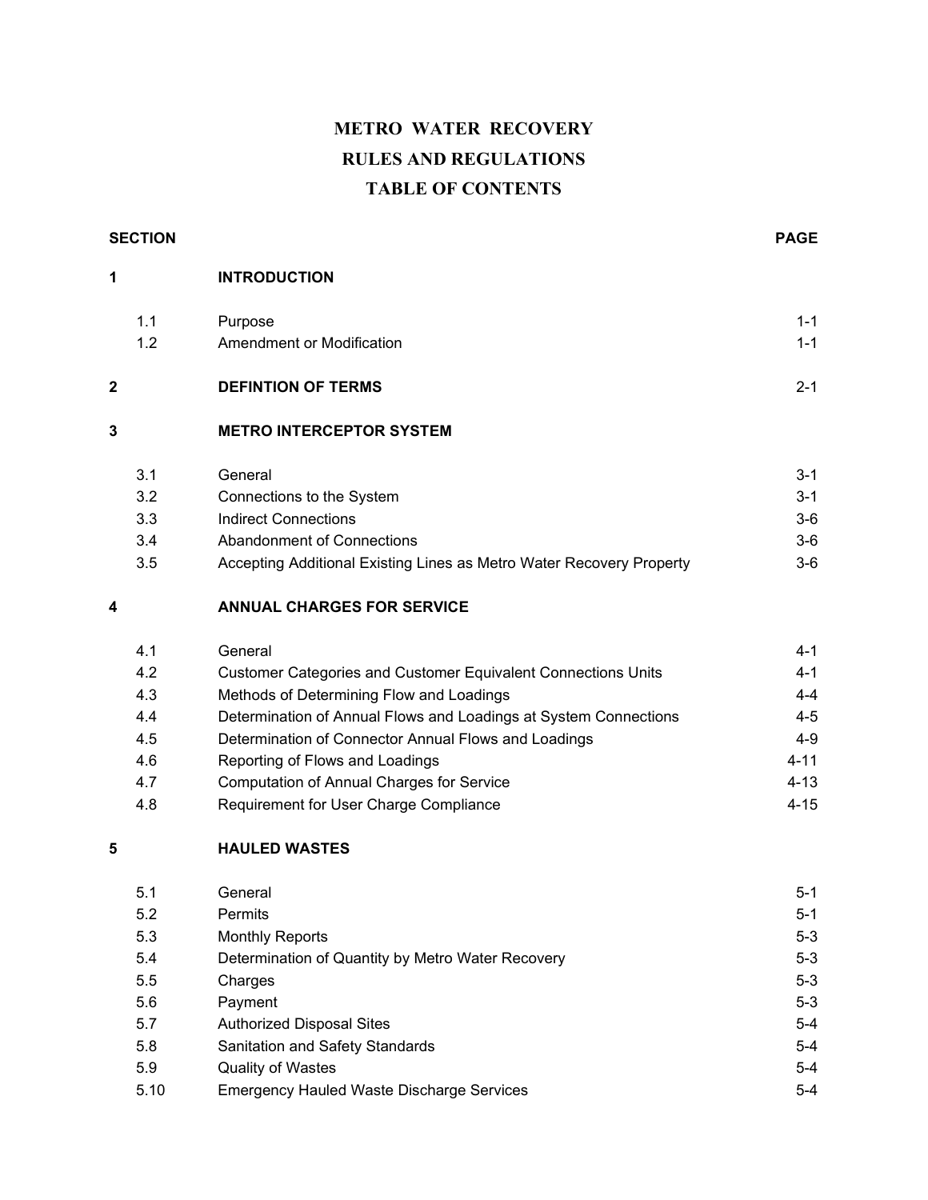# METRO WATER RECOVERY
# RULES AND REGULATIONS
# TABLE OF CONTENTS

| SECTION | | | PAGE |
|---|---|---|---|
| **1** | | **INTRODUCTION** | |
| | 1.1 | Purpose | 1-1 |
| | 1.2 | Amendment or Modification | 1-1 |
| **2** | | **DEFINTION OF TERMS** | 2-1 |
| **3** | | **METRO INTERCEPTOR SYSTEM** | |
| | 3.1 | General | 3-1 |
| | 3.2 | Connections to the System | 3-1 |
| | 3.3 | Indirect Connections | 3-6 |
| | 3.4 | Abandonment of Connections | 3-6 |
| | 3.5 | Accepting Additional Existing Lines as Metro Water Recovery Property | 3-6 |
| **4** | | **ANNUAL CHARGES FOR SERVICE** | |
| | 4.1 | General | 4-1 |
| | 4.2 | Customer Categories and Customer Equivalent Connections Units | 4-1 |
| | 4.3 | Methods of Determining Flow and Loadings | 4-4 |
| | 4.4 | Determination of Annual Flows and Loadings at System Connections | 4-5 |
| | 4.5 | Determination of Connector Annual Flows and Loadings | 4-9 |
| | 4.6 | Reporting of Flows and Loadings | 4-11 |
| | 4.7 | Computation of Annual Charges for Service | 4-13 |
| | 4.8 | Requirement for User Charge Compliance | 4-15 |
| **5** | | **HAULED WASTES** | |
| | 5.1 | General | 5-1 |
| | 5.2 | Permits | 5-1 |
| | 5.3 | Monthly Reports | 5-3 |
| | 5.4 | Determination of Quantity by Metro Water Recovery | 5-3 |
| | 5.5 | Charges | 5-3 |
| | 5.6 | Payment | 5-3 |
| | 5.7 | Authorized Disposal Sites | 5-4 |
| | 5.8 | Sanitation and Safety Standards | 5-4 |
| | 5.9 | Quality of Wastes | 5-4 |
| | 5.10 | Emergency Hauled Waste Discharge Services | 5-4 |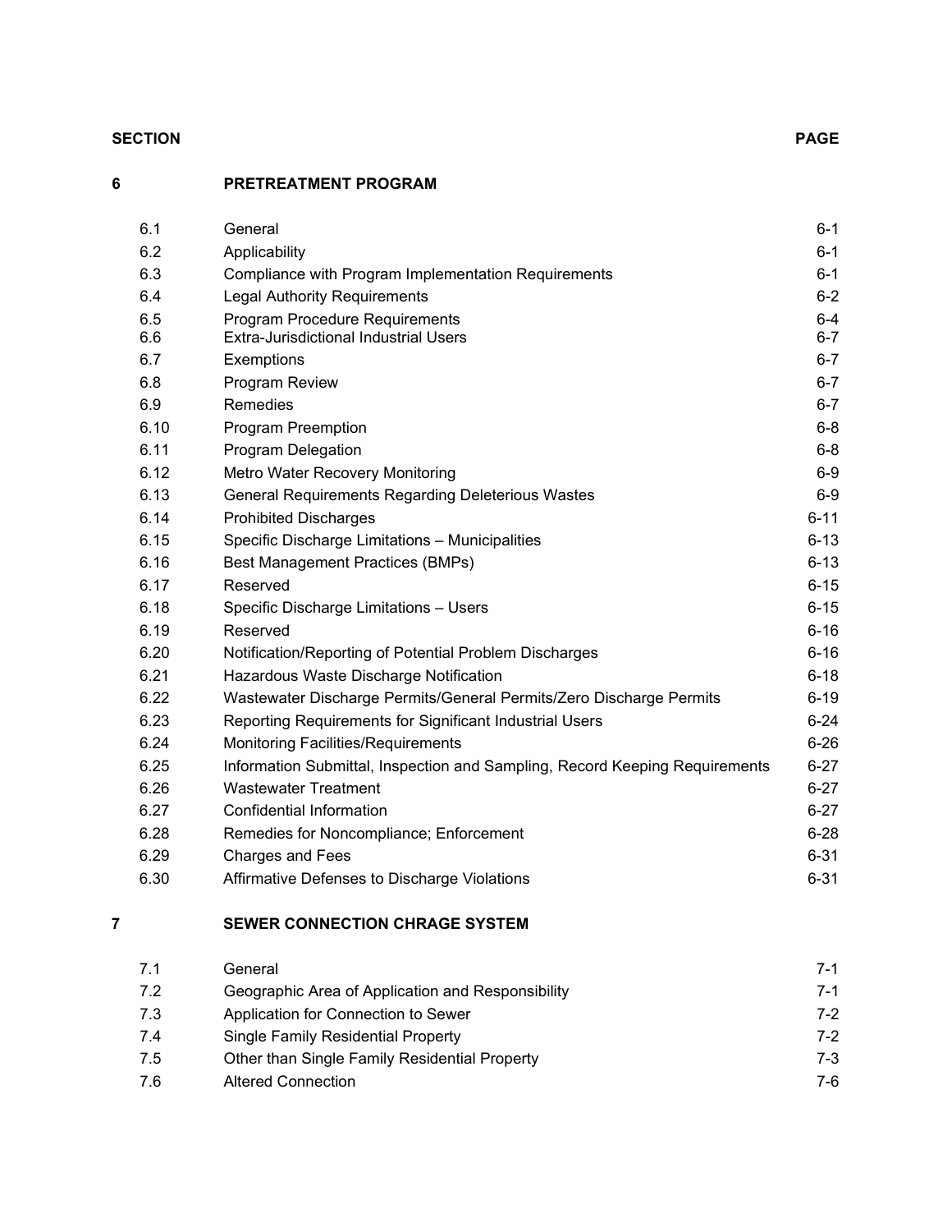| SECTION | | PAGE |
|---|---|---|
| **6** | **PRETREATMENT PROGRAM** | |
| 6.1 | General | 6-1 |
| 6.2 | Applicability | 6-1 |
| 6.3 | Compliance with Program Implementation Requirements | 6-1 |
| 6.4 | Legal Authority Requirements | 6-2 |
| 6.5 | Program Procedure Requirements | 6-4 |
| 6.6 | Extra-Jurisdictional Industrial Users | 6-7 |
| 6.7 | Exemptions | 6-7 |
| 6.8 | Program Review | 6-7 |
| 6.9 | Remedies | 6-7 |
| 6.10 | Program Preemption | 6-8 |
| 6.11 | Program Delegation | 6-8 |
| 6.12 | Metro Water Recovery Monitoring | 6-9 |
| 6.13 | General Requirements Regarding Deleterious Wastes | 6-9 |
| 6.14 | Prohibited Discharges | 6-11 |
| 6.15 | Specific Discharge Limitations – Municipalities | 6-13 |
| 6.16 | Best Management Practices (BMPs) | 6-13 |
| 6.17 | Reserved | 6-15 |
| 6.18 | Specific Discharge Limitations – Users | 6-15 |
| 6.19 | Reserved | 6-16 |
| 6.20 | Notification/Reporting of Potential Problem Discharges | 6-16 |
| 6.21 | Hazardous Waste Discharge Notification | 6-18 |
| 6.22 | Wastewater Discharge Permits/General Permits/Zero Discharge Permits | 6-19 |
| 6.23 | Reporting Requirements for Significant Industrial Users | 6-24 |
| 6.24 | Monitoring Facilities/Requirements | 6-26 |
| 6.25 | Information Submittal, Inspection and Sampling, Record Keeping Requirements | 6-27 |
| 6.26 | Wastewater Treatment | 6-27 |
| 6.27 | Confidential Information | 6-27 |
| 6.28 | Remedies for Noncompliance; Enforcement | 6-28 |
| 6.29 | Charges and Fees | 6-31 |
| 6.30 | Affirmative Defenses to Discharge Violations | 6-31 |
| **7** | **SEWER CONNECTION CHRAGE SYSTEM** | |
| 7.1 | General | 7-1 |
| 7.2 | Geographic Area of Application and Responsibility | 7-1 |
| 7.3 | Application for Connection to Sewer | 7-2 |
| 7.4 | Single Family Residential Property | 7-2 |
| 7.5 | Other than Single Family Residential Property | 7-3 |
| 7.6 | Altered Connection | 7-6 |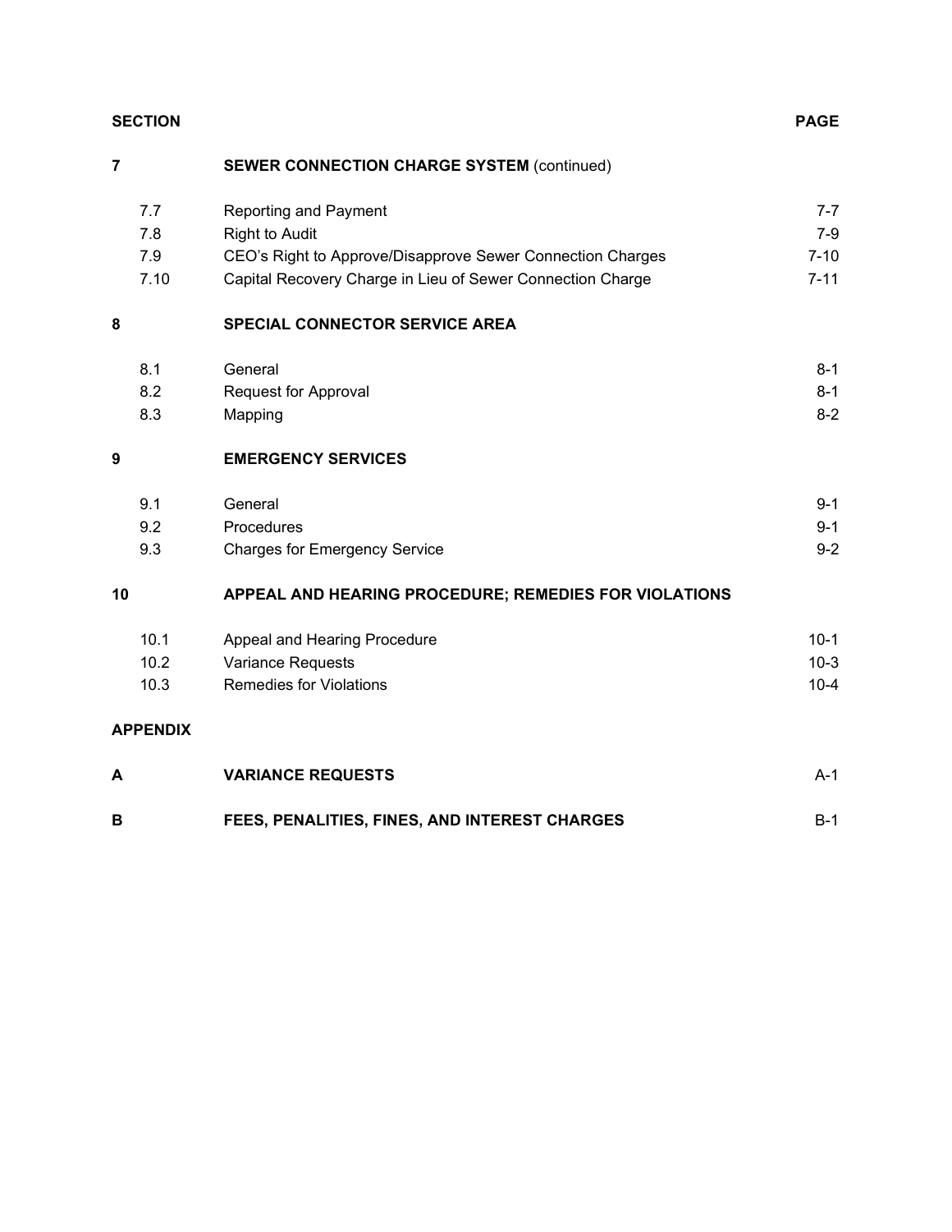| SECTION | | PAGE |
|---|---|---|
| **7** | **SEWER CONNECTION CHARGE SYSTEM** (continued) | |
| 7.7 | Reporting and Payment | 7-7 |
| 7.8 | Right to Audit | 7-9 |
| 7.9 | CEO’s Right to Approve/Disapprove Sewer Connection Charges | 7-10 |
| 7.10 | Capital Recovery Charge in Lieu of Sewer Connection Charge | 7-11 |
| **8** | **SPECIAL CONNECTOR SERVICE AREA** | |
| 8.1 | General | 8-1 |
| 8.2 | Request for Approval | 8-1 |
| 8.3 | Mapping | 8-2 |
| **9** | **EMERGENCY SERVICES** | |
| 9.1 | General | 9-1 |
| 9.2 | Procedures | 9-1 |
| 9.3 | Charges for Emergency Service | 9-2 |
| **10** | **APPEAL AND HEARING PROCEDURE; REMEDIES FOR VIOLATIONS** | |
| 10.1 | Appeal and Hearing Procedure | 10-1 |
| 10.2 | Variance Requests | 10-3 |
| 10.3 | Remedies for Violations | 10-4 |
| **APPENDIX** | | |
| **A** | **VARIANCE REQUESTS** | A-1 |
| **B** | **FEES, PENALITIES, FINES, AND INTEREST CHARGES** | B-1 |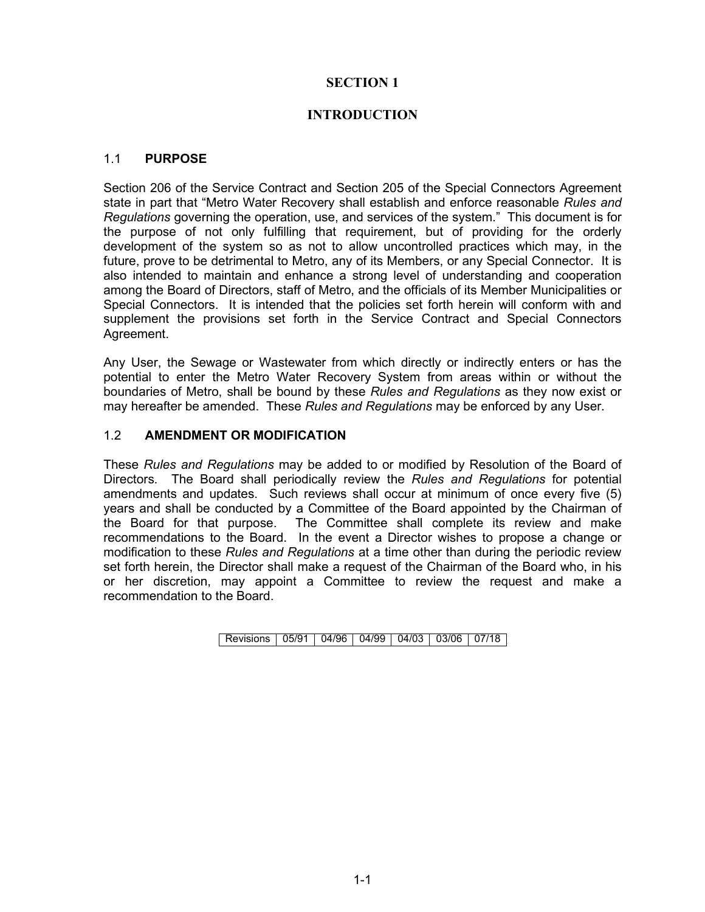# SECTION 1

# INTRODUCTION

## 1.1 PURPOSE

Section 206 of the Service Contract and Section 205 of the Special Connectors Agreement state in part that "Metro Water Recovery shall establish and enforce reasonable *Rules and Regulations* governing the operation, use, and services of the system." This document is for the purpose of not only fulfilling that requirement, but of providing for the orderly development of the system so as not to allow uncontrolled practices which may, in the future, prove to be detrimental to Metro, any of its Members, or any Special Connector. It is also intended to maintain and enhance a strong level of understanding and cooperation among the Board of Directors, staff of Metro, and the officials of its Member Municipalities or Special Connectors. It is intended that the policies set forth herein will conform with and supplement the provisions set forth in the Service Contract and Special Connectors Agreement.

Any User, the Sewage or Wastewater from which directly or indirectly enters or has the potential to enter the Metro Water Recovery System from areas within or without the boundaries of Metro, shall be bound by these *Rules and Regulations* as they now exist or may hereafter be amended. These *Rules and Regulations* may be enforced by any User.

## 1.2 AMENDMENT OR MODIFICATION

These *Rules and Regulations* may be added to or modified by Resolution of the Board of Directors. The Board shall periodically review the *Rules and Regulations* for potential amendments and updates. Such reviews shall occur at minimum of once every five (5) years and shall be conducted by a Committee of the Board appointed by the Chairman of the Board for that purpose. The Committee shall complete its review and make recommendations to the Board. In the event a Director wishes to propose a change or modification to these *Rules and Regulations* at a time other than during the periodic review set forth herein, the Director shall make a request of the Chairman of the Board who, in his or her discretion, may appoint a Committee to review the request and make a recommendation to the Board.

| | | | | | | |
|---|---|---|---|---|---|---|
| Revisions | 05/91 | 04/96 | 04/99 | 04/03 | 03/06 | 07/18 |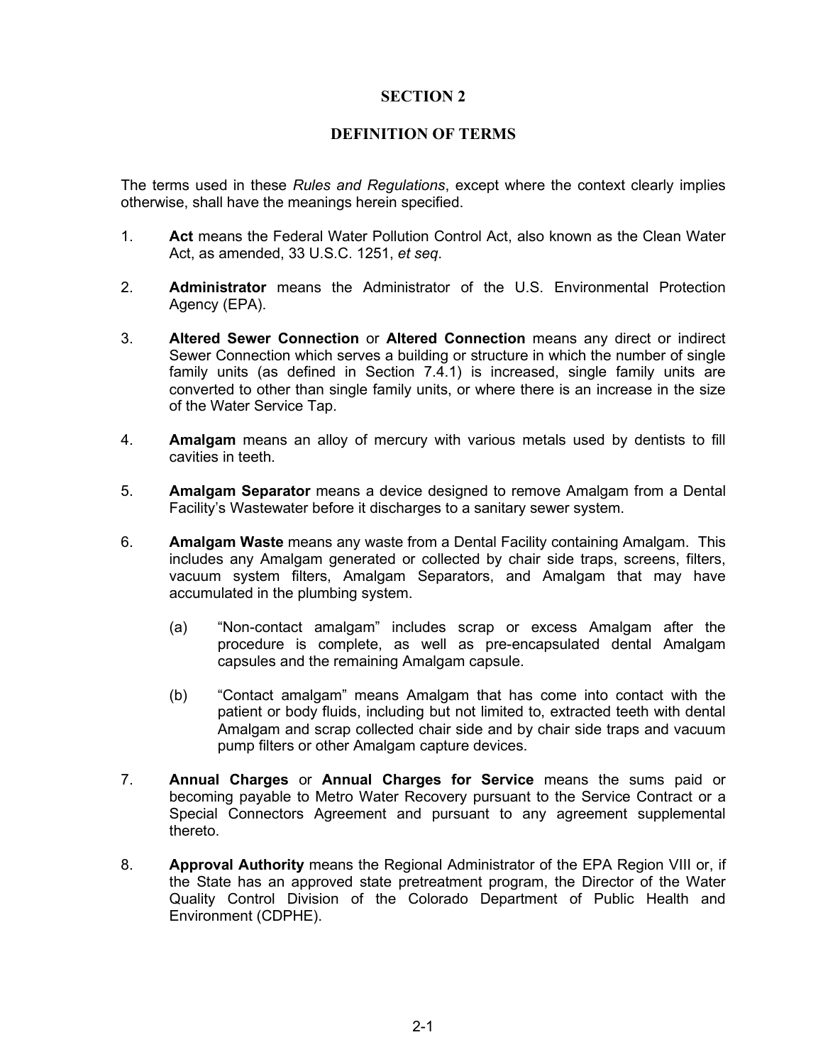## SECTION 2

## DEFINITION OF TERMS

The terms used in these *Rules and Regulations*, except where the context clearly implies otherwise, shall have the meanings herein specified.

1. **Act** means the Federal Water Pollution Control Act, also known as the Clean Water Act, as amended, 33 U.S.C. 1251, *et seq*.

2. **Administrator** means the Administrator of the U.S. Environmental Protection Agency (EPA).

3. **Altered Sewer Connection** or **Altered Connection** means any direct or indirect Sewer Connection which serves a building or structure in which the number of single family units (as defined in Section 7.4.1) is increased, single family units are converted to other than single family units, or where there is an increase in the size of the Water Service Tap.

4. **Amalgam** means an alloy of mercury with various metals used by dentists to fill cavities in teeth.

5. **Amalgam Separator** means a device designed to remove Amalgam from a Dental Facility's Wastewater before it discharges to a sanitary sewer system.

6. **Amalgam Waste** means any waste from a Dental Facility containing Amalgam. This includes any Amalgam generated or collected by chair side traps, screens, filters, vacuum system filters, Amalgam Separators, and Amalgam that may have accumulated in the plumbing system.

   (a) "Non-contact amalgam" includes scrap or excess Amalgam after the procedure is complete, as well as pre-encapsulated dental Amalgam capsules and the remaining Amalgam capsule.

   (b) "Contact amalgam" means Amalgam that has come into contact with the patient or body fluids, including but not limited to, extracted teeth with dental Amalgam and scrap collected chair side and by chair side traps and vacuum pump filters or other Amalgam capture devices.

7. **Annual Charges** or **Annual Charges for Service** means the sums paid or becoming payable to Metro Water Recovery pursuant to the Service Contract or a Special Connectors Agreement and pursuant to any agreement supplemental thereto.

8. **Approval Authority** means the Regional Administrator of the EPA Region VIII or, if the State has an approved state pretreatment program, the Director of the Water Quality Control Division of the Colorado Department of Public Health and Environment (CDPHE).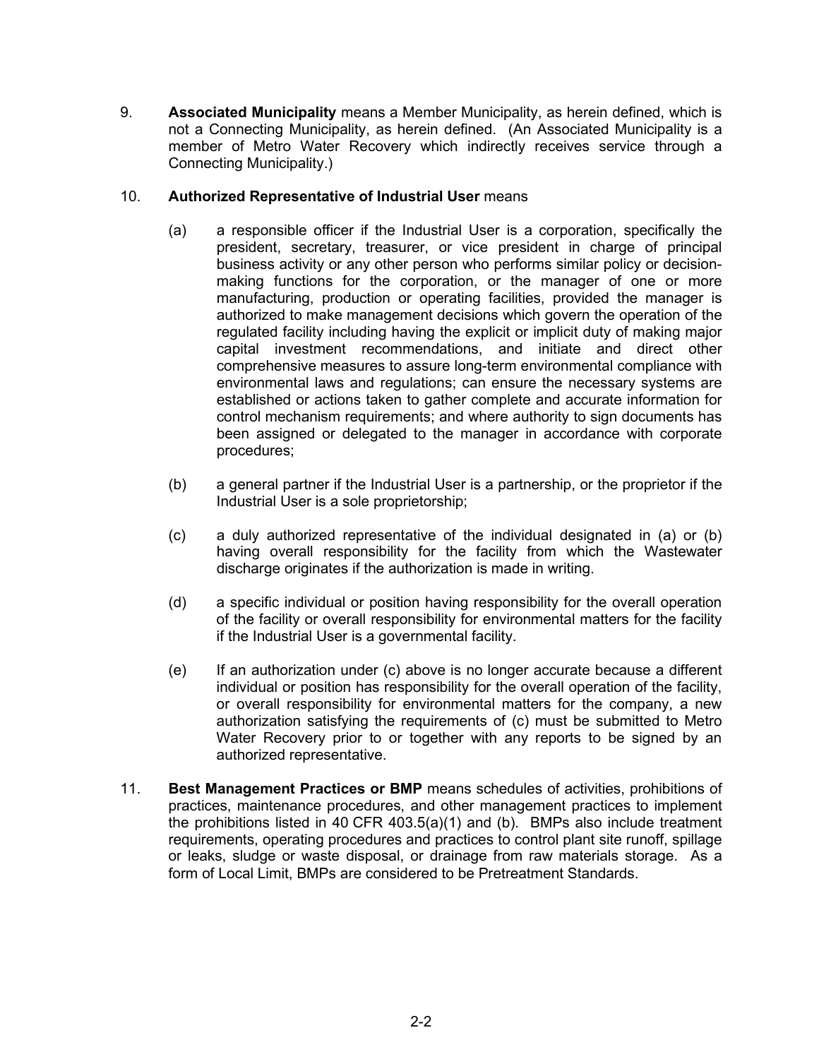9. **Associated Municipality** means a Member Municipality, as herein defined, which is not a Connecting Municipality, as herein defined. (An Associated Municipality is a member of Metro Water Recovery which indirectly receives service through a Connecting Municipality.)

10. **Authorized Representative of Industrial User** means

    (a) a responsible officer if the Industrial User is a corporation, specifically the president, secretary, treasurer, or vice president in charge of principal business activity or any other person who performs similar policy or decision-making functions for the corporation, or the manager of one or more manufacturing, production or operating facilities, provided the manager is authorized to make management decisions which govern the operation of the regulated facility including having the explicit or implicit duty of making major capital investment recommendations, and initiate and direct other comprehensive measures to assure long-term environmental compliance with environmental laws and regulations; can ensure the necessary systems are established or actions taken to gather complete and accurate information for control mechanism requirements; and where authority to sign documents has been assigned or delegated to the manager in accordance with corporate procedures;

    (b) a general partner if the Industrial User is a partnership, or the proprietor if the Industrial User is a sole proprietorship;

    (c) a duly authorized representative of the individual designated in (a) or (b) having overall responsibility for the facility from which the Wastewater discharge originates if the authorization is made in writing.

    (d) a specific individual or position having responsibility for the overall operation of the facility or overall responsibility for environmental matters for the facility if the Industrial User is a governmental facility.

    (e) If an authorization under (c) above is no longer accurate because a different individual or position has responsibility for the overall operation of the facility, or overall responsibility for environmental matters for the company, a new authorization satisfying the requirements of (c) must be submitted to Metro Water Recovery prior to or together with any reports to be signed by an authorized representative.

11. **Best Management Practices or BMP** means schedules of activities, prohibitions of practices, maintenance procedures, and other management practices to implement the prohibitions listed in 40 CFR 403.5(a)(1) and (b). BMPs also include treatment requirements, operating procedures and practices to control plant site runoff, spillage or leaks, sludge or waste disposal, or drainage from raw materials storage. As a form of Local Limit, BMPs are considered to be Pretreatment Standards.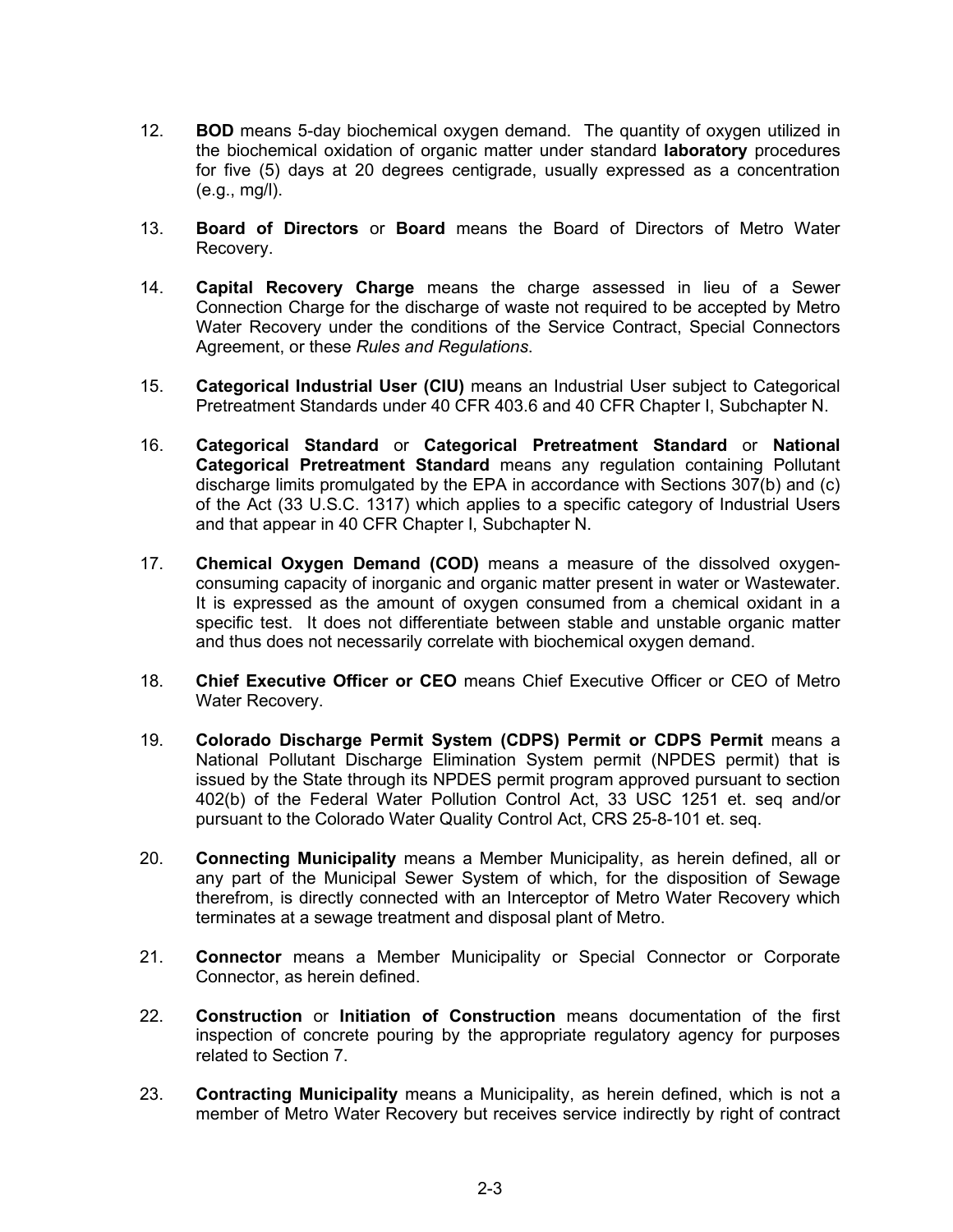12. **BOD** means 5-day biochemical oxygen demand. The quantity of oxygen utilized in the biochemical oxidation of organic matter under standard **laboratory** procedures for five (5) days at 20 degrees centigrade, usually expressed as a concentration (e.g., mg/l).

13. **Board of Directors** or **Board** means the Board of Directors of Metro Water Recovery.

14. **Capital Recovery Charge** means the charge assessed in lieu of a Sewer Connection Charge for the discharge of waste not required to be accepted by Metro Water Recovery under the conditions of the Service Contract, Special Connectors Agreement, or these *Rules and Regulations.*

15. **Categorical Industrial User (CIU)** means an Industrial User subject to Categorical Pretreatment Standards under 40 CFR 403.6 and 40 CFR Chapter I, Subchapter N.

16. **Categorical Standard** or **Categorical Pretreatment Standard** or **National Categorical Pretreatment Standard** means any regulation containing Pollutant discharge limits promulgated by the EPA in accordance with Sections 307(b) and (c) of the Act (33 U.S.C. 1317) which applies to a specific category of Industrial Users and that appear in 40 CFR Chapter I, Subchapter N.

17. **Chemical Oxygen Demand (COD)** means a measure of the dissolved oxygen-consuming capacity of inorganic and organic matter present in water or Wastewater. It is expressed as the amount of oxygen consumed from a chemical oxidant in a specific test. It does not differentiate between stable and unstable organic matter and thus does not necessarily correlate with biochemical oxygen demand.

18. **Chief Executive Officer or CEO** means Chief Executive Officer or CEO of Metro Water Recovery.

19. **Colorado Discharge Permit System (CDPS) Permit or CDPS Permit** means a National Pollutant Discharge Elimination System permit (NPDES permit) that is issued by the State through its NPDES permit program approved pursuant to section 402(b) of the Federal Water Pollution Control Act, 33 USC 1251 et. seq and/or pursuant to the Colorado Water Quality Control Act, CRS 25-8-101 et. seq.

20. **Connecting Municipality** means a Member Municipality, as herein defined, all or any part of the Municipal Sewer System of which, for the disposition of Sewage therefrom, is directly connected with an Interceptor of Metro Water Recovery which terminates at a sewage treatment and disposal plant of Metro.

21. **Connector** means a Member Municipality or Special Connector or Corporate Connector, as herein defined.

22. **Construction** or **Initiation of Construction** means documentation of the first inspection of concrete pouring by the appropriate regulatory agency for purposes related to Section 7.

23. **Contracting Municipality** means a Municipality, as herein defined, which is not a member of Metro Water Recovery but receives service indirectly by right of contract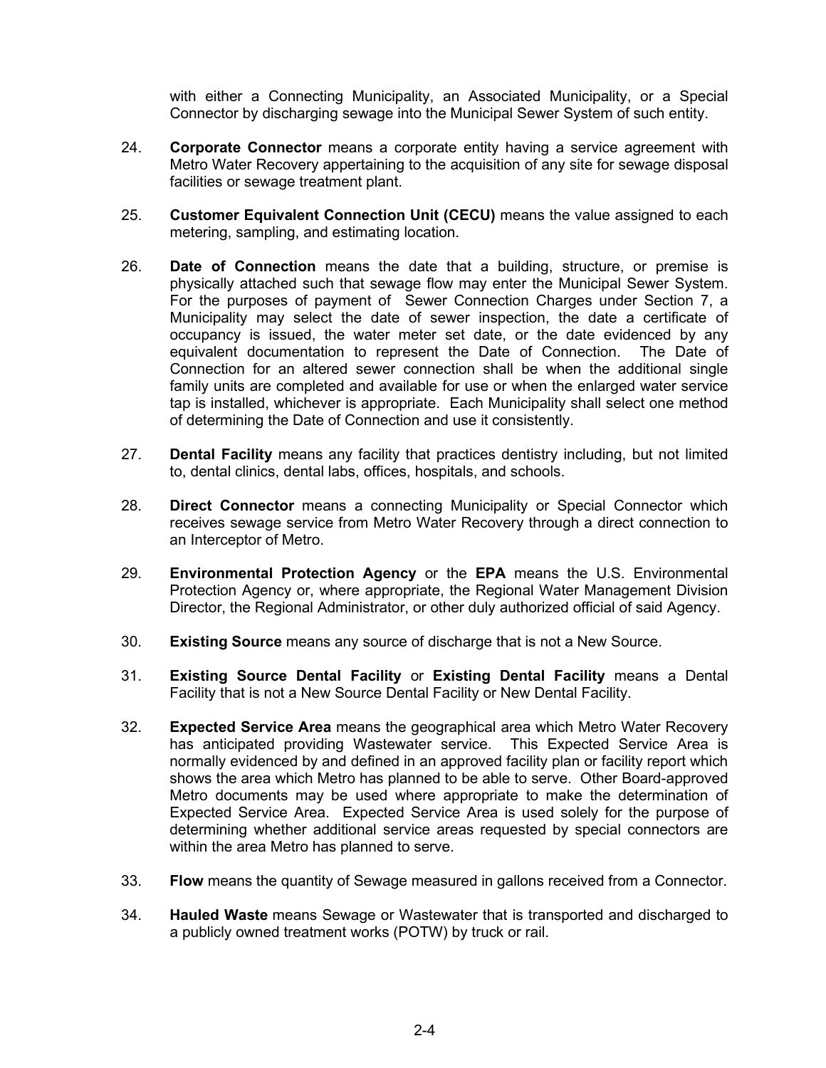with either a Connecting Municipality, an Associated Municipality, or a Special Connector by discharging sewage into the Municipal Sewer System of such entity.

24. **Corporate Connector** means a corporate entity having a service agreement with Metro Water Recovery appertaining to the acquisition of any site for sewage disposal facilities or sewage treatment plant.

25. **Customer Equivalent Connection Unit (CECU)** means the value assigned to each metering, sampling, and estimating location.

26. **Date of Connection** means the date that a building, structure, or premise is physically attached such that sewage flow may enter the Municipal Sewer System. For the purposes of payment of Sewer Connection Charges under Section 7, a Municipality may select the date of sewer inspection, the date a certificate of occupancy is issued, the water meter set date, or the date evidenced by any equivalent documentation to represent the Date of Connection. The Date of Connection for an altered sewer connection shall be when the additional single family units are completed and available for use or when the enlarged water service tap is installed, whichever is appropriate. Each Municipality shall select one method of determining the Date of Connection and use it consistently.

27. **Dental Facility** means any facility that practices dentistry including, but not limited to, dental clinics, dental labs, offices, hospitals, and schools.

28. **Direct Connector** means a connecting Municipality or Special Connector which receives sewage service from Metro Water Recovery through a direct connection to an Interceptor of Metro.

29. **Environmental Protection Agency** or the **EPA** means the U.S. Environmental Protection Agency or, where appropriate, the Regional Water Management Division Director, the Regional Administrator, or other duly authorized official of said Agency.

30. **Existing Source** means any source of discharge that is not a New Source.

31. **Existing Source Dental Facility** or **Existing Dental Facility** means a Dental Facility that is not a New Source Dental Facility or New Dental Facility.

32. **Expected Service Area** means the geographical area which Metro Water Recovery has anticipated providing Wastewater service. This Expected Service Area is normally evidenced by and defined in an approved facility plan or facility report which shows the area which Metro has planned to be able to serve. Other Board-approved Metro documents may be used where appropriate to make the determination of Expected Service Area. Expected Service Area is used solely for the purpose of determining whether additional service areas requested by special connectors are within the area Metro has planned to serve.

33. **Flow** means the quantity of Sewage measured in gallons received from a Connector.

34. **Hauled Waste** means Sewage or Wastewater that is transported and discharged to a publicly owned treatment works (POTW) by truck or rail.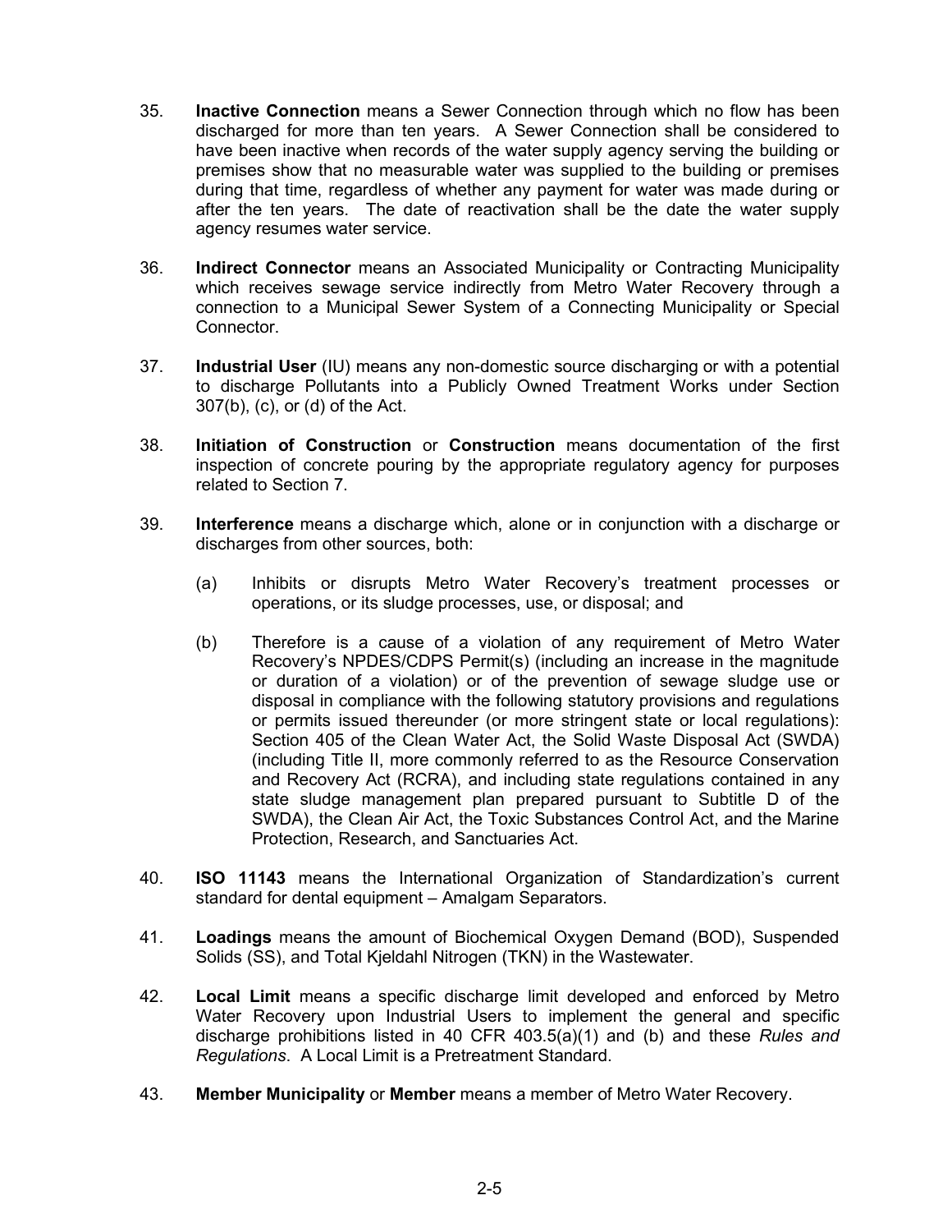35. **Inactive Connection** means a Sewer Connection through which no flow has been discharged for more than ten years. A Sewer Connection shall be considered to have been inactive when records of the water supply agency serving the building or premises show that no measurable water was supplied to the building or premises during that time, regardless of whether any payment for water was made during or after the ten years. The date of reactivation shall be the date the water supply agency resumes water service.

36. **Indirect Connector** means an Associated Municipality or Contracting Municipality which receives sewage service indirectly from Metro Water Recovery through a connection to a Municipal Sewer System of a Connecting Municipality or Special Connector.

37. **Industrial User** (IU) means any non-domestic source discharging or with a potential to discharge Pollutants into a Publicly Owned Treatment Works under Section 307(b), (c), or (d) of the Act.

38. **Initiation of Construction** or **Construction** means documentation of the first inspection of concrete pouring by the appropriate regulatory agency for purposes related to Section 7.

39. **Interference** means a discharge which, alone or in conjunction with a discharge or discharges from other sources, both:

    (a) Inhibits or disrupts Metro Water Recovery's treatment processes or operations, or its sludge processes, use, or disposal; and

    (b) Therefore is a cause of a violation of any requirement of Metro Water Recovery's NPDES/CDPS Permit(s) (including an increase in the magnitude or duration of a violation) or of the prevention of sewage sludge use or disposal in compliance with the following statutory provisions and regulations or permits issued thereunder (or more stringent state or local regulations): Section 405 of the Clean Water Act, the Solid Waste Disposal Act (SWDA) (including Title II, more commonly referred to as the Resource Conservation and Recovery Act (RCRA), and including state regulations contained in any state sludge management plan prepared pursuant to Subtitle D of the SWDA), the Clean Air Act, the Toxic Substances Control Act, and the Marine Protection, Research, and Sanctuaries Act.

40. **ISO 11143** means the International Organization of Standardization's current standard for dental equipment – Amalgam Separators.

41. **Loadings** means the amount of Biochemical Oxygen Demand (BOD), Suspended Solids (SS), and Total Kjeldahl Nitrogen (TKN) in the Wastewater.

42. **Local Limit** means a specific discharge limit developed and enforced by Metro Water Recovery upon Industrial Users to implement the general and specific discharge prohibitions listed in 40 CFR 403.5(a)(1) and (b) and these *Rules and Regulations*. A Local Limit is a Pretreatment Standard.

43. **Member Municipality** or **Member** means a member of Metro Water Recovery.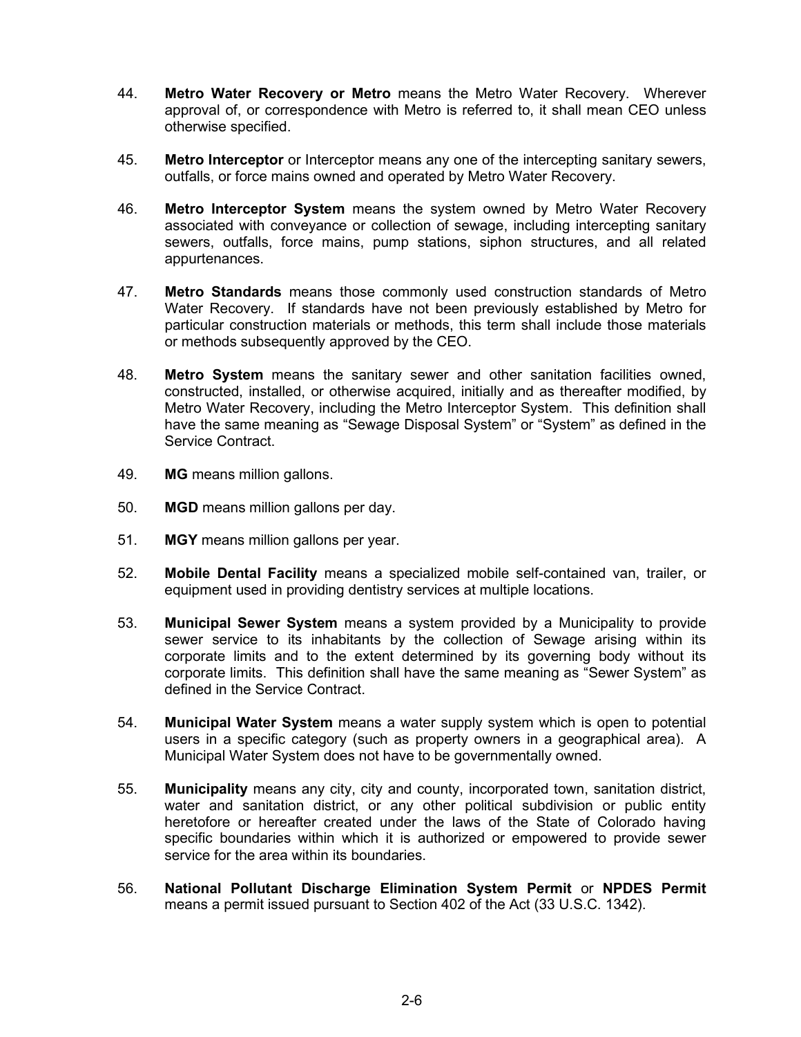44. **Metro Water Recovery or Metro** means the Metro Water Recovery. Wherever approval of, or correspondence with Metro is referred to, it shall mean CEO unless otherwise specified.

45. **Metro Interceptor** or Interceptor means any one of the intercepting sanitary sewers, outfalls, or force mains owned and operated by Metro Water Recovery.

46. **Metro Interceptor System** means the system owned by Metro Water Recovery associated with conveyance or collection of sewage, including intercepting sanitary sewers, outfalls, force mains, pump stations, siphon structures, and all related appurtenances.

47. **Metro Standards** means those commonly used construction standards of Metro Water Recovery. If standards have not been previously established by Metro for particular construction materials or methods, this term shall include those materials or methods subsequently approved by the CEO.

48. **Metro System** means the sanitary sewer and other sanitation facilities owned, constructed, installed, or otherwise acquired, initially and as thereafter modified, by Metro Water Recovery, including the Metro Interceptor System. This definition shall have the same meaning as "Sewage Disposal System" or "System" as defined in the Service Contract.

49. **MG** means million gallons.

50. **MGD** means million gallons per day.

51. **MGY** means million gallons per year.

52. **Mobile Dental Facility** means a specialized mobile self-contained van, trailer, or equipment used in providing dentistry services at multiple locations.

53. **Municipal Sewer System** means a system provided by a Municipality to provide sewer service to its inhabitants by the collection of Sewage arising within its corporate limits and to the extent determined by its governing body without its corporate limits. This definition shall have the same meaning as "Sewer System" as defined in the Service Contract.

54. **Municipal Water System** means a water supply system which is open to potential users in a specific category (such as property owners in a geographical area). A Municipal Water System does not have to be governmentally owned.

55. **Municipality** means any city, city and county, incorporated town, sanitation district, water and sanitation district, or any other political subdivision or public entity heretofore or hereafter created under the laws of the State of Colorado having specific boundaries within which it is authorized or empowered to provide sewer service for the area within its boundaries.

56. **National Pollutant Discharge Elimination System Permit** or **NPDES Permit** means a permit issued pursuant to Section 402 of the Act (33 U.S.C. 1342).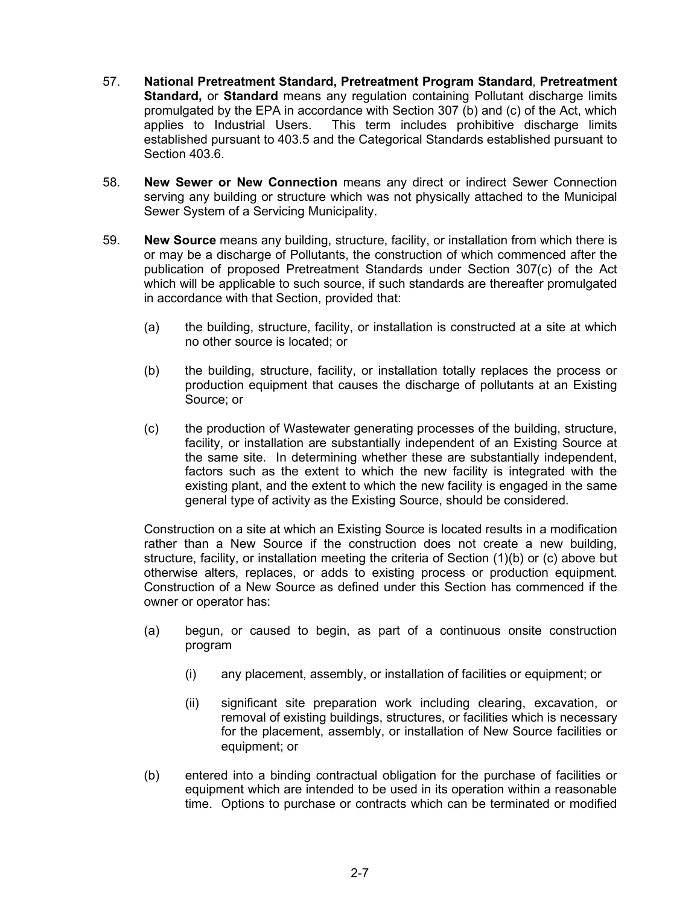57. **National Pretreatment Standard, Pretreatment Program Standard**, **Pretreatment Standard,** or **Standard** means any regulation containing Pollutant discharge limits promulgated by the EPA in accordance with Section 307 (b) and (c) of the Act, which applies to Industrial Users. This term includes prohibitive discharge limits established pursuant to 403.5 and the Categorical Standards established pursuant to Section 403.6.

58. **New Sewer or New Connection** means any direct or indirect Sewer Connection serving any building or structure which was not physically attached to the Municipal Sewer System of a Servicing Municipality.

59. **New Source** means any building, structure, facility, or installation from which there is or may be a discharge of Pollutants, the construction of which commenced after the publication of proposed Pretreatment Standards under Section 307(c) of the Act which will be applicable to such source, if such standards are thereafter promulgated in accordance with that Section, provided that:

    (a) the building, structure, facility, or installation is constructed at a site at which no other source is located; or

    (b) the building, structure, facility, or installation totally replaces the process or production equipment that causes the discharge of pollutants at an Existing Source; or

    (c) the production of Wastewater generating processes of the building, structure, facility, or installation are substantially independent of an Existing Source at the same site. In determining whether these are substantially independent, factors such as the extent to which the new facility is integrated with the existing plant, and the extent to which the new facility is engaged in the same general type of activity as the Existing Source, should be considered.

    Construction on a site at which an Existing Source is located results in a modification rather than a New Source if the construction does not create a new building, structure, facility, or installation meeting the criteria of Section (1)(b) or (c) above but otherwise alters, replaces, or adds to existing process or production equipment. Construction of a New Source as defined under this Section has commenced if the owner or operator has:

    (a) begun, or caused to begin, as part of a continuous onsite construction program

        (i) any placement, assembly, or installation of facilities or equipment; or

        (ii) significant site preparation work including clearing, excavation, or removal of existing buildings, structures, or facilities which is necessary for the placement, assembly, or installation of New Source facilities or equipment; or

    (b) entered into a binding contractual obligation for the purchase of facilities or equipment which are intended to be used in its operation within a reasonable time. Options to purchase or contracts which can be terminated or modified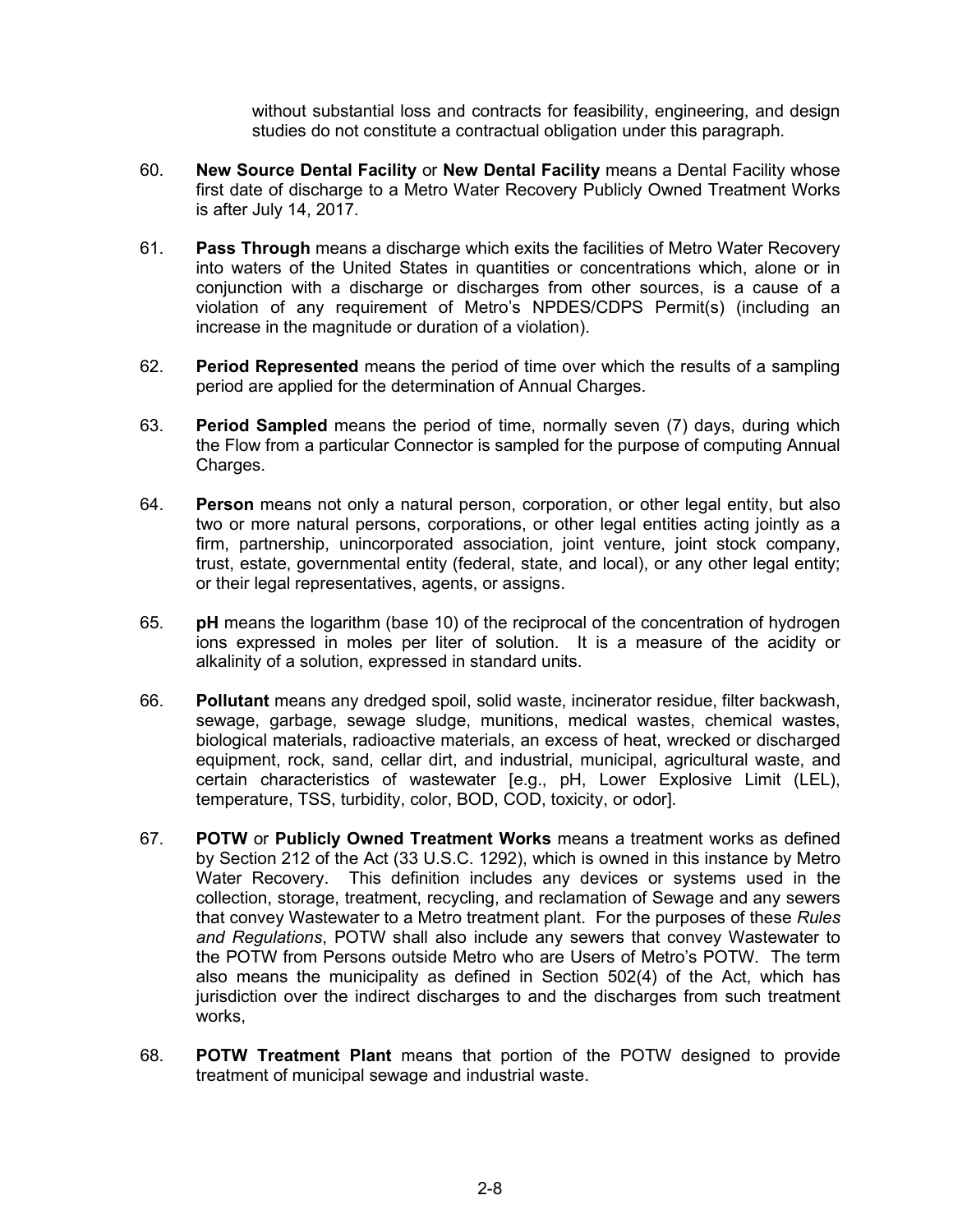without substantial loss and contracts for feasibility, engineering, and design studies do not constitute a contractual obligation under this paragraph.

60. **New Source Dental Facility** or **New Dental Facility** means a Dental Facility whose first date of discharge to a Metro Water Recovery Publicly Owned Treatment Works is after July 14, 2017.

61. **Pass Through** means a discharge which exits the facilities of Metro Water Recovery into waters of the United States in quantities or concentrations which, alone or in conjunction with a discharge or discharges from other sources, is a cause of a violation of any requirement of Metro's NPDES/CDPS Permit(s) (including an increase in the magnitude or duration of a violation).

62. **Period Represented** means the period of time over which the results of a sampling period are applied for the determination of Annual Charges.

63. **Period Sampled** means the period of time, normally seven (7) days, during which the Flow from a particular Connector is sampled for the purpose of computing Annual Charges.

64. **Person** means not only a natural person, corporation, or other legal entity, but also two or more natural persons, corporations, or other legal entities acting jointly as a firm, partnership, unincorporated association, joint venture, joint stock company, trust, estate, governmental entity (federal, state, and local), or any other legal entity; or their legal representatives, agents, or assigns.

65. **pH** means the logarithm (base 10) of the reciprocal of the concentration of hydrogen ions expressed in moles per liter of solution. It is a measure of the acidity or alkalinity of a solution, expressed in standard units.

66. **Pollutant** means any dredged spoil, solid waste, incinerator residue, filter backwash, sewage, garbage, sewage sludge, munitions, medical wastes, chemical wastes, biological materials, radioactive materials, an excess of heat, wrecked or discharged equipment, rock, sand, cellar dirt, and industrial, municipal, agricultural waste, and certain characteristics of wastewater [e.g., pH, Lower Explosive Limit (LEL), temperature, TSS, turbidity, color, BOD, COD, toxicity, or odor].

67. **POTW** or **Publicly Owned Treatment Works** means a treatment works as defined by Section 212 of the Act (33 U.S.C. 1292), which is owned in this instance by Metro Water Recovery. This definition includes any devices or systems used in the collection, storage, treatment, recycling, and reclamation of Sewage and any sewers that convey Wastewater to a Metro treatment plant. For the purposes of these *Rules and Regulations*, POTW shall also include any sewers that convey Wastewater to the POTW from Persons outside Metro who are Users of Metro's POTW. The term also means the municipality as defined in Section 502(4) of the Act, which has jurisdiction over the indirect discharges to and the discharges from such treatment works,

68. **POTW Treatment Plant** means that portion of the POTW designed to provide treatment of municipal sewage and industrial waste.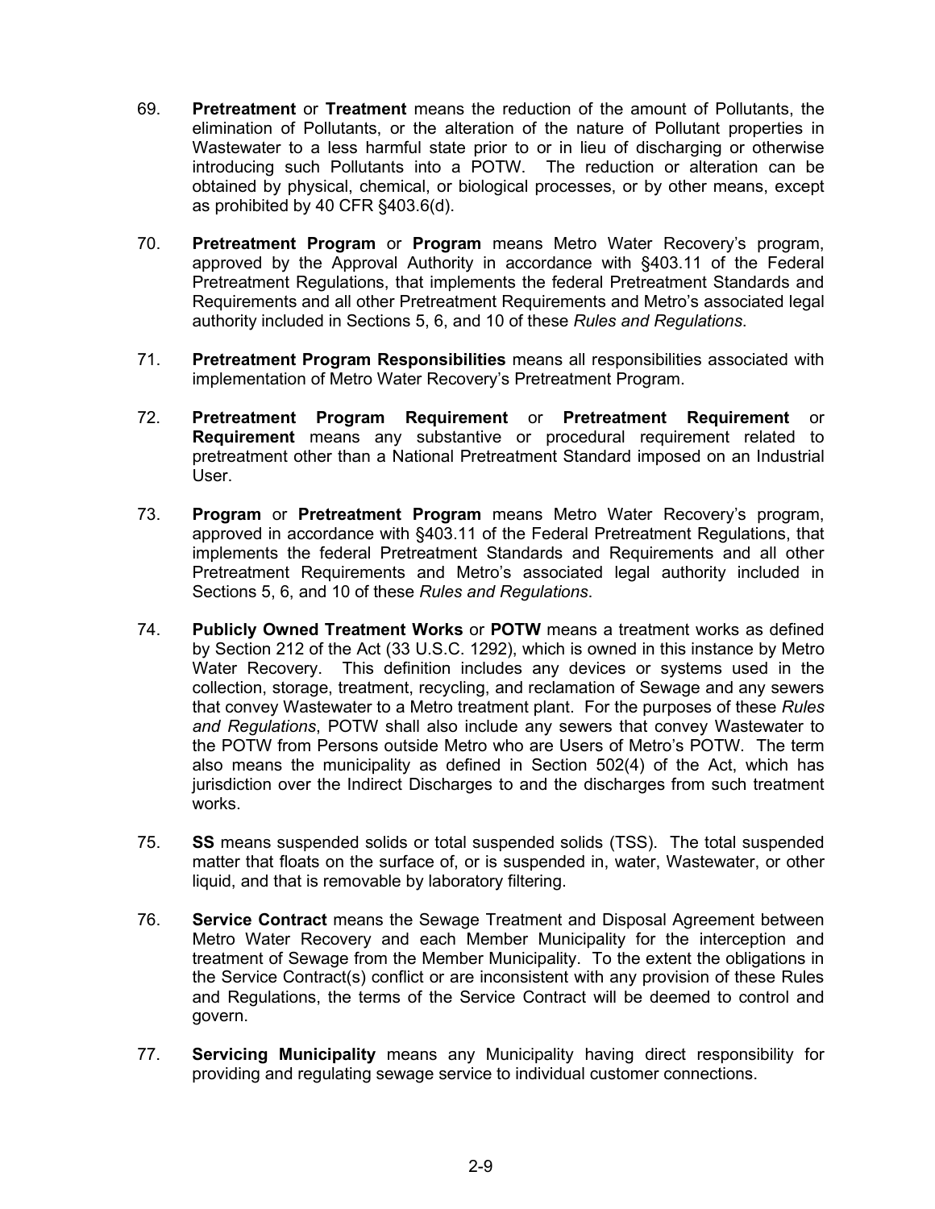69. **Pretreatment** or **Treatment** means the reduction of the amount of Pollutants, the elimination of Pollutants, or the alteration of the nature of Pollutant properties in Wastewater to a less harmful state prior to or in lieu of discharging or otherwise introducing such Pollutants into a POTW. The reduction or alteration can be obtained by physical, chemical, or biological processes, or by other means, except as prohibited by 40 CFR §403.6(d).

70. **Pretreatment Program** or **Program** means Metro Water Recovery's program, approved by the Approval Authority in accordance with §403.11 of the Federal Pretreatment Regulations, that implements the federal Pretreatment Standards and Requirements and all other Pretreatment Requirements and Metro's associated legal authority included in Sections 5, 6, and 10 of these *Rules and Regulations*.

71. **Pretreatment Program Responsibilities** means all responsibilities associated with implementation of Metro Water Recovery's Pretreatment Program.

72. **Pretreatment Program Requirement** or **Pretreatment Requirement** or **Requirement** means any substantive or procedural requirement related to pretreatment other than a National Pretreatment Standard imposed on an Industrial User.

73. **Program** or **Pretreatment Program** means Metro Water Recovery's program, approved in accordance with §403.11 of the Federal Pretreatment Regulations, that implements the federal Pretreatment Standards and Requirements and all other Pretreatment Requirements and Metro's associated legal authority included in Sections 5, 6, and 10 of these *Rules and Regulations*.

74. **Publicly Owned Treatment Works** or **POTW** means a treatment works as defined by Section 212 of the Act (33 U.S.C. 1292), which is owned in this instance by Metro Water Recovery. This definition includes any devices or systems used in the collection, storage, treatment, recycling, and reclamation of Sewage and any sewers that convey Wastewater to a Metro treatment plant. For the purposes of these *Rules and Regulations*, POTW shall also include any sewers that convey Wastewater to the POTW from Persons outside Metro who are Users of Metro's POTW. The term also means the municipality as defined in Section 502(4) of the Act, which has jurisdiction over the Indirect Discharges to and the discharges from such treatment works.

75. **SS** means suspended solids or total suspended solids (TSS). The total suspended matter that floats on the surface of, or is suspended in, water, Wastewater, or other liquid, and that is removable by laboratory filtering.

76. **Service Contract** means the Sewage Treatment and Disposal Agreement between Metro Water Recovery and each Member Municipality for the interception and treatment of Sewage from the Member Municipality. To the extent the obligations in the Service Contract(s) conflict or are inconsistent with any provision of these Rules and Regulations, the terms of the Service Contract will be deemed to control and govern.

77. **Servicing Municipality** means any Municipality having direct responsibility for providing and regulating sewage service to individual customer connections.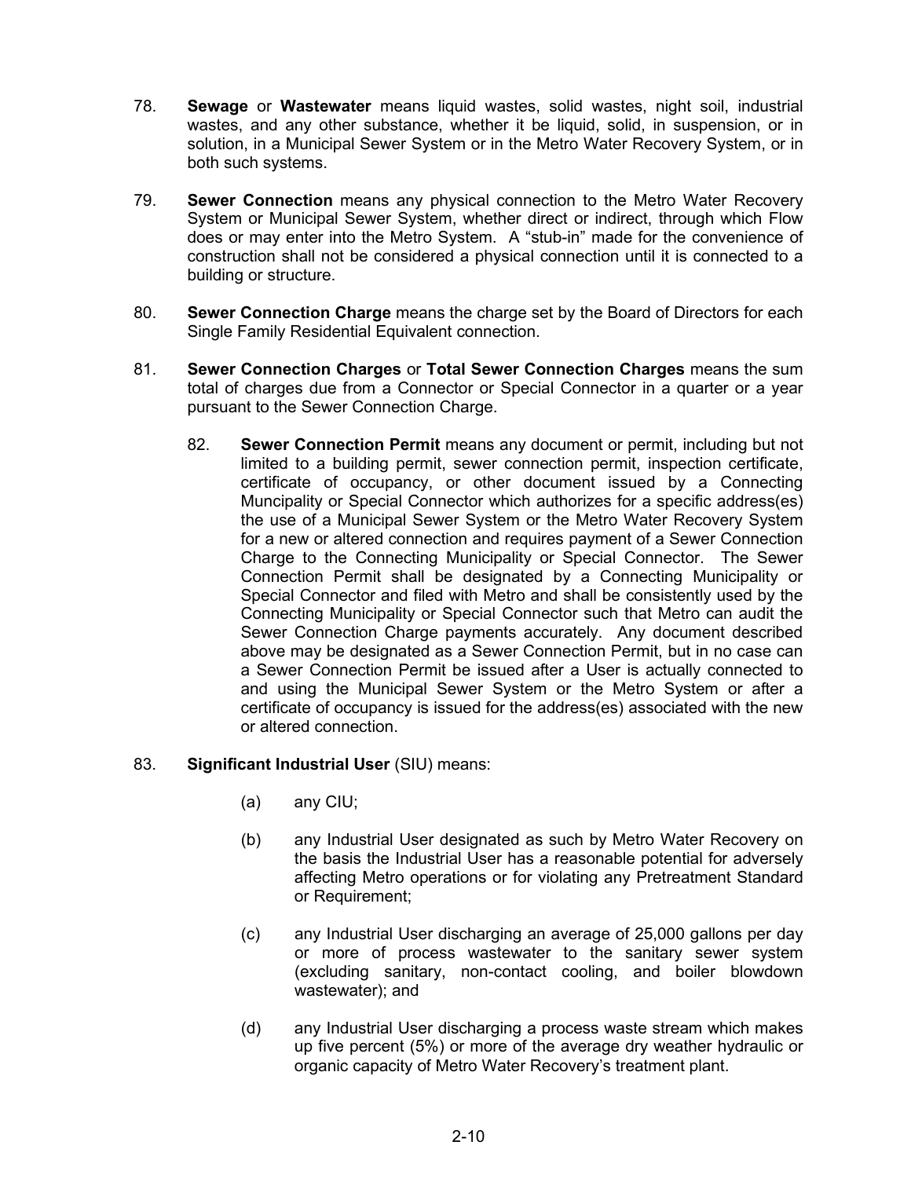78. **Sewage** or **Wastewater** means liquid wastes, solid wastes, night soil, industrial wastes, and any other substance, whether it be liquid, solid, in suspension, or in solution, in a Municipal Sewer System or in the Metro Water Recovery System, or in both such systems.

79. **Sewer Connection** means any physical connection to the Metro Water Recovery System or Municipal Sewer System, whether direct or indirect, through which Flow does or may enter into the Metro System. A "stub-in" made for the convenience of construction shall not be considered a physical connection until it is connected to a building or structure.

80. **Sewer Connection Charge** means the charge set by the Board of Directors for each Single Family Residential Equivalent connection.

81. **Sewer Connection Charges** or **Total Sewer Connection Charges** means the sum total of charges due from a Connector or Special Connector in a quarter or a year pursuant to the Sewer Connection Charge.

82. **Sewer Connection Permit** means any document or permit, including but not limited to a building permit, sewer connection permit, inspection certificate, certificate of occupancy, or other document issued by a Connecting Muncipality or Special Connector which authorizes for a specific address(es) the use of a Municipal Sewer System or the Metro Water Recovery System for a new or altered connection and requires payment of a Sewer Connection Charge to the Connecting Municipality or Special Connector. The Sewer Connection Permit shall be designated by a Connecting Municipality or Special Connector and filed with Metro and shall be consistently used by the Connecting Municipality or Special Connector such that Metro can audit the Sewer Connection Charge payments accurately. Any document described above may be designated as a Sewer Connection Permit, but in no case can a Sewer Connection Permit be issued after a User is actually connected to and using the Municipal Sewer System or the Metro System or after a certificate of occupancy is issued for the address(es) associated with the new or altered connection.

83. **Significant Industrial User** (SIU) means:

    (a) any CIU;

    (b) any Industrial User designated as such by Metro Water Recovery on the basis the Industrial User has a reasonable potential for adversely affecting Metro operations or for violating any Pretreatment Standard or Requirement;

    (c) any Industrial User discharging an average of 25,000 gallons per day or more of process wastewater to the sanitary sewer system (excluding sanitary, non-contact cooling, and boiler blowdown wastewater); and

    (d) any Industrial User discharging a process waste stream which makes up five percent (5%) or more of the average dry weather hydraulic or organic capacity of Metro Water Recovery's treatment plant.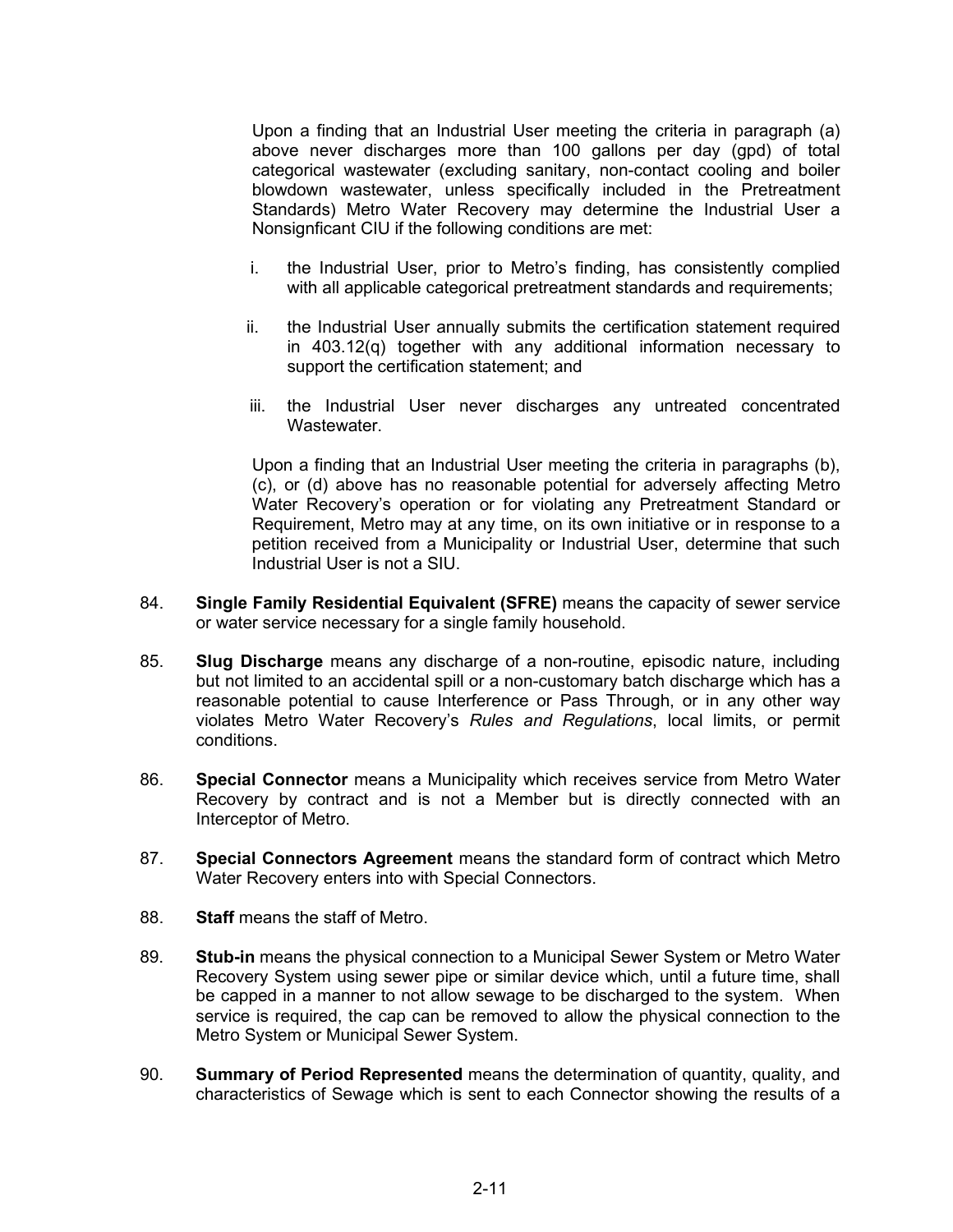Upon a finding that an Industrial User meeting the criteria in paragraph (a) above never discharges more than 100 gallons per day (gpd) of total categorical wastewater (excluding sanitary, non-contact cooling and boiler blowdown wastewater, unless specifically included in the Pretreatment Standards) Metro Water Recovery may determine the Industrial User a Nonsignficant CIU if the following conditions are met:

i. the Industrial User, prior to Metro's finding, has consistently complied with all applicable categorical pretreatment standards and requirements;

ii. the Industrial User annually submits the certification statement required in 403.12(q) together with any additional information necessary to support the certification statement; and

iii. the Industrial User never discharges any untreated concentrated Wastewater.

Upon a finding that an Industrial User meeting the criteria in paragraphs (b), (c), or (d) above has no reasonable potential for adversely affecting Metro Water Recovery's operation or for violating any Pretreatment Standard or Requirement, Metro may at any time, on its own initiative or in response to a petition received from a Municipality or Industrial User, determine that such Industrial User is not a SIU.

84. **Single Family Residential Equivalent (SFRE)** means the capacity of sewer service or water service necessary for a single family household.

85. **Slug Discharge** means any discharge of a non-routine, episodic nature, including but not limited to an accidental spill or a non-customary batch discharge which has a reasonable potential to cause Interference or Pass Through, or in any other way violates Metro Water Recovery's *Rules and Regulations*, local limits, or permit conditions.

86. **Special Connector** means a Municipality which receives service from Metro Water Recovery by contract and is not a Member but is directly connected with an Interceptor of Metro.

87. **Special Connectors Agreement** means the standard form of contract which Metro Water Recovery enters into with Special Connectors.

88. **Staff** means the staff of Metro.

89. **Stub-in** means the physical connection to a Municipal Sewer System or Metro Water Recovery System using sewer pipe or similar device which, until a future time, shall be capped in a manner to not allow sewage to be discharged to the system. When service is required, the cap can be removed to allow the physical connection to the Metro System or Municipal Sewer System.

90. **Summary of Period Represented** means the determination of quantity, quality, and characteristics of Sewage which is sent to each Connector showing the results of a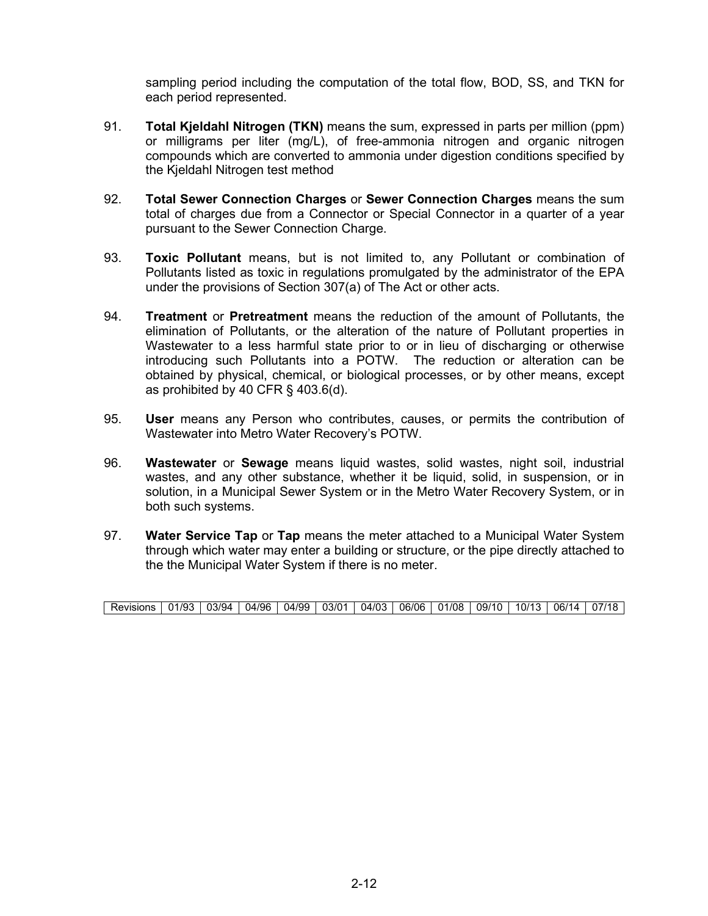sampling period including the computation of the total flow, BOD, SS, and TKN for each period represented.

91. **Total Kjeldahl Nitrogen (TKN)** means the sum, expressed in parts per million (ppm) or milligrams per liter (mg/L), of free-ammonia nitrogen and organic nitrogen compounds which are converted to ammonia under digestion conditions specified by the Kjeldahl Nitrogen test method

92. **Total Sewer Connection Charges** or **Sewer Connection Charges** means the sum total of charges due from a Connector or Special Connector in a quarter of a year pursuant to the Sewer Connection Charge.

93. **Toxic Pollutant** means, but is not limited to, any Pollutant or combination of Pollutants listed as toxic in regulations promulgated by the administrator of the EPA under the provisions of Section 307(a) of The Act or other acts.

94. **Treatment** or **Pretreatment** means the reduction of the amount of Pollutants, the elimination of Pollutants, or the alteration of the nature of Pollutant properties in Wastewater to a less harmful state prior to or in lieu of discharging or otherwise introducing such Pollutants into a POTW. The reduction or alteration can be obtained by physical, chemical, or biological processes, or by other means, except as prohibited by 40 CFR § 403.6(d).

95. **User** means any Person who contributes, causes, or permits the contribution of Wastewater into Metro Water Recovery's POTW.

96. **Wastewater** or **Sewage** means liquid wastes, solid wastes, night soil, industrial wastes, and any other substance, whether it be liquid, solid, in suspension, or in solution, in a Municipal Sewer System or in the Metro Water Recovery System, or in both such systems.

97. **Water Service Tap** or **Tap** means the meter attached to a Municipal Water System through which water may enter a building or structure, or the pipe directly attached to the the Municipal Water System if there is no meter.

| | | | | | | | | | | | | |
|---|---|---|---|---|---|---|---|---|---|---|---|---|
| Revisions | 01/93 | 03/94 | 04/96 | 04/99 | 03/01 | 04/03 | 06/06 | 01/08 | 09/10 | 10/13 | 06/14 | 07/18 |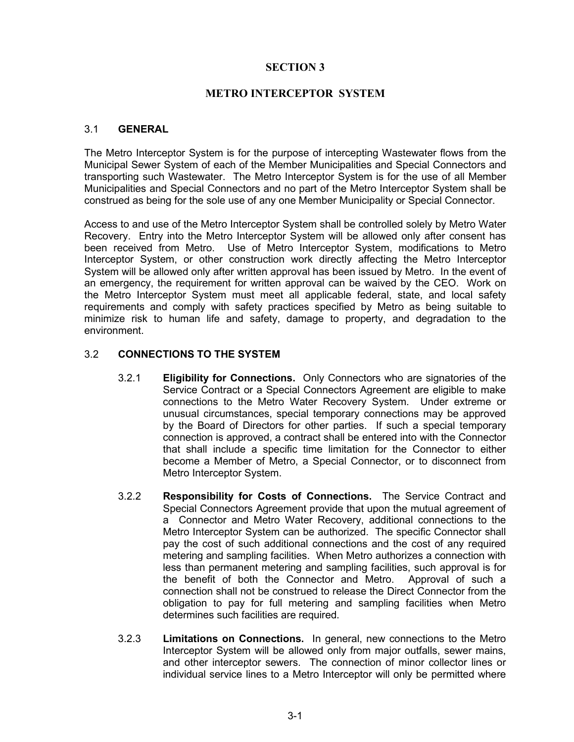# SECTION 3

## METRO INTERCEPTOR SYSTEM

### 3.1 GENERAL

The Metro Interceptor System is for the purpose of intercepting Wastewater flows from the Municipal Sewer System of each of the Member Municipalities and Special Connectors and transporting such Wastewater. The Metro Interceptor System is for the use of all Member Municipalities and Special Connectors and no part of the Metro Interceptor System shall be construed as being for the sole use of any one Member Municipality or Special Connector.

Access to and use of the Metro Interceptor System shall be controlled solely by Metro Water Recovery. Entry into the Metro Interceptor System will be allowed only after consent has been received from Metro. Use of Metro Interceptor System, modifications to Metro Interceptor System, or other construction work directly affecting the Metro Interceptor System will be allowed only after written approval has been issued by Metro. In the event of an emergency, the requirement for written approval can be waived by the CEO. Work on the Metro Interceptor System must meet all applicable federal, state, and local safety requirements and comply with safety practices specified by Metro as being suitable to minimize risk to human life and safety, damage to property, and degradation to the environment.

### 3.2 CONNECTIONS TO THE SYSTEM

3.2.1 **Eligibility for Connections.** Only Connectors who are signatories of the Service Contract or a Special Connectors Agreement are eligible to make connections to the Metro Water Recovery System. Under extreme or unusual circumstances, special temporary connections may be approved by the Board of Directors for other parties. If such a special temporary connection is approved, a contract shall be entered into with the Connector that shall include a specific time limitation for the Connector to either become a Member of Metro, a Special Connector, or to disconnect from Metro Interceptor System.

3.2.2 **Responsibility for Costs of Connections.** The Service Contract and Special Connectors Agreement provide that upon the mutual agreement of a Connector and Metro Water Recovery, additional connections to the Metro Interceptor System can be authorized. The specific Connector shall pay the cost of such additional connections and the cost of any required metering and sampling facilities. When Metro authorizes a connection with less than permanent metering and sampling facilities, such approval is for the benefit of both the Connector and Metro. Approval of such a connection shall not be construed to release the Direct Connector from the obligation to pay for full metering and sampling facilities when Metro determines such facilities are required.

3.2.3 **Limitations on Connections.** In general, new connections to the Metro Interceptor System will be allowed only from major outfalls, sewer mains, and other interceptor sewers. The connection of minor collector lines or individual service lines to a Metro Interceptor will only be permitted where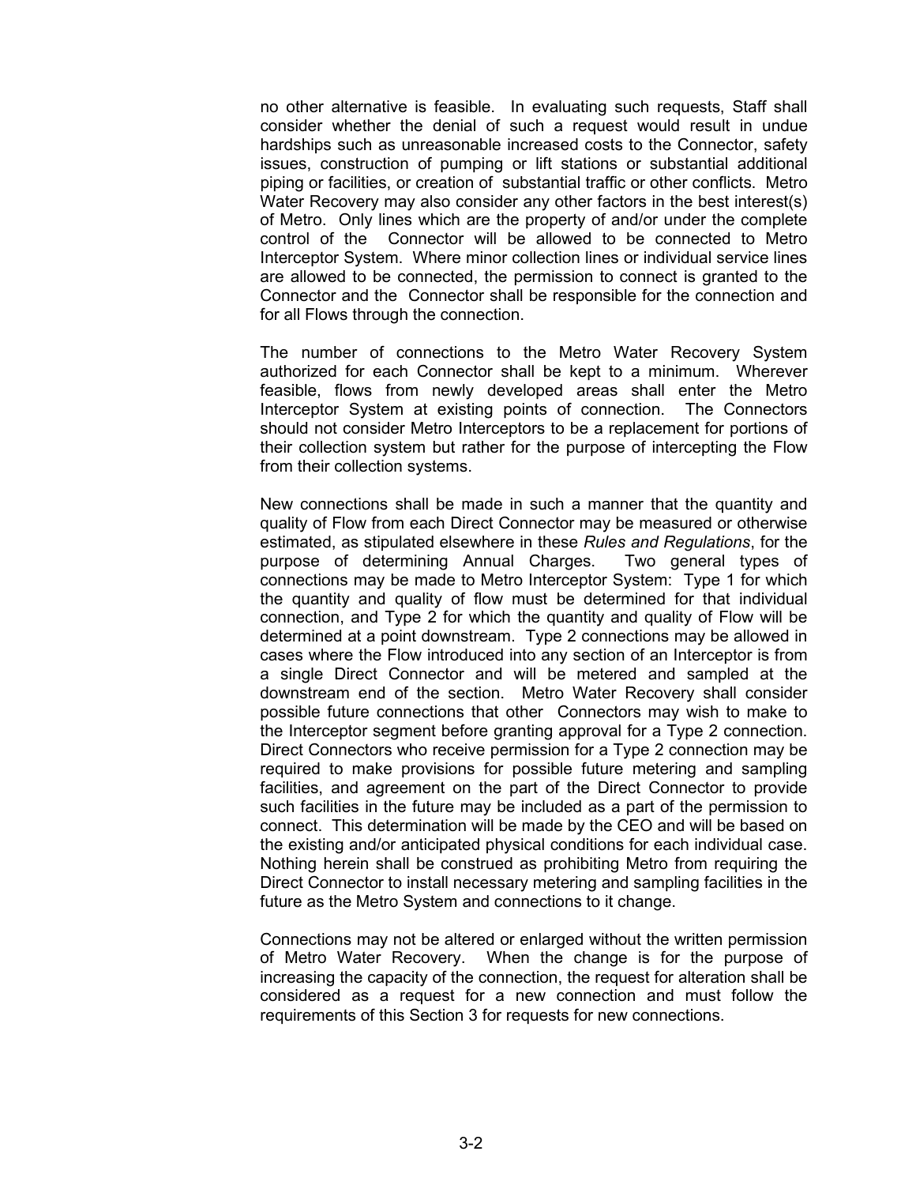no other alternative is feasible. In evaluating such requests, Staff shall consider whether the denial of such a request would result in undue hardships such as unreasonable increased costs to the Connector, safety issues, construction of pumping or lift stations or substantial additional piping or facilities, or creation of substantial traffic or other conflicts. Metro Water Recovery may also consider any other factors in the best interest(s) of Metro. Only lines which are the property of and/or under the complete control of the Connector will be allowed to be connected to Metro Interceptor System. Where minor collection lines or individual service lines are allowed to be connected, the permission to connect is granted to the Connector and the Connector shall be responsible for the connection and for all Flows through the connection.

The number of connections to the Metro Water Recovery System authorized for each Connector shall be kept to a minimum. Wherever feasible, flows from newly developed areas shall enter the Metro Interceptor System at existing points of connection. The Connectors should not consider Metro Interceptors to be a replacement for portions of their collection system but rather for the purpose of intercepting the Flow from their collection systems.

New connections shall be made in such a manner that the quantity and quality of Flow from each Direct Connector may be measured or otherwise estimated, as stipulated elsewhere in these *Rules and Regulations*, for the purpose of determining Annual Charges. Two general types of connections may be made to Metro Interceptor System: Type 1 for which the quantity and quality of flow must be determined for that individual connection, and Type 2 for which the quantity and quality of Flow will be determined at a point downstream. Type 2 connections may be allowed in cases where the Flow introduced into any section of an Interceptor is from a single Direct Connector and will be metered and sampled at the downstream end of the section. Metro Water Recovery shall consider possible future connections that other Connectors may wish to make to the Interceptor segment before granting approval for a Type 2 connection. Direct Connectors who receive permission for a Type 2 connection may be required to make provisions for possible future metering and sampling facilities, and agreement on the part of the Direct Connector to provide such facilities in the future may be included as a part of the permission to connect. This determination will be made by the CEO and will be based on the existing and/or anticipated physical conditions for each individual case. Nothing herein shall be construed as prohibiting Metro from requiring the Direct Connector to install necessary metering and sampling facilities in the future as the Metro System and connections to it change.

Connections may not be altered or enlarged without the written permission of Metro Water Recovery. When the change is for the purpose of increasing the capacity of the connection, the request for alteration shall be considered as a request for a new connection and must follow the requirements of this Section 3 for requests for new connections.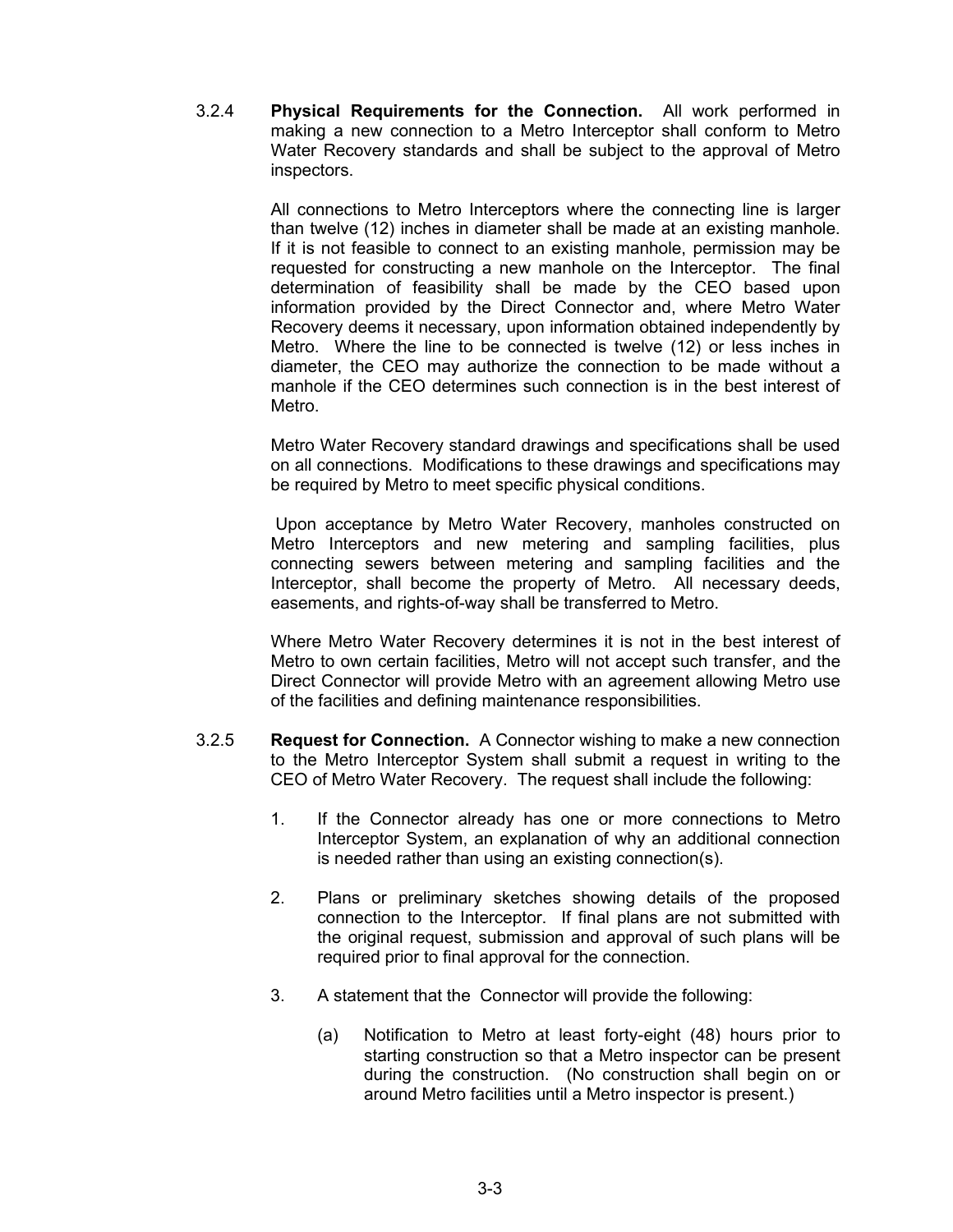3.2.4 **Physical Requirements for the Connection.** All work performed in making a new connection to a Metro Interceptor shall conform to Metro Water Recovery standards and shall be subject to the approval of Metro inspectors.

All connections to Metro Interceptors where the connecting line is larger than twelve (12) inches in diameter shall be made at an existing manhole. If it is not feasible to connect to an existing manhole, permission may be requested for constructing a new manhole on the Interceptor. The final determination of feasibility shall be made by the CEO based upon information provided by the Direct Connector and, where Metro Water Recovery deems it necessary, upon information obtained independently by Metro. Where the line to be connected is twelve (12) or less inches in diameter, the CEO may authorize the connection to be made without a manhole if the CEO determines such connection is in the best interest of Metro.

Metro Water Recovery standard drawings and specifications shall be used on all connections. Modifications to these drawings and specifications may be required by Metro to meet specific physical conditions.

Upon acceptance by Metro Water Recovery, manholes constructed on Metro Interceptors and new metering and sampling facilities, plus connecting sewers between metering and sampling facilities and the Interceptor, shall become the property of Metro. All necessary deeds, easements, and rights-of-way shall be transferred to Metro.

Where Metro Water Recovery determines it is not in the best interest of Metro to own certain facilities, Metro will not accept such transfer, and the Direct Connector will provide Metro with an agreement allowing Metro use of the facilities and defining maintenance responsibilities.

3.2.5 **Request for Connection.** A Connector wishing to make a new connection to the Metro Interceptor System shall submit a request in writing to the CEO of Metro Water Recovery. The request shall include the following:

1. If the Connector already has one or more connections to Metro Interceptor System, an explanation of why an additional connection is needed rather than using an existing connection(s).

2. Plans or preliminary sketches showing details of the proposed connection to the Interceptor. If final plans are not submitted with the original request, submission and approval of such plans will be required prior to final approval for the connection.

3. A statement that the Connector will provide the following:

   (a) Notification to Metro at least forty-eight (48) hours prior to starting construction so that a Metro inspector can be present during the construction. (No construction shall begin on or around Metro facilities until a Metro inspector is present.)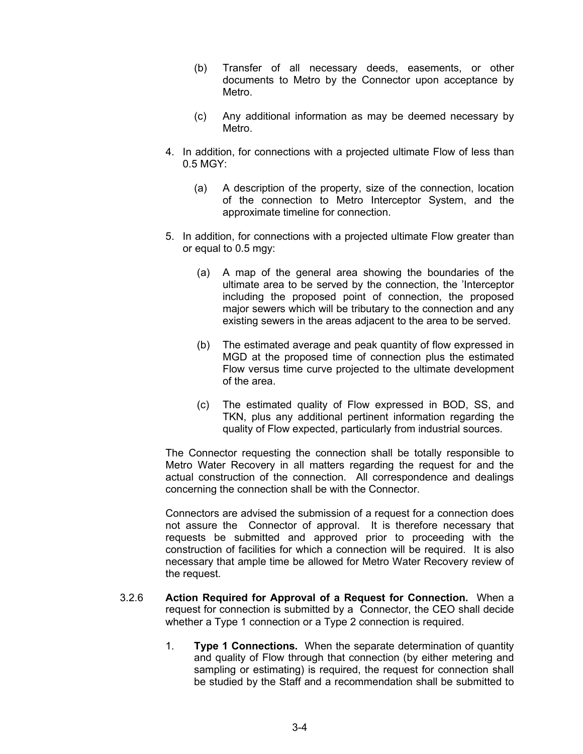(b) Transfer of all necessary deeds, easements, or other documents to Metro by the Connector upon acceptance by Metro.

(c) Any additional information as may be deemed necessary by Metro.

4. In addition, for connections with a projected ultimate Flow of less than 0.5 MGY:

   (a) A description of the property, size of the connection, location of the connection to Metro Interceptor System, and the approximate timeline for connection.

5. In addition, for connections with a projected ultimate Flow greater than or equal to 0.5 mgy:

   (a) A map of the general area showing the boundaries of the ultimate area to be served by the connection, the 'Interceptor including the proposed point of connection, the proposed major sewers which will be tributary to the connection and any existing sewers in the areas adjacent to the area to be served.

   (b) The estimated average and peak quantity of flow expressed in MGD at the proposed time of connection plus the estimated Flow versus time curve projected to the ultimate development of the area.

   (c) The estimated quality of Flow expressed in BOD, SS, and TKN, plus any additional pertinent information regarding the quality of Flow expected, particularly from industrial sources.

The Connector requesting the connection shall be totally responsible to Metro Water Recovery in all matters regarding the request for and the actual construction of the connection. All correspondence and dealings concerning the connection shall be with the Connector.

Connectors are advised the submission of a request for a connection does not assure the Connector of approval. It is therefore necessary that requests be submitted and approved prior to proceeding with the construction of facilities for which a connection will be required. It is also necessary that ample time be allowed for Metro Water Recovery review of the request.

3.2.6 **Action Required for Approval of a Request for Connection.** When a request for connection is submitted by a Connector, the CEO shall decide whether a Type 1 connection or a Type 2 connection is required.

1. **Type 1 Connections.** When the separate determination of quantity and quality of Flow through that connection (by either metering and sampling or estimating) is required, the request for connection shall be studied by the Staff and a recommendation shall be submitted to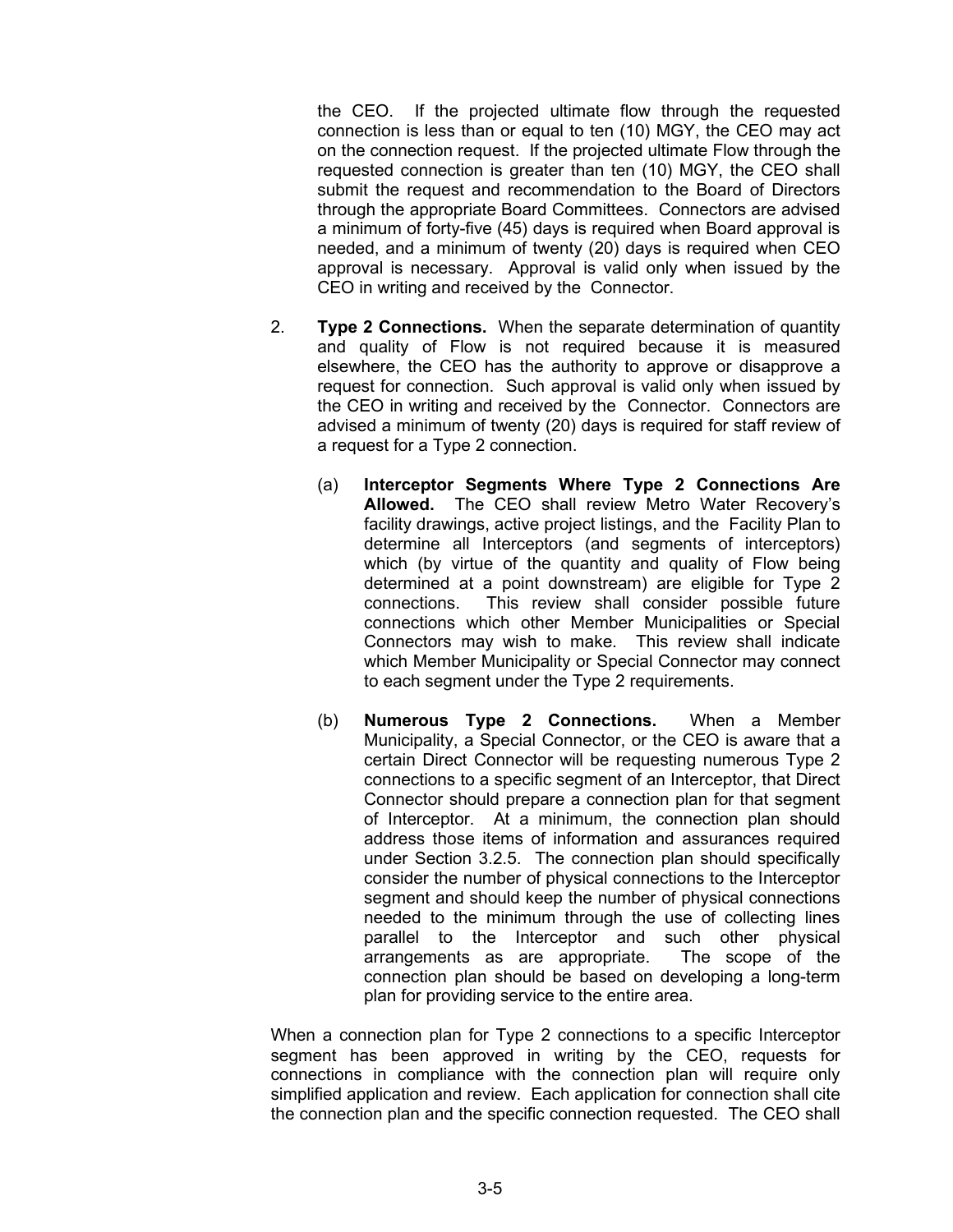the CEO. If the projected ultimate flow through the requested connection is less than or equal to ten (10) MGY, the CEO may act on the connection request. If the projected ultimate Flow through the requested connection is greater than ten (10) MGY, the CEO shall submit the request and recommendation to the Board of Directors through the appropriate Board Committees. Connectors are advised a minimum of forty-five (45) days is required when Board approval is needed, and a minimum of twenty (20) days is required when CEO approval is necessary. Approval is valid only when issued by the CEO in writing and received by the Connector.

2. **Type 2 Connections.** When the separate determination of quantity and quality of Flow is not required because it is measured elsewhere, the CEO has the authority to approve or disapprove a request for connection. Such approval is valid only when issued by the CEO in writing and received by the Connector. Connectors are advised a minimum of twenty (20) days is required for staff review of a request for a Type 2 connection.

   (a) **Interceptor Segments Where Type 2 Connections Are Allowed.** The CEO shall review Metro Water Recovery's facility drawings, active project listings, and the Facility Plan to determine all Interceptors (and segments of interceptors) which (by virtue of the quantity and quality of Flow being determined at a point downstream) are eligible for Type 2 connections. This review shall consider possible future connections which other Member Municipalities or Special Connectors may wish to make. This review shall indicate which Member Municipality or Special Connector may connect to each segment under the Type 2 requirements.

   (b) **Numerous Type 2 Connections.** When a Member Municipality, a Special Connector, or the CEO is aware that a certain Direct Connector will be requesting numerous Type 2 connections to a specific segment of an Interceptor, that Direct Connector should prepare a connection plan for that segment of Interceptor. At a minimum, the connection plan should address those items of information and assurances required under Section 3.2.5. The connection plan should specifically consider the number of physical connections to the Interceptor segment and should keep the number of physical connections needed to the minimum through the use of collecting lines parallel to the Interceptor and such other physical arrangements as are appropriate. The scope of the connection plan should be based on developing a long-term plan for providing service to the entire area.

When a connection plan for Type 2 connections to a specific Interceptor segment has been approved in writing by the CEO, requests for connections in compliance with the connection plan will require only simplified application and review. Each application for connection shall cite the connection plan and the specific connection requested. The CEO shall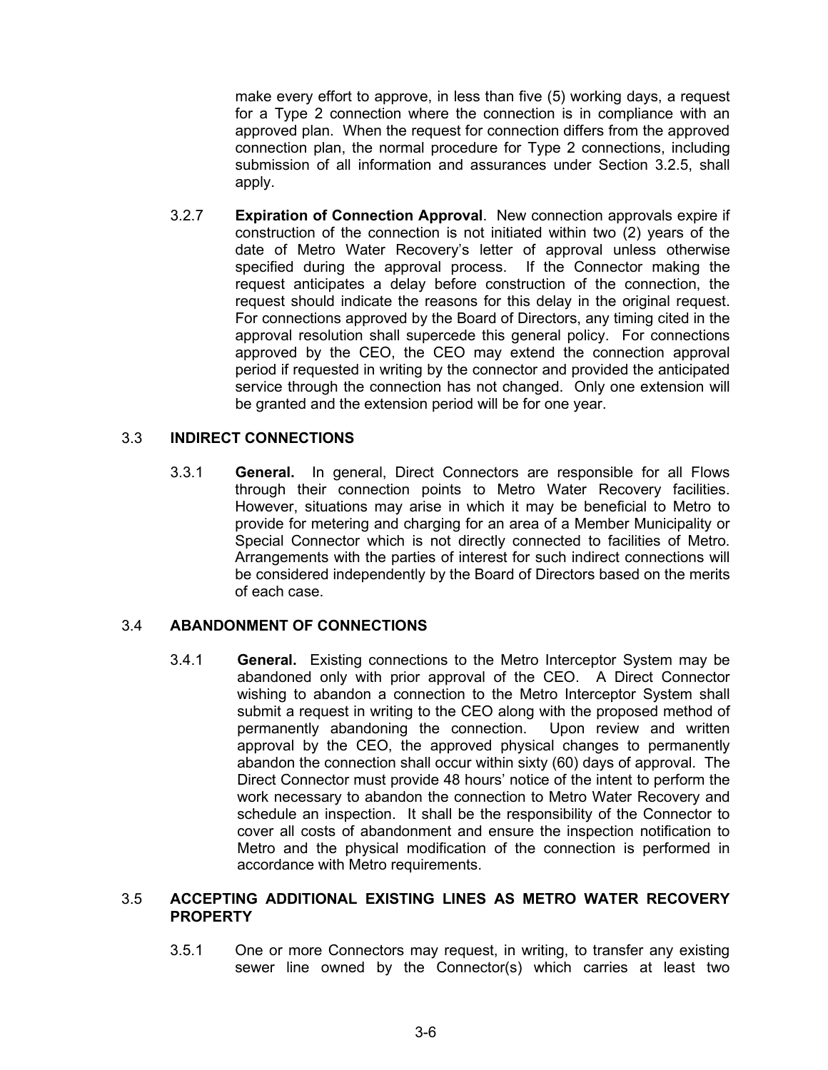make every effort to approve, in less than five (5) working days, a request for a Type 2 connection where the connection is in compliance with an approved plan. When the request for connection differs from the approved connection plan, the normal procedure for Type 2 connections, including submission of all information and assurances under Section 3.2.5, shall apply.

3.2.7 **Expiration of Connection Approval**. New connection approvals expire if construction of the connection is not initiated within two (2) years of the date of Metro Water Recovery's letter of approval unless otherwise specified during the approval process. If the Connector making the request anticipates a delay before construction of the connection, the request should indicate the reasons for this delay in the original request. For connections approved by the Board of Directors, any timing cited in the approval resolution shall supercede this general policy. For connections approved by the CEO, the CEO may extend the connection approval period if requested in writing by the connector and provided the anticipated service through the connection has not changed. Only one extension will be granted and the extension period will be for one year.

## 3.3 INDIRECT CONNECTIONS

3.3.1 **General.** In general, Direct Connectors are responsible for all Flows through their connection points to Metro Water Recovery facilities. However, situations may arise in which it may be beneficial to Metro to provide for metering and charging for an area of a Member Municipality or Special Connector which is not directly connected to facilities of Metro. Arrangements with the parties of interest for such indirect connections will be considered independently by the Board of Directors based on the merits of each case.

## 3.4 ABANDONMENT OF CONNECTIONS

3.4.1 **General.** Existing connections to the Metro Interceptor System may be abandoned only with prior approval of the CEO. A Direct Connector wishing to abandon a connection to the Metro Interceptor System shall submit a request in writing to the CEO along with the proposed method of permanently abandoning the connection. Upon review and written approval by the CEO, the approved physical changes to permanently abandon the connection shall occur within sixty (60) days of approval. The Direct Connector must provide 48 hours' notice of the intent to perform the work necessary to abandon the connection to Metro Water Recovery and schedule an inspection. It shall be the responsibility of the Connector to cover all costs of abandonment and ensure the inspection notification to Metro and the physical modification of the connection is performed in accordance with Metro requirements.

## 3.5 ACCEPTING ADDITIONAL EXISTING LINES AS METRO WATER RECOVERY PROPERTY

3.5.1 One or more Connectors may request, in writing, to transfer any existing sewer line owned by the Connector(s) which carries at least two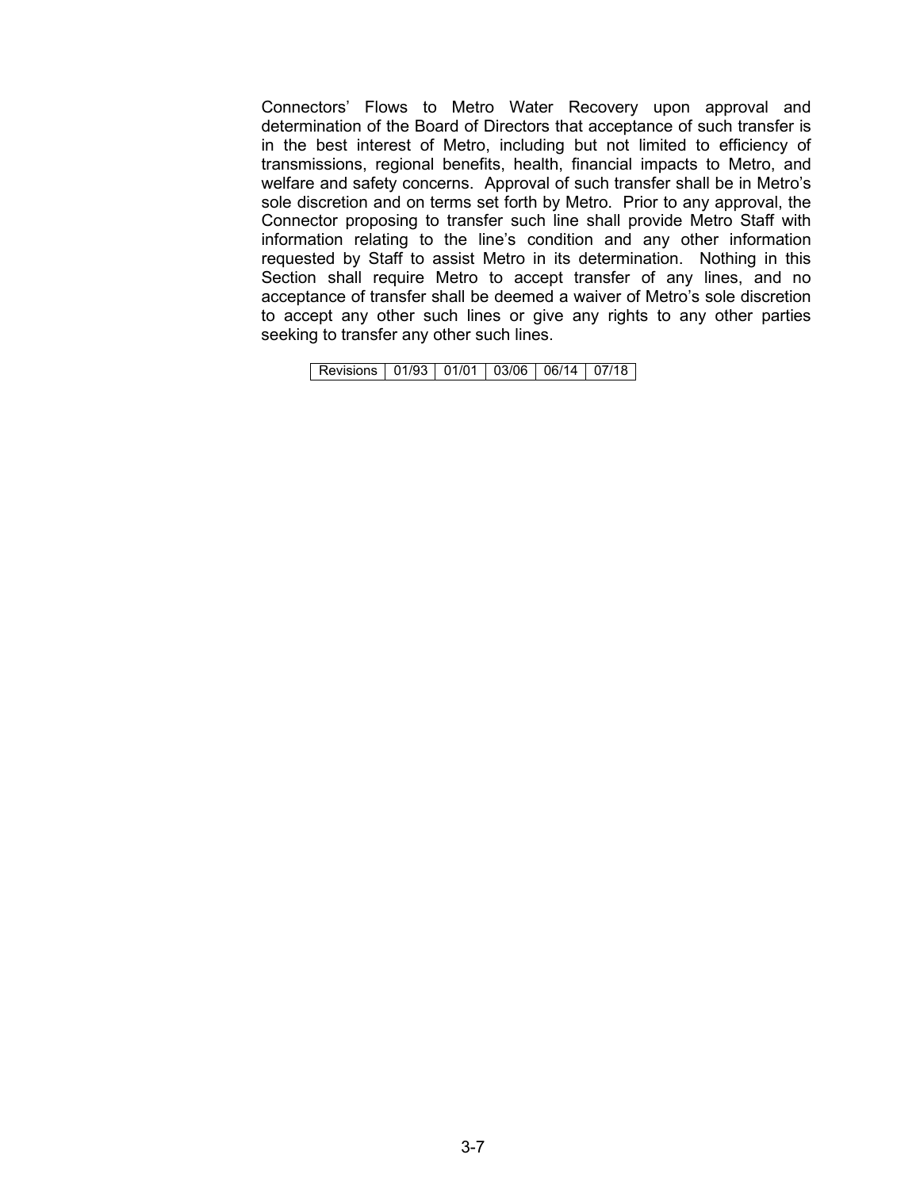Connectors' Flows to Metro Water Recovery upon approval and determination of the Board of Directors that acceptance of such transfer is in the best interest of Metro, including but not limited to efficiency of transmissions, regional benefits, health, financial impacts to Metro, and welfare and safety concerns. Approval of such transfer shall be in Metro's sole discretion and on terms set forth by Metro. Prior to any approval, the Connector proposing to transfer such line shall provide Metro Staff with information relating to the line's condition and any other information requested by Staff to assist Metro in its determination. Nothing in this Section shall require Metro to accept transfer of any lines, and no acceptance of transfer shall be deemed a waiver of Metro's sole discretion to accept any other such lines or give any rights to any other parties seeking to transfer any other such lines.

| | | | | | |
|---|---|---|---|---|---|
| Revisions | 01/93 | 01/01 | 03/06 | 06/14 | 07/18 |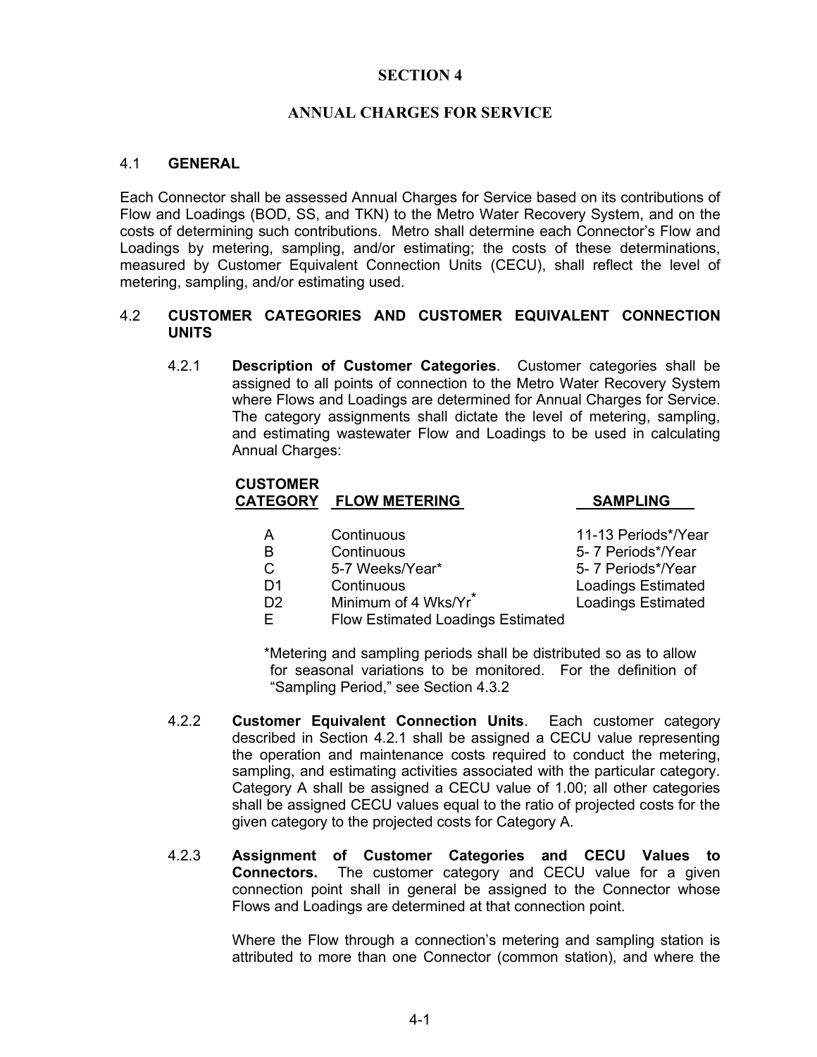# SECTION 4

## ANNUAL CHARGES FOR SERVICE

### 4.1 GENERAL

Each Connector shall be assessed Annual Charges for Service based on its contributions of Flow and Loadings (BOD, SS, and TKN) to the Metro Water Recovery System, and on the costs of determining such contributions. Metro shall determine each Connector's Flow and Loadings by metering, sampling, and/or estimating; the costs of these determinations, measured by Customer Equivalent Connection Units (CECU), shall reflect the level of metering, sampling, and/or estimating used.

### 4.2 CUSTOMER CATEGORIES AND CUSTOMER EQUIVALENT CONNECTION UNITS

4.2.1 **Description of Customer Categories**. Customer categories shall be assigned to all points of connection to the Metro Water Recovery System where Flows and Loadings are determined for Annual Charges for Service. The category assignments shall dictate the level of metering, sampling, and estimating wastewater Flow and Loadings to be used in calculating Annual Charges:

| CUSTOMER CATEGORY | FLOW METERING | SAMPLING |
|---|---|---|
| A | Continuous | 11-13 Periods*/Year |
| B | Continuous | 5- 7 Periods*/Year |
| C | 5-7 Weeks/Year* | 5- 7 Periods*/Year |
| D1 | Continuous | Loadings Estimated |
| D2 | Minimum of 4 Wks/Yr* | Loadings Estimated |
| E | Flow Estimated Loadings Estimated | |

*Metering and sampling periods shall be distributed so as to allow for seasonal variations to be monitored. For the definition of "Sampling Period," see Section 4.3.2

4.2.2 **Customer Equivalent Connection Units**. Each customer category described in Section 4.2.1 shall be assigned a CECU value representing the operation and maintenance costs required to conduct the metering, sampling, and estimating activities associated with the particular category. Category A shall be assigned a CECU value of 1.00; all other categories shall be assigned CECU values equal to the ratio of projected costs for the given category to the projected costs for Category A.

4.2.3 **Assignment of Customer Categories and CECU Values to Connectors.** The customer category and CECU value for a given connection point shall in general be assigned to the Connector whose Flows and Loadings are determined at that connection point.

Where the Flow through a connection's metering and sampling station is attributed to more than one Connector (common station), and where the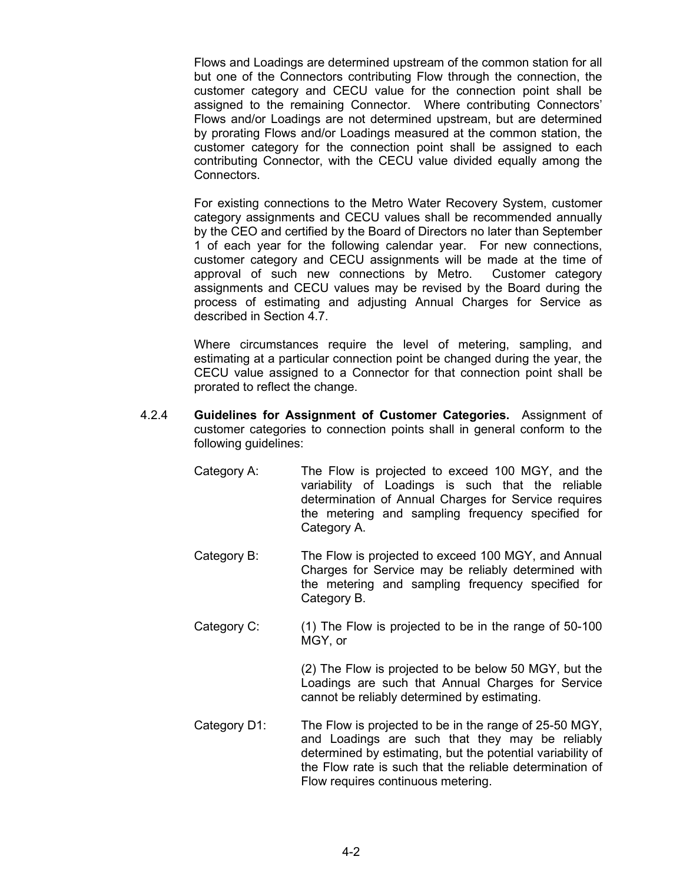Flows and Loadings are determined upstream of the common station for all but one of the Connectors contributing Flow through the connection, the customer category and CECU value for the connection point shall be assigned to the remaining Connector. Where contributing Connectors' Flows and/or Loadings are not determined upstream, but are determined by prorating Flows and/or Loadings measured at the common station, the customer category for the connection point shall be assigned to each contributing Connector, with the CECU value divided equally among the Connectors.

For existing connections to the Metro Water Recovery System, customer category assignments and CECU values shall be recommended annually by the CEO and certified by the Board of Directors no later than September 1 of each year for the following calendar year. For new connections, customer category and CECU assignments will be made at the time of approval of such new connections by Metro. Customer category assignments and CECU values may be revised by the Board during the process of estimating and adjusting Annual Charges for Service as described in Section 4.7.

Where circumstances require the level of metering, sampling, and estimating at a particular connection point be changed during the year, the CECU value assigned to a Connector for that connection point shall be prorated to reflect the change.

4.2.4 **Guidelines for Assignment of Customer Categories.** Assignment of customer categories to connection points shall in general conform to the following guidelines:

Category A: The Flow is projected to exceed 100 MGY, and the variability of Loadings is such that the reliable determination of Annual Charges for Service requires the metering and sampling frequency specified for Category A.

Category B: The Flow is projected to exceed 100 MGY, and Annual Charges for Service may be reliably determined with the metering and sampling frequency specified for Category B.

Category C: (1) The Flow is projected to be in the range of 50-100 MGY, or

(2) The Flow is projected to be below 50 MGY, but the Loadings are such that Annual Charges for Service cannot be reliably determined by estimating.

Category D1: The Flow is projected to be in the range of 25-50 MGY, and Loadings are such that they may be reliably determined by estimating, but the potential variability of the Flow rate is such that the reliable determination of Flow requires continuous metering.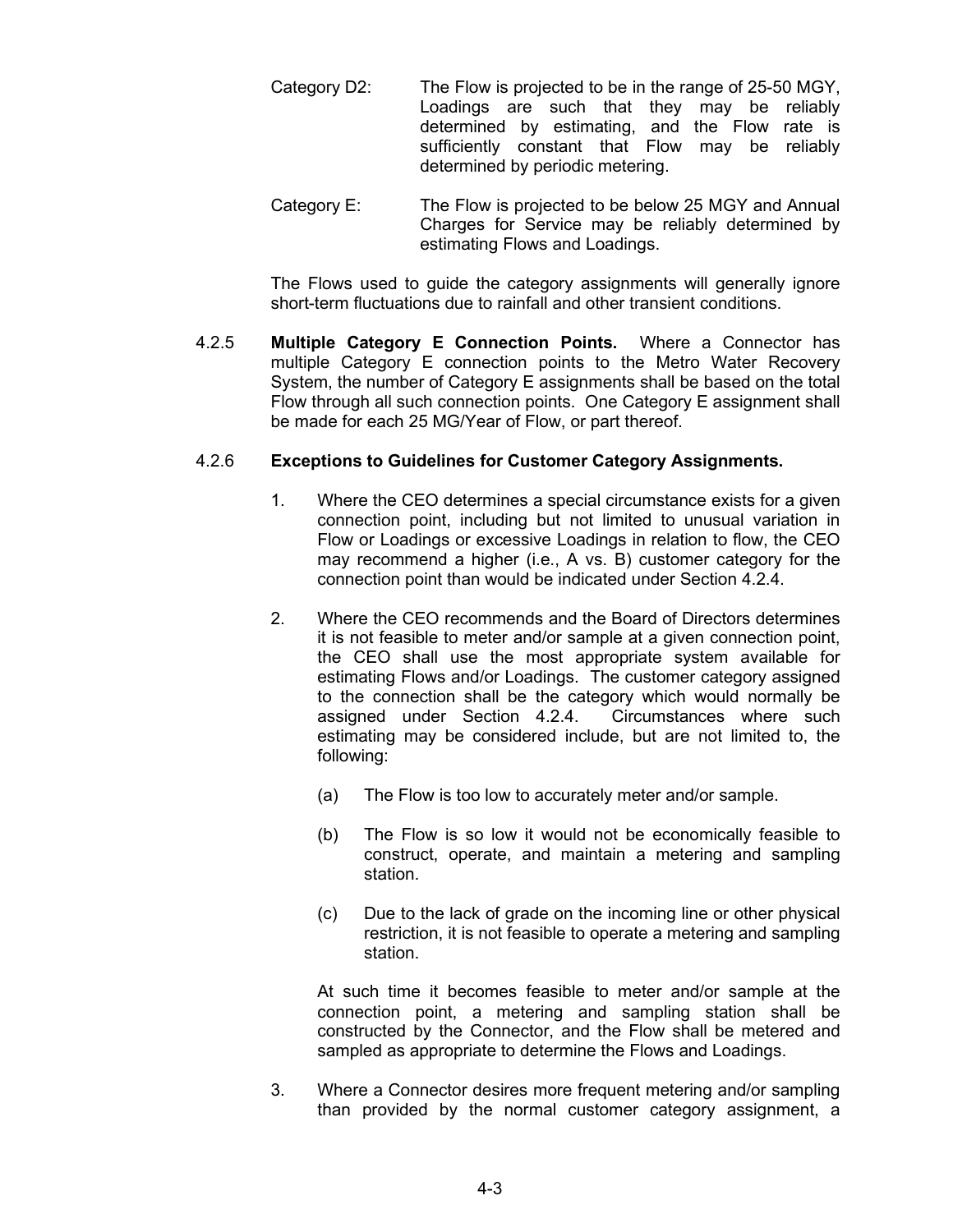Category D2: The Flow is projected to be in the range of 25-50 MGY, Loadings are such that they may be reliably determined by estimating, and the Flow rate is sufficiently constant that Flow may be reliably determined by periodic metering.

Category E: The Flow is projected to be below 25 MGY and Annual Charges for Service may be reliably determined by estimating Flows and Loadings.

The Flows used to guide the category assignments will generally ignore short-term fluctuations due to rainfall and other transient conditions.

4.2.5 **Multiple Category E Connection Points.** Where a Connector has multiple Category E connection points to the Metro Water Recovery System, the number of Category E assignments shall be based on the total Flow through all such connection points. One Category E assignment shall be made for each 25 MG/Year of Flow, or part thereof.

4.2.6 **Exceptions to Guidelines for Customer Category Assignments.**

1. Where the CEO determines a special circumstance exists for a given connection point, including but not limited to unusual variation in Flow or Loadings or excessive Loadings in relation to flow, the CEO may recommend a higher (i.e., A vs. B) customer category for the connection point than would be indicated under Section 4.2.4.

2. Where the CEO recommends and the Board of Directors determines it is not feasible to meter and/or sample at a given connection point, the CEO shall use the most appropriate system available for estimating Flows and/or Loadings. The customer category assigned to the connection shall be the category which would normally be assigned under Section 4.2.4. Circumstances where such estimating may be considered include, but are not limited to, the following:

   (a) The Flow is too low to accurately meter and/or sample.

   (b) The Flow is so low it would not be economically feasible to construct, operate, and maintain a metering and sampling station.

   (c) Due to the lack of grade on the incoming line or other physical restriction, it is not feasible to operate a metering and sampling station.

   At such time it becomes feasible to meter and/or sample at the connection point, a metering and sampling station shall be constructed by the Connector, and the Flow shall be metered and sampled as appropriate to determine the Flows and Loadings.

3. Where a Connector desires more frequent metering and/or sampling than provided by the normal customer category assignment, a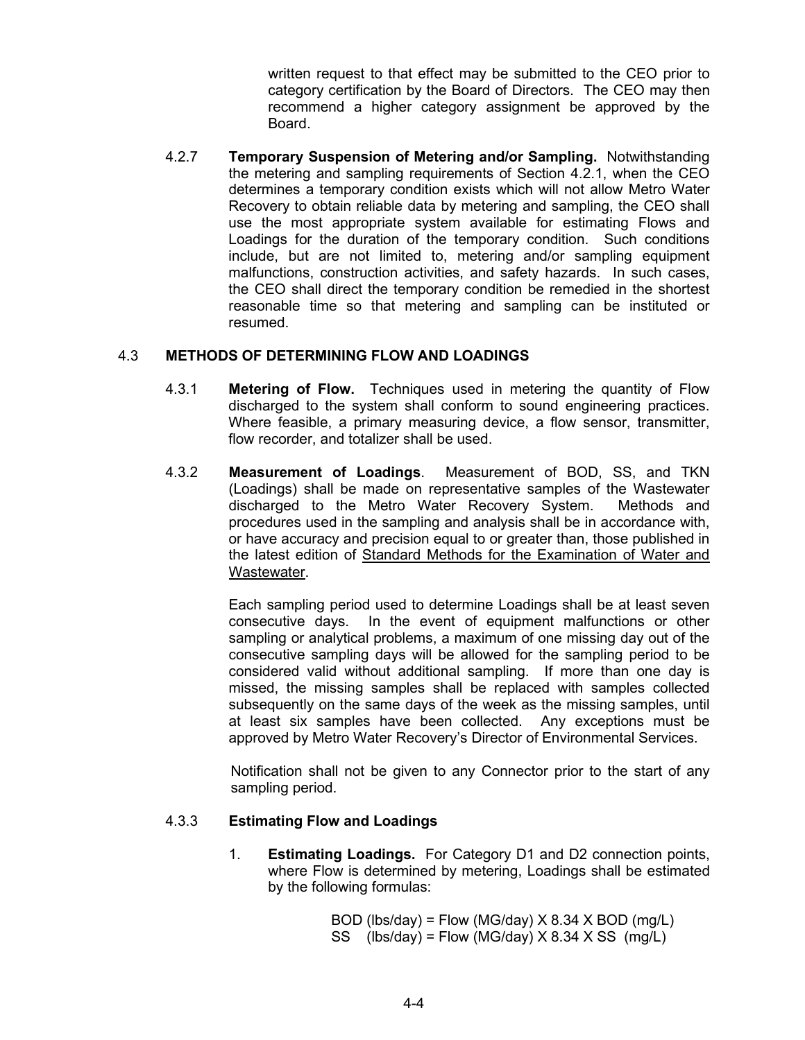written request to that effect may be submitted to the CEO prior to category certification by the Board of Directors. The CEO may then recommend a higher category assignment be approved by the Board.

4.2.7 **Temporary Suspension of Metering and/or Sampling.** Notwithstanding the metering and sampling requirements of Section 4.2.1, when the CEO determines a temporary condition exists which will not allow Metro Water Recovery to obtain reliable data by metering and sampling, the CEO shall use the most appropriate system available for estimating Flows and Loadings for the duration of the temporary condition. Such conditions include, but are not limited to, metering and/or sampling equipment malfunctions, construction activities, and safety hazards. In such cases, the CEO shall direct the temporary condition be remedied in the shortest reasonable time so that metering and sampling can be instituted or resumed.

## 4.3 METHODS OF DETERMINING FLOW AND LOADINGS

4.3.1 **Metering of Flow.** Techniques used in metering the quantity of Flow discharged to the system shall conform to sound engineering practices. Where feasible, a primary measuring device, a flow sensor, transmitter, flow recorder, and totalizer shall be used.

4.3.2 **Measurement of Loadings**. Measurement of BOD, SS, and TKN (Loadings) shall be made on representative samples of the Wastewater discharged to the Metro Water Recovery System. Methods and procedures used in the sampling and analysis shall be in accordance with, or have accuracy and precision equal to or greater than, those published in the latest edition of Standard Methods for the Examination of Water and Wastewater.

Each sampling period used to determine Loadings shall be at least seven consecutive days. In the event of equipment malfunctions or other sampling or analytical problems, a maximum of one missing day out of the consecutive sampling days will be allowed for the sampling period to be considered valid without additional sampling. If more than one day is missed, the missing samples shall be replaced with samples collected subsequently on the same days of the week as the missing samples, until at least six samples have been collected. Any exceptions must be approved by Metro Water Recovery's Director of Environmental Services.

Notification shall not be given to any Connector prior to the start of any sampling period.

4.3.3 **Estimating Flow and Loadings**

1. **Estimating Loadings.** For Category D1 and D2 connection points, where Flow is determined by metering, Loadings shall be estimated by the following formulas:

$$\text{BOD (lbs/day)} = \text{Flow (MG/day)} \times 8.34 \times \text{BOD (mg/L)}$$
$$\text{SS (lbs/day)} = \text{Flow (MG/day)} \times 8.34 \times \text{SS (mg/L)}$$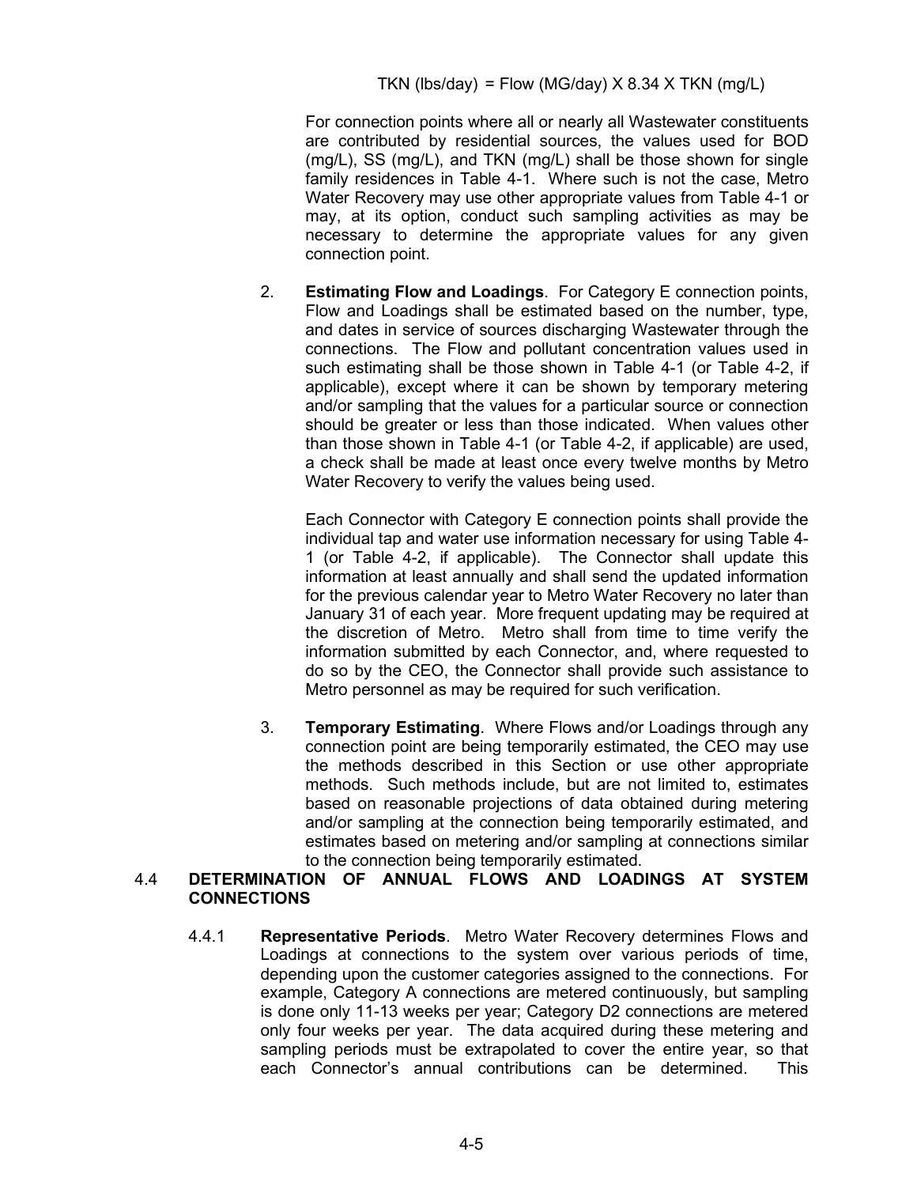TKN (lbs/day) = Flow (MG/day) X 8.34 X TKN (mg/L)

For connection points where all or nearly all Wastewater constituents are contributed by residential sources, the values used for BOD (mg/L), SS (mg/L), and TKN (mg/L) shall be those shown for single family residences in Table 4-1. Where such is not the case, Metro Water Recovery may use other appropriate values from Table 4-1 or may, at its option, conduct such sampling activities as may be necessary to determine the appropriate values for any given connection point.

2. **Estimating Flow and Loadings**. For Category E connection points, Flow and Loadings shall be estimated based on the number, type, and dates in service of sources discharging Wastewater through the connections. The Flow and pollutant concentration values used in such estimating shall be those shown in Table 4-1 (or Table 4-2, if applicable), except where it can be shown by temporary metering and/or sampling that the values for a particular source or connection should be greater or less than those indicated. When values other than those shown in Table 4-1 (or Table 4-2, if applicable) are used, a check shall be made at least once every twelve months by Metro Water Recovery to verify the values being used.

   Each Connector with Category E connection points shall provide the individual tap and water use information necessary for using Table 4-1 (or Table 4-2, if applicable). The Connector shall update this information at least annually and shall send the updated information for the previous calendar year to Metro Water Recovery no later than January 31 of each year. More frequent updating may be required at the discretion of Metro. Metro shall from time to time verify the information submitted by each Connector, and, where requested to do so by the CEO, the Connector shall provide such assistance to Metro personnel as may be required for such verification.

3. **Temporary Estimating**. Where Flows and/or Loadings through any connection point are being temporarily estimated, the CEO may use the methods described in this Section or use other appropriate methods. Such methods include, but are not limited to, estimates based on reasonable projections of data obtained during metering and/or sampling at the connection being temporarily estimated, and estimates based on metering and/or sampling at connections similar to the connection being temporarily estimated.

## 4.4 DETERMINATION OF ANNUAL FLOWS AND LOADINGS AT SYSTEM CONNECTIONS

4.4.1 **Representative Periods**. Metro Water Recovery determines Flows and Loadings at connections to the system over various periods of time, depending upon the customer categories assigned to the connections. For example, Category A connections are metered continuously, but sampling is done only 11-13 weeks per year; Category D2 connections are metered only four weeks per year. The data acquired during these metering and sampling periods must be extrapolated to cover the entire year, so that each Connector's annual contributions can be determined. This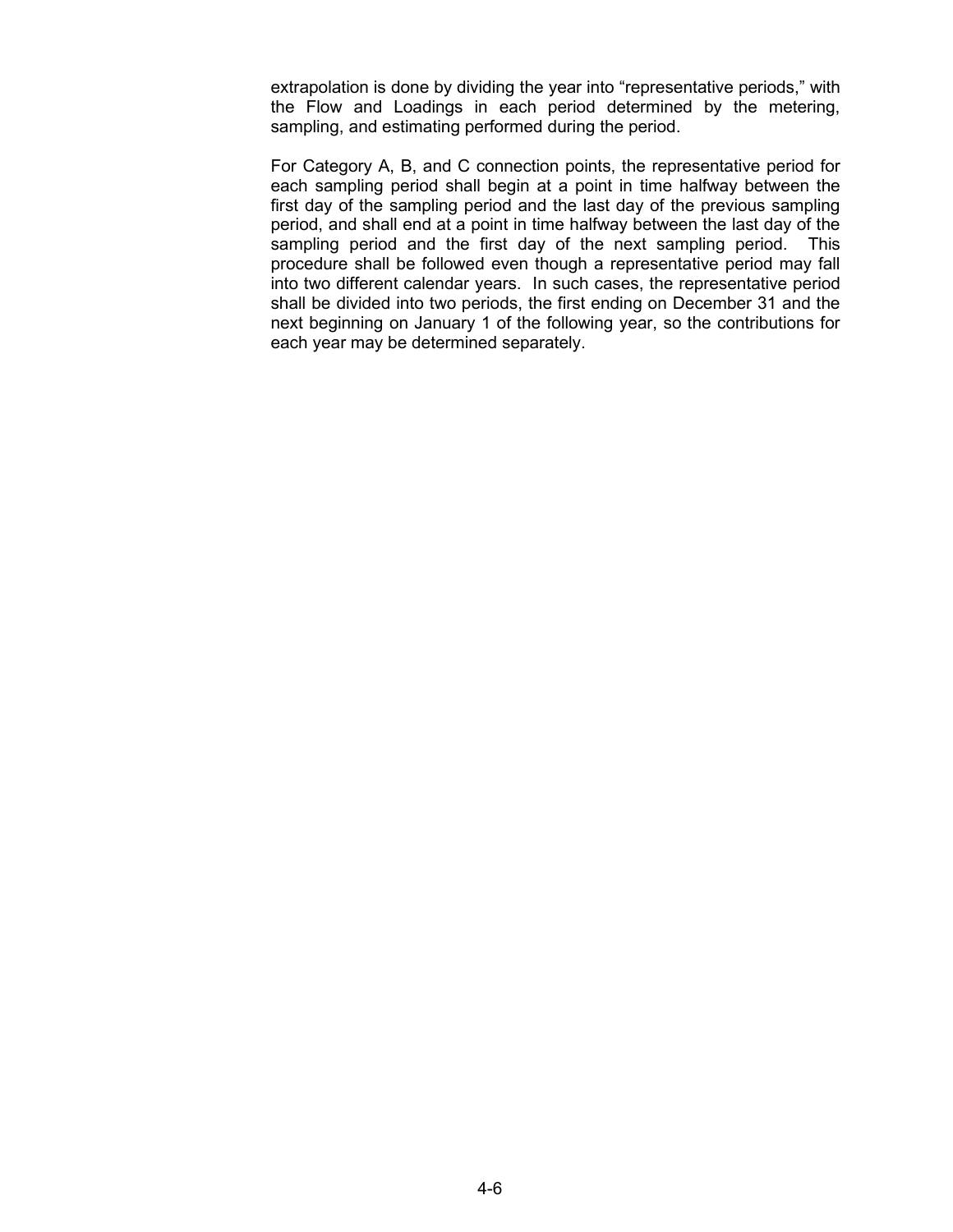extrapolation is done by dividing the year into "representative periods," with the Flow and Loadings in each period determined by the metering, sampling, and estimating performed during the period.

For Category A, B, and C connection points, the representative period for each sampling period shall begin at a point in time halfway between the first day of the sampling period and the last day of the previous sampling period, and shall end at a point in time halfway between the last day of the sampling period and the first day of the next sampling period. This procedure shall be followed even though a representative period may fall into two different calendar years. In such cases, the representative period shall be divided into two periods, the first ending on December 31 and the next beginning on January 1 of the following year, so the contributions for each year may be determined separately.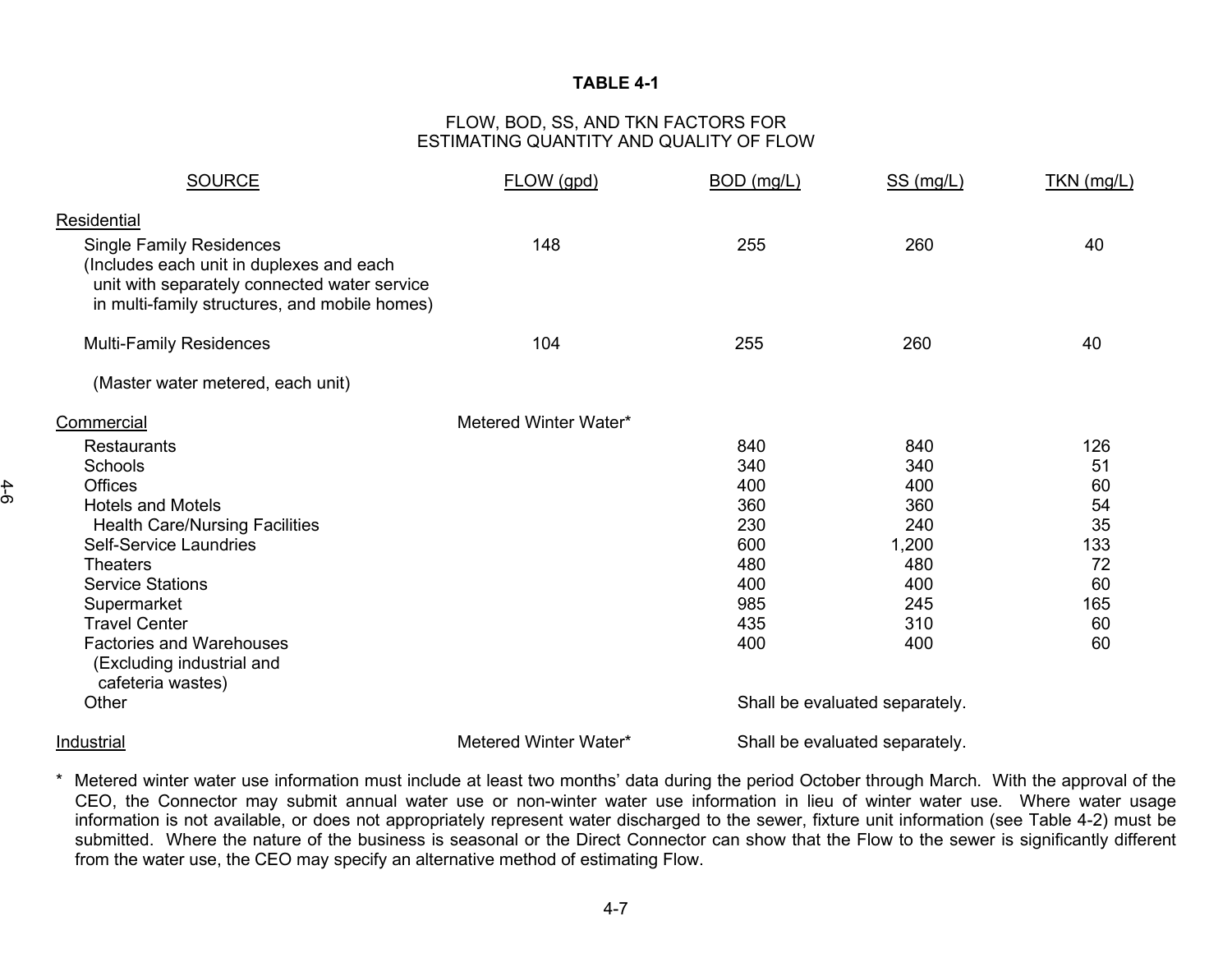**TABLE 4-1**

FLOW, BOD, SS, AND TKN FACTORS FOR
ESTIMATING QUANTITY AND QUALITY OF FLOW

| SOURCE | FLOW (gpd) | BOD (mg/L) | SS (mg/L) | TKN (mg/L) |
|---|---|---|---|---|
| Residential | | | | |
| Single Family Residences (Includes each unit in duplexes and each unit with separately connected water service in multi-family structures, and mobile homes) | 148 | 255 | 260 | 40 |
| Multi-Family Residences (Master water metered, each unit) | 104 | 255 | 260 | 40 |
| Commercial | Metered Winter Water* | | | |
| Restaurants | | 840 | 840 | 126 |
| Schools | | 340 | 340 | 51 |
| Offices | | 400 | 400 | 60 |
| Hotels and Motels | | 360 | 360 | 54 |
| Health Care/Nursing Facilities | | 230 | 240 | 35 |
| Self-Service Laundries | | 600 | 1,200 | 133 |
| Theaters | | 480 | 480 | 72 |
| Service Stations | | 400 | 400 | 60 |
| Supermarket | | 985 | 245 | 165 |
| Travel Center | | 435 | 310 | 60 |
| Factories and Warehouses (Excluding industrial and cafeteria wastes) | | 400 | 400 | 60 |
| Other | | Shall be evaluated separately. | | |
| Industrial | Metered Winter Water* | Shall be evaluated separately. | | |

\* Metered winter water use information must include at least two months' data during the period October through March. With the approval of the CEO, the Connector may submit annual water use or non-winter water use information in lieu of winter water use. Where water usage information is not available, or does not appropriately represent water discharged to the sewer, fixture unit information (see Table 4-2) must be submitted. Where the nature of the business is seasonal or the Direct Connector can show that the Flow to the sewer is significantly different from the water use, the CEO may specify an alternative method of estimating Flow.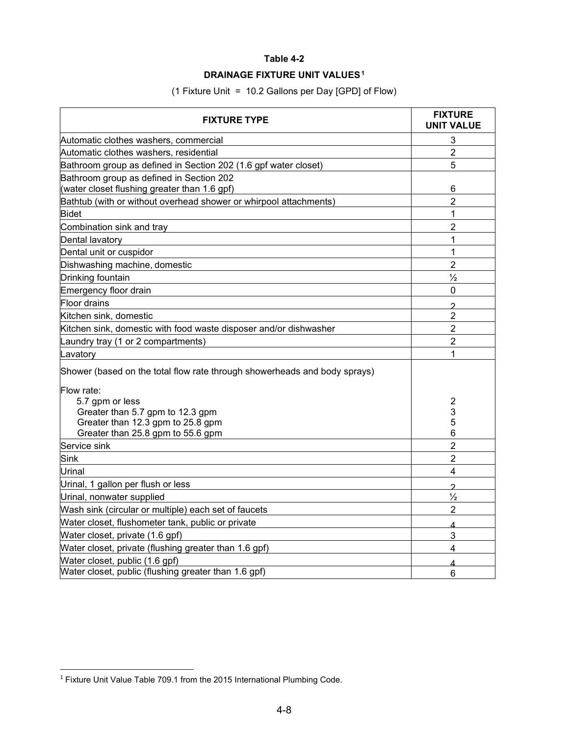**Table 4-2**

**DRAINAGE FIXTURE UNIT VALUES**[1]

(1 Fixture Unit = 10.2 Gallons per Day [GPD] of Flow)

| FIXTURE TYPE | FIXTURE UNIT VALUE |
|---|---|
| Automatic clothes washers, commercial | 3 |
| Automatic clothes washers, residential | 2 |
| Bathroom group as defined in Section 202 (1.6 gpf water closet) | 5 |
| Bathroom group as defined in Section 202 (water closet flushing greater than 1.6 gpf) | 6 |
| Bathtub (with or without overhead shower or whirpool attachments) | 2 |
| Bidet | 1 |
| Combination sink and tray | 2 |
| Dental lavatory | 1 |
| Dental unit or cuspidor | 1 |
| Dishwashing machine, domestic | 2 |
| Drinking fountain | ½ |
| Emergency floor drain | 0 |
| Floor drains | 2 |
| Kitchen sink, domestic | 2 |
| Kitchen sink, domestic with food waste disposer and/or dishwasher | 2 |
| Laundry tray (1 or 2 compartments) | 2 |
| Lavatory | 1 |
| Shower (based on the total flow rate through showerheads and body sprays) | |
| Flow rate: | |
| 5.7 gpm or less | 2 |
| Greater than 5.7 gpm to 12.3 gpm | 3 |
| Greater than 12.3 gpm to 25.8 gpm | 5 |
| Greater than 25.8 gpm to 55.6 gpm | 6 |
| Service sink | 2 |
| Sink | 2 |
| Urinal | 4 |
| Urinal, 1 gallon per flush or less | 2 |
| Urinal, nonwater supplied | ½ |
| Wash sink (circular or multiple) each set of faucets | 2 |
| Water closet, flushometer tank, public or private | 4 |
| Water closet, private (1.6 gpf) | 3 |
| Water closet, private (flushing greater than 1.6 gpf) | 4 |
| Water closet, public (1.6 gpf) | 4 |
| Water closet, public (flushing greater than 1.6 gpf) | 6 |

[1] Fixture Unit Value Table 709.1 from the 2015 International Plumbing Code.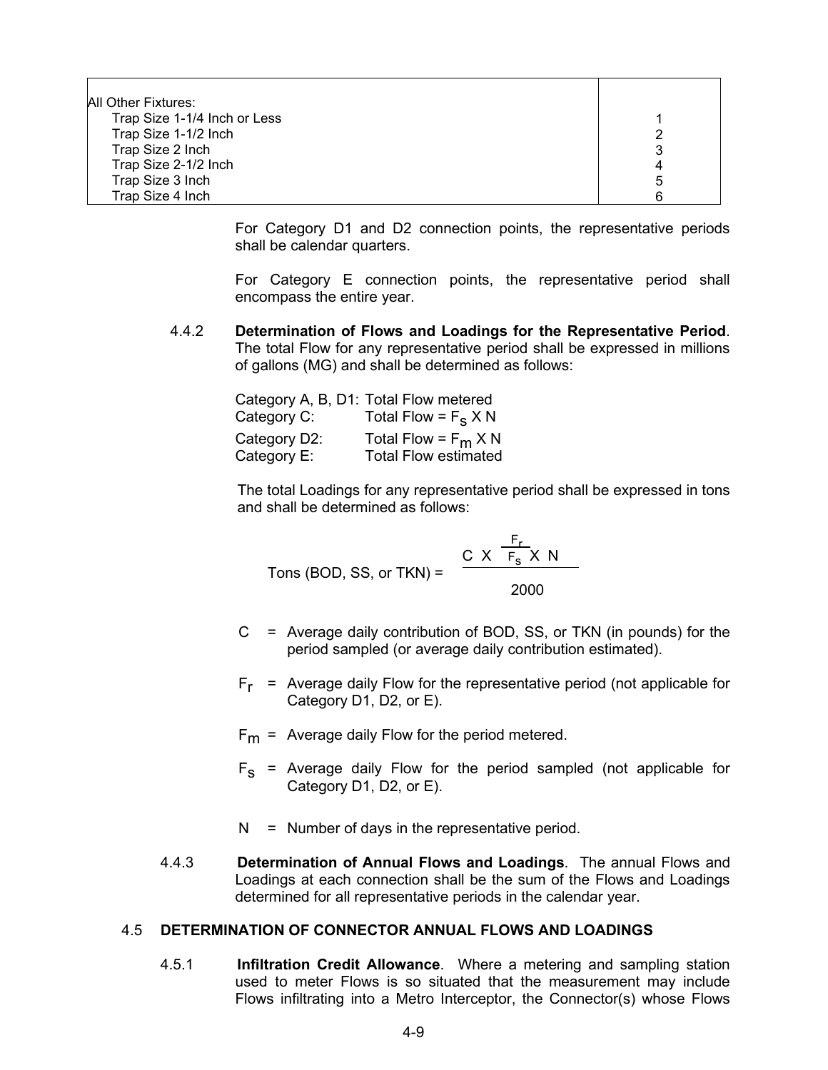| | |
|---|---|
| All Other Fixtures: | |
| Trap Size 1-1/4 Inch or Less | 1 |
| Trap Size 1-1/2 Inch | 2 |
| Trap Size 2 Inch | 3 |
| Trap Size 2-1/2 Inch | 4 |
| Trap Size 3 Inch | 5 |
| Trap Size 4 Inch | 6 |

For Category D1 and D2 connection points, the representative periods shall be calendar quarters.

For Category E connection points, the representative period shall encompass the entire year.

4.4.2 **Determination of Flows and Loadings for the Representative Period**. The total Flow for any representative period shall be expressed in millions of gallons (MG) and shall be determined as follows:

Category A, B, D1: Total Flow metered
Category C: Total Flow = $F_s$ X N
Category D2: Total Flow = $F_m$ X N
Category E: Total Flow estimated

The total Loadings for any representative period shall be expressed in tons and shall be determined as follows:

$$\text{Tons (BOD, SS, or TKN)} = \frac{C \times \frac{F_r}{F_s} \times N}{2000}$$

C = Average daily contribution of BOD, SS, or TKN (in pounds) for the period sampled (or average daily contribution estimated).

$F_r$ = Average daily Flow for the representative period (not applicable for Category D1, D2, or E).

$F_m$ = Average daily Flow for the period metered.

$F_s$ = Average daily Flow for the period sampled (not applicable for Category D1, D2, or E).

N = Number of days in the representative period.

4.4.3 **Determination of Annual Flows and Loadings**. The annual Flows and Loadings at each connection shall be the sum of the Flows and Loadings determined for all representative periods in the calendar year.

## 4.5 DETERMINATION OF CONNECTOR ANNUAL FLOWS AND LOADINGS

4.5.1 **Infiltration Credit Allowance**. Where a metering and sampling station used to meter Flows is so situated that the measurement may include Flows infiltrating into a Metro Interceptor, the Connector(s) whose Flows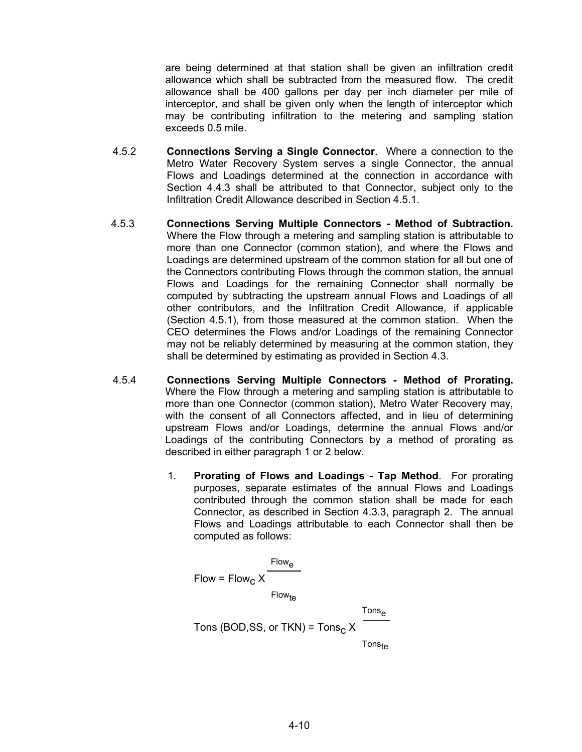are being determined at that station shall be given an infiltration credit allowance which shall be subtracted from the measured flow. The credit allowance shall be 400 gallons per day per inch diameter per mile of interceptor, and shall be given only when the length of interceptor which may be contributing infiltration to the metering and sampling station exceeds 0.5 mile.

4.5.2 **Connections Serving a Single Connector**. Where a connection to the Metro Water Recovery System serves a single Connector, the annual Flows and Loadings determined at the connection in accordance with Section 4.4.3 shall be attributed to that Connector, subject only to the Infiltration Credit Allowance described in Section 4.5.1.

4.5.3 **Connections Serving Multiple Connectors - Method of Subtraction.** Where the Flow through a metering and sampling station is attributable to more than one Connector (common station), and where the Flows and Loadings are determined upstream of the common station for all but one of the Connectors contributing Flows through the common station, the annual Flows and Loadings for the remaining Connector shall normally be computed by subtracting the upstream annual Flows and Loadings of all other contributors, and the Infiltration Credit Allowance, if applicable (Section 4.5.1), from those measured at the common station. When the CEO determines the Flows and/or Loadings of the remaining Connector may not be reliably determined by measuring at the common station, they shall be determined by estimating as provided in Section 4.3.

4.5.4 **Connections Serving Multiple Connectors - Method of Prorating.** Where the Flow through a metering and sampling station is attributable to more than one Connector (common station), Metro Water Recovery may, with the consent of all Connectors affected, and in lieu of determining upstream Flows and/or Loadings, determine the annual Flows and/or Loadings of the contributing Connectors by a method of prorating as described in either paragraph 1 or 2 below.

1. **Prorating of Flows and Loadings - Tap Method**. For prorating purposes, separate estimates of the annual Flows and Loadings contributed through the common station shall be made for each Connector, as described in Section 4.3.3, paragraph 2. The annual Flows and Loadings attributable to each Connector shall then be computed as follows:

$$\text{Flow} = \text{Flow}_c \times \frac{\text{Flow}_e}{\text{Flow}_{te}}$$

$$\text{Tons (BOD,SS, or TKN)} = \text{Tons}_c \times \frac{\text{Tons}_e}{\text{Tons}_{te}}$$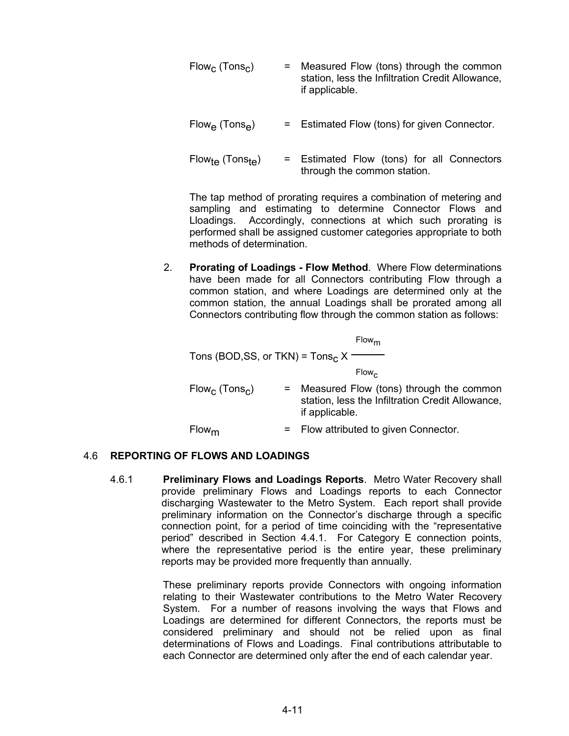$Flow_c$ ($Tons_c$) = Measured Flow (tons) through the common station, less the Infiltration Credit Allowance, if applicable.

$Flow_e$ ($Tons_e$) = Estimated Flow (tons) for given Connector.

$Flow_{te}$ ($Tons_{te}$) = Estimated Flow (tons) for all Connectors through the common station.

The tap method of prorating requires a combination of metering and sampling and estimating to determine Connector Flows and Lloadings. Accordingly, connections at which such prorating is performed shall be assigned customer categories appropriate to both methods of determination.

2. **Prorating of Loadings - Flow Method**. Where Flow determinations have been made for all Connectors contributing Flow through a common station, and where Loadings are determined only at the common station, the annual Loadings shall be prorated among all Connectors contributing flow through the common station as follows:

$$\text{Tons (BOD,SS, or TKN)} = Tons_c \times \frac{Flow_m}{Flow_c}$$

$Flow_c$ ($Tons_c$) = Measured Flow (tons) through the common station, less the Infiltration Credit Allowance, if applicable.

$Flow_m$ = Flow attributed to given Connector.

## 4.6 REPORTING OF FLOWS AND LOADINGS

4.6.1 **Preliminary Flows and Loadings Reports**. Metro Water Recovery shall provide preliminary Flows and Loadings reports to each Connector discharging Wastewater to the Metro System. Each report shall provide preliminary information on the Connector's discharge through a specific connection point, for a period of time coinciding with the "representative period" described in Section 4.4.1. For Category E connection points, where the representative period is the entire year, these preliminary reports may be provided more frequently than annually.

These preliminary reports provide Connectors with ongoing information relating to their Wastewater contributions to the Metro Water Recovery System. For a number of reasons involving the ways that Flows and Loadings are determined for different Connectors, the reports must be considered preliminary and should not be relied upon as final determinations of Flows and Loadings. Final contributions attributable to each Connector are determined only after the end of each calendar year.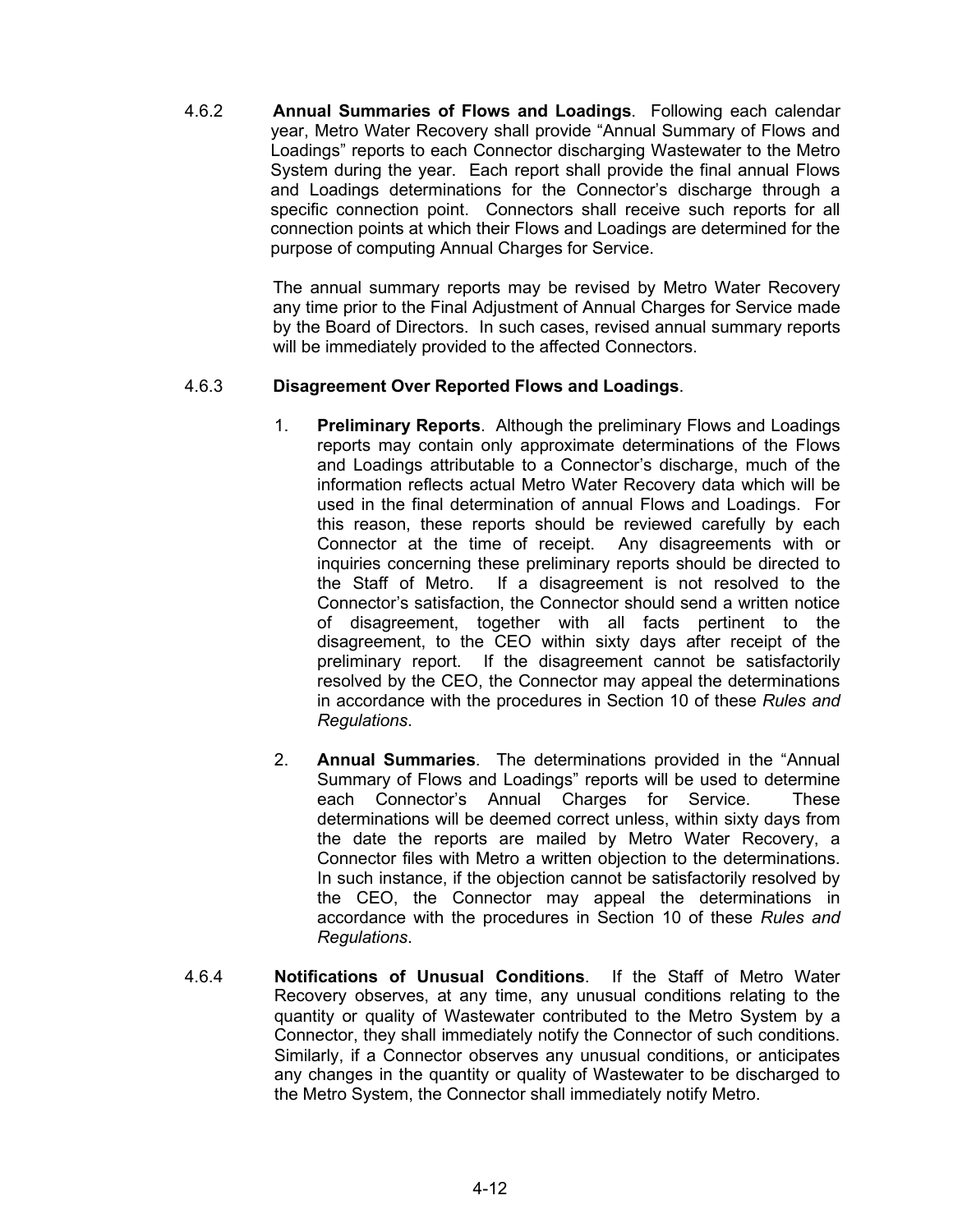4.6.2 **Annual Summaries of Flows and Loadings**. Following each calendar year, Metro Water Recovery shall provide "Annual Summary of Flows and Loadings" reports to each Connector discharging Wastewater to the Metro System during the year. Each report shall provide the final annual Flows and Loadings determinations for the Connector's discharge through a specific connection point. Connectors shall receive such reports for all connection points at which their Flows and Loadings are determined for the purpose of computing Annual Charges for Service.

The annual summary reports may be revised by Metro Water Recovery any time prior to the Final Adjustment of Annual Charges for Service made by the Board of Directors. In such cases, revised annual summary reports will be immediately provided to the affected Connectors.

4.6.3 **Disagreement Over Reported Flows and Loadings**.

1. **Preliminary Reports**. Although the preliminary Flows and Loadings reports may contain only approximate determinations of the Flows and Loadings attributable to a Connector's discharge, much of the information reflects actual Metro Water Recovery data which will be used in the final determination of annual Flows and Loadings. For this reason, these reports should be reviewed carefully by each Connector at the time of receipt. Any disagreements with or inquiries concerning these preliminary reports should be directed to the Staff of Metro. If a disagreement is not resolved to the Connector's satisfaction, the Connector should send a written notice of disagreement, together with all facts pertinent to the disagreement, to the CEO within sixty days after receipt of the preliminary report. If the disagreement cannot be satisfactorily resolved by the CEO, the Connector may appeal the determinations in accordance with the procedures in Section 10 of these *Rules and Regulations*.

2. **Annual Summaries**. The determinations provided in the "Annual Summary of Flows and Loadings" reports will be used to determine each Connector's Annual Charges for Service. These determinations will be deemed correct unless, within sixty days from the date the reports are mailed by Metro Water Recovery, a Connector files with Metro a written objection to the determinations. In such instance, if the objection cannot be satisfactorily resolved by the CEO, the Connector may appeal the determinations in accordance with the procedures in Section 10 of these *Rules and Regulations*.

4.6.4 **Notifications of Unusual Conditions**. If the Staff of Metro Water Recovery observes, at any time, any unusual conditions relating to the quantity or quality of Wastewater contributed to the Metro System by a Connector, they shall immediately notify the Connector of such conditions. Similarly, if a Connector observes any unusual conditions, or anticipates any changes in the quantity or quality of Wastewater to be discharged to the Metro System, the Connector shall immediately notify Metro.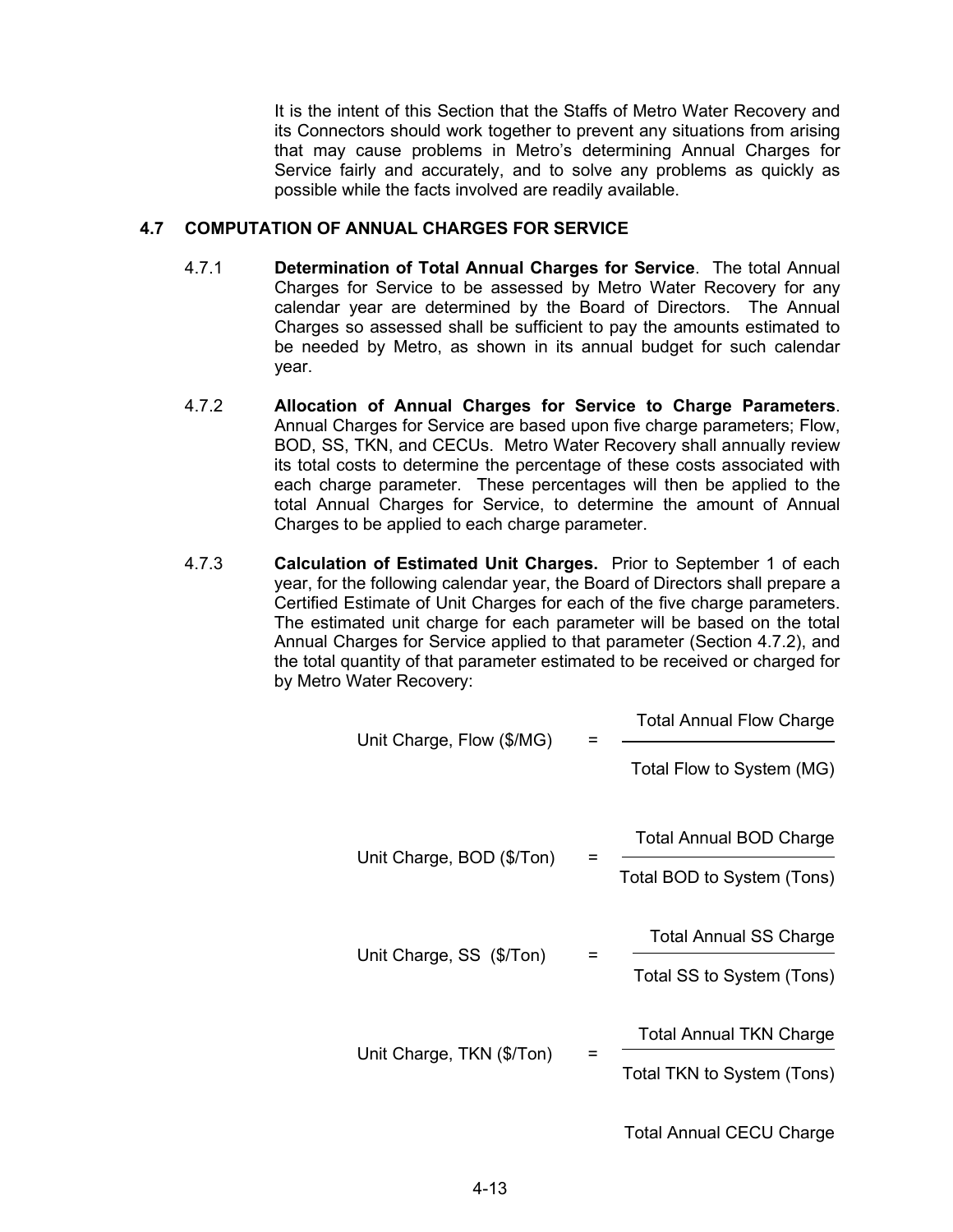It is the intent of this Section that the Staffs of Metro Water Recovery and its Connectors should work together to prevent any situations from arising that may cause problems in Metro's determining Annual Charges for Service fairly and accurately, and to solve any problems as quickly as possible while the facts involved are readily available.

## 4.7 COMPUTATION OF ANNUAL CHARGES FOR SERVICE

4.7.1 **Determination of Total Annual Charges for Service**. The total Annual Charges for Service to be assessed by Metro Water Recovery for any calendar year are determined by the Board of Directors. The Annual Charges so assessed shall be sufficient to pay the amounts estimated to be needed by Metro, as shown in its annual budget for such calendar year.

4.7.2 **Allocation of Annual Charges for Service to Charge Parameters**. Annual Charges for Service are based upon five charge parameters; Flow, BOD, SS, TKN, and CECUs. Metro Water Recovery shall annually review its total costs to determine the percentage of these costs associated with each charge parameter. These percentages will then be applied to the total Annual Charges for Service, to determine the amount of Annual Charges to be applied to each charge parameter.

4.7.3 **Calculation of Estimated Unit Charges.** Prior to September 1 of each year, for the following calendar year, the Board of Directors shall prepare a Certified Estimate of Unit Charges for each of the five charge parameters. The estimated unit charge for each parameter will be based on the total Annual Charges for Service applied to that parameter (Section 4.7.2), and the total quantity of that parameter estimated to be received or charged for by Metro Water Recovery:

$$\text{Unit Charge, Flow (\$/MG)} = \frac{\text{Total Annual Flow Charge}}{\text{Total Flow to System (MG)}}$$

$$\text{Unit Charge, BOD (\$/Ton)} = \frac{\text{Total Annual BOD Charge}}{\text{Total BOD to System (Tons)}}$$

$$\text{Unit Charge, SS (\$/Ton)} = \frac{\text{Total Annual SS Charge}}{\text{Total SS to System (Tons)}}$$

$$\text{Unit Charge, TKN (\$/Ton)} = \frac{\text{Total Annual TKN Charge}}{\text{Total TKN to System (Tons)}}$$

Total Annual CECU Charge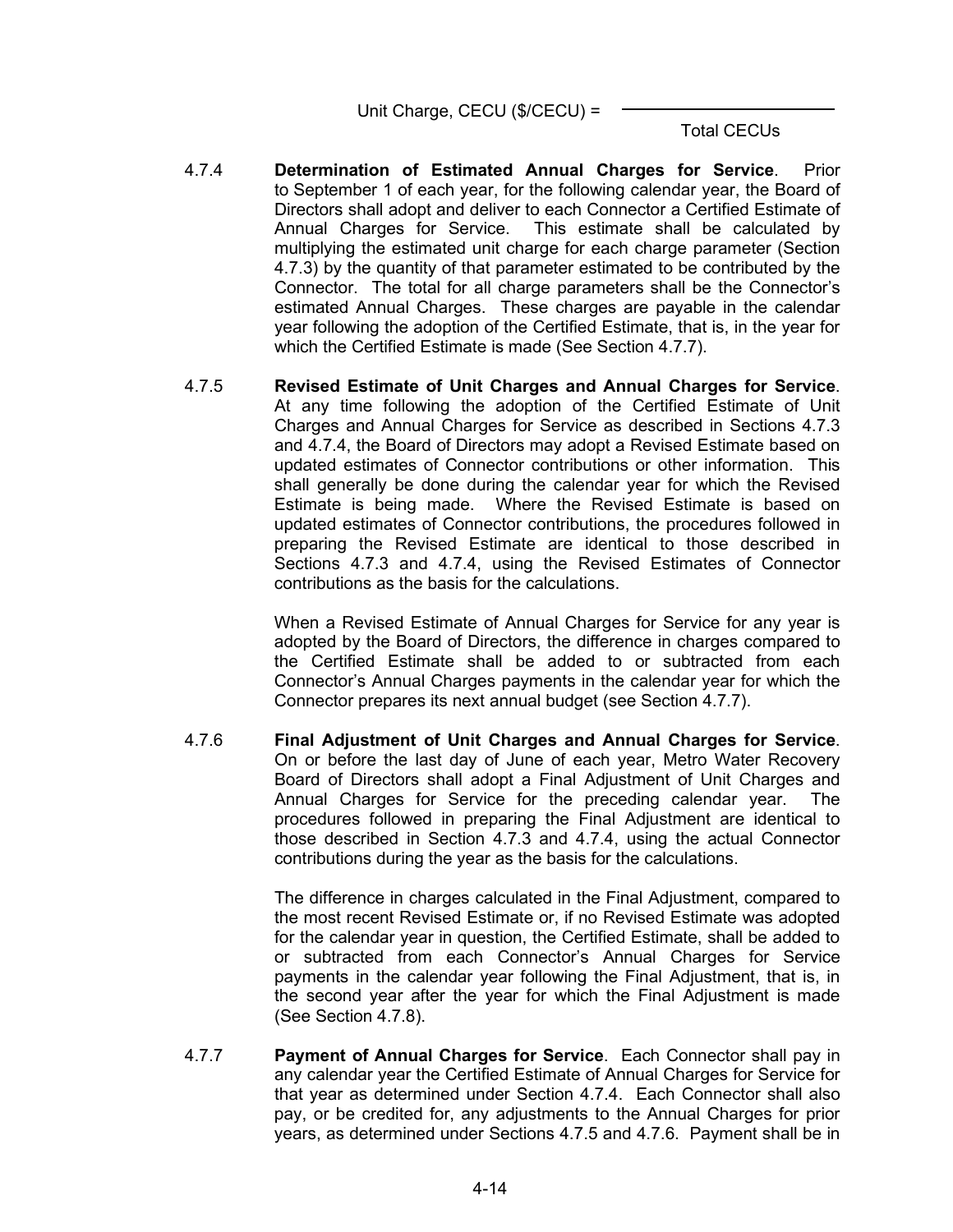$$\text{Unit Charge, CECU (\$/CECU)} = \frac{\phantom{xxxxxxxxxx}}{\text{Total CECUs}}$$

4.7.4 **Determination of Estimated Annual Charges for Service**. Prior to September 1 of each year, for the following calendar year, the Board of Directors shall adopt and deliver to each Connector a Certified Estimate of Annual Charges for Service. This estimate shall be calculated by multiplying the estimated unit charge for each charge parameter (Section 4.7.3) by the quantity of that parameter estimated to be contributed by the Connector. The total for all charge parameters shall be the Connector's estimated Annual Charges. These charges are payable in the calendar year following the adoption of the Certified Estimate, that is, in the year for which the Certified Estimate is made (See Section 4.7.7).

4.7.5 **Revised Estimate of Unit Charges and Annual Charges for Service**. At any time following the adoption of the Certified Estimate of Unit Charges and Annual Charges for Service as described in Sections 4.7.3 and 4.7.4, the Board of Directors may adopt a Revised Estimate based on updated estimates of Connector contributions or other information. This shall generally be done during the calendar year for which the Revised Estimate is being made. Where the Revised Estimate is based on updated estimates of Connector contributions, the procedures followed in preparing the Revised Estimate are identical to those described in Sections 4.7.3 and 4.7.4, using the Revised Estimates of Connector contributions as the basis for the calculations.

When a Revised Estimate of Annual Charges for Service for any year is adopted by the Board of Directors, the difference in charges compared to the Certified Estimate shall be added to or subtracted from each Connector's Annual Charges payments in the calendar year for which the Connector prepares its next annual budget (see Section 4.7.7).

4.7.6 **Final Adjustment of Unit Charges and Annual Charges for Service**. On or before the last day of June of each year, Metro Water Recovery Board of Directors shall adopt a Final Adjustment of Unit Charges and Annual Charges for Service for the preceding calendar year. The procedures followed in preparing the Final Adjustment are identical to those described in Section 4.7.3 and 4.7.4, using the actual Connector contributions during the year as the basis for the calculations.

The difference in charges calculated in the Final Adjustment, compared to the most recent Revised Estimate or, if no Revised Estimate was adopted for the calendar year in question, the Certified Estimate, shall be added to or subtracted from each Connector's Annual Charges for Service payments in the calendar year following the Final Adjustment, that is, in the second year after the year for which the Final Adjustment is made (See Section 4.7.8).

4.7.7 **Payment of Annual Charges for Service**. Each Connector shall pay in any calendar year the Certified Estimate of Annual Charges for Service for that year as determined under Section 4.7.4. Each Connector shall also pay, or be credited for, any adjustments to the Annual Charges for prior years, as determined under Sections 4.7.5 and 4.7.6. Payment shall be in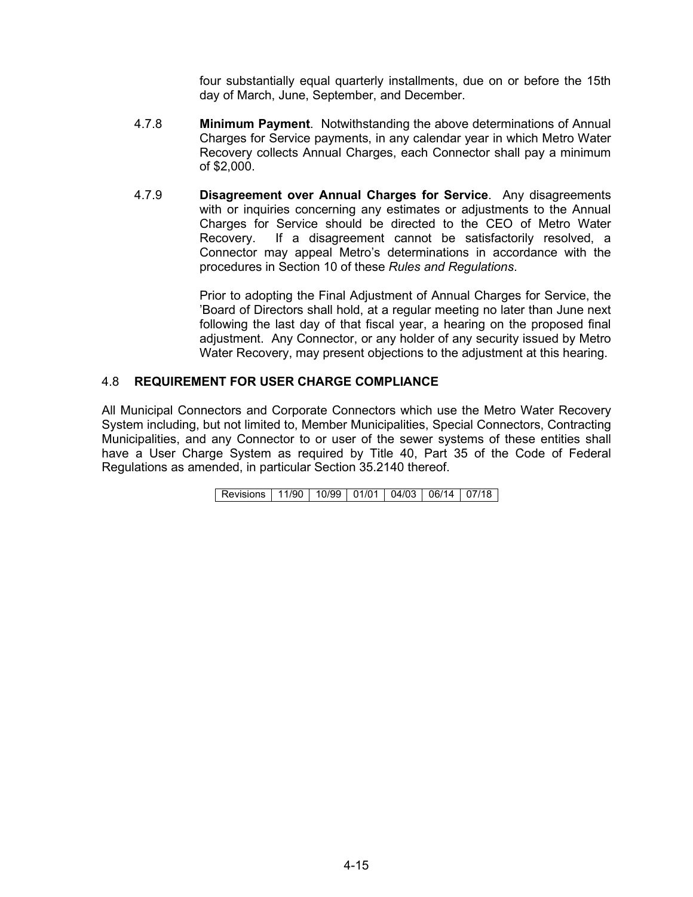four substantially equal quarterly installments, due on or before the 15th day of March, June, September, and December.

4.7.8 **Minimum Payment**. Notwithstanding the above determinations of Annual Charges for Service payments, in any calendar year in which Metro Water Recovery collects Annual Charges, each Connector shall pay a minimum of $2,000.

4.7.9 **Disagreement over Annual Charges for Service**. Any disagreements with or inquiries concerning any estimates or adjustments to the Annual Charges for Service should be directed to the CEO of Metro Water Recovery. If a disagreement cannot be satisfactorily resolved, a Connector may appeal Metro's determinations in accordance with the procedures in Section 10 of these *Rules and Regulations*.

Prior to adopting the Final Adjustment of Annual Charges for Service, the 'Board of Directors shall hold, at a regular meeting no later than June next following the last day of that fiscal year, a hearing on the proposed final adjustment. Any Connector, or any holder of any security issued by Metro Water Recovery, may present objections to the adjustment at this hearing.

## 4.8 REQUIREMENT FOR USER CHARGE COMPLIANCE

All Municipal Connectors and Corporate Connectors which use the Metro Water Recovery System including, but not limited to, Member Municipalities, Special Connectors, Contracting Municipalities, and any Connector to or user of the sewer systems of these entities shall have a User Charge System as required by Title 40, Part 35 of the Code of Federal Regulations as amended, in particular Section 35.2140 thereof.

| | | | | | | |
|---|---|---|---|---|---|---|
| Revisions | 11/90 | 10/99 | 01/01 | 04/03 | 06/14 | 07/18 |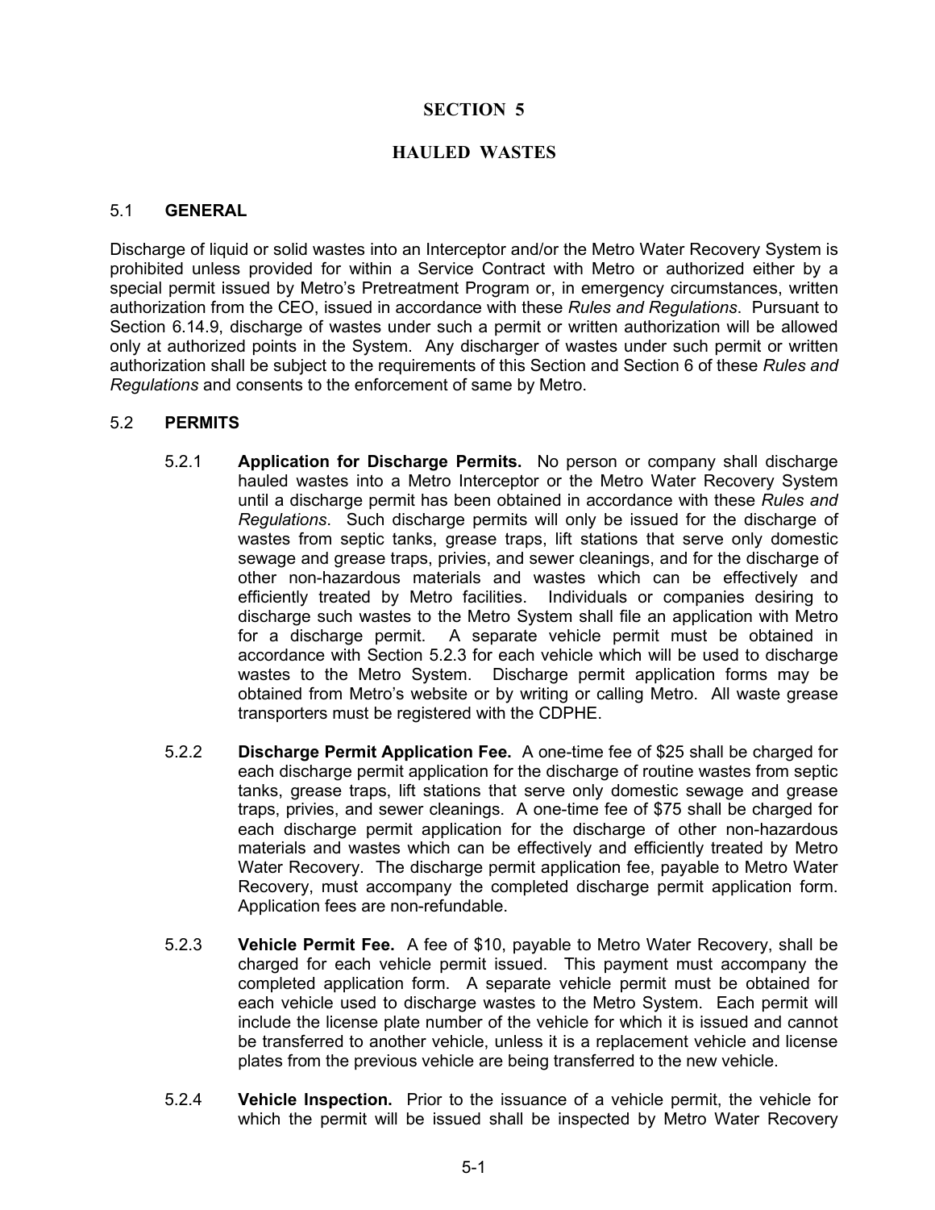# SECTION 5

## HAULED WASTES

### 5.1 **GENERAL**

Discharge of liquid or solid wastes into an Interceptor and/or the Metro Water Recovery System is prohibited unless provided for within a Service Contract with Metro or authorized either by a special permit issued by Metro's Pretreatment Program or, in emergency circumstances, written authorization from the CEO, issued in accordance with these *Rules and Regulations*. Pursuant to Section 6.14.9, discharge of wastes under such a permit or written authorization will be allowed only at authorized points in the System. Any discharger of wastes under such permit or written authorization shall be subject to the requirements of this Section and Section 6 of these *Rules and Regulations* and consents to the enforcement of same by Metro.

### 5.2 **PERMITS**

5.2.1 **Application for Discharge Permits.** No person or company shall discharge hauled wastes into a Metro Interceptor or the Metro Water Recovery System until a discharge permit has been obtained in accordance with these *Rules and Regulations*. Such discharge permits will only be issued for the discharge of wastes from septic tanks, grease traps, lift stations that serve only domestic sewage and grease traps, privies, and sewer cleanings, and for the discharge of other non-hazardous materials and wastes which can be effectively and efficiently treated by Metro facilities. Individuals or companies desiring to discharge such wastes to the Metro System shall file an application with Metro for a discharge permit. A separate vehicle permit must be obtained in accordance with Section 5.2.3 for each vehicle which will be used to discharge wastes to the Metro System. Discharge permit application forms may be obtained from Metro's website or by writing or calling Metro. All waste grease transporters must be registered with the CDPHE.

5.2.2 **Discharge Permit Application Fee.** A one-time fee of $25 shall be charged for each discharge permit application for the discharge of routine wastes from septic tanks, grease traps, lift stations that serve only domestic sewage and grease traps, privies, and sewer cleanings. A one-time fee of $75 shall be charged for each discharge permit application for the discharge of other non-hazardous materials and wastes which can be effectively and efficiently treated by Metro Water Recovery. The discharge permit application fee, payable to Metro Water Recovery, must accompany the completed discharge permit application form. Application fees are non-refundable.

5.2.3 **Vehicle Permit Fee.** A fee of $10, payable to Metro Water Recovery, shall be charged for each vehicle permit issued. This payment must accompany the completed application form. A separate vehicle permit must be obtained for each vehicle used to discharge wastes to the Metro System. Each permit will include the license plate number of the vehicle for which it is issued and cannot be transferred to another vehicle, unless it is a replacement vehicle and license plates from the previous vehicle are being transferred to the new vehicle.

5.2.4 **Vehicle Inspection.** Prior to the issuance of a vehicle permit, the vehicle for which the permit will be issued shall be inspected by Metro Water Recovery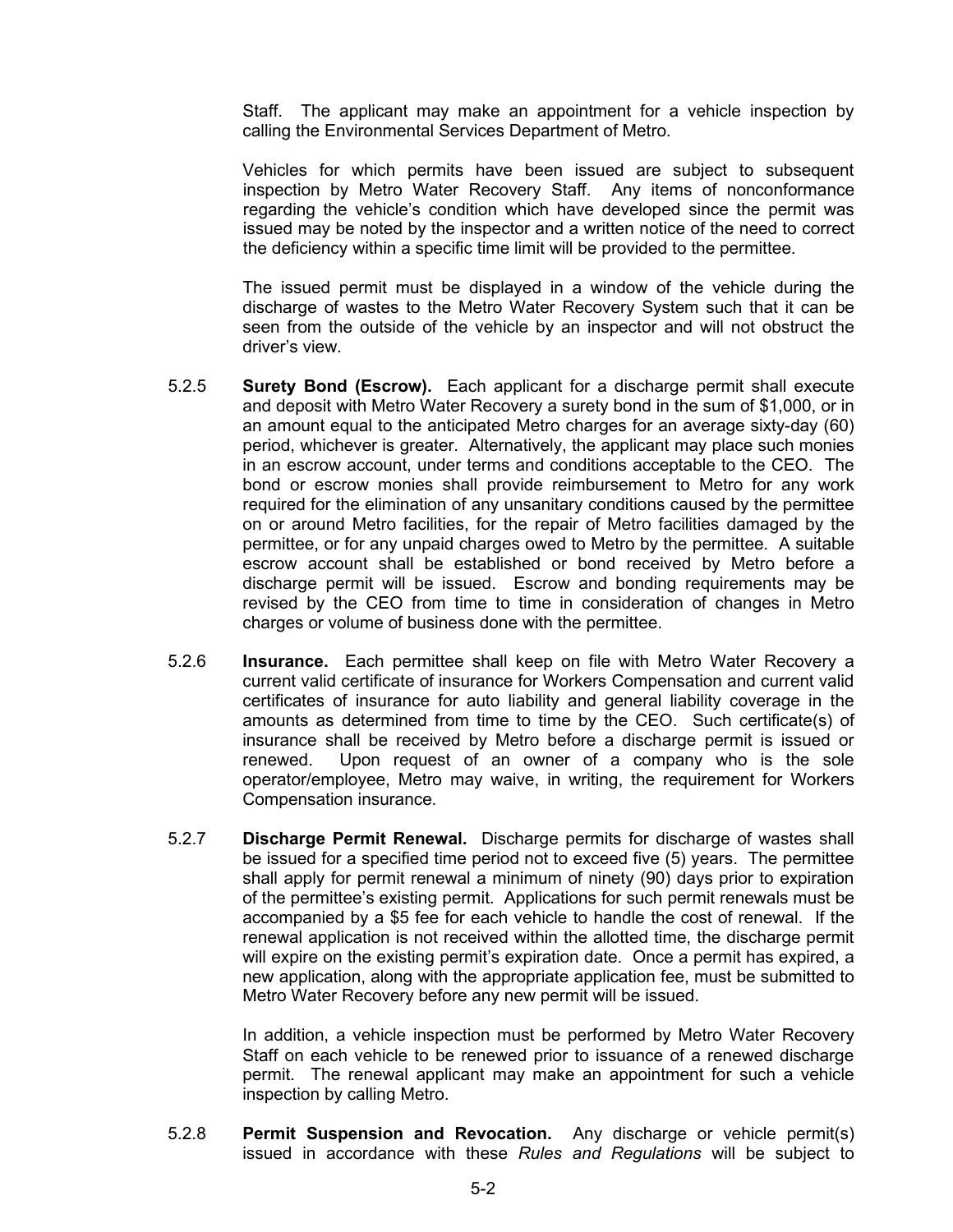Staff. The applicant may make an appointment for a vehicle inspection by calling the Environmental Services Department of Metro.

Vehicles for which permits have been issued are subject to subsequent inspection by Metro Water Recovery Staff. Any items of nonconformance regarding the vehicle's condition which have developed since the permit was issued may be noted by the inspector and a written notice of the need to correct the deficiency within a specific time limit will be provided to the permittee.

The issued permit must be displayed in a window of the vehicle during the discharge of wastes to the Metro Water Recovery System such that it can be seen from the outside of the vehicle by an inspector and will not obstruct the driver's view.

5.2.5 **Surety Bond (Escrow).** Each applicant for a discharge permit shall execute and deposit with Metro Water Recovery a surety bond in the sum of $1,000, or in an amount equal to the anticipated Metro charges for an average sixty-day (60) period, whichever is greater. Alternatively, the applicant may place such monies in an escrow account, under terms and conditions acceptable to the CEO. The bond or escrow monies shall provide reimbursement to Metro for any work required for the elimination of any unsanitary conditions caused by the permittee on or around Metro facilities, for the repair of Metro facilities damaged by the permittee, or for any unpaid charges owed to Metro by the permittee. A suitable escrow account shall be established or bond received by Metro before a discharge permit will be issued. Escrow and bonding requirements may be revised by the CEO from time to time in consideration of changes in Metro charges or volume of business done with the permittee.

5.2.6 **Insurance.** Each permittee shall keep on file with Metro Water Recovery a current valid certificate of insurance for Workers Compensation and current valid certificates of insurance for auto liability and general liability coverage in the amounts as determined from time to time by the CEO. Such certificate(s) of insurance shall be received by Metro before a discharge permit is issued or renewed. Upon request of an owner of a company who is the sole operator/employee, Metro may waive, in writing, the requirement for Workers Compensation insurance.

5.2.7 **Discharge Permit Renewal.** Discharge permits for discharge of wastes shall be issued for a specified time period not to exceed five (5) years. The permittee shall apply for permit renewal a minimum of ninety (90) days prior to expiration of the permittee's existing permit. Applications for such permit renewals must be accompanied by a $5 fee for each vehicle to handle the cost of renewal. If the renewal application is not received within the allotted time, the discharge permit will expire on the existing permit's expiration date. Once a permit has expired, a new application, along with the appropriate application fee, must be submitted to Metro Water Recovery before any new permit will be issued.

In addition, a vehicle inspection must be performed by Metro Water Recovery Staff on each vehicle to be renewed prior to issuance of a renewed discharge permit. The renewal applicant may make an appointment for such a vehicle inspection by calling Metro.

5.2.8 **Permit Suspension and Revocation.** Any discharge or vehicle permit(s) issued in accordance with these *Rules and Regulations* will be subject to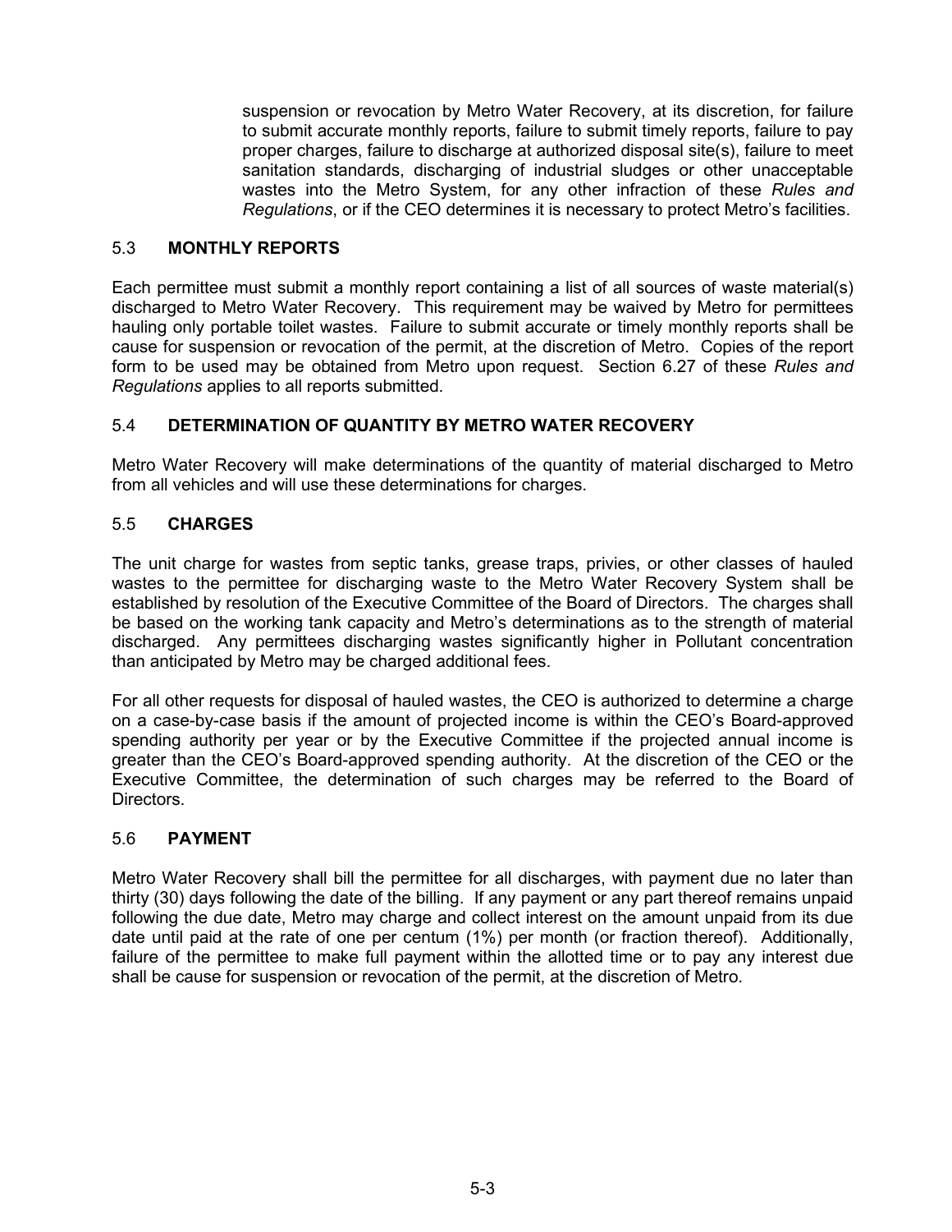suspension or revocation by Metro Water Recovery, at its discretion, for failure to submit accurate monthly reports, failure to submit timely reports, failure to pay proper charges, failure to discharge at authorized disposal site(s), failure to meet sanitation standards, discharging of industrial sludges or other unacceptable wastes into the Metro System, for any other infraction of these *Rules and Regulations*, or if the CEO determines it is necessary to protect Metro's facilities.

### 5.3 **MONTHLY REPORTS**

Each permittee must submit a monthly report containing a list of all sources of waste material(s) discharged to Metro Water Recovery. This requirement may be waived by Metro for permittees hauling only portable toilet wastes. Failure to submit accurate or timely monthly reports shall be cause for suspension or revocation of the permit, at the discretion of Metro. Copies of the report form to be used may be obtained from Metro upon request. Section 6.27 of these *Rules and Regulations* applies to all reports submitted.

### 5.4 **DETERMINATION OF QUANTITY BY METRO WATER RECOVERY**

Metro Water Recovery will make determinations of the quantity of material discharged to Metro from all vehicles and will use these determinations for charges.

### 5.5 **CHARGES**

The unit charge for wastes from septic tanks, grease traps, privies, or other classes of hauled wastes to the permittee for discharging waste to the Metro Water Recovery System shall be established by resolution of the Executive Committee of the Board of Directors. The charges shall be based on the working tank capacity and Metro's determinations as to the strength of material discharged. Any permittees discharging wastes significantly higher in Pollutant concentration than anticipated by Metro may be charged additional fees.

For all other requests for disposal of hauled wastes, the CEO is authorized to determine a charge on a case-by-case basis if the amount of projected income is within the CEO's Board-approved spending authority per year or by the Executive Committee if the projected annual income is greater than the CEO's Board-approved spending authority. At the discretion of the CEO or the Executive Committee, the determination of such charges may be referred to the Board of Directors.

### 5.6 **PAYMENT**

Metro Water Recovery shall bill the permittee for all discharges, with payment due no later than thirty (30) days following the date of the billing. If any payment or any part thereof remains unpaid following the due date, Metro may charge and collect interest on the amount unpaid from its due date until paid at the rate of one per centum (1%) per month (or fraction thereof). Additionally, failure of the permittee to make full payment within the allotted time or to pay any interest due shall be cause for suspension or revocation of the permit, at the discretion of Metro.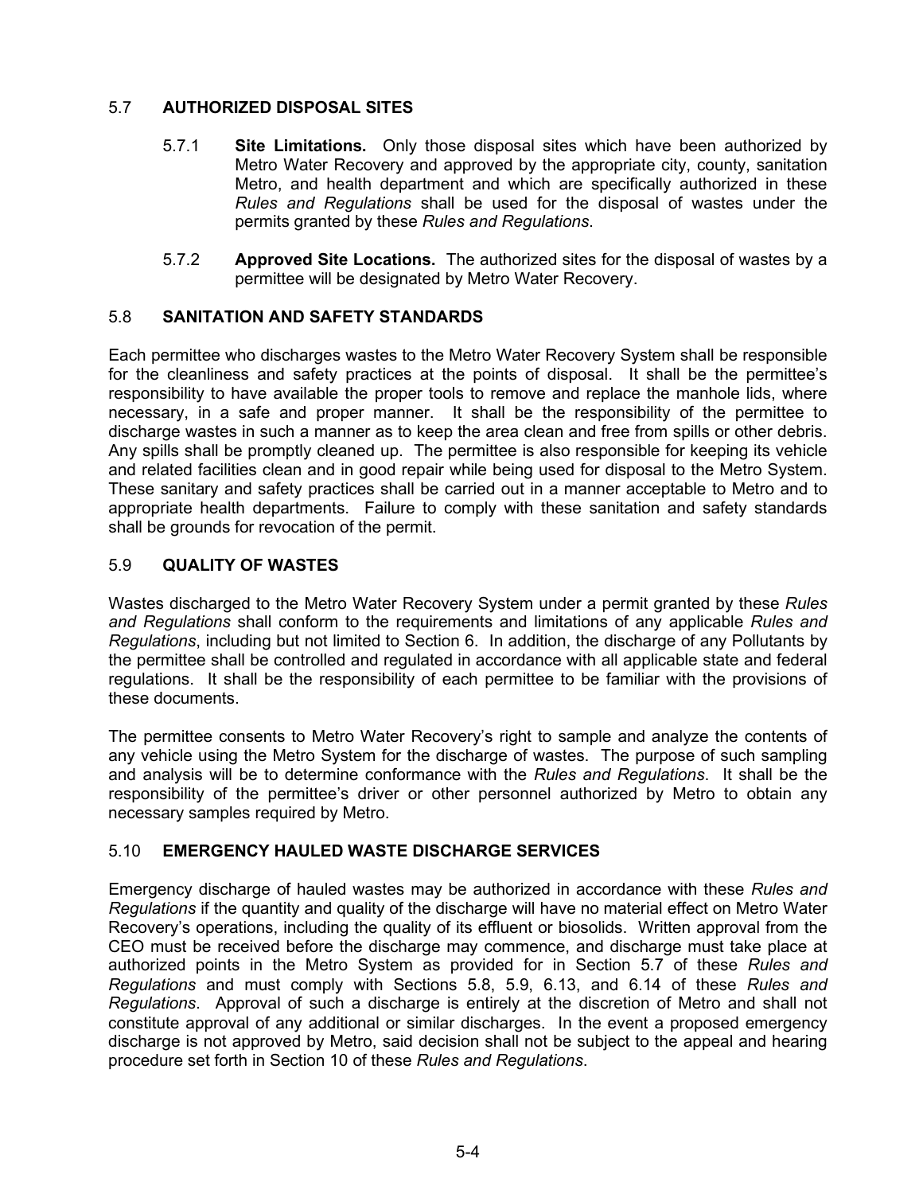## 5.7 AUTHORIZED DISPOSAL SITES

5.7.1 **Site Limitations.** Only those disposal sites which have been authorized by Metro Water Recovery and approved by the appropriate city, county, sanitation Metro, and health department and which are specifically authorized in these *Rules and Regulations* shall be used for the disposal of wastes under the permits granted by these *Rules and Regulations*.

5.7.2 **Approved Site Locations.** The authorized sites for the disposal of wastes by a permittee will be designated by Metro Water Recovery.

## 5.8 SANITATION AND SAFETY STANDARDS

Each permittee who discharges wastes to the Metro Water Recovery System shall be responsible for the cleanliness and safety practices at the points of disposal. It shall be the permittee's responsibility to have available the proper tools to remove and replace the manhole lids, where necessary, in a safe and proper manner. It shall be the responsibility of the permittee to discharge wastes in such a manner as to keep the area clean and free from spills or other debris. Any spills shall be promptly cleaned up. The permittee is also responsible for keeping its vehicle and related facilities clean and in good repair while being used for disposal to the Metro System. These sanitary and safety practices shall be carried out in a manner acceptable to Metro and to appropriate health departments. Failure to comply with these sanitation and safety standards shall be grounds for revocation of the permit.

## 5.9 QUALITY OF WASTES

Wastes discharged to the Metro Water Recovery System under a permit granted by these *Rules and Regulations* shall conform to the requirements and limitations of any applicable *Rules and Regulations*, including but not limited to Section 6. In addition, the discharge of any Pollutants by the permittee shall be controlled and regulated in accordance with all applicable state and federal regulations. It shall be the responsibility of each permittee to be familiar with the provisions of these documents.

The permittee consents to Metro Water Recovery's right to sample and analyze the contents of any vehicle using the Metro System for the discharge of wastes. The purpose of such sampling and analysis will be to determine conformance with the *Rules and Regulations*. It shall be the responsibility of the permittee's driver or other personnel authorized by Metro to obtain any necessary samples required by Metro.

## 5.10 EMERGENCY HAULED WASTE DISCHARGE SERVICES

Emergency discharge of hauled wastes may be authorized in accordance with these *Rules and Regulations* if the quantity and quality of the discharge will have no material effect on Metro Water Recovery's operations, including the quality of its effluent or biosolids. Written approval from the CEO must be received before the discharge may commence, and discharge must take place at authorized points in the Metro System as provided for in Section 5.7 of these *Rules and Regulations* and must comply with Sections 5.8, 5.9, 6.13, and 6.14 of these *Rules and Regulations*. Approval of such a discharge is entirely at the discretion of Metro and shall not constitute approval of any additional or similar discharges. In the event a proposed emergency discharge is not approved by Metro, said decision shall not be subject to the appeal and hearing procedure set forth in Section 10 of these *Rules and Regulations*.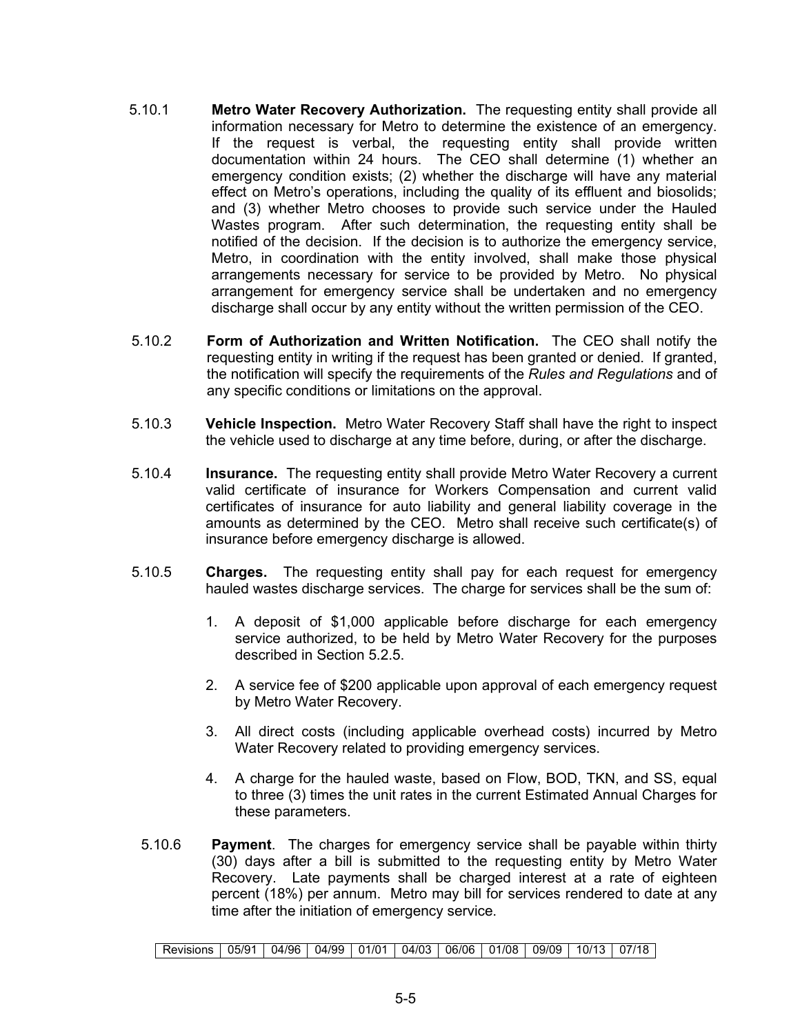5.10.1 **Metro Water Recovery Authorization.** The requesting entity shall provide all information necessary for Metro to determine the existence of an emergency. If the request is verbal, the requesting entity shall provide written documentation within 24 hours. The CEO shall determine (1) whether an emergency condition exists; (2) whether the discharge will have any material effect on Metro's operations, including the quality of its effluent and biosolids; and (3) whether Metro chooses to provide such service under the Hauled Wastes program. After such determination, the requesting entity shall be notified of the decision. If the decision is to authorize the emergency service, Metro, in coordination with the entity involved, shall make those physical arrangements necessary for service to be provided by Metro. No physical arrangement for emergency service shall be undertaken and no emergency discharge shall occur by any entity without the written permission of the CEO.

5.10.2 **Form of Authorization and Written Notification.** The CEO shall notify the requesting entity in writing if the request has been granted or denied. If granted, the notification will specify the requirements of the *Rules and Regulations* and of any specific conditions or limitations on the approval.

5.10.3 **Vehicle Inspection.** Metro Water Recovery Staff shall have the right to inspect the vehicle used to discharge at any time before, during, or after the discharge.

5.10.4 **Insurance.** The requesting entity shall provide Metro Water Recovery a current valid certificate of insurance for Workers Compensation and current valid certificates of insurance for auto liability and general liability coverage in the amounts as determined by the CEO. Metro shall receive such certificate(s) of insurance before emergency discharge is allowed.

5.10.5 **Charges.** The requesting entity shall pay for each request for emergency hauled wastes discharge services. The charge for services shall be the sum of:

1. A deposit of $1,000 applicable before discharge for each emergency service authorized, to be held by Metro Water Recovery for the purposes described in Section 5.2.5.
2. A service fee of $200 applicable upon approval of each emergency request by Metro Water Recovery.
3. All direct costs (including applicable overhead costs) incurred by Metro Water Recovery related to providing emergency services.
4. A charge for the hauled waste, based on Flow, BOD, TKN, and SS, equal to three (3) times the unit rates in the current Estimated Annual Charges for these parameters.

5.10.6 **Payment**. The charges for emergency service shall be payable within thirty (30) days after a bill is submitted to the requesting entity by Metro Water Recovery. Late payments shall be charged interest at a rate of eighteen percent (18%) per annum. Metro may bill for services rendered to date at any time after the initiation of emergency service.

| Revisions | 05/91 | 04/96 | 04/99 | 01/01 | 04/03 | 06/06 | 01/08 | 09/09 | 10/13 | 07/18 |
|---|---|---|---|---|---|---|---|---|---|---|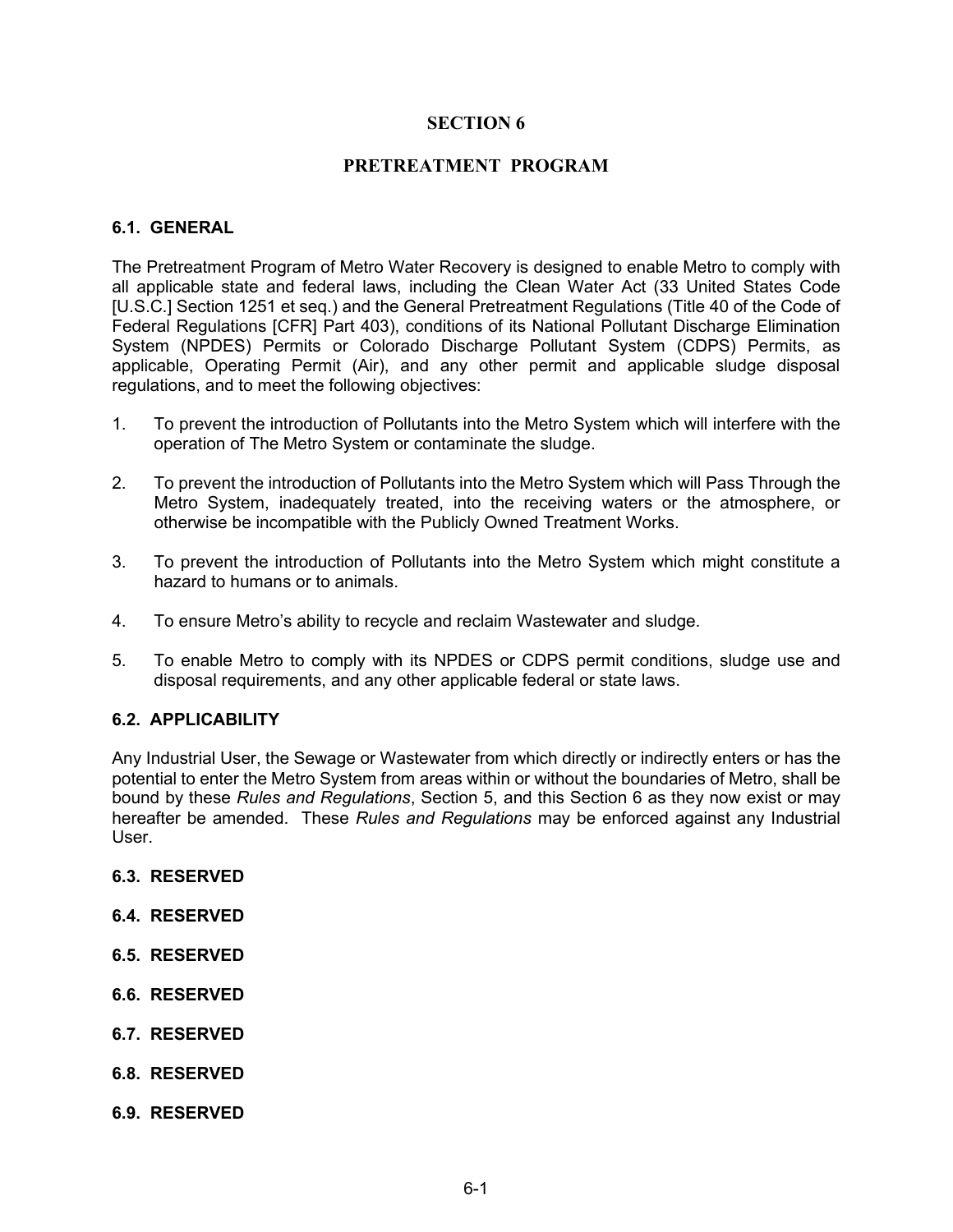# SECTION 6

# PRETREATMENT PROGRAM

## 6.1. GENERAL

The Pretreatment Program of Metro Water Recovery is designed to enable Metro to comply with all applicable state and federal laws, including the Clean Water Act (33 United States Code [U.S.C.] Section 1251 et seq.) and the General Pretreatment Regulations (Title 40 of the Code of Federal Regulations [CFR] Part 403), conditions of its National Pollutant Discharge Elimination System (NPDES) Permits or Colorado Discharge Pollutant System (CDPS) Permits, as applicable, Operating Permit (Air), and any other permit and applicable sludge disposal regulations, and to meet the following objectives:

1. To prevent the introduction of Pollutants into the Metro System which will interfere with the operation of The Metro System or contaminate the sludge.
2. To prevent the introduction of Pollutants into the Metro System which will Pass Through the Metro System, inadequately treated, into the receiving waters or the atmosphere, or otherwise be incompatible with the Publicly Owned Treatment Works.
3. To prevent the introduction of Pollutants into the Metro System which might constitute a hazard to humans or to animals.
4. To ensure Metro's ability to recycle and reclaim Wastewater and sludge.
5. To enable Metro to comply with its NPDES or CDPS permit conditions, sludge use and disposal requirements, and any other applicable federal or state laws.

## 6.2. APPLICABILITY

Any Industrial User, the Sewage or Wastewater from which directly or indirectly enters or has the potential to enter the Metro System from areas within or without the boundaries of Metro, shall be bound by these *Rules and Regulations*, Section 5, and this Section 6 as they now exist or may hereafter be amended. These *Rules and Regulations* may be enforced against any Industrial User.

## 6.3. RESERVED

## 6.4. RESERVED

## 6.5. RESERVED

## 6.6. RESERVED

## 6.7. RESERVED

## 6.8. RESERVED

## 6.9. RESERVED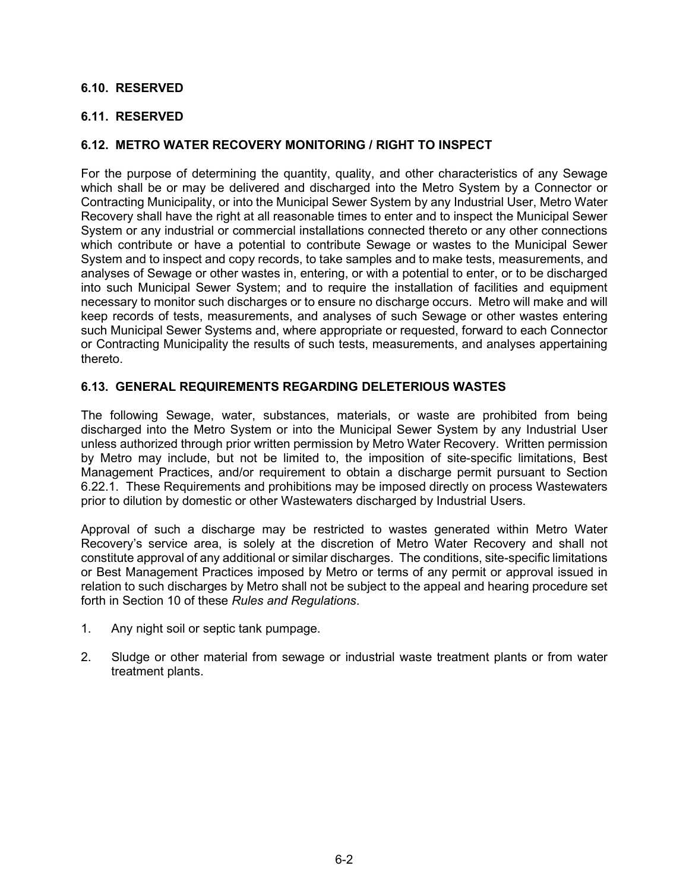### 6.10. RESERVED

### 6.11. RESERVED

### 6.12. METRO WATER RECOVERY MONITORING / RIGHT TO INSPECT

For the purpose of determining the quantity, quality, and other characteristics of any Sewage which shall be or may be delivered and discharged into the Metro System by a Connector or Contracting Municipality, or into the Municipal Sewer System by any Industrial User, Metro Water Recovery shall have the right at all reasonable times to enter and to inspect the Municipal Sewer System or any industrial or commercial installations connected thereto or any other connections which contribute or have a potential to contribute Sewage or wastes to the Municipal Sewer System and to inspect and copy records, to take samples and to make tests, measurements, and analyses of Sewage or other wastes in, entering, or with a potential to enter, or to be discharged into such Municipal Sewer System; and to require the installation of facilities and equipment necessary to monitor such discharges or to ensure no discharge occurs. Metro will make and will keep records of tests, measurements, and analyses of such Sewage or other wastes entering such Municipal Sewer Systems and, where appropriate or requested, forward to each Connector or Contracting Municipality the results of such tests, measurements, and analyses appertaining thereto.

### 6.13. GENERAL REQUIREMENTS REGARDING DELETERIOUS WASTES

The following Sewage, water, substances, materials, or waste are prohibited from being discharged into the Metro System or into the Municipal Sewer System by any Industrial User unless authorized through prior written permission by Metro Water Recovery. Written permission by Metro may include, but not be limited to, the imposition of site-specific limitations, Best Management Practices, and/or requirement to obtain a discharge permit pursuant to Section 6.22.1. These Requirements and prohibitions may be imposed directly on process Wastewaters prior to dilution by domestic or other Wastewaters discharged by Industrial Users.

Approval of such a discharge may be restricted to wastes generated within Metro Water Recovery's service area, is solely at the discretion of Metro Water Recovery and shall not constitute approval of any additional or similar discharges. The conditions, site-specific limitations or Best Management Practices imposed by Metro or terms of any permit or approval issued in relation to such discharges by Metro shall not be subject to the appeal and hearing procedure set forth in Section 10 of these *Rules and Regulations*.

1. Any night soil or septic tank pumpage.

2. Sludge or other material from sewage or industrial waste treatment plants or from water treatment plants.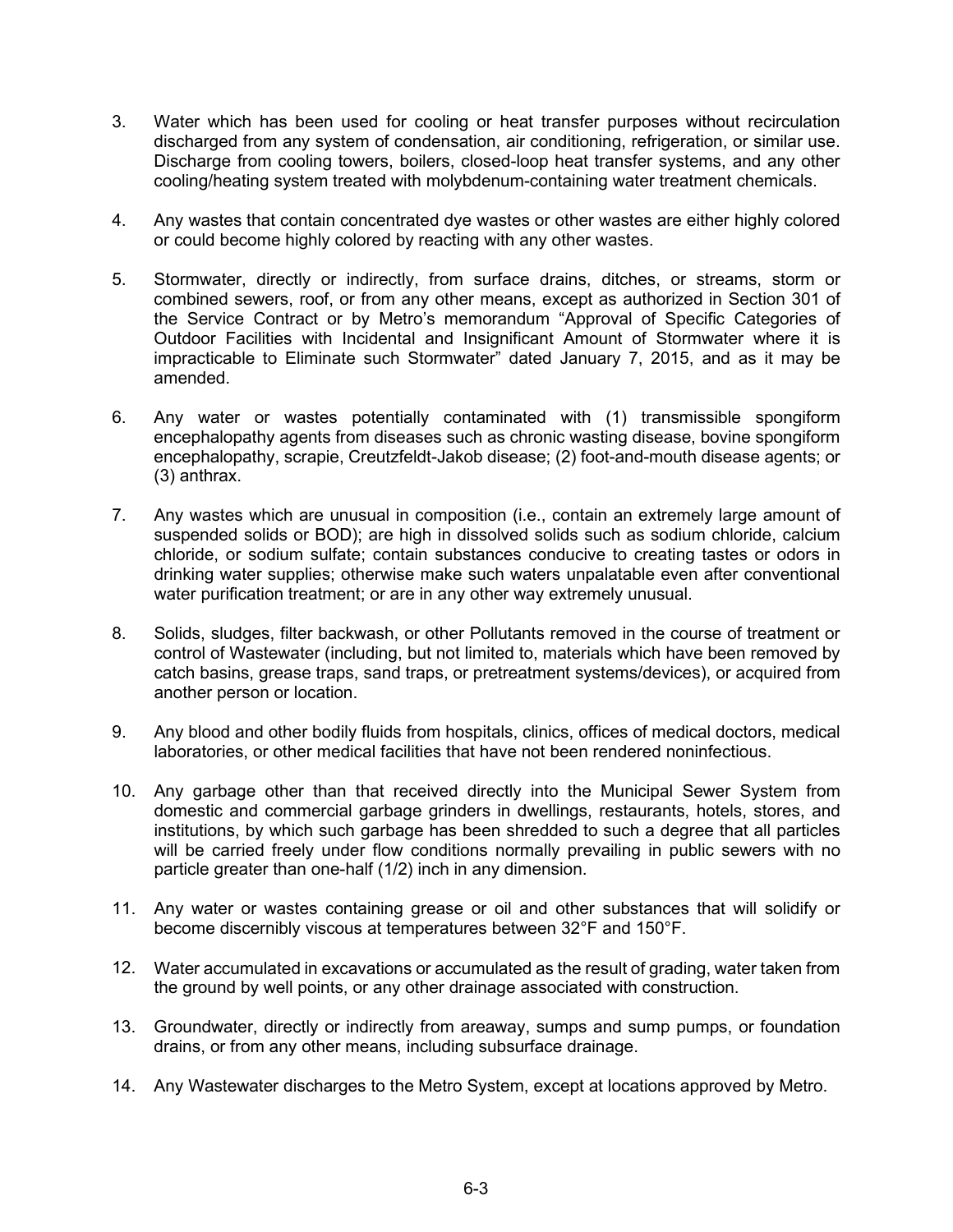3. Water which has been used for cooling or heat transfer purposes without recirculation discharged from any system of condensation, air conditioning, refrigeration, or similar use. Discharge from cooling towers, boilers, closed-loop heat transfer systems, and any other cooling/heating system treated with molybdenum-containing water treatment chemicals.

4. Any wastes that contain concentrated dye wastes or other wastes are either highly colored or could become highly colored by reacting with any other wastes.

5. Stormwater, directly or indirectly, from surface drains, ditches, or streams, storm or combined sewers, roof, or from any other means, except as authorized in Section 301 of the Service Contract or by Metro's memorandum "Approval of Specific Categories of Outdoor Facilities with Incidental and Insignificant Amount of Stormwater where it is impracticable to Eliminate such Stormwater" dated January 7, 2015, and as it may be amended.

6. Any water or wastes potentially contaminated with (1) transmissible spongiform encephalopathy agents from diseases such as chronic wasting disease, bovine spongiform encephalopathy, scrapie, Creutzfeldt-Jakob disease; (2) foot-and-mouth disease agents; or (3) anthrax.

7. Any wastes which are unusual in composition (i.e., contain an extremely large amount of suspended solids or BOD); are high in dissolved solids such as sodium chloride, calcium chloride, or sodium sulfate; contain substances conducive to creating tastes or odors in drinking water supplies; otherwise make such waters unpalatable even after conventional water purification treatment; or are in any other way extremely unusual.

8. Solids, sludges, filter backwash, or other Pollutants removed in the course of treatment or control of Wastewater (including, but not limited to, materials which have been removed by catch basins, grease traps, sand traps, or pretreatment systems/devices), or acquired from another person or location.

9. Any blood and other bodily fluids from hospitals, clinics, offices of medical doctors, medical laboratories, or other medical facilities that have not been rendered noninfectious.

10. Any garbage other than that received directly into the Municipal Sewer System from domestic and commercial garbage grinders in dwellings, restaurants, hotels, stores, and institutions, by which such garbage has been shredded to such a degree that all particles will be carried freely under flow conditions normally prevailing in public sewers with no particle greater than one-half (1/2) inch in any dimension.

11. Any water or wastes containing grease or oil and other substances that will solidify or become discernibly viscous at temperatures between 32°F and 150°F.

12. Water accumulated in excavations or accumulated as the result of grading, water taken from the ground by well points, or any other drainage associated with construction.

13. Groundwater, directly or indirectly from areaway, sumps and sump pumps, or foundation drains, or from any other means, including subsurface drainage.

14. Any Wastewater discharges to the Metro System, except at locations approved by Metro.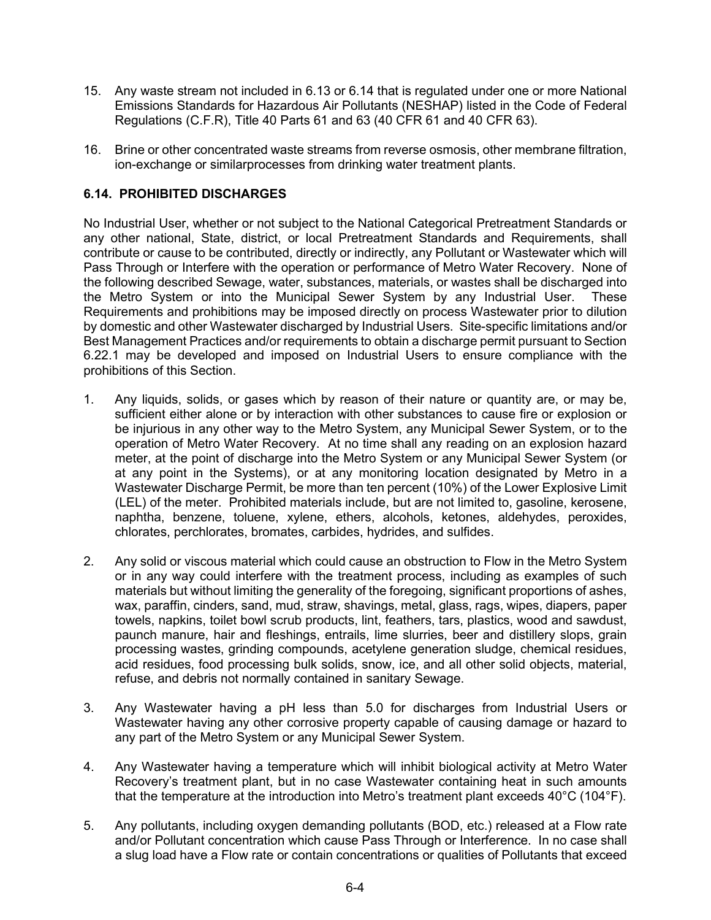15. Any waste stream not included in 6.13 or 6.14 that is regulated under one or more National Emissions Standards for Hazardous Air Pollutants (NESHAP) listed in the Code of Federal Regulations (C.F.R), Title 40 Parts 61 and 63 (40 CFR 61 and 40 CFR 63).

16. Brine or other concentrated waste streams from reverse osmosis, other membrane filtration, ion-exchange or similarprocesses from drinking water treatment plants.

### 6.14. PROHIBITED DISCHARGES

No Industrial User, whether or not subject to the National Categorical Pretreatment Standards or any other national, State, district, or local Pretreatment Standards and Requirements, shall contribute or cause to be contributed, directly or indirectly, any Pollutant or Wastewater which will Pass Through or Interfere with the operation or performance of Metro Water Recovery. None of the following described Sewage, water, substances, materials, or wastes shall be discharged into the Metro System or into the Municipal Sewer System by any Industrial User. These Requirements and prohibitions may be imposed directly on process Wastewater prior to dilution by domestic and other Wastewater discharged by Industrial Users. Site-specific limitations and/or Best Management Practices and/or requirements to obtain a discharge permit pursuant to Section 6.22.1 may be developed and imposed on Industrial Users to ensure compliance with the prohibitions of this Section.

1. Any liquids, solids, or gases which by reason of their nature or quantity are, or may be, sufficient either alone or by interaction with other substances to cause fire or explosion or be injurious in any other way to the Metro System, any Municipal Sewer System, or to the operation of Metro Water Recovery. At no time shall any reading on an explosion hazard meter, at the point of discharge into the Metro System or any Municipal Sewer System (or at any point in the Systems), or at any monitoring location designated by Metro in a Wastewater Discharge Permit, be more than ten percent (10%) of the Lower Explosive Limit (LEL) of the meter. Prohibited materials include, but are not limited to, gasoline, kerosene, naphtha, benzene, toluene, xylene, ethers, alcohols, ketones, aldehydes, peroxides, chlorates, perchlorates, bromates, carbides, hydrides, and sulfides.

2. Any solid or viscous material which could cause an obstruction to Flow in the Metro System or in any way could interfere with the treatment process, including as examples of such materials but without limiting the generality of the foregoing, significant proportions of ashes, wax, paraffin, cinders, sand, mud, straw, shavings, metal, glass, rags, wipes, diapers, paper towels, napkins, toilet bowl scrub products, lint, feathers, tars, plastics, wood and sawdust, paunch manure, hair and fleshings, entrails, lime slurries, beer and distillery slops, grain processing wastes, grinding compounds, acetylene generation sludge, chemical residues, acid residues, food processing bulk solids, snow, ice, and all other solid objects, material, refuse, and debris not normally contained in sanitary Sewage.

3. Any Wastewater having a pH less than 5.0 for discharges from Industrial Users or Wastewater having any other corrosive property capable of causing damage or hazard to any part of the Metro System or any Municipal Sewer System.

4. Any Wastewater having a temperature which will inhibit biological activity at Metro Water Recovery's treatment plant, but in no case Wastewater containing heat in such amounts that the temperature at the introduction into Metro's treatment plant exceeds 40°C (104°F).

5. Any pollutants, including oxygen demanding pollutants (BOD, etc.) released at a Flow rate and/or Pollutant concentration which cause Pass Through or Interference. In no case shall a slug load have a Flow rate or contain concentrations or qualities of Pollutants that exceed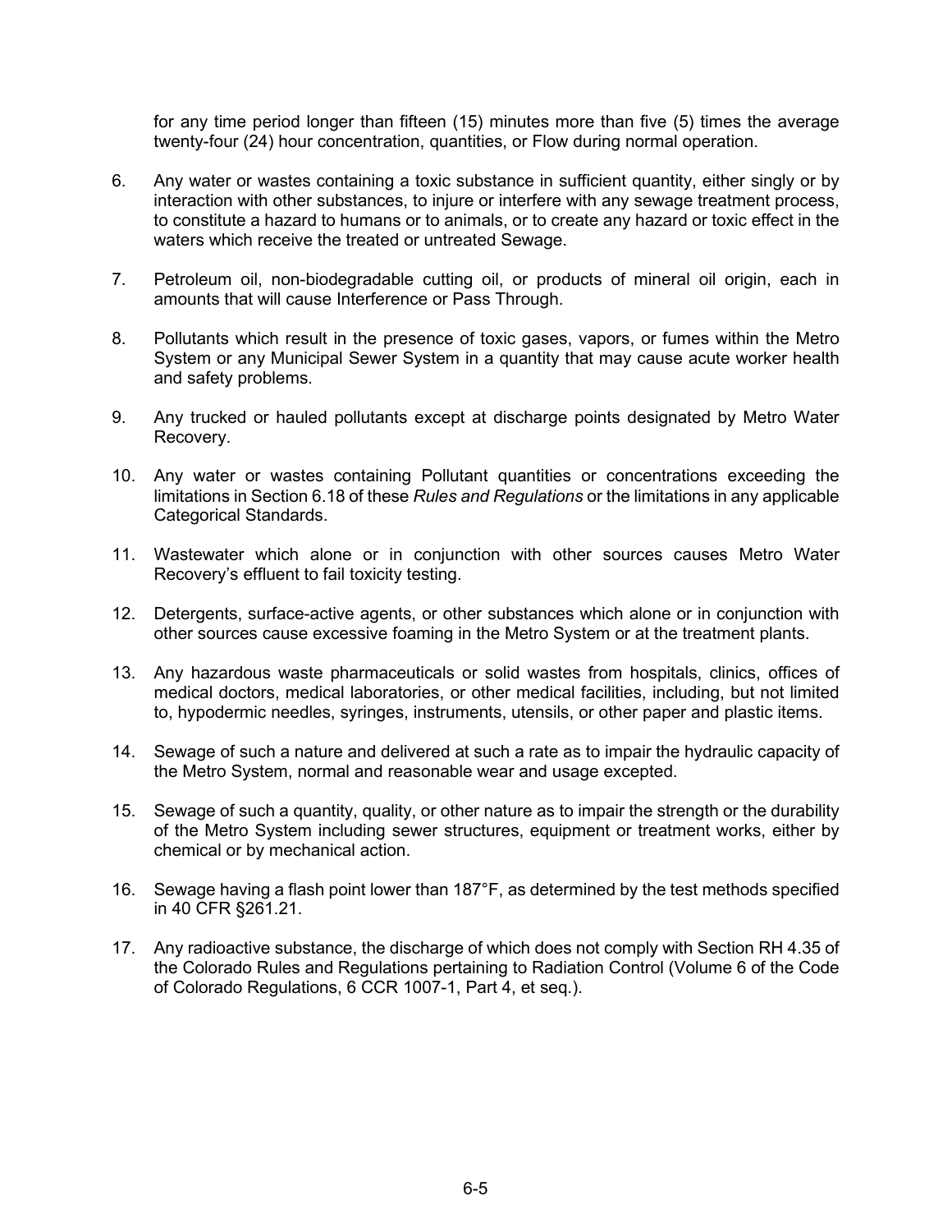for any time period longer than fifteen (15) minutes more than five (5) times the average twenty-four (24) hour concentration, quantities, or Flow during normal operation.

6. Any water or wastes containing a toxic substance in sufficient quantity, either singly or by interaction with other substances, to injure or interfere with any sewage treatment process, to constitute a hazard to humans or to animals, or to create any hazard or toxic effect in the waters which receive the treated or untreated Sewage.

7. Petroleum oil, non-biodegradable cutting oil, or products of mineral oil origin, each in amounts that will cause Interference or Pass Through.

8. Pollutants which result in the presence of toxic gases, vapors, or fumes within the Metro System or any Municipal Sewer System in a quantity that may cause acute worker health and safety problems.

9. Any trucked or hauled pollutants except at discharge points designated by Metro Water Recovery.

10. Any water or wastes containing Pollutant quantities or concentrations exceeding the limitations in Section 6.18 of these *Rules and Regulations* or the limitations in any applicable Categorical Standards.

11. Wastewater which alone or in conjunction with other sources causes Metro Water Recovery's effluent to fail toxicity testing.

12. Detergents, surface-active agents, or other substances which alone or in conjunction with other sources cause excessive foaming in the Metro System or at the treatment plants.

13. Any hazardous waste pharmaceuticals or solid wastes from hospitals, clinics, offices of medical doctors, medical laboratories, or other medical facilities, including, but not limited to, hypodermic needles, syringes, instruments, utensils, or other paper and plastic items.

14. Sewage of such a nature and delivered at such a rate as to impair the hydraulic capacity of the Metro System, normal and reasonable wear and usage excepted.

15. Sewage of such a quantity, quality, or other nature as to impair the strength or the durability of the Metro System including sewer structures, equipment or treatment works, either by chemical or by mechanical action.

16. Sewage having a flash point lower than 187°F, as determined by the test methods specified in 40 CFR §261.21.

17. Any radioactive substance, the discharge of which does not comply with Section RH 4.35 of the Colorado Rules and Regulations pertaining to Radiation Control (Volume 6 of the Code of Colorado Regulations, 6 CCR 1007-1, Part 4, et seq.).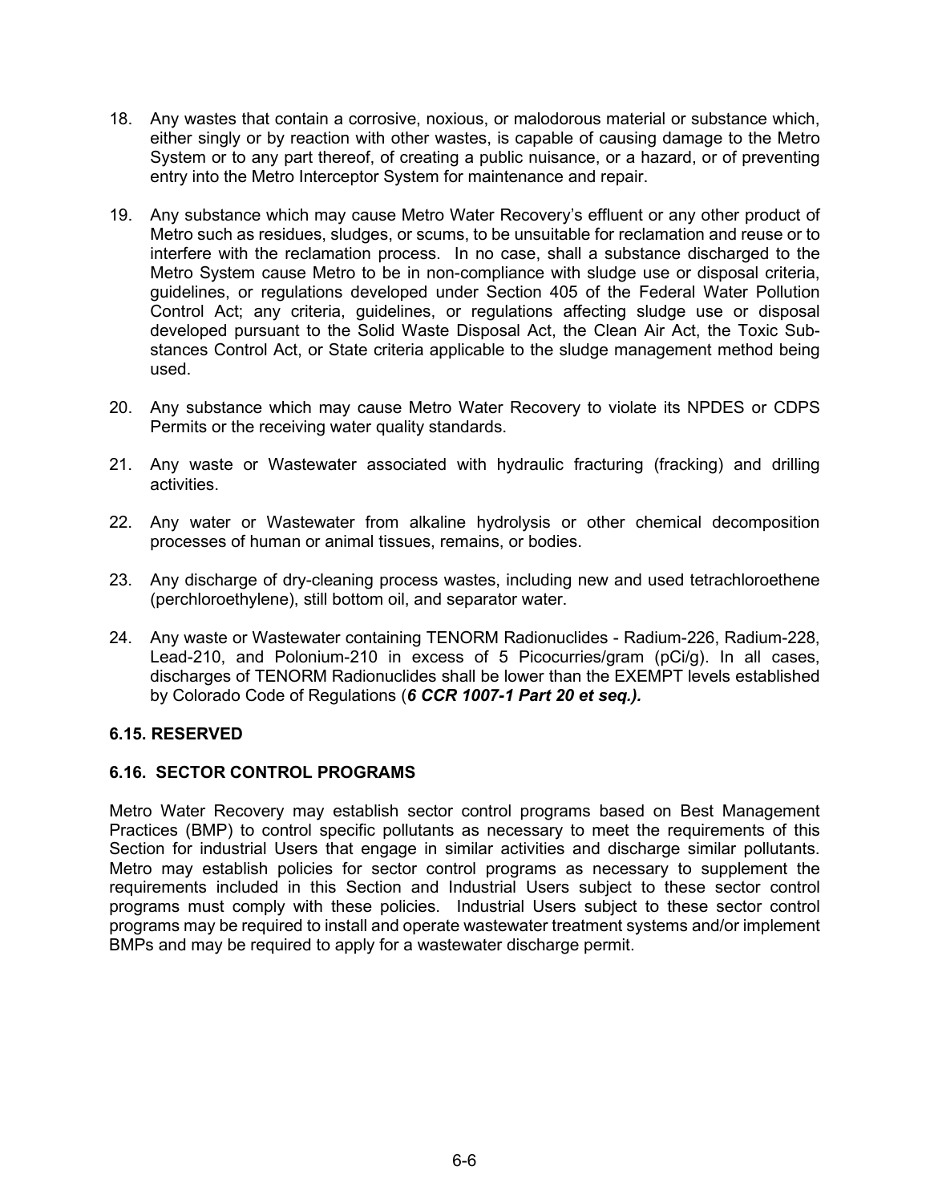18. Any wastes that contain a corrosive, noxious, or malodorous material or substance which, either singly or by reaction with other wastes, is capable of causing damage to the Metro System or to any part thereof, of creating a public nuisance, or a hazard, or of preventing entry into the Metro Interceptor System for maintenance and repair.

19. Any substance which may cause Metro Water Recovery's effluent or any other product of Metro such as residues, sludges, or scums, to be unsuitable for reclamation and reuse or to interfere with the reclamation process. In no case, shall a substance discharged to the Metro System cause Metro to be in non-compliance with sludge use or disposal criteria, guidelines, or regulations developed under Section 405 of the Federal Water Pollution Control Act; any criteria, guidelines, or regulations affecting sludge use or disposal developed pursuant to the Solid Waste Disposal Act, the Clean Air Act, the Toxic Substances Control Act, or State criteria applicable to the sludge management method being used.

20. Any substance which may cause Metro Water Recovery to violate its NPDES or CDPS Permits or the receiving water quality standards.

21. Any waste or Wastewater associated with hydraulic fracturing (fracking) and drilling activities.

22. Any water or Wastewater from alkaline hydrolysis or other chemical decomposition processes of human or animal tissues, remains, or bodies.

23. Any discharge of dry-cleaning process wastes, including new and used tetrachloroethene (perchloroethylene), still bottom oil, and separator water.

24. Any waste or Wastewater containing TENORM Radionuclides - Radium-226, Radium-228, Lead-210, and Polonium-210 in excess of 5 Picocurries/gram (pCi/g). In all cases, discharges of TENORM Radionuclides shall be lower than the EXEMPT levels established by Colorado Code of Regulations (***6 CCR 1007-1 Part 20 et seq.).***

### 6.15. RESERVED

### 6.16. SECTOR CONTROL PROGRAMS

Metro Water Recovery may establish sector control programs based on Best Management Practices (BMP) to control specific pollutants as necessary to meet the requirements of this Section for industrial Users that engage in similar activities and discharge similar pollutants. Metro may establish policies for sector control programs as necessary to supplement the requirements included in this Section and Industrial Users subject to these sector control programs must comply with these policies. Industrial Users subject to these sector control programs may be required to install and operate wastewater treatment systems and/or implement BMPs and may be required to apply for a wastewater discharge permit.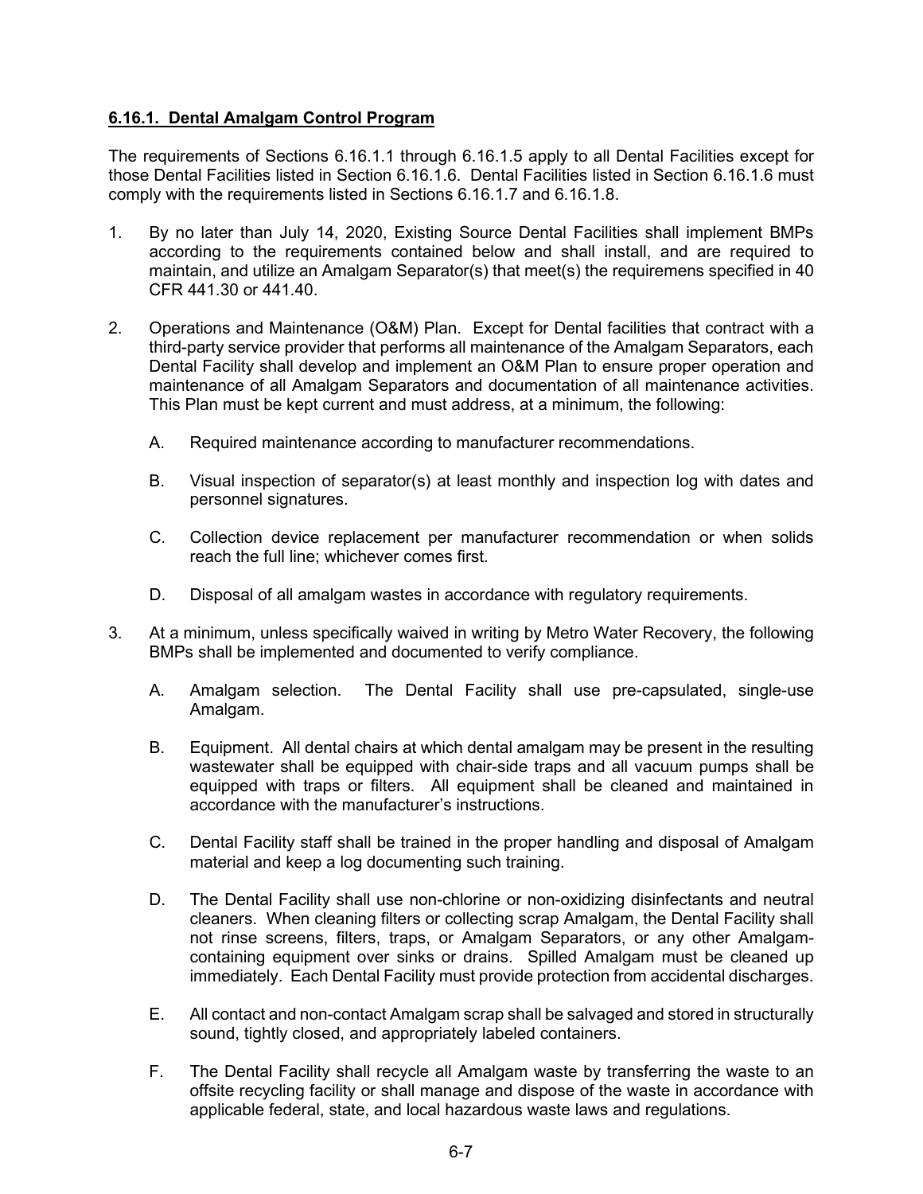**6.16.1. Dental Amalgam Control Program**

The requirements of Sections 6.16.1.1 through 6.16.1.5 apply to all Dental Facilities except for those Dental Facilities listed in Section 6.16.1.6. Dental Facilities listed in Section 6.16.1.6 must comply with the requirements listed in Sections 6.16.1.7 and 6.16.1.8.

1. By no later than July 14, 2020, Existing Source Dental Facilities shall implement BMPs according to the requirements contained below and shall install, and are required to maintain, and utilize an Amalgam Separator(s) that meet(s) the requiremens specified in 40 CFR 441.30 or 441.40.

2. Operations and Maintenance (O&M) Plan. Except for Dental facilities that contract with a third-party service provider that performs all maintenance of the Amalgam Separators, each Dental Facility shall develop and implement an O&M Plan to ensure proper operation and maintenance of all Amalgam Separators and documentation of all maintenance activities. This Plan must be kept current and must address, at a minimum, the following:

   A. Required maintenance according to manufacturer recommendations.

   B. Visual inspection of separator(s) at least monthly and inspection log with dates and personnel signatures.

   C. Collection device replacement per manufacturer recommendation or when solids reach the full line; whichever comes first.

   D. Disposal of all amalgam wastes in accordance with regulatory requirements.

3. At a minimum, unless specifically waived in writing by Metro Water Recovery, the following BMPs shall be implemented and documented to verify compliance.

   A. Amalgam selection. The Dental Facility shall use pre-capsulated, single-use Amalgam.

   B. Equipment. All dental chairs at which dental amalgam may be present in the resulting wastewater shall be equipped with chair-side traps and all vacuum pumps shall be equipped with traps or filters. All equipment shall be cleaned and maintained in accordance with the manufacturer's instructions.

   C. Dental Facility staff shall be trained in the proper handling and disposal of Amalgam material and keep a log documenting such training.

   D. The Dental Facility shall use non-chlorine or non-oxidizing disinfectants and neutral cleaners. When cleaning filters or collecting scrap Amalgam, the Dental Facility shall not rinse screens, filters, traps, or Amalgam Separators, or any other Amalgam-containing equipment over sinks or drains. Spilled Amalgam must be cleaned up immediately. Each Dental Facility must provide protection from accidental discharges.

   E. All contact and non-contact Amalgam scrap shall be salvaged and stored in structurally sound, tightly closed, and appropriately labeled containers.

   F. The Dental Facility shall recycle all Amalgam waste by transferring the waste to an offsite recycling facility or shall manage and dispose of the waste in accordance with applicable federal, state, and local hazardous waste laws and regulations.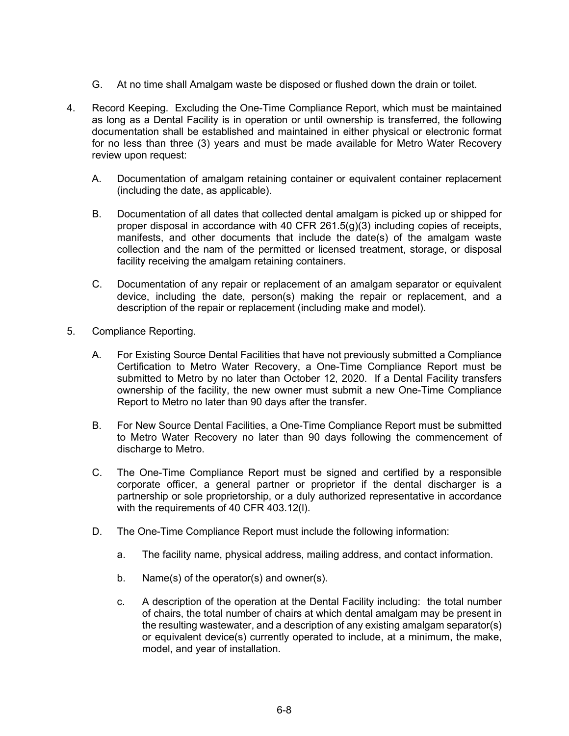G. At no time shall Amalgam waste be disposed or flushed down the drain or toilet.

4. Record Keeping. Excluding the One-Time Compliance Report, which must be maintained as long as a Dental Facility is in operation or until ownership is transferred, the following documentation shall be established and maintained in either physical or electronic format for no less than three (3) years and must be made available for Metro Water Recovery review upon request:

   A. Documentation of amalgam retaining container or equivalent container replacement (including the date, as applicable).

   B. Documentation of all dates that collected dental amalgam is picked up or shipped for proper disposal in accordance with 40 CFR 261.5(g)(3) including copies of receipts, manifests, and other documents that include the date(s) of the amalgam waste collection and the nam of the permitted or licensed treatment, storage, or disposal facility receiving the amalgam retaining containers.

   C. Documentation of any repair or replacement of an amalgam separator or equivalent device, including the date, person(s) making the repair or replacement, and a description of the repair or replacement (including make and model).

5. Compliance Reporting.

   A. For Existing Source Dental Facilities that have not previously submitted a Compliance Certification to Metro Water Recovery, a One-Time Compliance Report must be submitted to Metro by no later than October 12, 2020. If a Dental Facility transfers ownership of the facility, the new owner must submit a new One-Time Compliance Report to Metro no later than 90 days after the transfer.

   B. For New Source Dental Facilities, a One-Time Compliance Report must be submitted to Metro Water Recovery no later than 90 days following the commencement of discharge to Metro.

   C. The One-Time Compliance Report must be signed and certified by a responsible corporate officer, a general partner or proprietor if the dental discharger is a partnership or sole proprietorship, or a duly authorized representative in accordance with the requirements of 40 CFR 403.12(l).

   D. The One-Time Compliance Report must include the following information:

      a. The facility name, physical address, mailing address, and contact information.

      b. Name(s) of the operator(s) and owner(s).

      c. A description of the operation at the Dental Facility including: the total number of chairs, the total number of chairs at which dental amalgam may be present in the resulting wastewater, and a description of any existing amalgam separator(s) or equivalent device(s) currently operated to include, at a minimum, the make, model, and year of installation.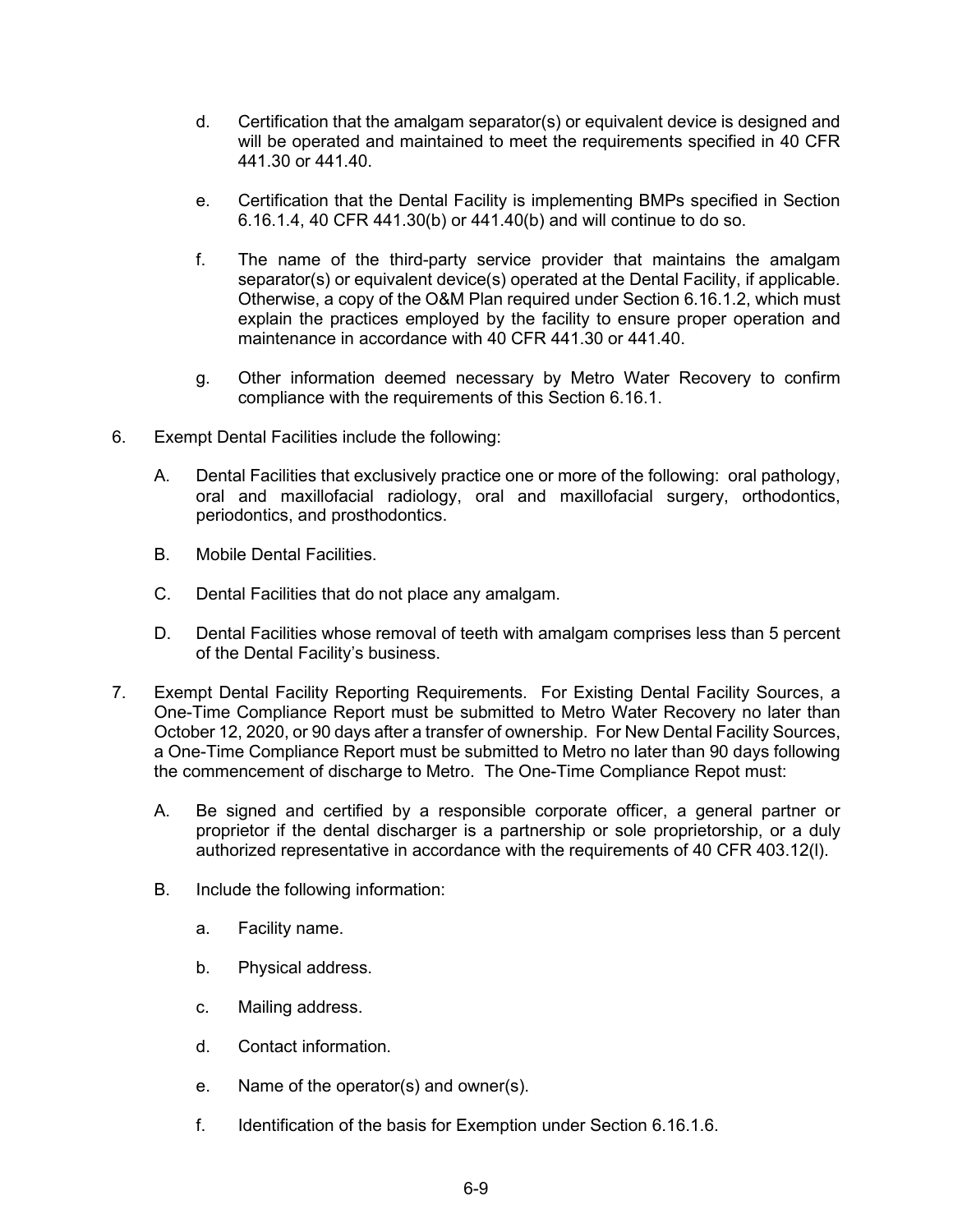d. Certification that the amalgam separator(s) or equivalent device is designed and will be operated and maintained to meet the requirements specified in 40 CFR 441.30 or 441.40.

e. Certification that the Dental Facility is implementing BMPs specified in Section 6.16.1.4, 40 CFR 441.30(b) or 441.40(b) and will continue to do so.

f. The name of the third-party service provider that maintains the amalgam separator(s) or equivalent device(s) operated at the Dental Facility, if applicable. Otherwise, a copy of the O&M Plan required under Section 6.16.1.2, which must explain the practices employed by the facility to ensure proper operation and maintenance in accordance with 40 CFR 441.30 or 441.40.

g. Other information deemed necessary by Metro Water Recovery to confirm compliance with the requirements of this Section 6.16.1.

6. Exempt Dental Facilities include the following:

   A. Dental Facilities that exclusively practice one or more of the following: oral pathology, oral and maxillofacial radiology, oral and maxillofacial surgery, orthodontics, periodontics, and prosthodontics.

   B. Mobile Dental Facilities.

   C. Dental Facilities that do not place any amalgam.

   D. Dental Facilities whose removal of teeth with amalgam comprises less than 5 percent of the Dental Facility's business.

7. Exempt Dental Facility Reporting Requirements. For Existing Dental Facility Sources, a One-Time Compliance Report must be submitted to Metro Water Recovery no later than October 12, 2020, or 90 days after a transfer of ownership. For New Dental Facility Sources, a One-Time Compliance Report must be submitted to Metro no later than 90 days following the commencement of discharge to Metro. The One-Time Compliance Repot must:

   A. Be signed and certified by a responsible corporate officer, a general partner or proprietor if the dental discharger is a partnership or sole proprietorship, or a duly authorized representative in accordance with the requirements of 40 CFR 403.12(l).

   B. Include the following information:

      a. Facility name.

      b. Physical address.

      c. Mailing address.

      d. Contact information.

      e. Name of the operator(s) and owner(s).

      f. Identification of the basis for Exemption under Section 6.16.1.6.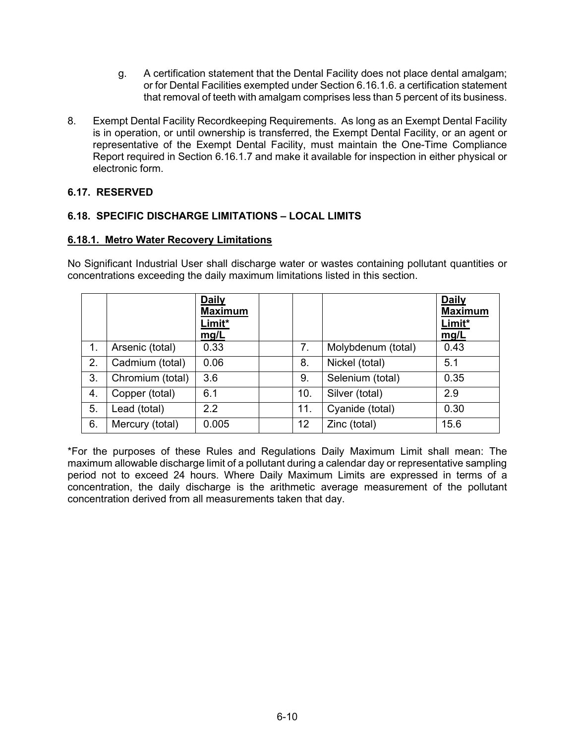g. A certification statement that the Dental Facility does not place dental amalgam; or for Dental Facilities exempted under Section 6.16.1.6. a certification statement that removal of teeth with amalgam comprises less than 5 percent of its business.

8. Exempt Dental Facility Recordkeeping Requirements. As long as an Exempt Dental Facility is in operation, or until ownership is transferred, the Exempt Dental Facility, or an agent or representative of the Exempt Dental Facility, must maintain the One-Time Compliance Report required in Section 6.16.1.7 and make it available for inspection in either physical or electronic form.

## 6.17. RESERVED

## 6.18. SPECIFIC DISCHARGE LIMITATIONS – LOCAL LIMITS

### 6.18.1. Metro Water Recovery Limitations

No Significant Industrial User shall discharge water or wastes containing pollutant quantities or concentrations exceeding the daily maximum limitations listed in this section.

| | | Daily Maximum Limit* mg/L | | | | Daily Maximum Limit* mg/L |
|---|---|---|---|---|---|---|
| 1. | Arsenic (total) | 0.33 | | 7. | Molybdenum (total) | 0.43 |
| 2. | Cadmium (total) | 0.06 | | 8. | Nickel (total) | 5.1 |
| 3. | Chromium (total) | 3.6 | | 9. | Selenium (total) | 0.35 |
| 4. | Copper (total) | 6.1 | | 10. | Silver (total) | 2.9 |
| 5. | Lead (total) | 2.2 | | 11. | Cyanide (total) | 0.30 |
| 6. | Mercury (total) | 0.005 | | 12 | Zinc (total) | 15.6 |

*For the purposes of these Rules and Regulations Daily Maximum Limit shall mean: The maximum allowable discharge limit of a pollutant during a calendar day or representative sampling period not to exceed 24 hours. Where Daily Maximum Limits are expressed in terms of a concentration, the daily discharge is the arithmetic average measurement of the pollutant concentration derived from all measurements taken that day.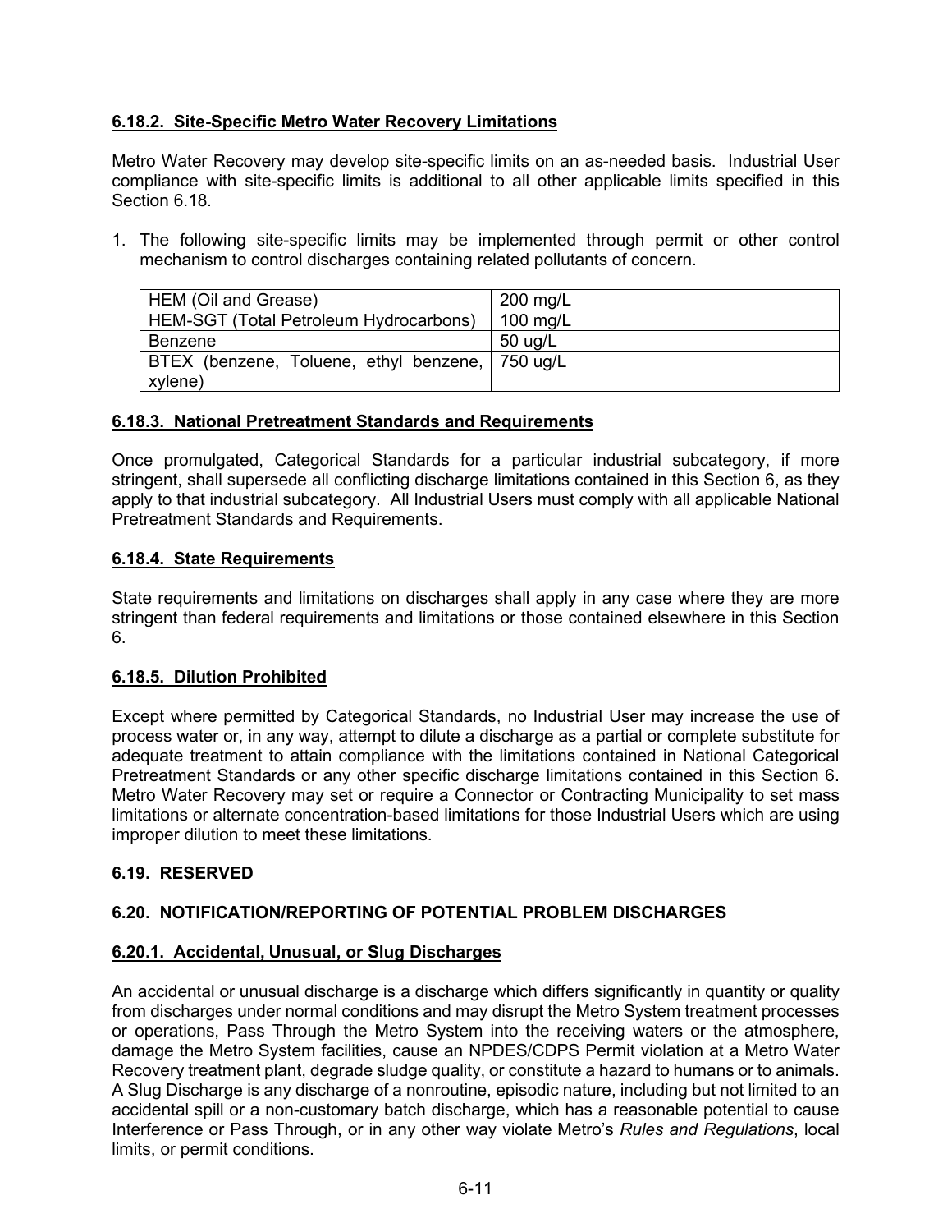#### 6.18.2. Site-Specific Metro Water Recovery Limitations

Metro Water Recovery may develop site-specific limits on an as-needed basis. Industrial User compliance with site-specific limits is additional to all other applicable limits specified in this Section 6.18.

1. The following site-specific limits may be implemented through permit or other control mechanism to control discharges containing related pollutants of concern.

| | |
|---|---|
| HEM (Oil and Grease) | 200 mg/L |
| HEM-SGT (Total Petroleum Hydrocarbons) | 100 mg/L |
| Benzene | 50 ug/L |
| BTEX (benzene, Toluene, ethyl benzene, xylene) | 750 ug/L |

#### 6.18.3. National Pretreatment Standards and Requirements

Once promulgated, Categorical Standards for a particular industrial subcategory, if more stringent, shall supersede all conflicting discharge limitations contained in this Section 6, as they apply to that industrial subcategory. All Industrial Users must comply with all applicable National Pretreatment Standards and Requirements.

#### 6.18.4. State Requirements

State requirements and limitations on discharges shall apply in any case where they are more stringent than federal requirements and limitations or those contained elsewhere in this Section 6.

#### 6.18.5. Dilution Prohibited

Except where permitted by Categorical Standards, no Industrial User may increase the use of process water or, in any way, attempt to dilute a discharge as a partial or complete substitute for adequate treatment to attain compliance with the limitations contained in National Categorical Pretreatment Standards or any other specific discharge limitations contained in this Section 6. Metro Water Recovery may set or require a Connector or Contracting Municipality to set mass limitations or alternate concentration-based limitations for those Industrial Users which are using improper dilution to meet these limitations.

### 6.19. RESERVED

### 6.20. NOTIFICATION/REPORTING OF POTENTIAL PROBLEM DISCHARGES

#### 6.20.1. Accidental, Unusual, or Slug Discharges

An accidental or unusual discharge is a discharge which differs significantly in quantity or quality from discharges under normal conditions and may disrupt the Metro System treatment processes or operations, Pass Through the Metro System into the receiving waters or the atmosphere, damage the Metro System facilities, cause an NPDES/CDPS Permit violation at a Metro Water Recovery treatment plant, degrade sludge quality, or constitute a hazard to humans or to animals. A Slug Discharge is any discharge of a nonroutine, episodic nature, including but not limited to an accidental spill or a non-customary batch discharge, which has a reasonable potential to cause Interference or Pass Through, or in any other way violate Metro's *Rules and Regulations*, local limits, or permit conditions.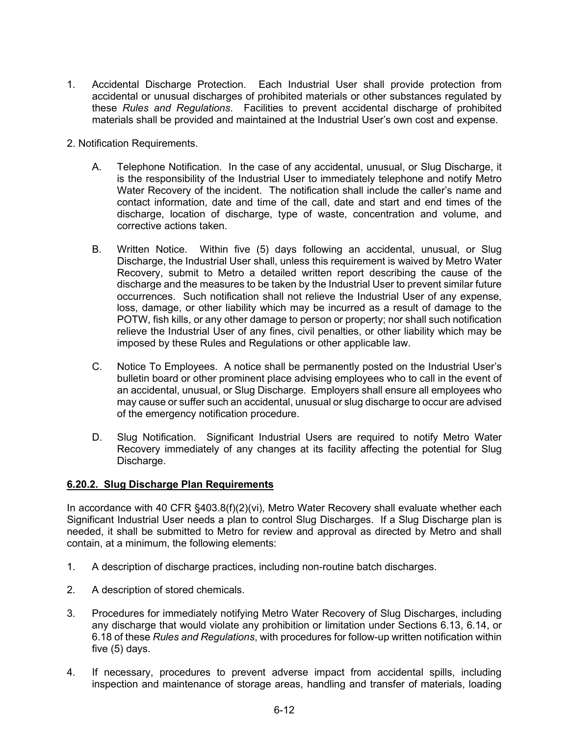1. Accidental Discharge Protection. Each Industrial User shall provide protection from accidental or unusual discharges of prohibited materials or other substances regulated by these *Rules and Regulations*. Facilities to prevent accidental discharge of prohibited materials shall be provided and maintained at the Industrial User's own cost and expense.

2. Notification Requirements.

   A. Telephone Notification. In the case of any accidental, unusual, or Slug Discharge, it is the responsibility of the Industrial User to immediately telephone and notify Metro Water Recovery of the incident. The notification shall include the caller's name and contact information, date and time of the call, date and start and end times of the discharge, location of discharge, type of waste, concentration and volume, and corrective actions taken.

   B. Written Notice. Within five (5) days following an accidental, unusual, or Slug Discharge, the Industrial User shall, unless this requirement is waived by Metro Water Recovery, submit to Metro a detailed written report describing the cause of the discharge and the measures to be taken by the Industrial User to prevent similar future occurrences. Such notification shall not relieve the Industrial User of any expense, loss, damage, or other liability which may be incurred as a result of damage to the POTW, fish kills, or any other damage to person or property; nor shall such notification relieve the Industrial User of any fines, civil penalties, or other liability which may be imposed by these Rules and Regulations or other applicable law.

   C. Notice To Employees. A notice shall be permanently posted on the Industrial User's bulletin board or other prominent place advising employees who to call in the event of an accidental, unusual, or Slug Discharge. Employers shall ensure all employees who may cause or suffer such an accidental, unusual or slug discharge to occur are advised of the emergency notification procedure.

   D. Slug Notification. Significant Industrial Users are required to notify Metro Water Recovery immediately of any changes at its facility affecting the potential for Slug Discharge.

### 6.20.2. Slug Discharge Plan Requirements

In accordance with 40 CFR §403.8(f)(2)(vi), Metro Water Recovery shall evaluate whether each Significant Industrial User needs a plan to control Slug Discharges. If a Slug Discharge plan is needed, it shall be submitted to Metro for review and approval as directed by Metro and shall contain, at a minimum, the following elements:

1. A description of discharge practices, including non-routine batch discharges.

2. A description of stored chemicals.

3. Procedures for immediately notifying Metro Water Recovery of Slug Discharges, including any discharge that would violate any prohibition or limitation under Sections 6.13, 6.14, or 6.18 of these *Rules and Regulations*, with procedures for follow-up written notification within five (5) days.

4. If necessary, procedures to prevent adverse impact from accidental spills, including inspection and maintenance of storage areas, handling and transfer of materials, loading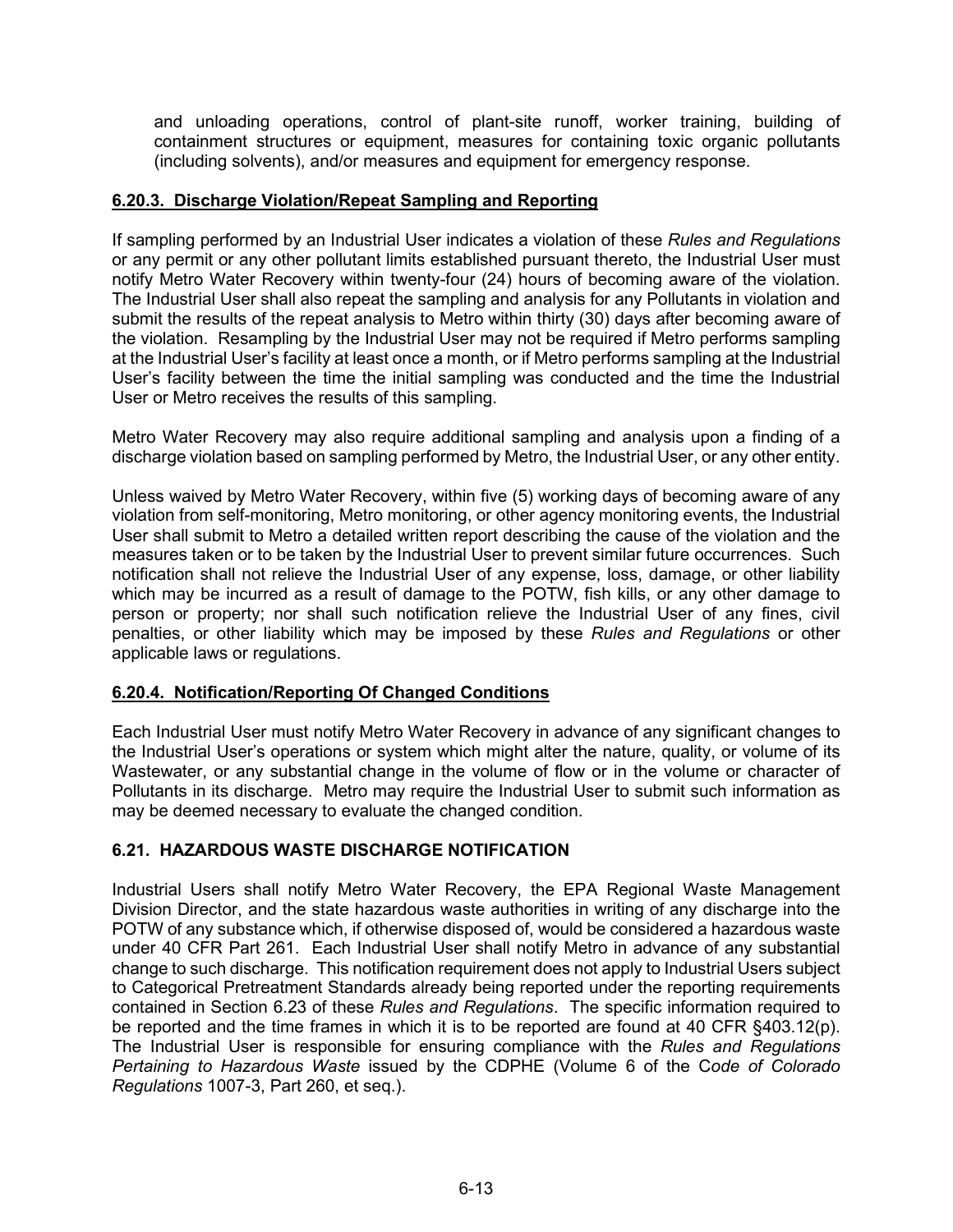and unloading operations, control of plant-site runoff, worker training, building of containment structures or equipment, measures for containing toxic organic pollutants (including solvents), and/or measures and equipment for emergency response.

### 6.20.3. Discharge Violation/Repeat Sampling and Reporting

If sampling performed by an Industrial User indicates a violation of these *Rules and Regulations* or any permit or any other pollutant limits established pursuant thereto, the Industrial User must notify Metro Water Recovery within twenty-four (24) hours of becoming aware of the violation. The Industrial User shall also repeat the sampling and analysis for any Pollutants in violation and submit the results of the repeat analysis to Metro within thirty (30) days after becoming aware of the violation. Resampling by the Industrial User may not be required if Metro performs sampling at the Industrial User's facility at least once a month, or if Metro performs sampling at the Industrial User's facility between the time the initial sampling was conducted and the time the Industrial User or Metro receives the results of this sampling.

Metro Water Recovery may also require additional sampling and analysis upon a finding of a discharge violation based on sampling performed by Metro, the Industrial User, or any other entity.

Unless waived by Metro Water Recovery, within five (5) working days of becoming aware of any violation from self-monitoring, Metro monitoring, or other agency monitoring events, the Industrial User shall submit to Metro a detailed written report describing the cause of the violation and the measures taken or to be taken by the Industrial User to prevent similar future occurrences. Such notification shall not relieve the Industrial User of any expense, loss, damage, or other liability which may be incurred as a result of damage to the POTW, fish kills, or any other damage to person or property; nor shall such notification relieve the Industrial User of any fines, civil penalties, or other liability which may be imposed by these *Rules and Regulations* or other applicable laws or regulations.

### 6.20.4. Notification/Reporting Of Changed Conditions

Each Industrial User must notify Metro Water Recovery in advance of any significant changes to the Industrial User's operations or system which might alter the nature, quality, or volume of its Wastewater, or any substantial change in the volume of flow or in the volume or character of Pollutants in its discharge. Metro may require the Industrial User to submit such information as may be deemed necessary to evaluate the changed condition.

## 6.21. HAZARDOUS WASTE DISCHARGE NOTIFICATION

Industrial Users shall notify Metro Water Recovery, the EPA Regional Waste Management Division Director, and the state hazardous waste authorities in writing of any discharge into the POTW of any substance which, if otherwise disposed of, would be considered a hazardous waste under 40 CFR Part 261. Each Industrial User shall notify Metro in advance of any substantial change to such discharge. This notification requirement does not apply to Industrial Users subject to Categorical Pretreatment Standards already being reported under the reporting requirements contained in Section 6.23 of these *Rules and Regulations*. The specific information required to be reported and the time frames in which it is to be reported are found at 40 CFR §403.12(p). The Industrial User is responsible for ensuring compliance with the *Rules and Regulations Pertaining to Hazardous Waste* issued by the CDPHE (Volume 6 of the *Code of Colorado Regulations* 1007-3, Part 260, et seq.).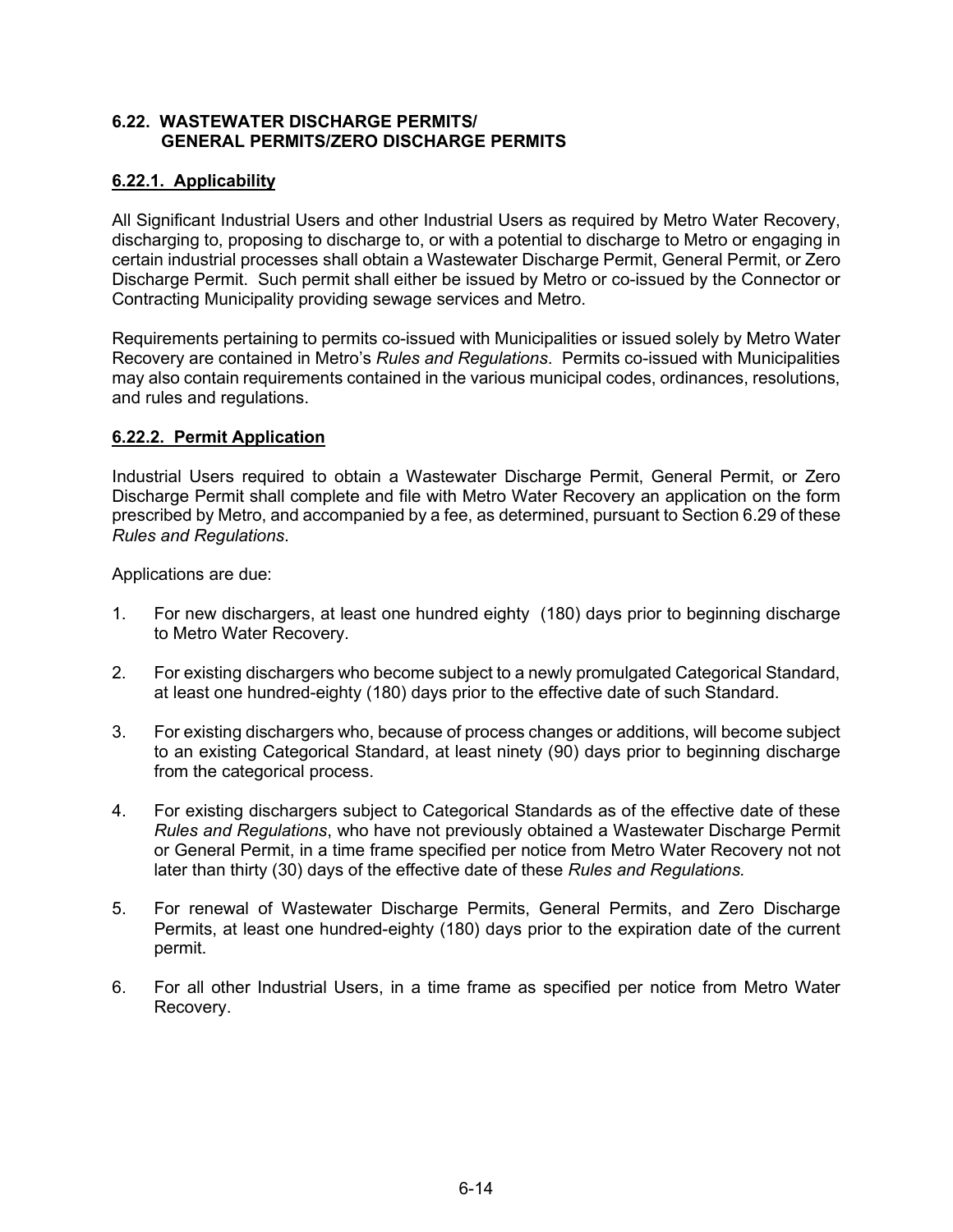## 6.22. WASTEWATER DISCHARGE PERMITS/ GENERAL PERMITS/ZERO DISCHARGE PERMITS

### 6.22.1. Applicability

All Significant Industrial Users and other Industrial Users as required by Metro Water Recovery, discharging to, proposing to discharge to, or with a potential to discharge to Metro or engaging in certain industrial processes shall obtain a Wastewater Discharge Permit, General Permit, or Zero Discharge Permit. Such permit shall either be issued by Metro or co-issued by the Connector or Contracting Municipality providing sewage services and Metro.

Requirements pertaining to permits co-issued with Municipalities or issued solely by Metro Water Recovery are contained in Metro's *Rules and Regulations*. Permits co-issued with Municipalities may also contain requirements contained in the various municipal codes, ordinances, resolutions, and rules and regulations.

### 6.22.2. Permit Application

Industrial Users required to obtain a Wastewater Discharge Permit, General Permit, or Zero Discharge Permit shall complete and file with Metro Water Recovery an application on the form prescribed by Metro, and accompanied by a fee, as determined, pursuant to Section 6.29 of these *Rules and Regulations.*

Applications are due:

1. For new dischargers, at least one hundred eighty (180) days prior to beginning discharge to Metro Water Recovery.
2. For existing dischargers who become subject to a newly promulgated Categorical Standard, at least one hundred-eighty (180) days prior to the effective date of such Standard.
3. For existing dischargers who, because of process changes or additions, will become subject to an existing Categorical Standard, at least ninety (90) days prior to beginning discharge from the categorical process.
4. For existing dischargers subject to Categorical Standards as of the effective date of these *Rules and Regulations*, who have not previously obtained a Wastewater Discharge Permit or General Permit, in a time frame specified per notice from Metro Water Recovery not not later than thirty (30) days of the effective date of these *Rules and Regulations.*
5. For renewal of Wastewater Discharge Permits, General Permits, and Zero Discharge Permits, at least one hundred-eighty (180) days prior to the expiration date of the current permit.
6. For all other Industrial Users, in a time frame as specified per notice from Metro Water Recovery.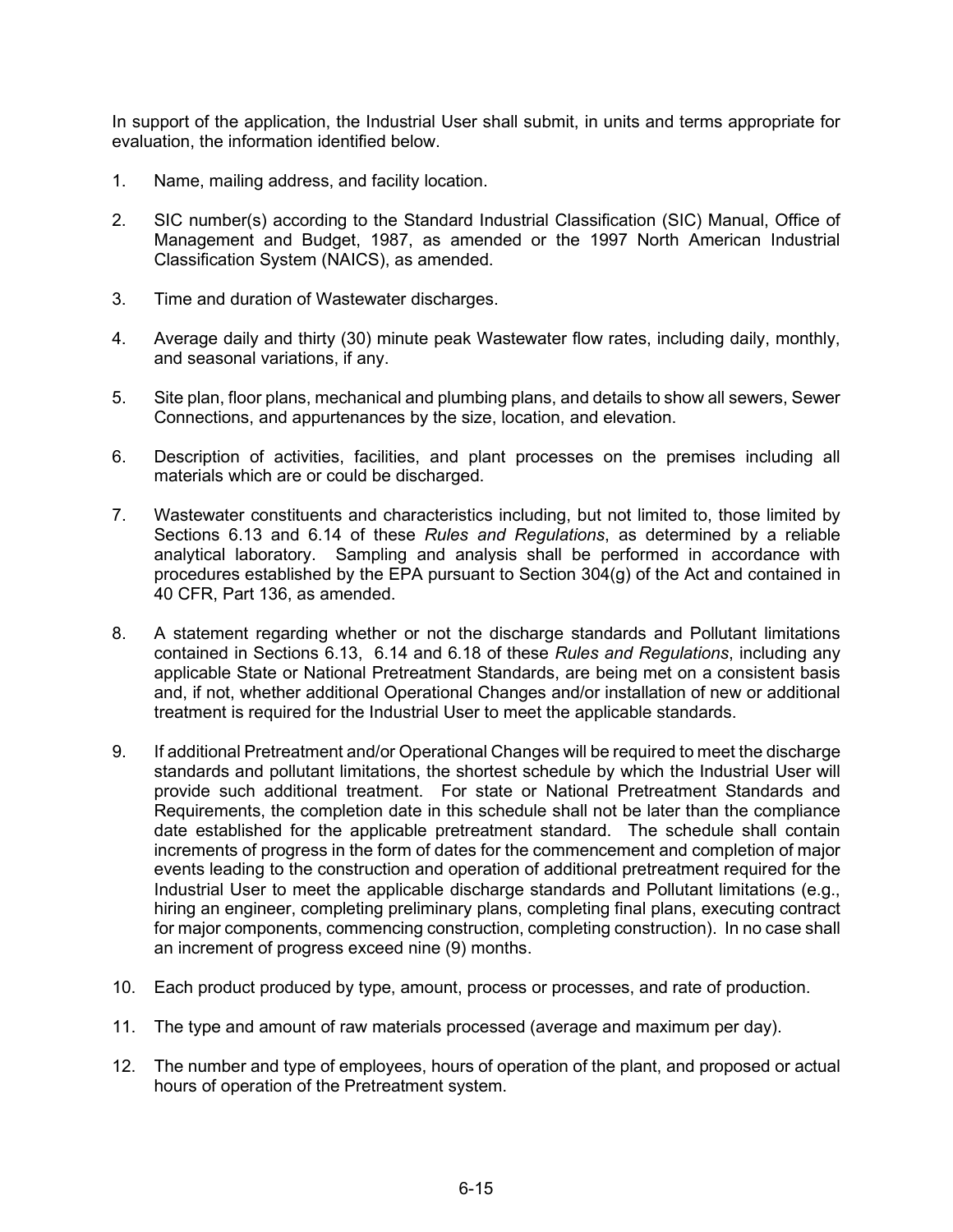In support of the application, the Industrial User shall submit, in units and terms appropriate for evaluation, the information identified below.

1. Name, mailing address, and facility location.

2. SIC number(s) according to the Standard Industrial Classification (SIC) Manual, Office of Management and Budget, 1987, as amended or the 1997 North American Industrial Classification System (NAICS), as amended.

3. Time and duration of Wastewater discharges.

4. Average daily and thirty (30) minute peak Wastewater flow rates, including daily, monthly, and seasonal variations, if any.

5. Site plan, floor plans, mechanical and plumbing plans, and details to show all sewers, Sewer Connections, and appurtenances by the size, location, and elevation.

6. Description of activities, facilities, and plant processes on the premises including all materials which are or could be discharged.

7. Wastewater constituents and characteristics including, but not limited to, those limited by Sections 6.13 and 6.14 of these *Rules and Regulations*, as determined by a reliable analytical laboratory. Sampling and analysis shall be performed in accordance with procedures established by the EPA pursuant to Section 304(g) of the Act and contained in 40 CFR, Part 136, as amended.

8. A statement regarding whether or not the discharge standards and Pollutant limitations contained in Sections 6.13, 6.14 and 6.18 of these *Rules and Regulations*, including any applicable State or National Pretreatment Standards, are being met on a consistent basis and, if not, whether additional Operational Changes and/or installation of new or additional treatment is required for the Industrial User to meet the applicable standards.

9. If additional Pretreatment and/or Operational Changes will be required to meet the discharge standards and pollutant limitations, the shortest schedule by which the Industrial User will provide such additional treatment. For state or National Pretreatment Standards and Requirements, the completion date in this schedule shall not be later than the compliance date established for the applicable pretreatment standard. The schedule shall contain increments of progress in the form of dates for the commencement and completion of major events leading to the construction and operation of additional pretreatment required for the Industrial User to meet the applicable discharge standards and Pollutant limitations (e.g., hiring an engineer, completing preliminary plans, completing final plans, executing contract for major components, commencing construction, completing construction). In no case shall an increment of progress exceed nine (9) months.

10. Each product produced by type, amount, process or processes, and rate of production.

11. The type and amount of raw materials processed (average and maximum per day).

12. The number and type of employees, hours of operation of the plant, and proposed or actual hours of operation of the Pretreatment system.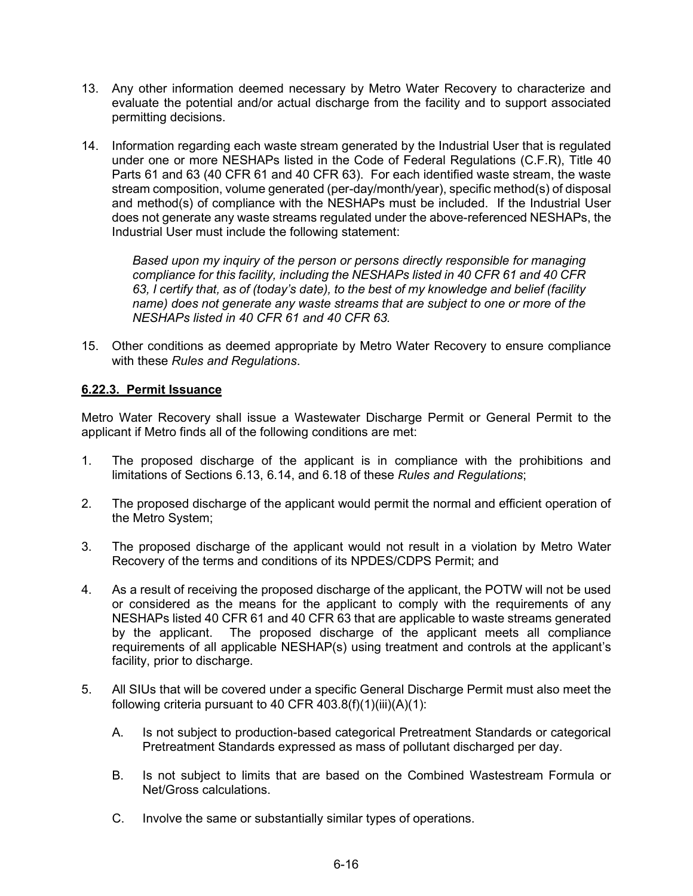13. Any other information deemed necessary by Metro Water Recovery to characterize and evaluate the potential and/or actual discharge from the facility and to support associated permitting decisions.

14. Information regarding each waste stream generated by the Industrial User that is regulated under one or more NESHAPs listed in the Code of Federal Regulations (C.F.R), Title 40 Parts 61 and 63 (40 CFR 61 and 40 CFR 63). For each identified waste stream, the waste stream composition, volume generated (per-day/month/year), specific method(s) of disposal and method(s) of compliance with the NESHAPs must be included. If the Industrial User does not generate any waste streams regulated under the above-referenced NESHAPs, the Industrial User must include the following statement:

    *Based upon my inquiry of the person or persons directly responsible for managing compliance for this facility, including the NESHAPs listed in 40 CFR 61 and 40 CFR 63, I certify that, as of (today's date), to the best of my knowledge and belief (facility name) does not generate any waste streams that are subject to one or more of the NESHAPs listed in 40 CFR 61 and 40 CFR 63.*

15. Other conditions as deemed appropriate by Metro Water Recovery to ensure compliance with these *Rules and Regulations*.

### 6.22.3. Permit Issuance

Metro Water Recovery shall issue a Wastewater Discharge Permit or General Permit to the applicant if Metro finds all of the following conditions are met:

1. The proposed discharge of the applicant is in compliance with the prohibitions and limitations of Sections 6.13, 6.14, and 6.18 of these *Rules and Regulations*;

2. The proposed discharge of the applicant would permit the normal and efficient operation of the Metro System;

3. The proposed discharge of the applicant would not result in a violation by Metro Water Recovery of the terms and conditions of its NPDES/CDPS Permit; and

4. As a result of receiving the proposed discharge of the applicant, the POTW will not be used or considered as the means for the applicant to comply with the requirements of any NESHAPs listed 40 CFR 61 and 40 CFR 63 that are applicable to waste streams generated by the applicant. The proposed discharge of the applicant meets all compliance requirements of all applicable NESHAP(s) using treatment and controls at the applicant's facility, prior to discharge.

5. All SIUs that will be covered under a specific General Discharge Permit must also meet the following criteria pursuant to 40 CFR 403.8(f)(1)(iii)(A)(1):

    A. Is not subject to production-based categorical Pretreatment Standards or categorical Pretreatment Standards expressed as mass of pollutant discharged per day.

    B. Is not subject to limits that are based on the Combined Wastestream Formula or Net/Gross calculations.

    C. Involve the same or substantially similar types of operations.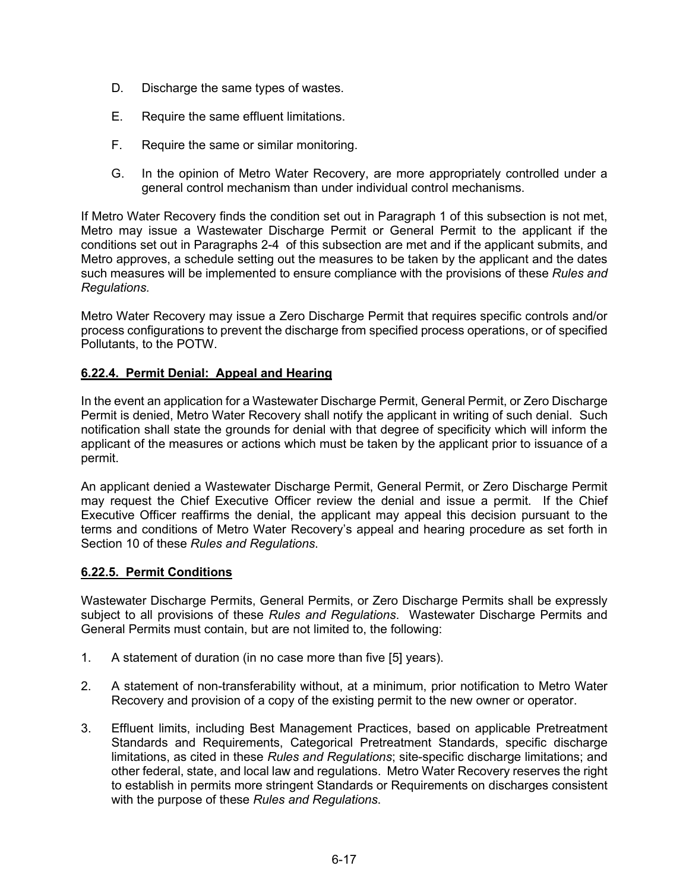D. Discharge the same types of wastes.

E. Require the same effluent limitations.

F. Require the same or similar monitoring.

G. In the opinion of Metro Water Recovery, are more appropriately controlled under a general control mechanism than under individual control mechanisms.

If Metro Water Recovery finds the condition set out in Paragraph 1 of this subsection is not met, Metro may issue a Wastewater Discharge Permit or General Permit to the applicant if the conditions set out in Paragraphs 2-4 of this subsection are met and if the applicant submits, and Metro approves, a schedule setting out the measures to be taken by the applicant and the dates such measures will be implemented to ensure compliance with the provisions of these *Rules and Regulations.*

Metro Water Recovery may issue a Zero Discharge Permit that requires specific controls and/or process configurations to prevent the discharge from specified process operations, or of specified Pollutants, to the POTW.

### 6.22.4. Permit Denial: Appeal and Hearing

In the event an application for a Wastewater Discharge Permit, General Permit, or Zero Discharge Permit is denied, Metro Water Recovery shall notify the applicant in writing of such denial. Such notification shall state the grounds for denial with that degree of specificity which will inform the applicant of the measures or actions which must be taken by the applicant prior to issuance of a permit.

An applicant denied a Wastewater Discharge Permit, General Permit, or Zero Discharge Permit may request the Chief Executive Officer review the denial and issue a permit. If the Chief Executive Officer reaffirms the denial, the applicant may appeal this decision pursuant to the terms and conditions of Metro Water Recovery's appeal and hearing procedure as set forth in Section 10 of these *Rules and Regulations*.

### 6.22.5. Permit Conditions

Wastewater Discharge Permits, General Permits, or Zero Discharge Permits shall be expressly subject to all provisions of these *Rules and Regulations*. Wastewater Discharge Permits and General Permits must contain, but are not limited to, the following:

1. A statement of duration (in no case more than five [5] years).

2. A statement of non-transferability without, at a minimum, prior notification to Metro Water Recovery and provision of a copy of the existing permit to the new owner or operator.

3. Effluent limits, including Best Management Practices, based on applicable Pretreatment Standards and Requirements, Categorical Pretreatment Standards, specific discharge limitations, as cited in these *Rules and Regulations*; site-specific discharge limitations; and other federal, state, and local law and regulations. Metro Water Recovery reserves the right to establish in permits more stringent Standards or Requirements on discharges consistent with the purpose of these *Rules and Regulations*.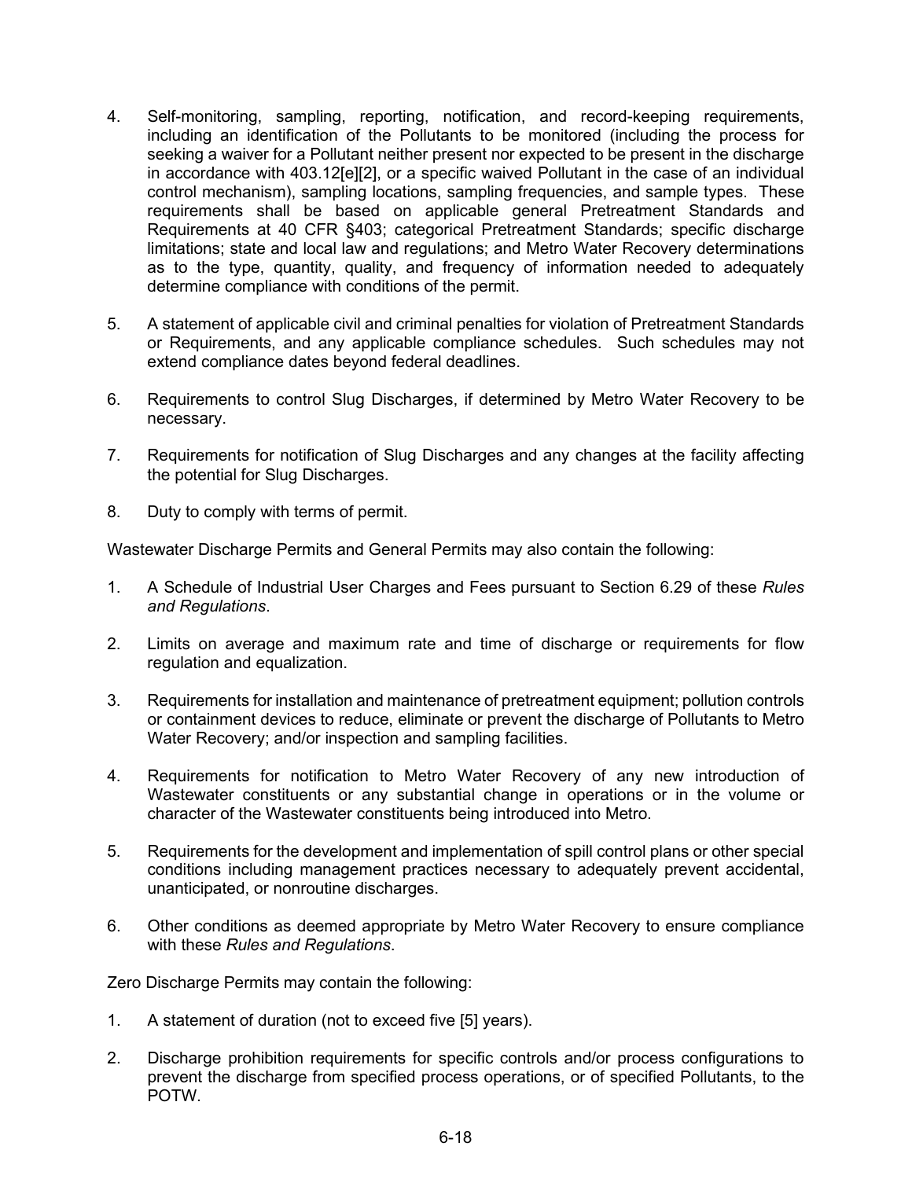4. Self-monitoring, sampling, reporting, notification, and record-keeping requirements, including an identification of the Pollutants to be monitored (including the process for seeking a waiver for a Pollutant neither present nor expected to be present in the discharge in accordance with 403.12[e][2], or a specific waived Pollutant in the case of an individual control mechanism), sampling locations, sampling frequencies, and sample types. These requirements shall be based on applicable general Pretreatment Standards and Requirements at 40 CFR §403; categorical Pretreatment Standards; specific discharge limitations; state and local law and regulations; and Metro Water Recovery determinations as to the type, quantity, quality, and frequency of information needed to adequately determine compliance with conditions of the permit.

5. A statement of applicable civil and criminal penalties for violation of Pretreatment Standards or Requirements, and any applicable compliance schedules. Such schedules may not extend compliance dates beyond federal deadlines.

6. Requirements to control Slug Discharges, if determined by Metro Water Recovery to be necessary.

7. Requirements for notification of Slug Discharges and any changes at the facility affecting the potential for Slug Discharges.

8. Duty to comply with terms of permit.

Wastewater Discharge Permits and General Permits may also contain the following:

1. A Schedule of Industrial User Charges and Fees pursuant to Section 6.29 of these *Rules and Regulations*.

2. Limits on average and maximum rate and time of discharge or requirements for flow regulation and equalization.

3. Requirements for installation and maintenance of pretreatment equipment; pollution controls or containment devices to reduce, eliminate or prevent the discharge of Pollutants to Metro Water Recovery; and/or inspection and sampling facilities.

4. Requirements for notification to Metro Water Recovery of any new introduction of Wastewater constituents or any substantial change in operations or in the volume or character of the Wastewater constituents being introduced into Metro.

5. Requirements for the development and implementation of spill control plans or other special conditions including management practices necessary to adequately prevent accidental, unanticipated, or nonroutine discharges.

6. Other conditions as deemed appropriate by Metro Water Recovery to ensure compliance with these *Rules and Regulations*.

Zero Discharge Permits may contain the following:

1. A statement of duration (not to exceed five [5] years).

2. Discharge prohibition requirements for specific controls and/or process configurations to prevent the discharge from specified process operations, or of specified Pollutants, to the POTW.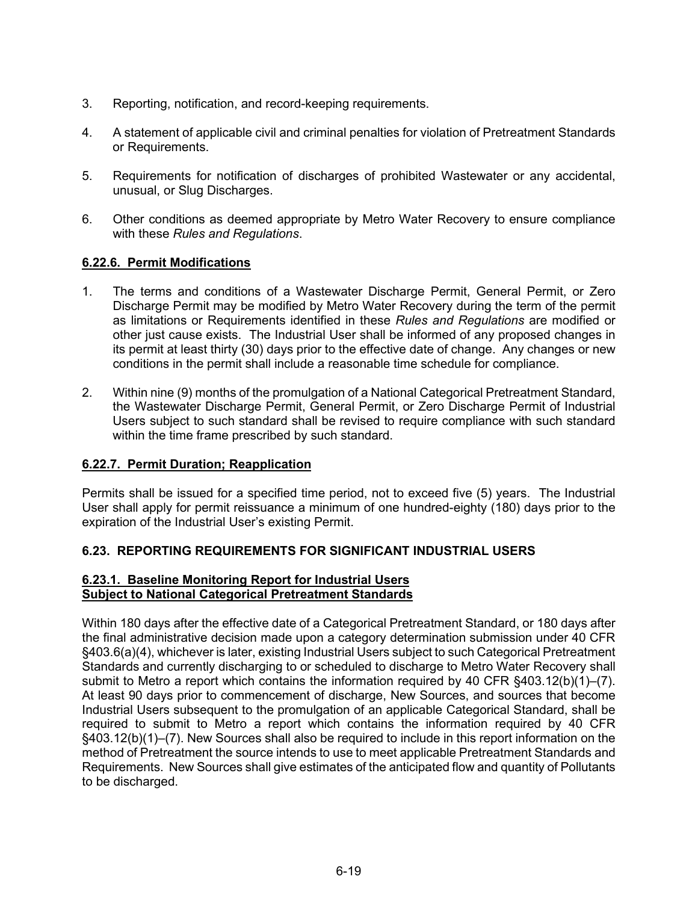3. Reporting, notification, and record-keeping requirements.

4. A statement of applicable civil and criminal penalties for violation of Pretreatment Standards or Requirements.

5. Requirements for notification of discharges of prohibited Wastewater or any accidental, unusual, or Slug Discharges.

6. Other conditions as deemed appropriate by Metro Water Recovery to ensure compliance with these *Rules and Regulations*.

### 6.22.6. Permit Modifications

1. The terms and conditions of a Wastewater Discharge Permit, General Permit, or Zero Discharge Permit may be modified by Metro Water Recovery during the term of the permit as limitations or Requirements identified in these *Rules and Regulations* are modified or other just cause exists. The Industrial User shall be informed of any proposed changes in its permit at least thirty (30) days prior to the effective date of change. Any changes or new conditions in the permit shall include a reasonable time schedule for compliance.

2. Within nine (9) months of the promulgation of a National Categorical Pretreatment Standard, the Wastewater Discharge Permit, General Permit, or Zero Discharge Permit of Industrial Users subject to such standard shall be revised to require compliance with such standard within the time frame prescribed by such standard.

### 6.22.7. Permit Duration; Reapplication

Permits shall be issued for a specified time period, not to exceed five (5) years. The Industrial User shall apply for permit reissuance a minimum of one hundred-eighty (180) days prior to the expiration of the Industrial User's existing Permit.

## 6.23. REPORTING REQUIREMENTS FOR SIGNIFICANT INDUSTRIAL USERS

### 6.23.1. Baseline Monitoring Report for Industrial Users Subject to National Categorical Pretreatment Standards

Within 180 days after the effective date of a Categorical Pretreatment Standard, or 180 days after the final administrative decision made upon a category determination submission under 40 CFR §403.6(a)(4), whichever is later, existing Industrial Users subject to such Categorical Pretreatment Standards and currently discharging to or scheduled to discharge to Metro Water Recovery shall submit to Metro a report which contains the information required by 40 CFR §403.12(b)(1)–(7). At least 90 days prior to commencement of discharge, New Sources, and sources that become Industrial Users subsequent to the promulgation of an applicable Categorical Standard, shall be required to submit to Metro a report which contains the information required by 40 CFR §403.12(b)(1)–(7). New Sources shall also be required to include in this report information on the method of Pretreatment the source intends to use to meet applicable Pretreatment Standards and Requirements. New Sources shall give estimates of the anticipated flow and quantity of Pollutants to be discharged.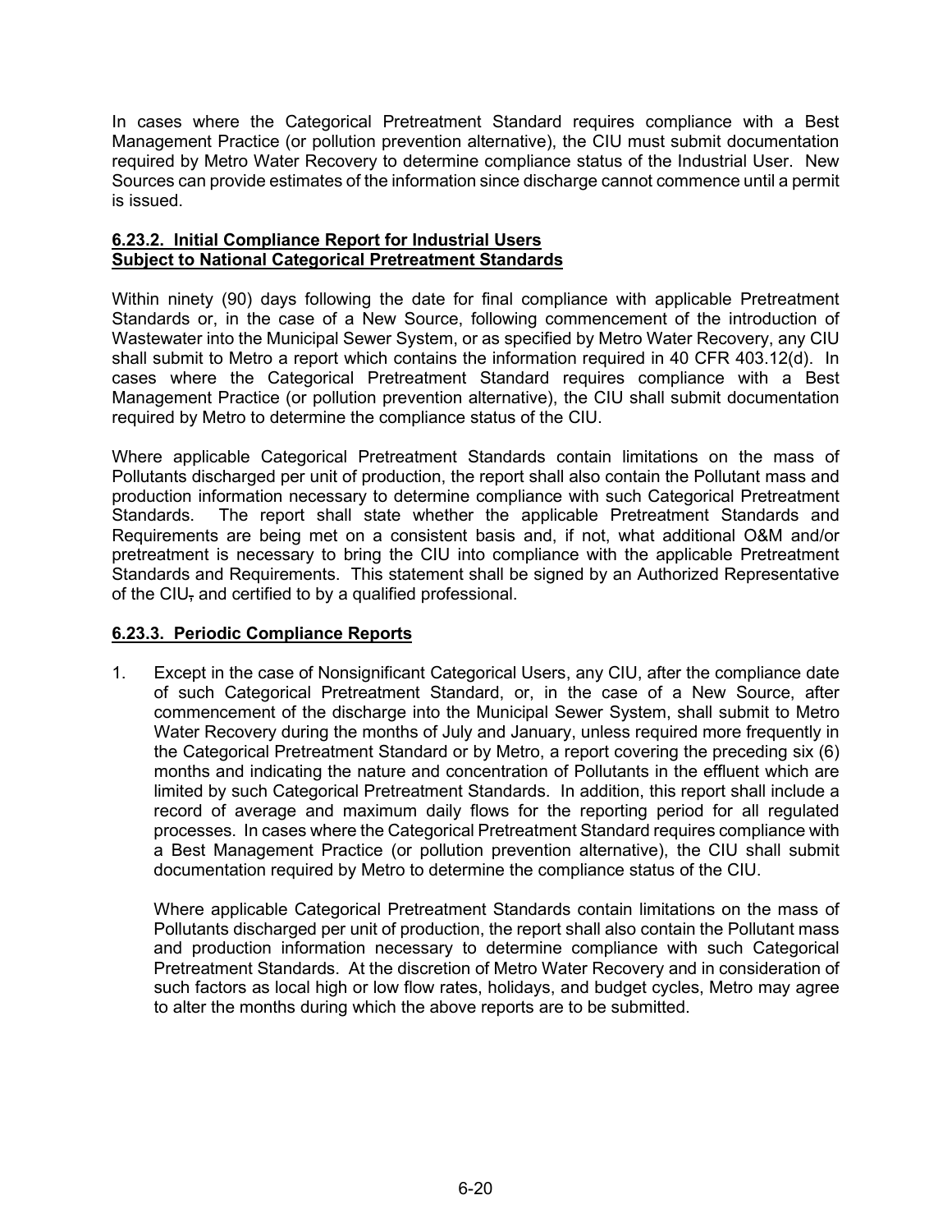In cases where the Categorical Pretreatment Standard requires compliance with a Best Management Practice (or pollution prevention alternative), the CIU must submit documentation required by Metro Water Recovery to determine compliance status of the Industrial User. New Sources can provide estimates of the information since discharge cannot commence until a permit is issued.

**6.23.2. Initial Compliance Report for Industrial Users Subject to National Categorical Pretreatment Standards**

Within ninety (90) days following the date for final compliance with applicable Pretreatment Standards or, in the case of a New Source, following commencement of the introduction of Wastewater into the Municipal Sewer System, or as specified by Metro Water Recovery, any CIU shall submit to Metro a report which contains the information required in 40 CFR 403.12(d). In cases where the Categorical Pretreatment Standard requires compliance with a Best Management Practice (or pollution prevention alternative), the CIU shall submit documentation required by Metro to determine the compliance status of the CIU.

Where applicable Categorical Pretreatment Standards contain limitations on the mass of Pollutants discharged per unit of production, the report shall also contain the Pollutant mass and production information necessary to determine compliance with such Categorical Pretreatment Standards. The report shall state whether the applicable Pretreatment Standards and Requirements are being met on a consistent basis and, if not, what additional O&M and/or pretreatment is necessary to bring the CIU into compliance with the applicable Pretreatment Standards and Requirements. This statement shall be signed by an Authorized Representative of the CIU, and certified to by a qualified professional.

**6.23.3. Periodic Compliance Reports**

1. Except in the case of Nonsignificant Categorical Users, any CIU, after the compliance date of such Categorical Pretreatment Standard, or, in the case of a New Source, after commencement of the discharge into the Municipal Sewer System, shall submit to Metro Water Recovery during the months of July and January, unless required more frequently in the Categorical Pretreatment Standard or by Metro, a report covering the preceding six (6) months and indicating the nature and concentration of Pollutants in the effluent which are limited by such Categorical Pretreatment Standards. In addition, this report shall include a record of average and maximum daily flows for the reporting period for all regulated processes. In cases where the Categorical Pretreatment Standard requires compliance with a Best Management Practice (or pollution prevention alternative), the CIU shall submit documentation required by Metro to determine the compliance status of the CIU.

   Where applicable Categorical Pretreatment Standards contain limitations on the mass of Pollutants discharged per unit of production, the report shall also contain the Pollutant mass and production information necessary to determine compliance with such Categorical Pretreatment Standards. At the discretion of Metro Water Recovery and in consideration of such factors as local high or low flow rates, holidays, and budget cycles, Metro may agree to alter the months during which the above reports are to be submitted.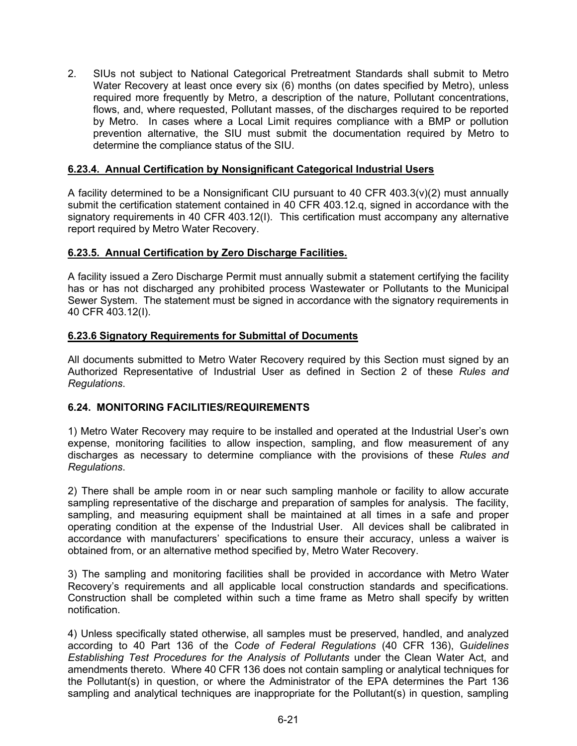2. SIUs not subject to National Categorical Pretreatment Standards shall submit to Metro Water Recovery at least once every six (6) months (on dates specified by Metro), unless required more frequently by Metro, a description of the nature, Pollutant concentrations, flows, and, where requested, Pollutant masses, of the discharges required to be reported by Metro. In cases where a Local Limit requires compliance with a BMP or pollution prevention alternative, the SIU must submit the documentation required by Metro to determine the compliance status of the SIU.

#### 6.23.4. Annual Certification by Nonsignificant Categorical Industrial Users

A facility determined to be a Nonsignificant CIU pursuant to 40 CFR 403.3(v)(2) must annually submit the certification statement contained in 40 CFR 403.12.q, signed in accordance with the signatory requirements in 40 CFR 403.12(l). This certification must accompany any alternative report required by Metro Water Recovery.

#### 6.23.5. Annual Certification by Zero Discharge Facilities.

A facility issued a Zero Discharge Permit must annually submit a statement certifying the facility has or has not discharged any prohibited process Wastewater or Pollutants to the Municipal Sewer System. The statement must be signed in accordance with the signatory requirements in 40 CFR 403.12(l).

#### 6.23.6 Signatory Requirements for Submittal of Documents

All documents submitted to Metro Water Recovery required by this Section must signed by an Authorized Representative of Industrial User as defined in Section 2 of these *Rules and Regulations*.

### 6.24. MONITORING FACILITIES/REQUIREMENTS

1) Metro Water Recovery may require to be installed and operated at the Industrial User's own expense, monitoring facilities to allow inspection, sampling, and flow measurement of any discharges as necessary to determine compliance with the provisions of these *Rules and Regulations*.

2) There shall be ample room in or near such sampling manhole or facility to allow accurate sampling representative of the discharge and preparation of samples for analysis. The facility, sampling, and measuring equipment shall be maintained at all times in a safe and proper operating condition at the expense of the Industrial User. All devices shall be calibrated in accordance with manufacturers' specifications to ensure their accuracy, unless a waiver is obtained from, or an alternative method specified by, Metro Water Recovery.

3) The sampling and monitoring facilities shall be provided in accordance with Metro Water Recovery's requirements and all applicable local construction standards and specifications. Construction shall be completed within such a time frame as Metro shall specify by written notification.

4) Unless specifically stated otherwise, all samples must be preserved, handled, and analyzed according to 40 Part 136 of the C*ode of Federal Regulations* (40 CFR 136), G*uidelines Establishing Test Procedures for the Analysis of Pollutants* under the Clean Water Act, and amendments thereto. Where 40 CFR 136 does not contain sampling or analytical techniques for the Pollutant(s) in question, or where the Administrator of the EPA determines the Part 136 sampling and analytical techniques are inappropriate for the Pollutant(s) in question, sampling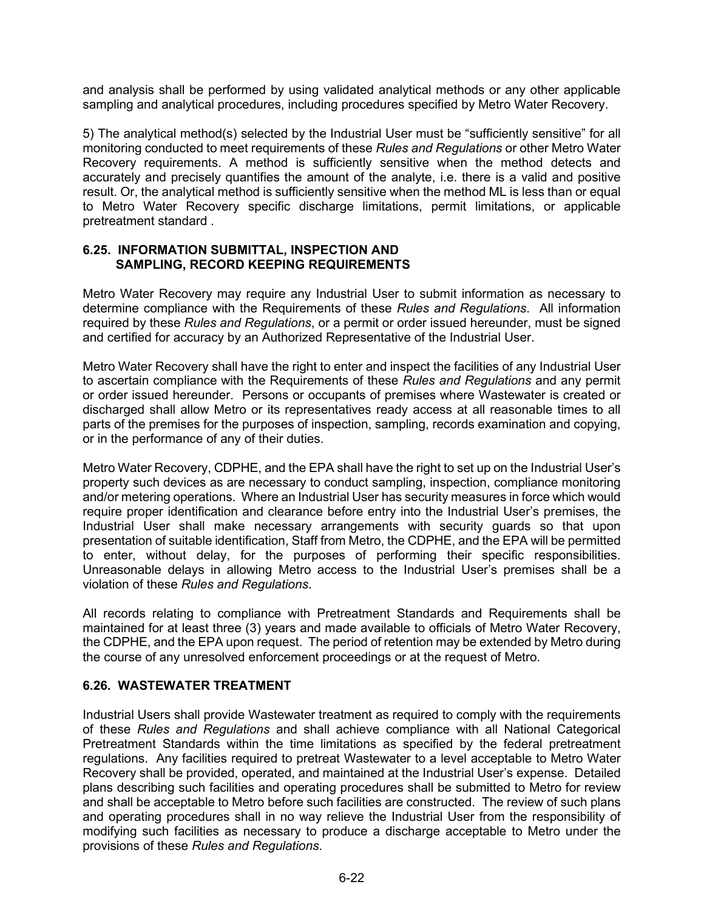and analysis shall be performed by using validated analytical methods or any other applicable sampling and analytical procedures, including procedures specified by Metro Water Recovery.

5) The analytical method(s) selected by the Industrial User must be "sufficiently sensitive" for all monitoring conducted to meet requirements of these *Rules and Regulations* or other Metro Water Recovery requirements. A method is sufficiently sensitive when the method detects and accurately and precisely quantifies the amount of the analyte, i.e. there is a valid and positive result. Or, the analytical method is sufficiently sensitive when the method ML is less than or equal to Metro Water Recovery specific discharge limitations, permit limitations, or applicable pretreatment standard .

### 6.25. INFORMATION SUBMITTAL, INSPECTION AND SAMPLING, RECORD KEEPING REQUIREMENTS

Metro Water Recovery may require any Industrial User to submit information as necessary to determine compliance with the Requirements of these *Rules and Regulations*. All information required by these *Rules and Regulations*, or a permit or order issued hereunder, must be signed and certified for accuracy by an Authorized Representative of the Industrial User.

Metro Water Recovery shall have the right to enter and inspect the facilities of any Industrial User to ascertain compliance with the Requirements of these *Rules and Regulations* and any permit or order issued hereunder. Persons or occupants of premises where Wastewater is created or discharged shall allow Metro or its representatives ready access at all reasonable times to all parts of the premises for the purposes of inspection, sampling, records examination and copying, or in the performance of any of their duties.

Metro Water Recovery, CDPHE, and the EPA shall have the right to set up on the Industrial User's property such devices as are necessary to conduct sampling, inspection, compliance monitoring and/or metering operations. Where an Industrial User has security measures in force which would require proper identification and clearance before entry into the Industrial User's premises, the Industrial User shall make necessary arrangements with security guards so that upon presentation of suitable identification, Staff from Metro, the CDPHE, and the EPA will be permitted to enter, without delay, for the purposes of performing their specific responsibilities. Unreasonable delays in allowing Metro access to the Industrial User's premises shall be a violation of these *Rules and Regulations*.

All records relating to compliance with Pretreatment Standards and Requirements shall be maintained for at least three (3) years and made available to officials of Metro Water Recovery, the CDPHE, and the EPA upon request. The period of retention may be extended by Metro during the course of any unresolved enforcement proceedings or at the request of Metro.

### 6.26. WASTEWATER TREATMENT

Industrial Users shall provide Wastewater treatment as required to comply with the requirements of these *Rules and Regulations* and shall achieve compliance with all National Categorical Pretreatment Standards within the time limitations as specified by the federal pretreatment regulations. Any facilities required to pretreat Wastewater to a level acceptable to Metro Water Recovery shall be provided, operated, and maintained at the Industrial User's expense. Detailed plans describing such facilities and operating procedures shall be submitted to Metro for review and shall be acceptable to Metro before such facilities are constructed. The review of such plans and operating procedures shall in no way relieve the Industrial User from the responsibility of modifying such facilities as necessary to produce a discharge acceptable to Metro under the provisions of these *Rules and Regulations*.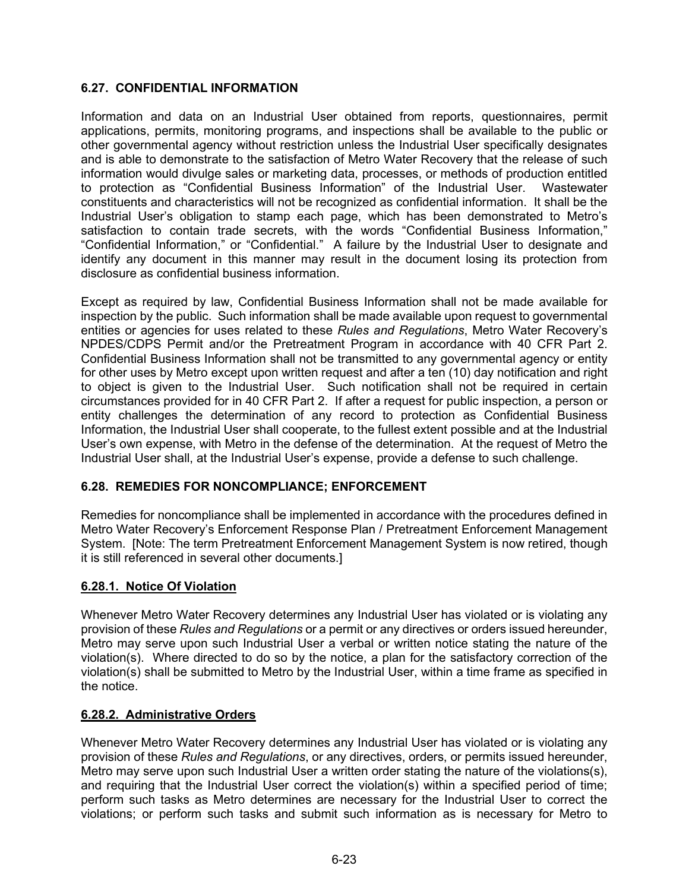### 6.27. CONFIDENTIAL INFORMATION

Information and data on an Industrial User obtained from reports, questionnaires, permit applications, permits, monitoring programs, and inspections shall be available to the public or other governmental agency without restriction unless the Industrial User specifically designates and is able to demonstrate to the satisfaction of Metro Water Recovery that the release of such information would divulge sales or marketing data, processes, or methods of production entitled to protection as "Confidential Business Information" of the Industrial User. Wastewater constituents and characteristics will not be recognized as confidential information. It shall be the Industrial User's obligation to stamp each page, which has been demonstrated to Metro's satisfaction to contain trade secrets, with the words "Confidential Business Information," "Confidential Information," or "Confidential." A failure by the Industrial User to designate and identify any document in this manner may result in the document losing its protection from disclosure as confidential business information.

Except as required by law, Confidential Business Information shall not be made available for inspection by the public. Such information shall be made available upon request to governmental entities or agencies for uses related to these *Rules and Regulations*, Metro Water Recovery's NPDES/CDPS Permit and/or the Pretreatment Program in accordance with 40 CFR Part 2. Confidential Business Information shall not be transmitted to any governmental agency or entity for other uses by Metro except upon written request and after a ten (10) day notification and right to object is given to the Industrial User. Such notification shall not be required in certain circumstances provided for in 40 CFR Part 2. If after a request for public inspection, a person or entity challenges the determination of any record to protection as Confidential Business Information, the Industrial User shall cooperate, to the fullest extent possible and at the Industrial User's own expense, with Metro in the defense of the determination. At the request of Metro the Industrial User shall, at the Industrial User's expense, provide a defense to such challenge.

### 6.28. REMEDIES FOR NONCOMPLIANCE; ENFORCEMENT

Remedies for noncompliance shall be implemented in accordance with the procedures defined in Metro Water Recovery's Enforcement Response Plan / Pretreatment Enforcement Management System. [Note: The term Pretreatment Enforcement Management System is now retired, though it is still referenced in several other documents.]

#### 6.28.1. Notice Of Violation

Whenever Metro Water Recovery determines any Industrial User has violated or is violating any provision of these *Rules and Regulations* or a permit or any directives or orders issued hereunder, Metro may serve upon such Industrial User a verbal or written notice stating the nature of the violation(s). Where directed to do so by the notice, a plan for the satisfactory correction of the violation(s) shall be submitted to Metro by the Industrial User, within a time frame as specified in the notice.

#### 6.28.2. Administrative Orders

Whenever Metro Water Recovery determines any Industrial User has violated or is violating any provision of these *Rules and Regulations*, or any directives, orders, or permits issued hereunder, Metro may serve upon such Industrial User a written order stating the nature of the violations(s), and requiring that the Industrial User correct the violation(s) within a specified period of time; perform such tasks as Metro determines are necessary for the Industrial User to correct the violations; or perform such tasks and submit such information as is necessary for Metro to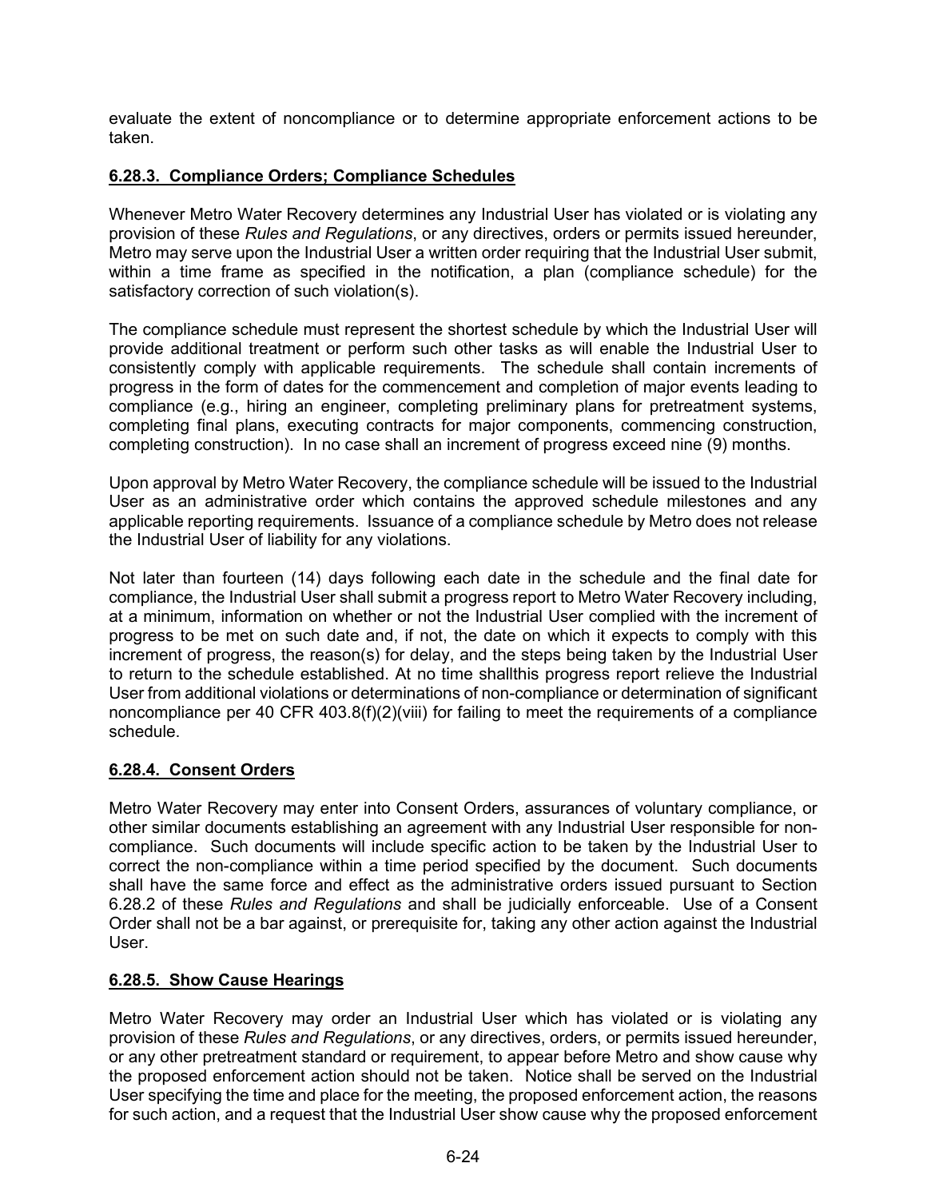evaluate the extent of noncompliance or to determine appropriate enforcement actions to be taken.

### 6.28.3. Compliance Orders; Compliance Schedules

Whenever Metro Water Recovery determines any Industrial User has violated or is violating any provision of these *Rules and Regulations*, or any directives, orders or permits issued hereunder, Metro may serve upon the Industrial User a written order requiring that the Industrial User submit, within a time frame as specified in the notification, a plan (compliance schedule) for the satisfactory correction of such violation(s).

The compliance schedule must represent the shortest schedule by which the Industrial User will provide additional treatment or perform such other tasks as will enable the Industrial User to consistently comply with applicable requirements. The schedule shall contain increments of progress in the form of dates for the commencement and completion of major events leading to compliance (e.g., hiring an engineer, completing preliminary plans for pretreatment systems, completing final plans, executing contracts for major components, commencing construction, completing construction). In no case shall an increment of progress exceed nine (9) months.

Upon approval by Metro Water Recovery, the compliance schedule will be issued to the Industrial User as an administrative order which contains the approved schedule milestones and any applicable reporting requirements. Issuance of a compliance schedule by Metro does not release the Industrial User of liability for any violations.

Not later than fourteen (14) days following each date in the schedule and the final date for compliance, the Industrial User shall submit a progress report to Metro Water Recovery including, at a minimum, information on whether or not the Industrial User complied with the increment of progress to be met on such date and, if not, the date on which it expects to comply with this increment of progress, the reason(s) for delay, and the steps being taken by the Industrial User to return to the schedule established. At no time shallthis progress report relieve the Industrial User from additional violations or determinations of non-compliance or determination of significant noncompliance per 40 CFR 403.8(f)(2)(viii) for failing to meet the requirements of a compliance schedule.

### 6.28.4. Consent Orders

Metro Water Recovery may enter into Consent Orders, assurances of voluntary compliance, or other similar documents establishing an agreement with any Industrial User responsible for non-compliance. Such documents will include specific action to be taken by the Industrial User to correct the non-compliance within a time period specified by the document. Such documents shall have the same force and effect as the administrative orders issued pursuant to Section 6.28.2 of these *Rules and Regulations* and shall be judicially enforceable. Use of a Consent Order shall not be a bar against, or prerequisite for, taking any other action against the Industrial User.

### 6.28.5. Show Cause Hearings

Metro Water Recovery may order an Industrial User which has violated or is violating any provision of these *Rules and Regulations*, or any directives, orders, or permits issued hereunder, or any other pretreatment standard or requirement, to appear before Metro and show cause why the proposed enforcement action should not be taken. Notice shall be served on the Industrial User specifying the time and place for the meeting, the proposed enforcement action, the reasons for such action, and a request that the Industrial User show cause why the proposed enforcement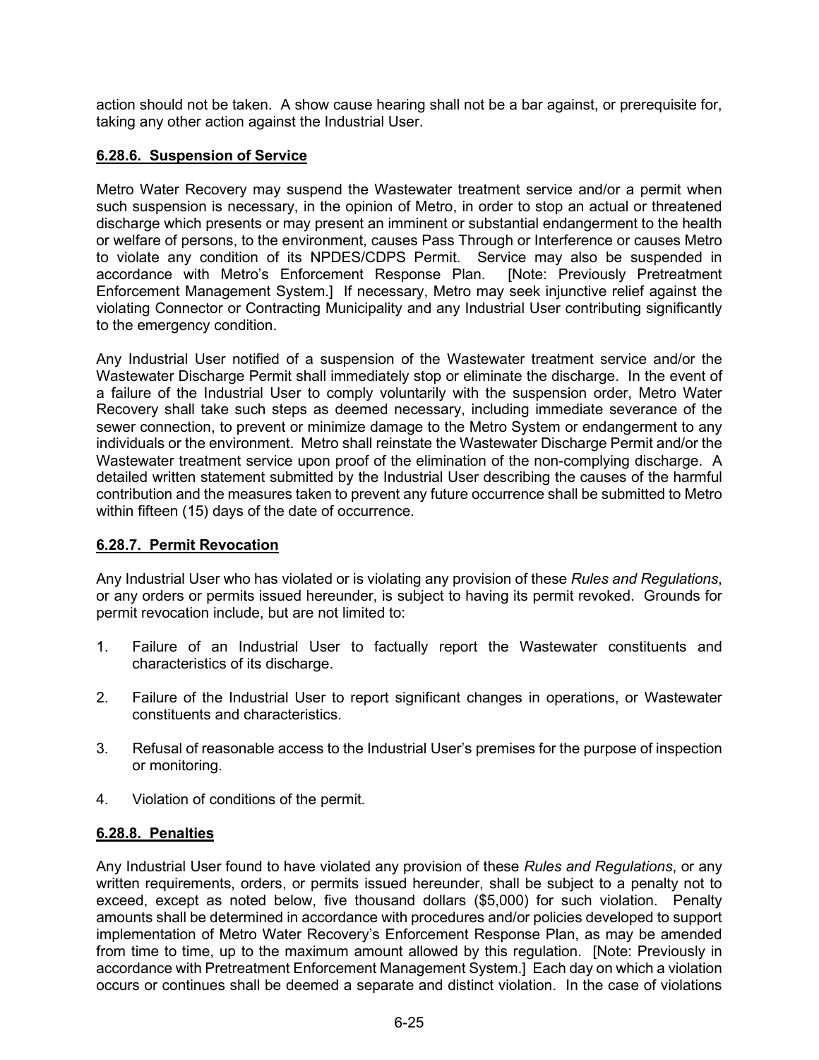action should not be taken. A show cause hearing shall not be a bar against, or prerequisite for, taking any other action against the Industrial User.

### 6.28.6. Suspension of Service

Metro Water Recovery may suspend the Wastewater treatment service and/or a permit when such suspension is necessary, in the opinion of Metro, in order to stop an actual or threatened discharge which presents or may present an imminent or substantial endangerment to the health or welfare of persons, to the environment, causes Pass Through or Interference or causes Metro to violate any condition of its NPDES/CDPS Permit. Service may also be suspended in accordance with Metro's Enforcement Response Plan. [Note: Previously Pretreatment Enforcement Management System.] If necessary, Metro may seek injunctive relief against the violating Connector or Contracting Municipality and any Industrial User contributing significantly to the emergency condition.

Any Industrial User notified of a suspension of the Wastewater treatment service and/or the Wastewater Discharge Permit shall immediately stop or eliminate the discharge. In the event of a failure of the Industrial User to comply voluntarily with the suspension order, Metro Water Recovery shall take such steps as deemed necessary, including immediate severance of the sewer connection, to prevent or minimize damage to the Metro System or endangerment to any individuals or the environment. Metro shall reinstate the Wastewater Discharge Permit and/or the Wastewater treatment service upon proof of the elimination of the non-complying discharge. A detailed written statement submitted by the Industrial User describing the causes of the harmful contribution and the measures taken to prevent any future occurrence shall be submitted to Metro within fifteen (15) days of the date of occurrence.

### 6.28.7. Permit Revocation

Any Industrial User who has violated or is violating any provision of these *Rules and Regulations*, or any orders or permits issued hereunder, is subject to having its permit revoked. Grounds for permit revocation include, but are not limited to:

1. Failure of an Industrial User to factually report the Wastewater constituents and characteristics of its discharge.
2. Failure of the Industrial User to report significant changes in operations, or Wastewater constituents and characteristics.
3. Refusal of reasonable access to the Industrial User's premises for the purpose of inspection or monitoring.
4. Violation of conditions of the permit.

### 6.28.8. Penalties

Any Industrial User found to have violated any provision of these *Rules and Regulations*, or any written requirements, orders, or permits issued hereunder, shall be subject to a penalty not to exceed, except as noted below, five thousand dollars ($5,000) for such violation. Penalty amounts shall be determined in accordance with procedures and/or policies developed to support implementation of Metro Water Recovery's Enforcement Response Plan, as may be amended from time to time, up to the maximum amount allowed by this regulation. [Note: Previously in accordance with Pretreatment Enforcement Management System.] Each day on which a violation occurs or continues shall be deemed a separate and distinct violation. In the case of violations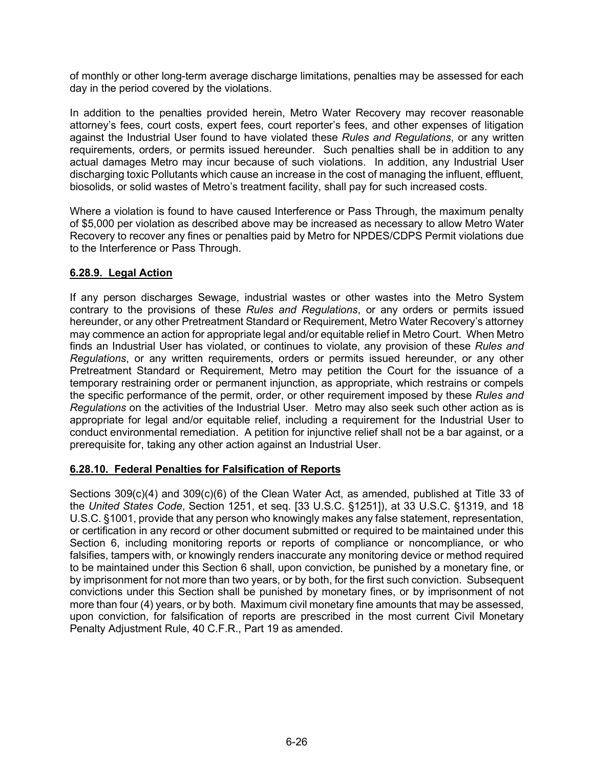of monthly or other long-term average discharge limitations, penalties may be assessed for each day in the period covered by the violations.

In addition to the penalties provided herein, Metro Water Recovery may recover reasonable attorney's fees, court costs, expert fees, court reporter's fees, and other expenses of litigation against the Industrial User found to have violated these *Rules and Regulations*, or any written requirements, orders, or permits issued hereunder. Such penalties shall be in addition to any actual damages Metro may incur because of such violations. In addition, any Industrial User discharging toxic Pollutants which cause an increase in the cost of managing the influent, effluent, biosolids, or solid wastes of Metro's treatment facility, shall pay for such increased costs.

Where a violation is found to have caused Interference or Pass Through, the maximum penalty of $5,000 per violation as described above may be increased as necessary to allow Metro Water Recovery to recover any fines or penalties paid by Metro for NPDES/CDPS Permit violations due to the Interference or Pass Through.

### 6.28.9. Legal Action

If any person discharges Sewage, industrial wastes or other wastes into the Metro System contrary to the provisions of these *Rules and Regulations*, or any orders or permits issued hereunder, or any other Pretreatment Standard or Requirement, Metro Water Recovery's attorney may commence an action for appropriate legal and/or equitable relief in Metro Court. When Metro finds an Industrial User has violated, or continues to violate, any provision of these *Rules and Regulations*, or any written requirements, orders or permits issued hereunder, or any other Pretreatment Standard or Requirement, Metro may petition the Court for the issuance of a temporary restraining order or permanent injunction, as appropriate, which restrains or compels the specific performance of the permit, order, or other requirement imposed by these *Rules and Regulations* on the activities of the Industrial User. Metro may also seek such other action as is appropriate for legal and/or equitable relief, including a requirement for the Industrial User to conduct environmental remediation. A petition for injunctive relief shall not be a bar against, or a prerequisite for, taking any other action against an Industrial User.

### 6.28.10. Federal Penalties for Falsification of Reports

Sections 309(c)(4) and 309(c)(6) of the Clean Water Act, as amended, published at Title 33 of the *United States Code*, Section 1251, et seq. [33 U.S.C. §1251]), at 33 U.S.C. §1319, and 18 U.S.C. §1001, provide that any person who knowingly makes any false statement, representation, or certification in any record or other document submitted or required to be maintained under this Section 6, including monitoring reports or reports of compliance or noncompliance, or who falsifies, tampers with, or knowingly renders inaccurate any monitoring device or method required to be maintained under this Section 6 shall, upon conviction, be punished by a monetary fine, or by imprisonment for not more than two years, or by both, for the first such conviction. Subsequent convictions under this Section shall be punished by monetary fines, or by imprisonment of not more than four (4) years, or by both. Maximum civil monetary fine amounts that may be assessed, upon conviction, for falsification of reports are prescribed in the most current Civil Monetary Penalty Adjustment Rule, 40 C.F.R., Part 19 as amended.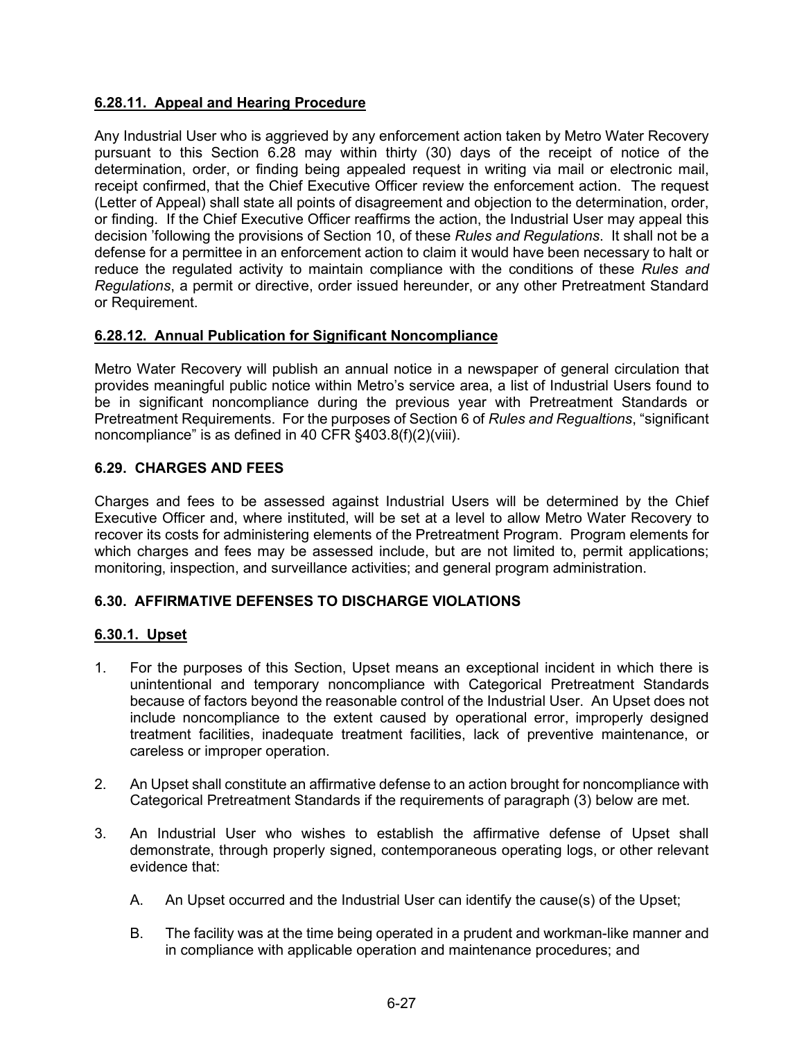### 6.28.11. Appeal and Hearing Procedure

Any Industrial User who is aggrieved by any enforcement action taken by Metro Water Recovery pursuant to this Section 6.28 may within thirty (30) days of the receipt of notice of the determination, order, or finding being appealed request in writing via mail or electronic mail, receipt confirmed, that the Chief Executive Officer review the enforcement action. The request (Letter of Appeal) shall state all points of disagreement and objection to the determination, order, or finding. If the Chief Executive Officer reaffirms the action, the Industrial User may appeal this decision 'following the provisions of Section 10, of these *Rules and Regulations*. It shall not be a defense for a permittee in an enforcement action to claim it would have been necessary to halt or reduce the regulated activity to maintain compliance with the conditions of these *Rules and Regulations*, a permit or directive, order issued hereunder, or any other Pretreatment Standard or Requirement.

### 6.28.12. Annual Publication for Significant Noncompliance

Metro Water Recovery will publish an annual notice in a newspaper of general circulation that provides meaningful public notice within Metro's service area, a list of Industrial Users found to be in significant noncompliance during the previous year with Pretreatment Standards or Pretreatment Requirements. For the purposes of Section 6 of *Rules and Regualtions*, "significant noncompliance" is as defined in 40 CFR §403.8(f)(2)(viii).

## 6.29. CHARGES AND FEES

Charges and fees to be assessed against Industrial Users will be determined by the Chief Executive Officer and, where instituted, will be set at a level to allow Metro Water Recovery to recover its costs for administering elements of the Pretreatment Program. Program elements for which charges and fees may be assessed include, but are not limited to, permit applications; monitoring, inspection, and surveillance activities; and general program administration.

## 6.30. AFFIRMATIVE DEFENSES TO DISCHARGE VIOLATIONS

### 6.30.1. Upset

1. For the purposes of this Section, Upset means an exceptional incident in which there is unintentional and temporary noncompliance with Categorical Pretreatment Standards because of factors beyond the reasonable control of the Industrial User. An Upset does not include noncompliance to the extent caused by operational error, improperly designed treatment facilities, inadequate treatment facilities, lack of preventive maintenance, or careless or improper operation.

2. An Upset shall constitute an affirmative defense to an action brought for noncompliance with Categorical Pretreatment Standards if the requirements of paragraph (3) below are met.

3. An Industrial User who wishes to establish the affirmative defense of Upset shall demonstrate, through properly signed, contemporaneous operating logs, or other relevant evidence that:

   A. An Upset occurred and the Industrial User can identify the cause(s) of the Upset;

   B. The facility was at the time being operated in a prudent and workman-like manner and in compliance with applicable operation and maintenance procedures; and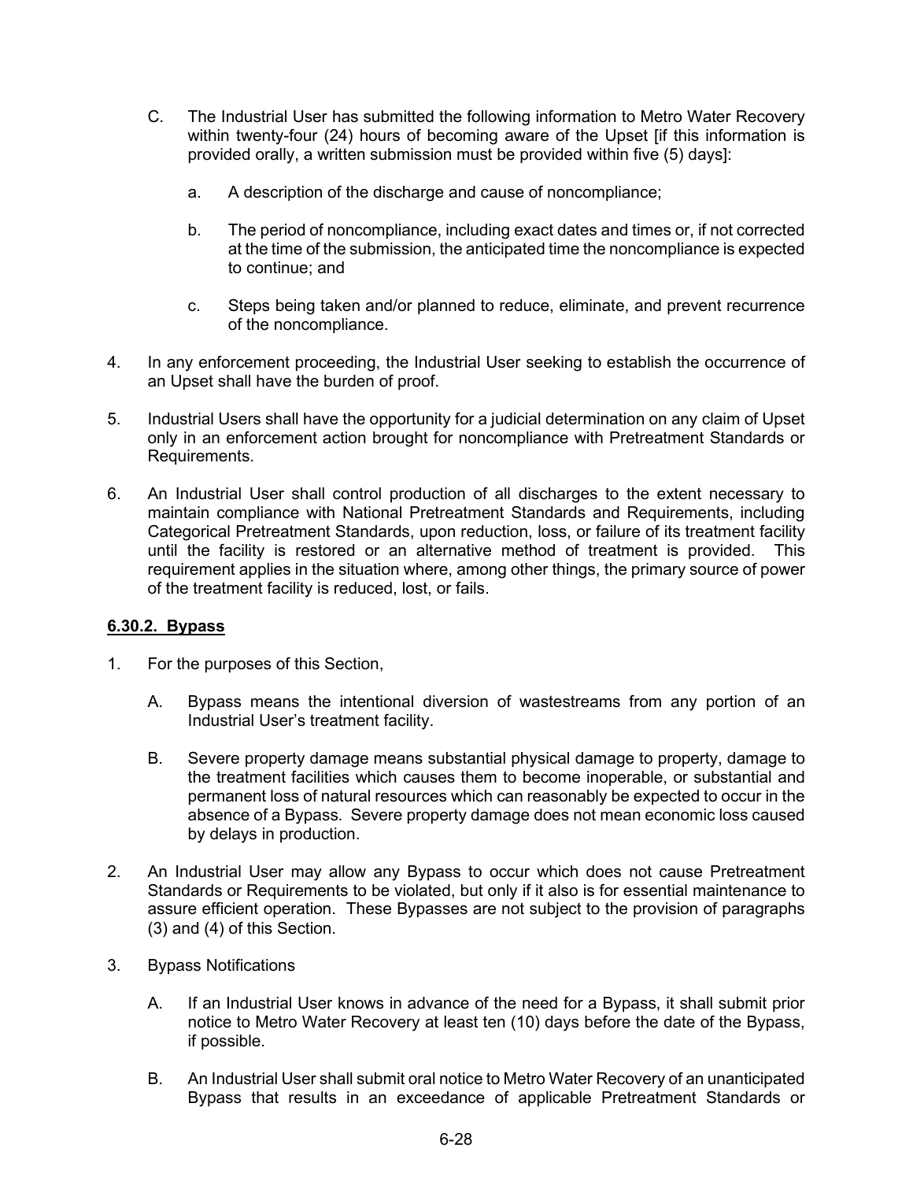C. The Industrial User has submitted the following information to Metro Water Recovery within twenty-four (24) hours of becoming aware of the Upset [if this information is provided orally, a written submission must be provided within five (5) days]:

   a. A description of the discharge and cause of noncompliance;

   b. The period of noncompliance, including exact dates and times or, if not corrected at the time of the submission, the anticipated time the noncompliance is expected to continue; and

   c. Steps being taken and/or planned to reduce, eliminate, and prevent recurrence of the noncompliance.

4. In any enforcement proceeding, the Industrial User seeking to establish the occurrence of an Upset shall have the burden of proof.

5. Industrial Users shall have the opportunity for a judicial determination on any claim of Upset only in an enforcement action brought for noncompliance with Pretreatment Standards or Requirements.

6. An Industrial User shall control production of all discharges to the extent necessary to maintain compliance with National Pretreatment Standards and Requirements, including Categorical Pretreatment Standards, upon reduction, loss, or failure of its treatment facility until the facility is restored or an alternative method of treatment is provided. This requirement applies in the situation where, among other things, the primary source of power of the treatment facility is reduced, lost, or fails.

### 6.30.2. Bypass

1. For the purposes of this Section,

   A. Bypass means the intentional diversion of wastestreams from any portion of an Industrial User's treatment facility.

   B. Severe property damage means substantial physical damage to property, damage to the treatment facilities which causes them to become inoperable, or substantial and permanent loss of natural resources which can reasonably be expected to occur in the absence of a Bypass. Severe property damage does not mean economic loss caused by delays in production.

2. An Industrial User may allow any Bypass to occur which does not cause Pretreatment Standards or Requirements to be violated, but only if it also is for essential maintenance to assure efficient operation. These Bypasses are not subject to the provision of paragraphs (3) and (4) of this Section.

3. Bypass Notifications

   A. If an Industrial User knows in advance of the need for a Bypass, it shall submit prior notice to Metro Water Recovery at least ten (10) days before the date of the Bypass, if possible.

   B. An Industrial User shall submit oral notice to Metro Water Recovery of an unanticipated Bypass that results in an exceedance of applicable Pretreatment Standards or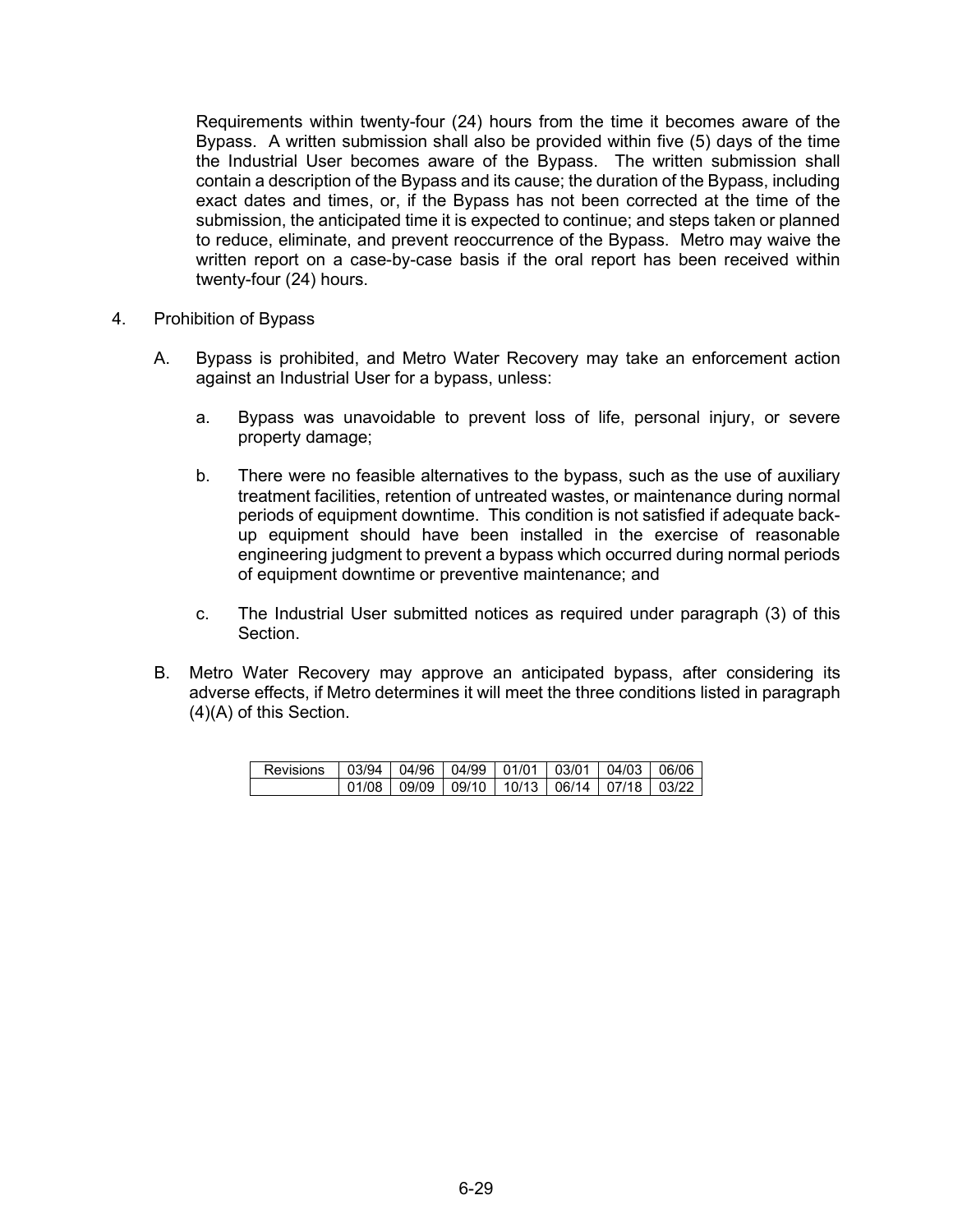Requirements within twenty-four (24) hours from the time it becomes aware of the Bypass. A written submission shall also be provided within five (5) days of the time the Industrial User becomes aware of the Bypass. The written submission shall contain a description of the Bypass and its cause; the duration of the Bypass, including exact dates and times, or, if the Bypass has not been corrected at the time of the submission, the anticipated time it is expected to continue; and steps taken or planned to reduce, eliminate, and prevent reoccurrence of the Bypass. Metro may waive the written report on a case-by-case basis if the oral report has been received within twenty-four (24) hours.

4. Prohibition of Bypass

   A. Bypass is prohibited, and Metro Water Recovery may take an enforcement action against an Industrial User for a bypass, unless:

      a. Bypass was unavoidable to prevent loss of life, personal injury, or severe property damage;

      b. There were no feasible alternatives to the bypass, such as the use of auxiliary treatment facilities, retention of untreated wastes, or maintenance during normal periods of equipment downtime. This condition is not satisfied if adequate back-up equipment should have been installed in the exercise of reasonable engineering judgment to prevent a bypass which occurred during normal periods of equipment downtime or preventive maintenance; and

      c. The Industrial User submitted notices as required under paragraph (3) of this Section.

   B. Metro Water Recovery may approve an anticipated bypass, after considering its adverse effects, if Metro determines it will meet the three conditions listed in paragraph (4)(A) of this Section.

| Revisions | 03/94 | 04/96 | 04/99 | 01/01 | 03/01 | 04/03 | 06/06 |
|---|---|---|---|---|---|---|---|
| | 01/08 | 09/09 | 09/10 | 10/13 | 06/14 | 07/18 | 03/22 |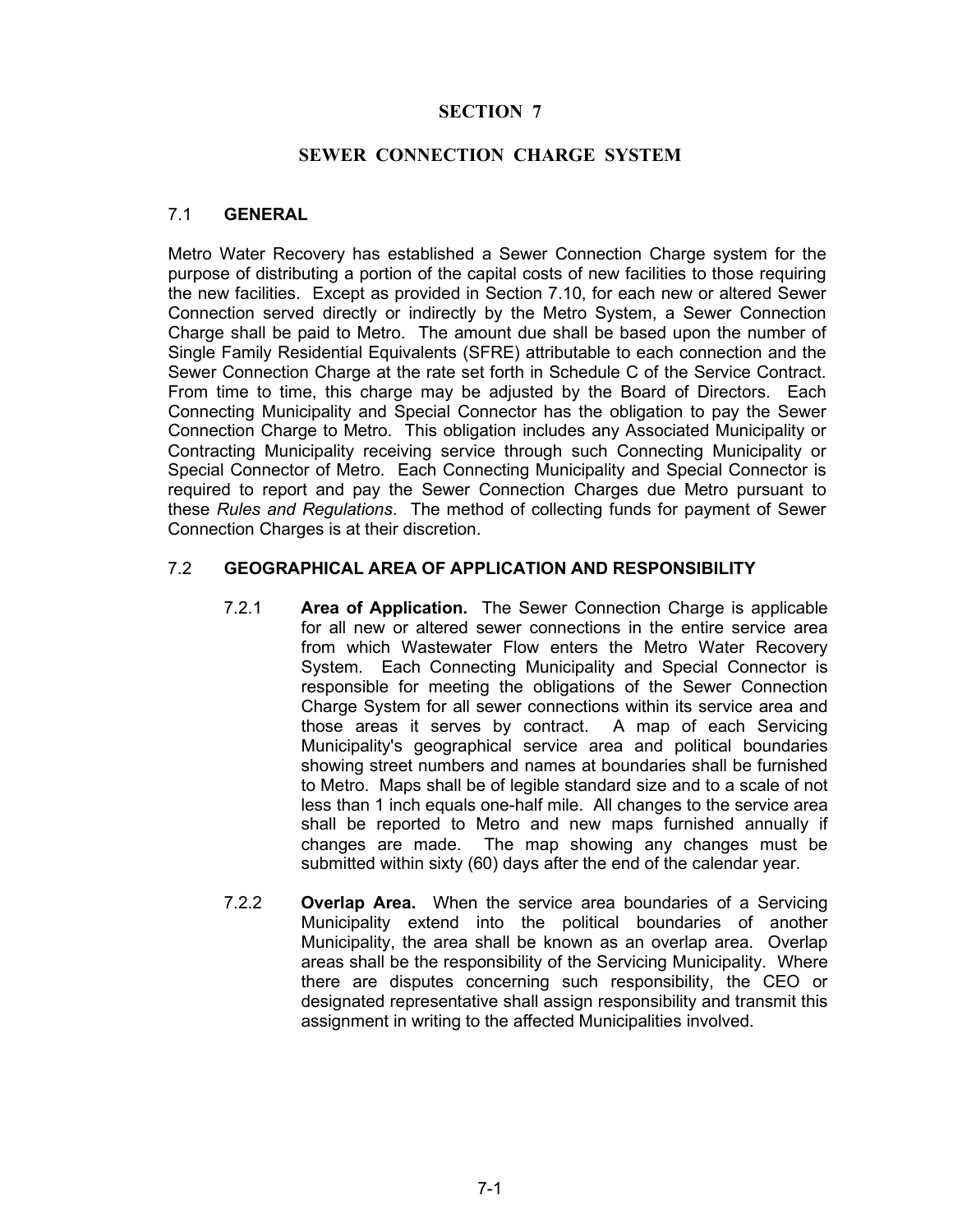# SECTION 7

## SEWER CONNECTION CHARGE SYSTEM

### 7.1 GENERAL

Metro Water Recovery has established a Sewer Connection Charge system for the purpose of distributing a portion of the capital costs of new facilities to those requiring the new facilities. Except as provided in Section 7.10, for each new or altered Sewer Connection served directly or indirectly by the Metro System, a Sewer Connection Charge shall be paid to Metro. The amount due shall be based upon the number of Single Family Residential Equivalents (SFRE) attributable to each connection and the Sewer Connection Charge at the rate set forth in Schedule C of the Service Contract. From time to time, this charge may be adjusted by the Board of Directors. Each Connecting Municipality and Special Connector has the obligation to pay the Sewer Connection Charge to Metro. This obligation includes any Associated Municipality or Contracting Municipality receiving service through such Connecting Municipality or Special Connector of Metro. Each Connecting Municipality and Special Connector is required to report and pay the Sewer Connection Charges due Metro pursuant to these *Rules and Regulations*. The method of collecting funds for payment of Sewer Connection Charges is at their discretion.

### 7.2 GEOGRAPHICAL AREA OF APPLICATION AND RESPONSIBILITY

7.2.1 **Area of Application.** The Sewer Connection Charge is applicable for all new or altered sewer connections in the entire service area from which Wastewater Flow enters the Metro Water Recovery System. Each Connecting Municipality and Special Connector is responsible for meeting the obligations of the Sewer Connection Charge System for all sewer connections within its service area and those areas it serves by contract. A map of each Servicing Municipality's geographical service area and political boundaries showing street numbers and names at boundaries shall be furnished to Metro. Maps shall be of legible standard size and to a scale of not less than 1 inch equals one-half mile. All changes to the service area shall be reported to Metro and new maps furnished annually if changes are made. The map showing any changes must be submitted within sixty (60) days after the end of the calendar year.

7.2.2 **Overlap Area.** When the service area boundaries of a Servicing Municipality extend into the political boundaries of another Municipality, the area shall be known as an overlap area. Overlap areas shall be the responsibility of the Servicing Municipality. Where there are disputes concerning such responsibility, the CEO or designated representative shall assign responsibility and transmit this assignment in writing to the affected Municipalities involved.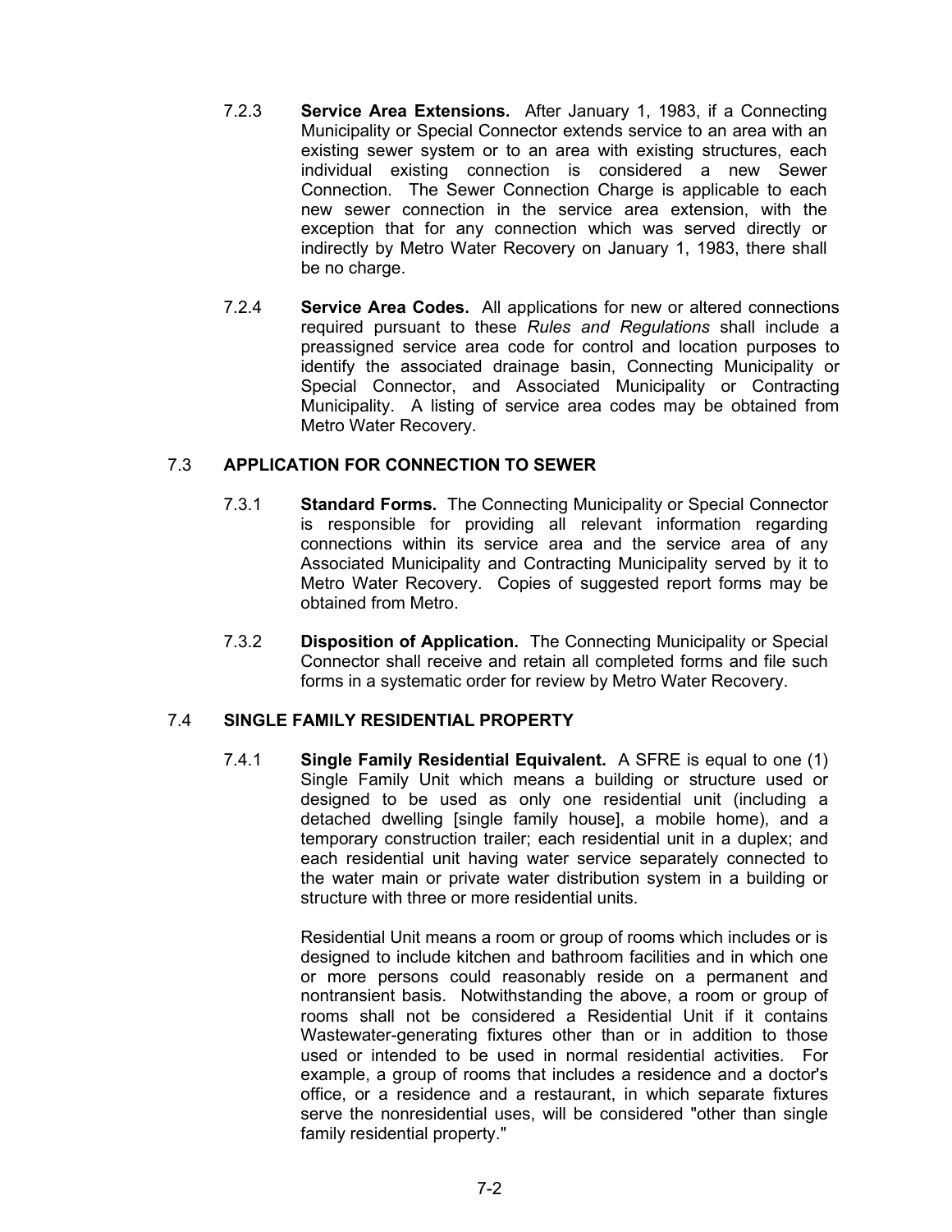7.2.3 **Service Area Extensions.** After January 1, 1983, if a Connecting Municipality or Special Connector extends service to an area with an existing sewer system or to an area with existing structures, each individual existing connection is considered a new Sewer Connection. The Sewer Connection Charge is applicable to each new sewer connection in the service area extension, with the exception that for any connection which was served directly or indirectly by Metro Water Recovery on January 1, 1983, there shall be no charge.

7.2.4 **Service Area Codes.** All applications for new or altered connections required pursuant to these *Rules and Regulations* shall include a preassigned service area code for control and location purposes to identify the associated drainage basin, Connecting Municipality or Special Connector, and Associated Municipality or Contracting Municipality. A listing of service area codes may be obtained from Metro Water Recovery.

## 7.3 APPLICATION FOR CONNECTION TO SEWER

7.3.1 **Standard Forms.** The Connecting Municipality or Special Connector is responsible for providing all relevant information regarding connections within its service area and the service area of any Associated Municipality and Contracting Municipality served by it to Metro Water Recovery. Copies of suggested report forms may be obtained from Metro.

7.3.2 **Disposition of Application.** The Connecting Municipality or Special Connector shall receive and retain all completed forms and file such forms in a systematic order for review by Metro Water Recovery.

## 7.4 SINGLE FAMILY RESIDENTIAL PROPERTY

7.4.1 **Single Family Residential Equivalent.** A SFRE is equal to one (1) Single Family Unit which means a building or structure used or designed to be used as only one residential unit (including a detached dwelling [single family house], a mobile home), and a temporary construction trailer; each residential unit in a duplex; and each residential unit having water service separately connected to the water main or private water distribution system in a building or structure with three or more residential units.

Residential Unit means a room or group of rooms which includes or is designed to include kitchen and bathroom facilities and in which one or more persons could reasonably reside on a permanent and nontransient basis. Notwithstanding the above, a room or group of rooms shall not be considered a Residential Unit if it contains Wastewater-generating fixtures other than or in addition to those used or intended to be used in normal residential activities. For example, a group of rooms that includes a residence and a doctor's office, or a residence and a restaurant, in which separate fixtures serve the nonresidential uses, will be considered "other than single family residential property."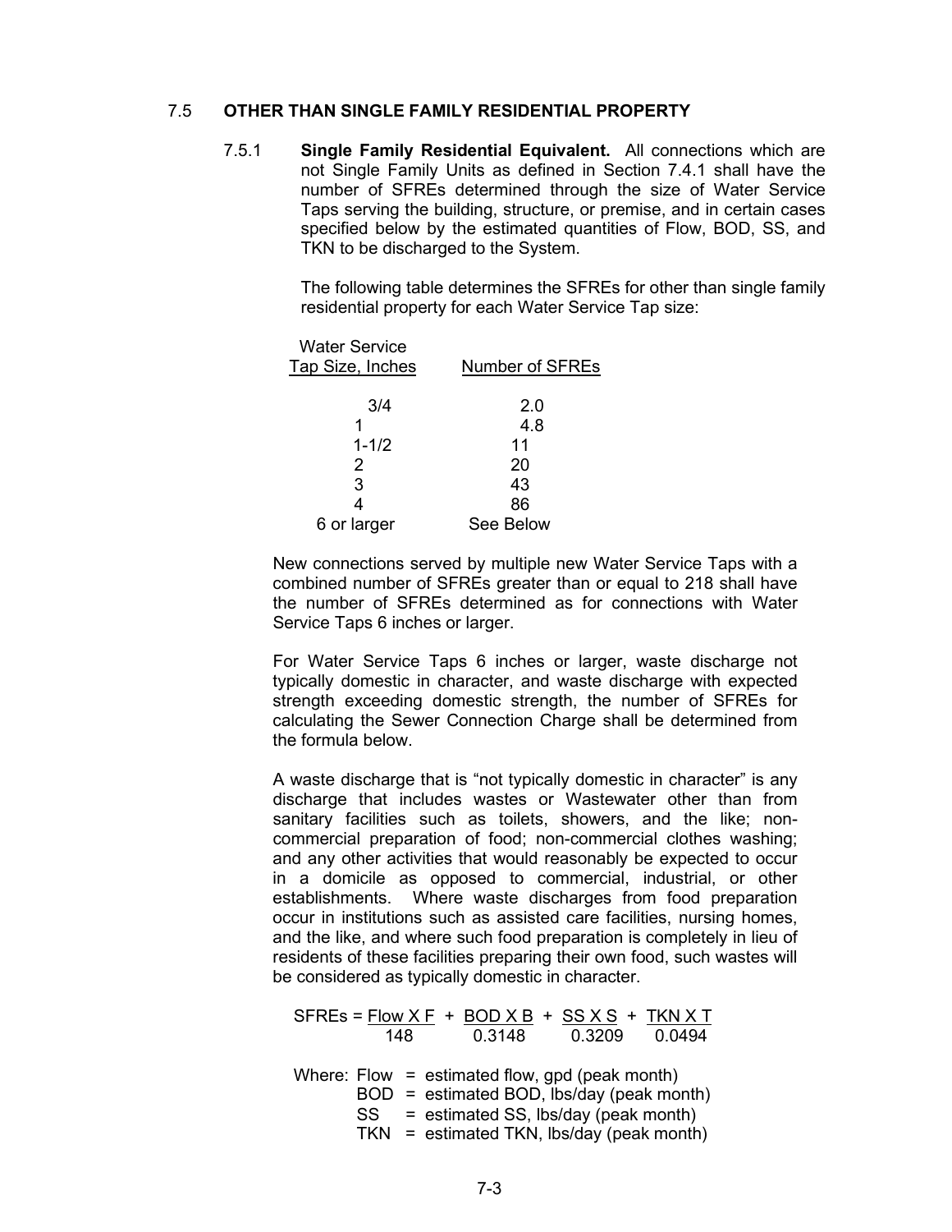## 7.5 OTHER THAN SINGLE FAMILY RESIDENTIAL PROPERTY

### 7.5.1 **Single Family Residential Equivalent.**

All connections which are not Single Family Units as defined in Section 7.4.1 shall have the number of SFREs determined through the size of Water Service Taps serving the building, structure, or premise, and in certain cases specified below by the estimated quantities of Flow, BOD, SS, and TKN to be discharged to the System.

The following table determines the SFREs for other than single family residential property for each Water Service Tap size:

| Water Service Tap Size, Inches | Number of SFREs |
|---|---|
| 3/4 | 2.0 |
| 1 | 4.8 |
| 1-1/2 | 11 |
| 2 | 20 |
| 3 | 43 |
| 4 | 86 |
| 6 or larger | See Below |

New connections served by multiple new Water Service Taps with a combined number of SFREs greater than or equal to 218 shall have the number of SFREs determined as for connections with Water Service Taps 6 inches or larger.

For Water Service Taps 6 inches or larger, waste discharge not typically domestic in character, and waste discharge with expected strength exceeding domestic strength, the number of SFREs for calculating the Sewer Connection Charge shall be determined from the formula below.

A waste discharge that is "not typically domestic in character" is any discharge that includes wastes or Wastewater other than from sanitary facilities such as toilets, showers, and the like; non-commercial preparation of food; non-commercial clothes washing; and any other activities that would reasonably be expected to occur in a domicile as opposed to commercial, industrial, or other establishments. Where waste discharges from food preparation occur in institutions such as assisted care facilities, nursing homes, and the like, and where such food preparation is completely in lieu of residents of these facilities preparing their own food, such wastes will be considered as typically domestic in character.

$$\text{SFREs} = \frac{\text{Flow} \times F}{148} + \frac{\text{BOD} \times B}{0.3148} + \frac{\text{SS} \times S}{0.3209} + \frac{\text{TKN} \times T}{0.0494}$$

Where:
- Flow = estimated flow, gpd (peak month)
- BOD = estimated BOD, lbs/day (peak month)
- SS = estimated SS, lbs/day (peak month)
- TKN = estimated TKN, lbs/day (peak month)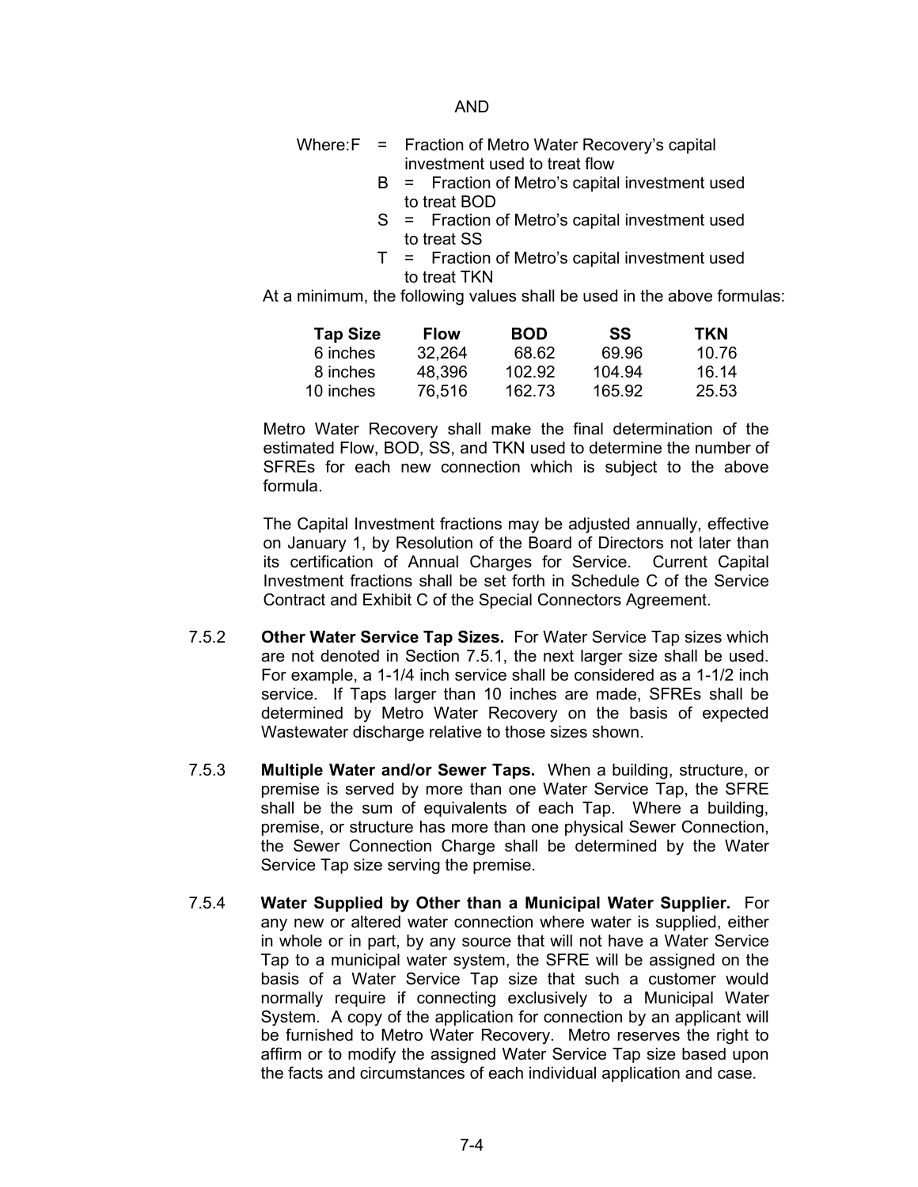AND

Where: F = Fraction of Metro Water Recovery's capital investment used to treat flow

B = Fraction of Metro's capital investment used to treat BOD

S = Fraction of Metro's capital investment used to treat SS

T = Fraction of Metro's capital investment used to treat TKN

At a minimum, the following values shall be used in the above formulas:

| Tap Size | Flow | BOD | SS | TKN |
|---|---|---|---|---|
| 6 inches | 32,264 | 68.62 | 69.96 | 10.76 |
| 8 inches | 48,396 | 102.92 | 104.94 | 16.14 |
| 10 inches | 76,516 | 162.73 | 165.92 | 25.53 |

Metro Water Recovery shall make the final determination of the estimated Flow, BOD, SS, and TKN used to determine the number of SFREs for each new connection which is subject to the above formula.

The Capital Investment fractions may be adjusted annually, effective on January 1, by Resolution of the Board of Directors not later than its certification of Annual Charges for Service. Current Capital Investment fractions shall be set forth in Schedule C of the Service Contract and Exhibit C of the Special Connectors Agreement.

7.5.2 **Other Water Service Tap Sizes.** For Water Service Tap sizes which are not denoted in Section 7.5.1, the next larger size shall be used. For example, a 1-1/4 inch service shall be considered as a 1-1/2 inch service. If Taps larger than 10 inches are made, SFREs shall be determined by Metro Water Recovery on the basis of expected Wastewater discharge relative to those sizes shown.

7.5.3 **Multiple Water and/or Sewer Taps.** When a building, structure, or premise is served by more than one Water Service Tap, the SFRE shall be the sum of equivalents of each Tap. Where a building, premise, or structure has more than one physical Sewer Connection, the Sewer Connection Charge shall be determined by the Water Service Tap size serving the premise.

7.5.4 **Water Supplied by Other than a Municipal Water Supplier.** For any new or altered water connection where water is supplied, either in whole or in part, by any source that will not have a Water Service Tap to a municipal water system, the SFRE will be assigned on the basis of a Water Service Tap size that such a customer would normally require if connecting exclusively to a Municipal Water System. A copy of the application for connection by an applicant will be furnished to Metro Water Recovery. Metro reserves the right to affirm or to modify the assigned Water Service Tap size based upon the facts and circumstances of each individual application and case.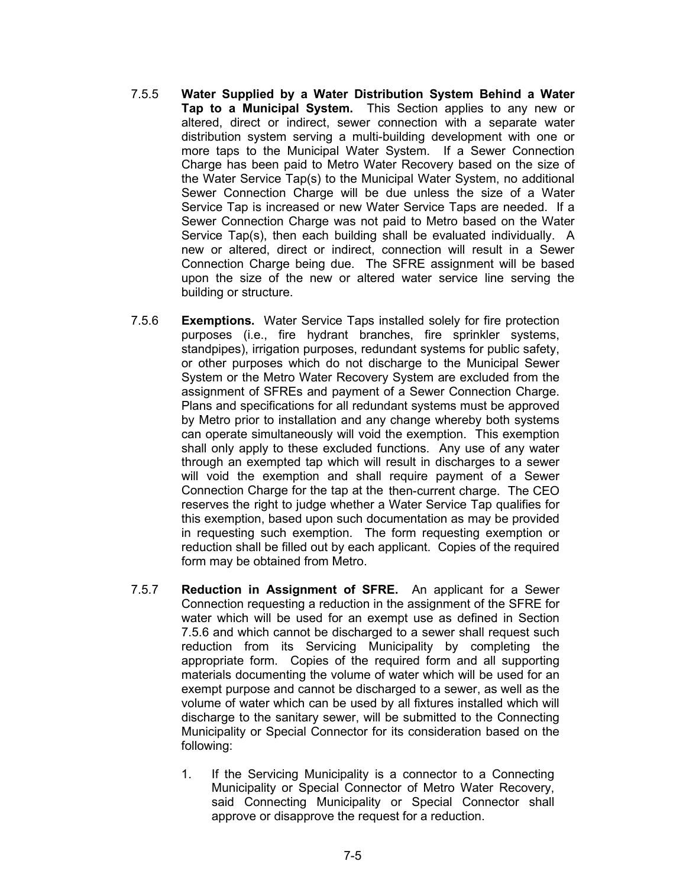7.5.5 **Water Supplied by a Water Distribution System Behind a Water Tap to a Municipal System.** This Section applies to any new or altered, direct or indirect, sewer connection with a separate water distribution system serving a multi-building development with one or more taps to the Municipal Water System. If a Sewer Connection Charge has been paid to Metro Water Recovery based on the size of the Water Service Tap(s) to the Municipal Water System, no additional Sewer Connection Charge will be due unless the size of a Water Service Tap is increased or new Water Service Taps are needed. If a Sewer Connection Charge was not paid to Metro based on the Water Service Tap(s), then each building shall be evaluated individually. A new or altered, direct or indirect, connection will result in a Sewer Connection Charge being due. The SFRE assignment will be based upon the size of the new or altered water service line serving the building or structure.

7.5.6 **Exemptions.** Water Service Taps installed solely for fire protection purposes (i.e., fire hydrant branches, fire sprinkler systems, standpipes), irrigation purposes, redundant systems for public safety, or other purposes which do not discharge to the Municipal Sewer System or the Metro Water Recovery System are excluded from the assignment of SFREs and payment of a Sewer Connection Charge. Plans and specifications for all redundant systems must be approved by Metro prior to installation and any change whereby both systems can operate simultaneously will void the exemption. This exemption shall only apply to these excluded functions. Any use of any water through an exempted tap which will result in discharges to a sewer will void the exemption and shall require payment of a Sewer Connection Charge for the tap at the then-current charge. The CEO reserves the right to judge whether a Water Service Tap qualifies for this exemption, based upon such documentation as may be provided in requesting such exemption. The form requesting exemption or reduction shall be filled out by each applicant. Copies of the required form may be obtained from Metro.

7.5.7 **Reduction in Assignment of SFRE.** An applicant for a Sewer Connection requesting a reduction in the assignment of the SFRE for water which will be used for an exempt use as defined in Section 7.5.6 and which cannot be discharged to a sewer shall request such reduction from its Servicing Municipality by completing the appropriate form. Copies of the required form and all supporting materials documenting the volume of water which will be used for an exempt purpose and cannot be discharged to a sewer, as well as the volume of water which can be used by all fixtures installed which will discharge to the sanitary sewer, will be submitted to the Connecting Municipality or Special Connector for its consideration based on the following:

1. If the Servicing Municipality is a connector to a Connecting Municipality or Special Connector of Metro Water Recovery, said Connecting Municipality or Special Connector shall approve or disapprove the request for a reduction.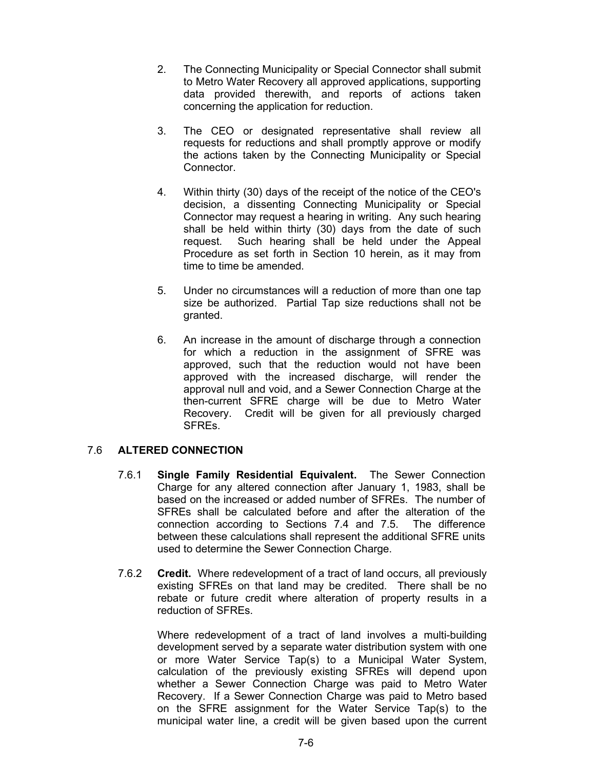2. The Connecting Municipality or Special Connector shall submit to Metro Water Recovery all approved applications, supporting data provided therewith, and reports of actions taken concerning the application for reduction.

3. The CEO or designated representative shall review all requests for reductions and shall promptly approve or modify the actions taken by the Connecting Municipality or Special Connector.

4. Within thirty (30) days of the receipt of the notice of the CEO's decision, a dissenting Connecting Municipality or Special Connector may request a hearing in writing. Any such hearing shall be held within thirty (30) days from the date of such request. Such hearing shall be held under the Appeal Procedure as set forth in Section 10 herein, as it may from time to time be amended.

5. Under no circumstances will a reduction of more than one tap size be authorized. Partial Tap size reductions shall not be granted.

6. An increase in the amount of discharge through a connection for which a reduction in the assignment of SFRE was approved, such that the reduction would not have been approved with the increased discharge, will render the approval null and void, and a Sewer Connection Charge at the then-current SFRE charge will be due to Metro Water Recovery. Credit will be given for all previously charged SFREs.

## 7.6 ALTERED CONNECTION

7.6.1 **Single Family Residential Equivalent.** The Sewer Connection Charge for any altered connection after January 1, 1983, shall be based on the increased or added number of SFREs. The number of SFREs shall be calculated before and after the alteration of the connection according to Sections 7.4 and 7.5. The difference between these calculations shall represent the additional SFRE units used to determine the Sewer Connection Charge.

7.6.2 **Credit.** Where redevelopment of a tract of land occurs, all previously existing SFREs on that land may be credited. There shall be no rebate or future credit where alteration of property results in a reduction of SFREs.

Where redevelopment of a tract of land involves a multi-building development served by a separate water distribution system with one or more Water Service Tap(s) to a Municipal Water System, calculation of the previously existing SFREs will depend upon whether a Sewer Connection Charge was paid to Metro Water Recovery. If a Sewer Connection Charge was paid to Metro based on the SFRE assignment for the Water Service Tap(s) to the municipal water line, a credit will be given based upon the current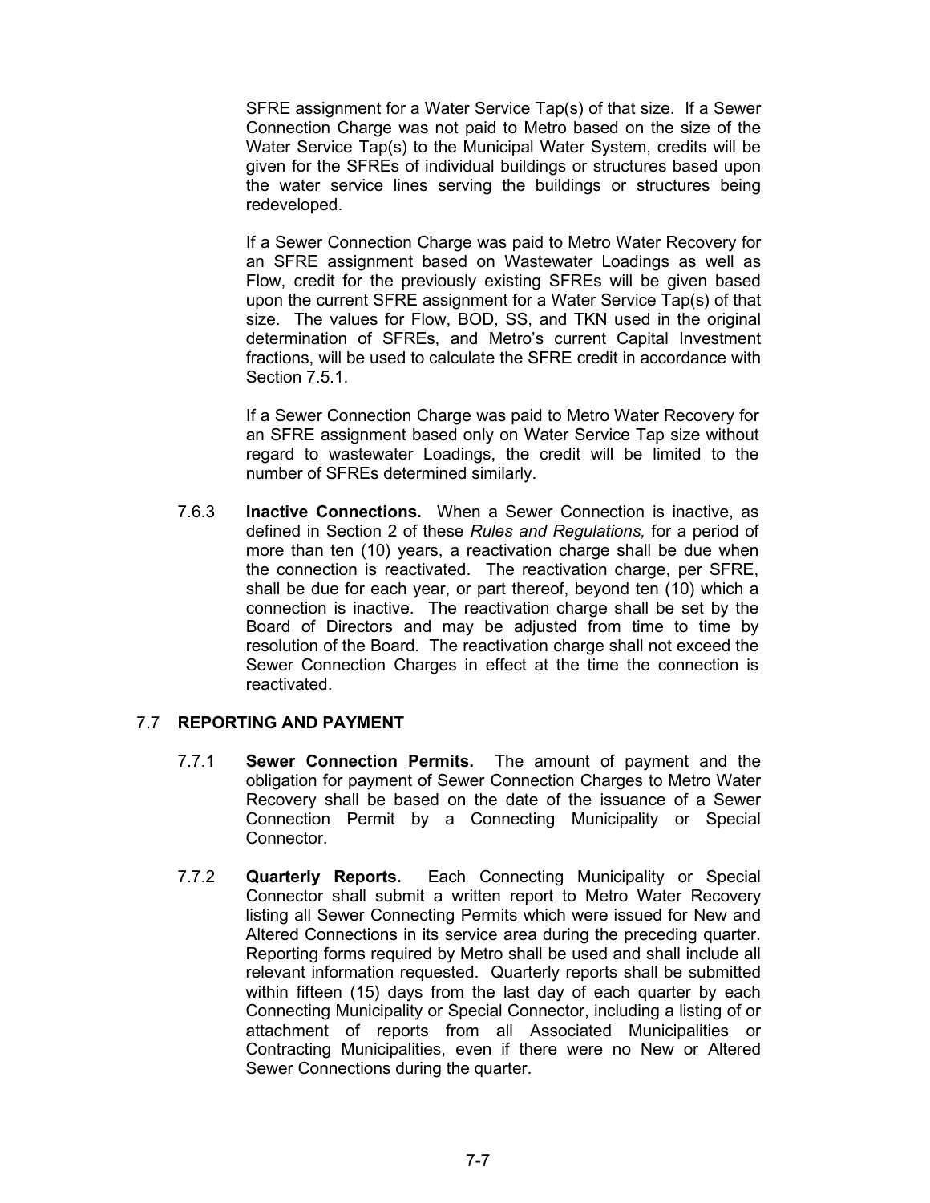SFRE assignment for a Water Service Tap(s) of that size. If a Sewer Connection Charge was not paid to Metro based on the size of the Water Service Tap(s) to the Municipal Water System, credits will be given for the SFREs of individual buildings or structures based upon the water service lines serving the buildings or structures being redeveloped.

If a Sewer Connection Charge was paid to Metro Water Recovery for an SFRE assignment based on Wastewater Loadings as well as Flow, credit for the previously existing SFREs will be given based upon the current SFRE assignment for a Water Service Tap(s) of that size. The values for Flow, BOD, SS, and TKN used in the original determination of SFREs, and Metro's current Capital Investment fractions, will be used to calculate the SFRE credit in accordance with Section 7.5.1.

If a Sewer Connection Charge was paid to Metro Water Recovery for an SFRE assignment based only on Water Service Tap size without regard to wastewater Loadings, the credit will be limited to the number of SFREs determined similarly.

7.6.3 **Inactive Connections.** When a Sewer Connection is inactive, as defined in Section 2 of these *Rules and Regulations,* for a period of more than ten (10) years, a reactivation charge shall be due when the connection is reactivated. The reactivation charge, per SFRE, shall be due for each year, or part thereof, beyond ten (10) which a connection is inactive. The reactivation charge shall be set by the Board of Directors and may be adjusted from time to time by resolution of the Board. The reactivation charge shall not exceed the Sewer Connection Charges in effect at the time the connection is reactivated.

## 7.7 REPORTING AND PAYMENT

7.7.1 **Sewer Connection Permits.** The amount of payment and the obligation for payment of Sewer Connection Charges to Metro Water Recovery shall be based on the date of the issuance of a Sewer Connection Permit by a Connecting Municipality or Special Connector.

7.7.2 **Quarterly Reports.** Each Connecting Municipality or Special Connector shall submit a written report to Metro Water Recovery listing all Sewer Connecting Permits which were issued for New and Altered Connections in its service area during the preceding quarter. Reporting forms required by Metro shall be used and shall include all relevant information requested. Quarterly reports shall be submitted within fifteen (15) days from the last day of each quarter by each Connecting Municipality or Special Connector, including a listing of or attachment of reports from all Associated Municipalities or Contracting Municipalities, even if there were no New or Altered Sewer Connections during the quarter.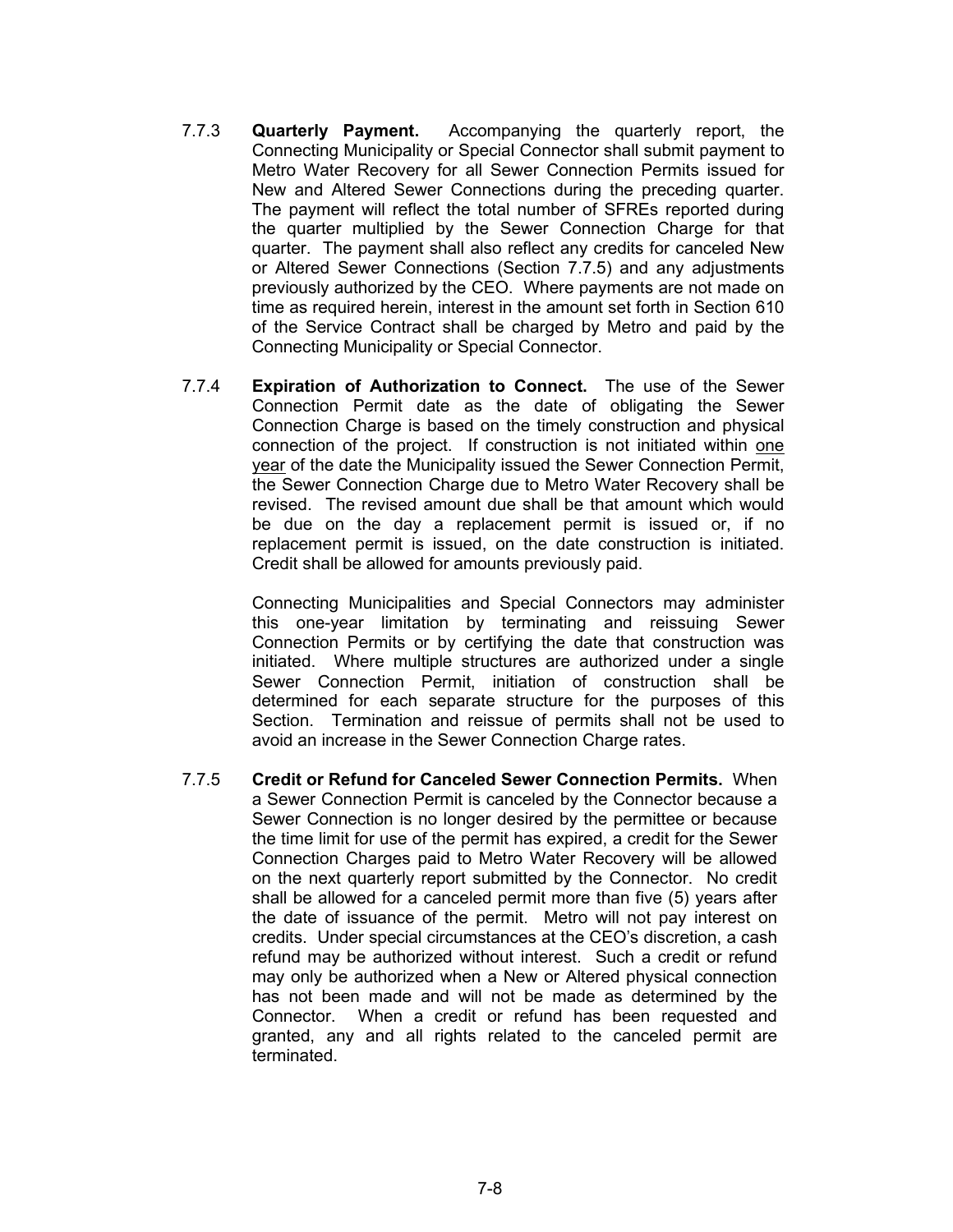7.7.3 **Quarterly Payment.** Accompanying the quarterly report, the Connecting Municipality or Special Connector shall submit payment to Metro Water Recovery for all Sewer Connection Permits issued for New and Altered Sewer Connections during the preceding quarter. The payment will reflect the total number of SFREs reported during the quarter multiplied by the Sewer Connection Charge for that quarter. The payment shall also reflect any credits for canceled New or Altered Sewer Connections (Section 7.7.5) and any adjustments previously authorized by the CEO. Where payments are not made on time as required herein, interest in the amount set forth in Section 610 of the Service Contract shall be charged by Metro and paid by the Connecting Municipality or Special Connector.

7.7.4 **Expiration of Authorization to Connect.** The use of the Sewer Connection Permit date as the date of obligating the Sewer Connection Charge is based on the timely construction and physical connection of the project. If construction is not initiated within one year of the date the Municipality issued the Sewer Connection Permit, the Sewer Connection Charge due to Metro Water Recovery shall be revised. The revised amount due shall be that amount which would be due on the day a replacement permit is issued or, if no replacement permit is issued, on the date construction is initiated. Credit shall be allowed for amounts previously paid.

Connecting Municipalities and Special Connectors may administer this one-year limitation by terminating and reissuing Sewer Connection Permits or by certifying the date that construction was initiated. Where multiple structures are authorized under a single Sewer Connection Permit, initiation of construction shall be determined for each separate structure for the purposes of this Section. Termination and reissue of permits shall not be used to avoid an increase in the Sewer Connection Charge rates.

7.7.5 **Credit or Refund for Canceled Sewer Connection Permits.** When a Sewer Connection Permit is canceled by the Connector because a Sewer Connection is no longer desired by the permittee or because the time limit for use of the permit has expired, a credit for the Sewer Connection Charges paid to Metro Water Recovery will be allowed on the next quarterly report submitted by the Connector. No credit shall be allowed for a canceled permit more than five (5) years after the date of issuance of the permit. Metro will not pay interest on credits. Under special circumstances at the CEO's discretion, a cash refund may be authorized without interest. Such a credit or refund may only be authorized when a New or Altered physical connection has not been made and will not be made as determined by the Connector. When a credit or refund has been requested and granted, any and all rights related to the canceled permit are terminated.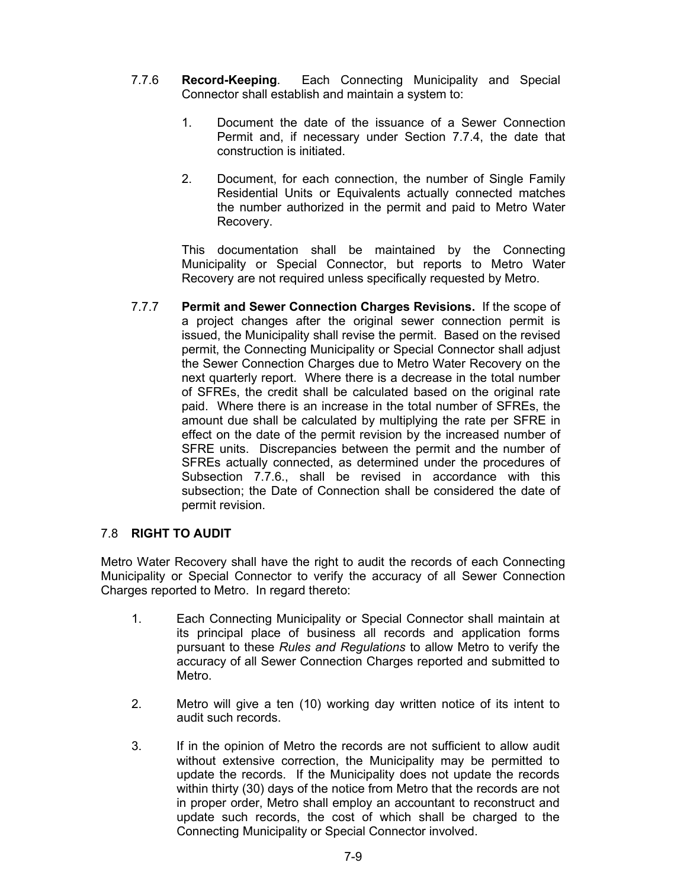7.7.6 **Record-Keeping**. Each Connecting Municipality and Special Connector shall establish and maintain a system to:

1. Document the date of the issuance of a Sewer Connection Permit and, if necessary under Section 7.7.4, the date that construction is initiated.

2. Document, for each connection, the number of Single Family Residential Units or Equivalents actually connected matches the number authorized in the permit and paid to Metro Water Recovery.

This documentation shall be maintained by the Connecting Municipality or Special Connector, but reports to Metro Water Recovery are not required unless specifically requested by Metro.

7.7.7 **Permit and Sewer Connection Charges Revisions.** If the scope of a project changes after the original sewer connection permit is issued, the Municipality shall revise the permit. Based on the revised permit, the Connecting Municipality or Special Connector shall adjust the Sewer Connection Charges due to Metro Water Recovery on the next quarterly report. Where there is a decrease in the total number of SFREs, the credit shall be calculated based on the original rate paid. Where there is an increase in the total number of SFREs, the amount due shall be calculated by multiplying the rate per SFRE in effect on the date of the permit revision by the increased number of SFRE units. Discrepancies between the permit and the number of SFREs actually connected, as determined under the procedures of Subsection 7.7.6., shall be revised in accordance with this subsection; the Date of Connection shall be considered the date of permit revision.

## 7.8 RIGHT TO AUDIT

Metro Water Recovery shall have the right to audit the records of each Connecting Municipality or Special Connector to verify the accuracy of all Sewer Connection Charges reported to Metro. In regard thereto:

1. Each Connecting Municipality or Special Connector shall maintain at its principal place of business all records and application forms pursuant to these *Rules and Regulations* to allow Metro to verify the accuracy of all Sewer Connection Charges reported and submitted to Metro.

2. Metro will give a ten (10) working day written notice of its intent to audit such records.

3. If in the opinion of Metro the records are not sufficient to allow audit without extensive correction, the Municipality may be permitted to update the records. If the Municipality does not update the records within thirty (30) days of the notice from Metro that the records are not in proper order, Metro shall employ an accountant to reconstruct and update such records, the cost of which shall be charged to the Connecting Municipality or Special Connector involved.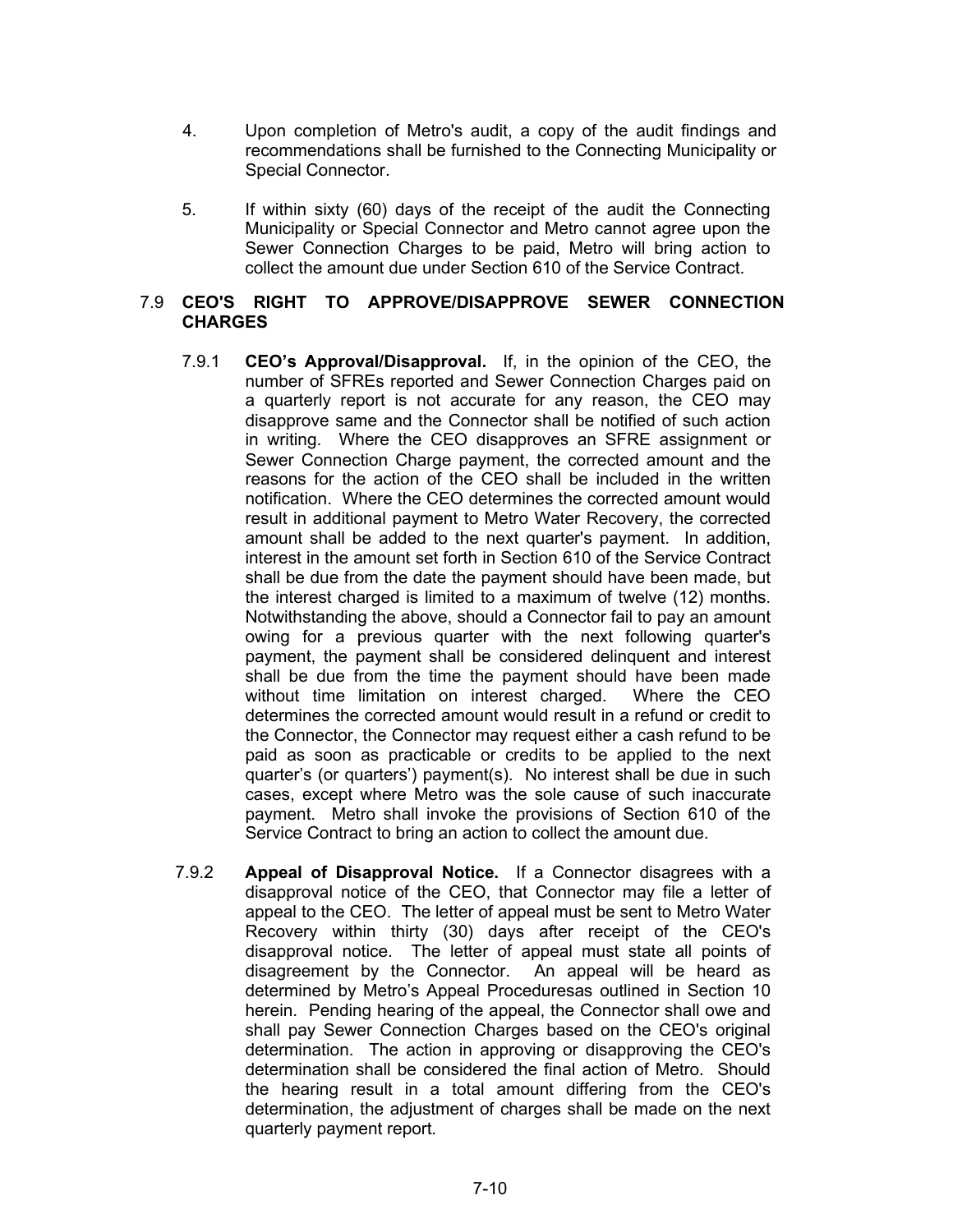4. Upon completion of Metro's audit, a copy of the audit findings and recommendations shall be furnished to the Connecting Municipality or Special Connector.

5. If within sixty (60) days of the receipt of the audit the Connecting Municipality or Special Connector and Metro cannot agree upon the Sewer Connection Charges to be paid, Metro will bring action to collect the amount due under Section 610 of the Service Contract.

### 7.9 CEO'S RIGHT TO APPROVE/DISAPPROVE SEWER CONNECTION CHARGES

7.9.1 **CEO's Approval/Disapproval.** If, in the opinion of the CEO, the number of SFREs reported and Sewer Connection Charges paid on a quarterly report is not accurate for any reason, the CEO may disapprove same and the Connector shall be notified of such action in writing. Where the CEO disapproves an SFRE assignment or Sewer Connection Charge payment, the corrected amount and the reasons for the action of the CEO shall be included in the written notification. Where the CEO determines the corrected amount would result in additional payment to Metro Water Recovery, the corrected amount shall be added to the next quarter's payment. In addition, interest in the amount set forth in Section 610 of the Service Contract shall be due from the date the payment should have been made, but the interest charged is limited to a maximum of twelve (12) months. Notwithstanding the above, should a Connector fail to pay an amount owing for a previous quarter with the next following quarter's payment, the payment shall be considered delinquent and interest shall be due from the time the payment should have been made without time limitation on interest charged. Where the CEO determines the corrected amount would result in a refund or credit to the Connector, the Connector may request either a cash refund to be paid as soon as practicable or credits to be applied to the next quarter's (or quarters') payment(s). No interest shall be due in such cases, except where Metro was the sole cause of such inaccurate payment. Metro shall invoke the provisions of Section 610 of the Service Contract to bring an action to collect the amount due.

7.9.2 **Appeal of Disapproval Notice.** If a Connector disagrees with a disapproval notice of the CEO, that Connector may file a letter of appeal to the CEO. The letter of appeal must be sent to Metro Water Recovery within thirty (30) days after receipt of the CEO's disapproval notice. The letter of appeal must state all points of disagreement by the Connector. An appeal will be heard as determined by Metro's Appeal Proceduresas outlined in Section 10 herein. Pending hearing of the appeal, the Connector shall owe and shall pay Sewer Connection Charges based on the CEO's original determination. The action in approving or disapproving the CEO's determination shall be considered the final action of Metro. Should the hearing result in a total amount differing from the CEO's determination, the adjustment of charges shall be made on the next quarterly payment report.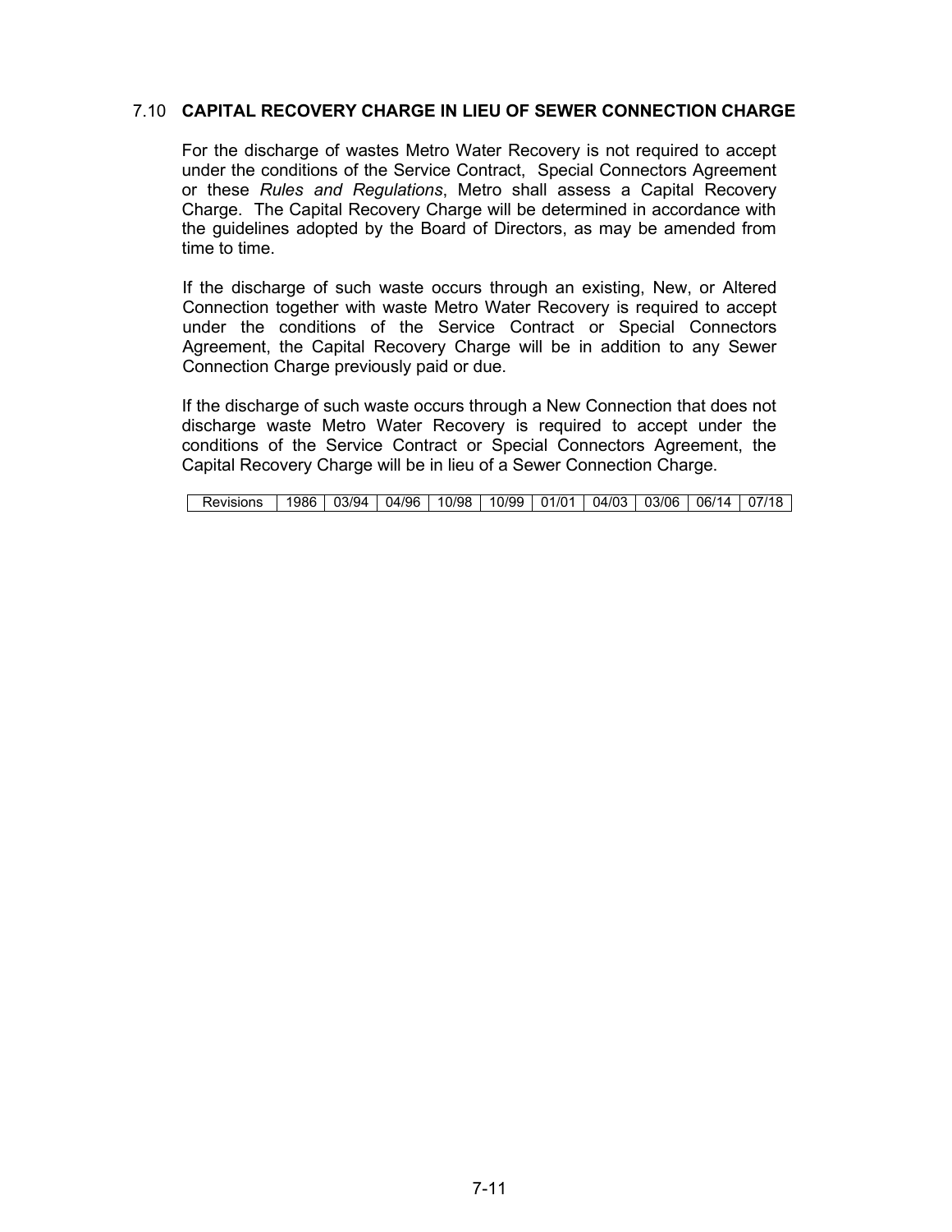## 7.10 CAPITAL RECOVERY CHARGE IN LIEU OF SEWER CONNECTION CHARGE

For the discharge of wastes Metro Water Recovery is not required to accept under the conditions of the Service Contract, Special Connectors Agreement or these *Rules and Regulations*, Metro shall assess a Capital Recovery Charge. The Capital Recovery Charge will be determined in accordance with the guidelines adopted by the Board of Directors, as may be amended from time to time.

If the discharge of such waste occurs through an existing, New, or Altered Connection together with waste Metro Water Recovery is required to accept under the conditions of the Service Contract or Special Connectors Agreement, the Capital Recovery Charge will be in addition to any Sewer Connection Charge previously paid or due.

If the discharge of such waste occurs through a New Connection that does not discharge waste Metro Water Recovery is required to accept under the conditions of the Service Contract or Special Connectors Agreement, the Capital Recovery Charge will be in lieu of a Sewer Connection Charge.

| | | | | | | | | | | |
|---|---|---|---|---|---|---|---|---|---|---|
| Revisions | 1986 | 03/94 | 04/96 | 10/98 | 10/99 | 01/01 | 04/03 | 03/06 | 06/14 | 07/18 |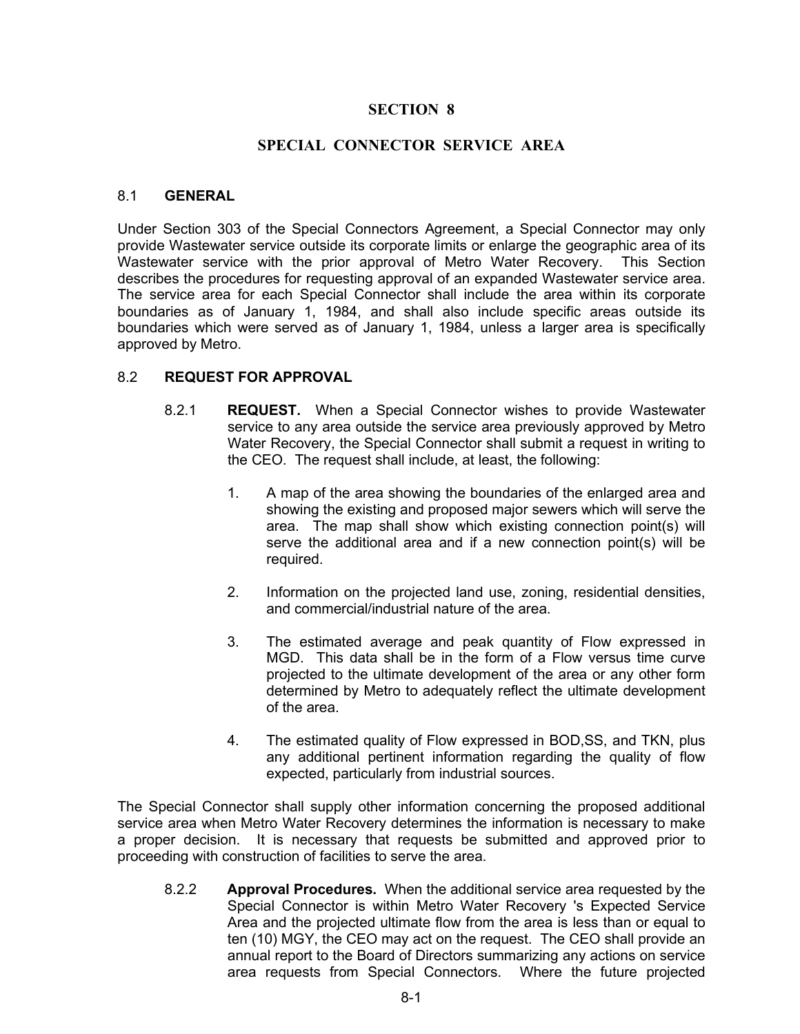# SECTION 8

## SPECIAL CONNECTOR SERVICE AREA

### 8.1 GENERAL

Under Section 303 of the Special Connectors Agreement, a Special Connector may only provide Wastewater service outside its corporate limits or enlarge the geographic area of its Wastewater service with the prior approval of Metro Water Recovery. This Section describes the procedures for requesting approval of an expanded Wastewater service area. The service area for each Special Connector shall include the area within its corporate boundaries as of January 1, 1984, and shall also include specific areas outside its boundaries which were served as of January 1, 1984, unless a larger area is specifically approved by Metro.

### 8.2 REQUEST FOR APPROVAL

8.2.1 **REQUEST.** When a Special Connector wishes to provide Wastewater service to any area outside the service area previously approved by Metro Water Recovery, the Special Connector shall submit a request in writing to the CEO. The request shall include, at least, the following:

1. A map of the area showing the boundaries of the enlarged area and showing the existing and proposed major sewers which will serve the area. The map shall show which existing connection point(s) will serve the additional area and if a new connection point(s) will be required.

2. Information on the projected land use, zoning, residential densities, and commercial/industrial nature of the area.

3. The estimated average and peak quantity of Flow expressed in MGD. This data shall be in the form of a Flow versus time curve projected to the ultimate development of the area or any other form determined by Metro to adequately reflect the ultimate development of the area.

4. The estimated quality of Flow expressed in BOD,SS, and TKN, plus any additional pertinent information regarding the quality of flow expected, particularly from industrial sources.

The Special Connector shall supply other information concerning the proposed additional service area when Metro Water Recovery determines the information is necessary to make a proper decision. It is necessary that requests be submitted and approved prior to proceeding with construction of facilities to serve the area.

8.2.2 **Approval Procedures.** When the additional service area requested by the Special Connector is within Metro Water Recovery 's Expected Service Area and the projected ultimate flow from the area is less than or equal to ten (10) MGY, the CEO may act on the request. The CEO shall provide an annual report to the Board of Directors summarizing any actions on service area requests from Special Connectors. Where the future projected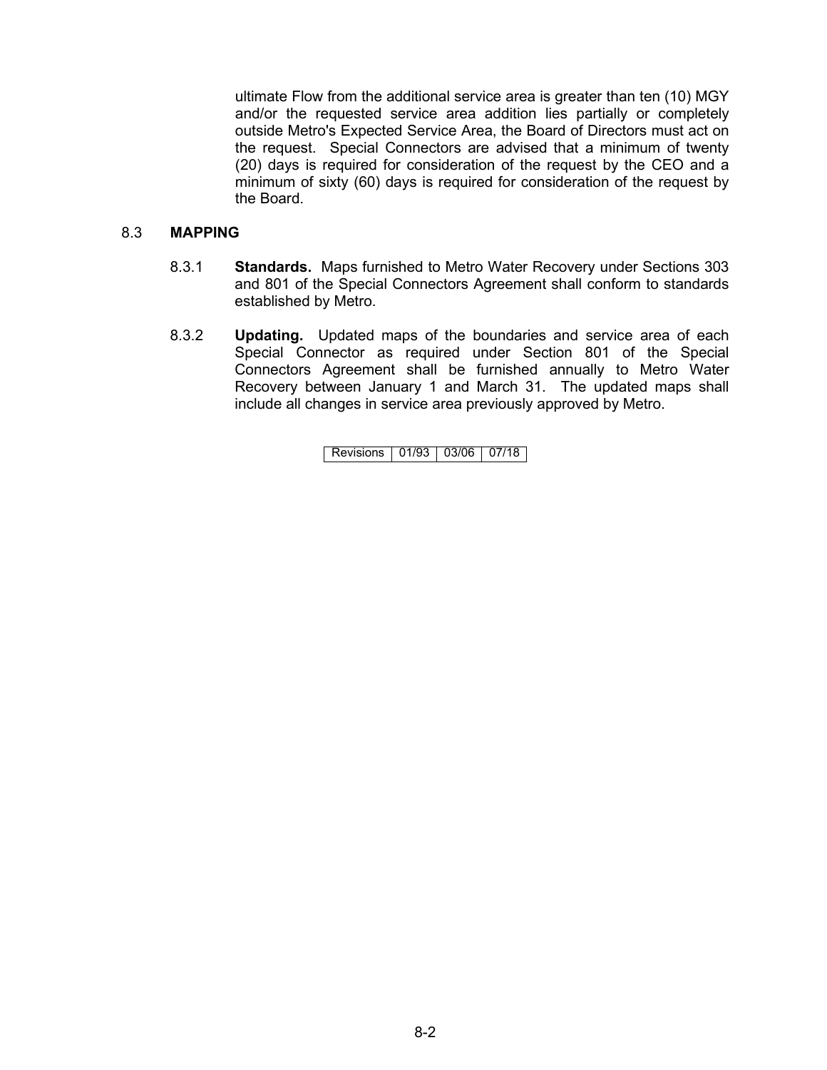ultimate Flow from the additional service area is greater than ten (10) MGY and/or the requested service area addition lies partially or completely outside Metro's Expected Service Area, the Board of Directors must act on the request. Special Connectors are advised that a minimum of twenty (20) days is required for consideration of the request by the CEO and a minimum of sixty (60) days is required for consideration of the request by the Board.

## 8.3 MAPPING

8.3.1 **Standards.** Maps furnished to Metro Water Recovery under Sections 303 and 801 of the Special Connectors Agreement shall conform to standards established by Metro.

8.3.2 **Updating.** Updated maps of the boundaries and service area of each Special Connector as required under Section 801 of the Special Connectors Agreement shall be furnished annually to Metro Water Recovery between January 1 and March 31. The updated maps shall include all changes in service area previously approved by Metro.

| Revisions | 01/93 | 03/06 | 07/18 |
|---|---|---|---|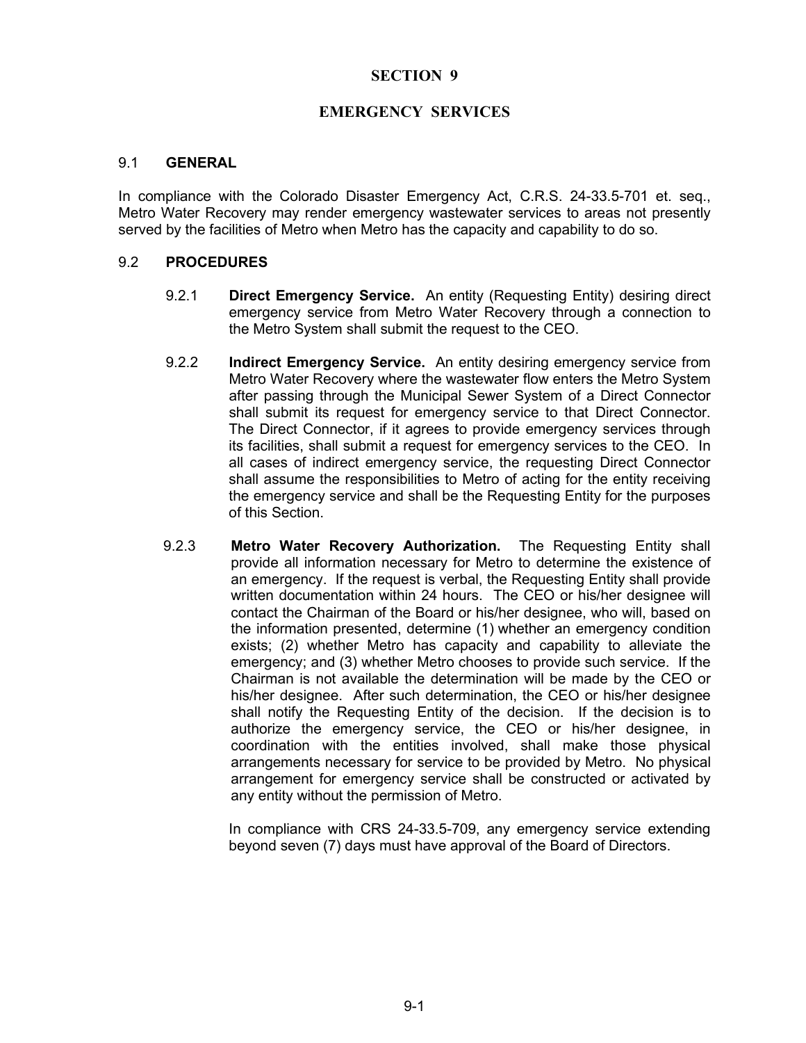# SECTION 9

## EMERGENCY SERVICES

### 9.1 GENERAL

In compliance with the Colorado Disaster Emergency Act, C.R.S. 24-33.5-701 et. seq., Metro Water Recovery may render emergency wastewater services to areas not presently served by the facilities of Metro when Metro has the capacity and capability to do so.

### 9.2 PROCEDURES

9.2.1 **Direct Emergency Service.** An entity (Requesting Entity) desiring direct emergency service from Metro Water Recovery through a connection to the Metro System shall submit the request to the CEO.

9.2.2 **Indirect Emergency Service.** An entity desiring emergency service from Metro Water Recovery where the wastewater flow enters the Metro System after passing through the Municipal Sewer System of a Direct Connector shall submit its request for emergency service to that Direct Connector. The Direct Connector, if it agrees to provide emergency services through its facilities, shall submit a request for emergency services to the CEO. In all cases of indirect emergency service, the requesting Direct Connector shall assume the responsibilities to Metro of acting for the entity receiving the emergency service and shall be the Requesting Entity for the purposes of this Section.

9.2.3 **Metro Water Recovery Authorization.** The Requesting Entity shall provide all information necessary for Metro to determine the existence of an emergency. If the request is verbal, the Requesting Entity shall provide written documentation within 24 hours. The CEO or his/her designee will contact the Chairman of the Board or his/her designee, who will, based on the information presented, determine (1) whether an emergency condition exists; (2) whether Metro has capacity and capability to alleviate the emergency; and (3) whether Metro chooses to provide such service. If the Chairman is not available the determination will be made by the CEO or his/her designee. After such determination, the CEO or his/her designee shall notify the Requesting Entity of the decision. If the decision is to authorize the emergency service, the CEO or his/her designee, in coordination with the entities involved, shall make those physical arrangements necessary for service to be provided by Metro. No physical arrangement for emergency service shall be constructed or activated by any entity without the permission of Metro.

In compliance with CRS 24-33.5-709, any emergency service extending beyond seven (7) days must have approval of the Board of Directors.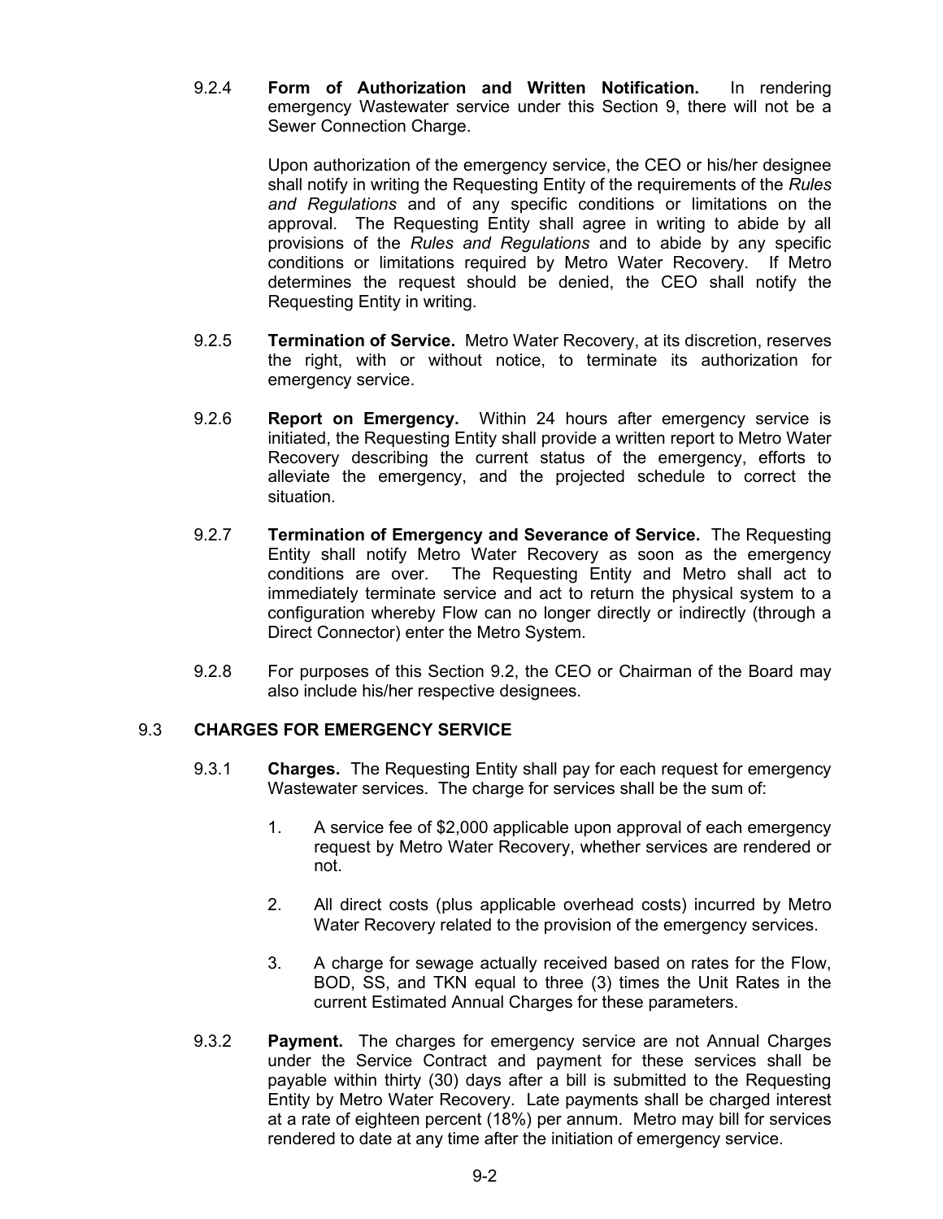9.2.4 **Form of Authorization and Written Notification.** In rendering emergency Wastewater service under this Section 9, there will not be a Sewer Connection Charge.

Upon authorization of the emergency service, the CEO or his/her designee shall notify in writing the Requesting Entity of the requirements of the *Rules and Regulations* and of any specific conditions or limitations on the approval. The Requesting Entity shall agree in writing to abide by all provisions of the *Rules and Regulations* and to abide by any specific conditions or limitations required by Metro Water Recovery. If Metro determines the request should be denied, the CEO shall notify the Requesting Entity in writing.

9.2.5 **Termination of Service.** Metro Water Recovery, at its discretion, reserves the right, with or without notice, to terminate its authorization for emergency service.

9.2.6 **Report on Emergency.** Within 24 hours after emergency service is initiated, the Requesting Entity shall provide a written report to Metro Water Recovery describing the current status of the emergency, efforts to alleviate the emergency, and the projected schedule to correct the situation.

9.2.7 **Termination of Emergency and Severance of Service.** The Requesting Entity shall notify Metro Water Recovery as soon as the emergency conditions are over. The Requesting Entity and Metro shall act to immediately terminate service and act to return the physical system to a configuration whereby Flow can no longer directly or indirectly (through a Direct Connector) enter the Metro System.

9.2.8 For purposes of this Section 9.2, the CEO or Chairman of the Board may also include his/her respective designees.

## 9.3 CHARGES FOR EMERGENCY SERVICE

9.3.1 **Charges.** The Requesting Entity shall pay for each request for emergency Wastewater services. The charge for services shall be the sum of:

1. A service fee of $2,000 applicable upon approval of each emergency request by Metro Water Recovery, whether services are rendered or not.

2. All direct costs (plus applicable overhead costs) incurred by Metro Water Recovery related to the provision of the emergency services.

3. A charge for sewage actually received based on rates for the Flow, BOD, SS, and TKN equal to three (3) times the Unit Rates in the current Estimated Annual Charges for these parameters.

9.3.2 **Payment.** The charges for emergency service are not Annual Charges under the Service Contract and payment for these services shall be payable within thirty (30) days after a bill is submitted to the Requesting Entity by Metro Water Recovery. Late payments shall be charged interest at a rate of eighteen percent (18%) per annum. Metro may bill for services rendered to date at any time after the initiation of emergency service.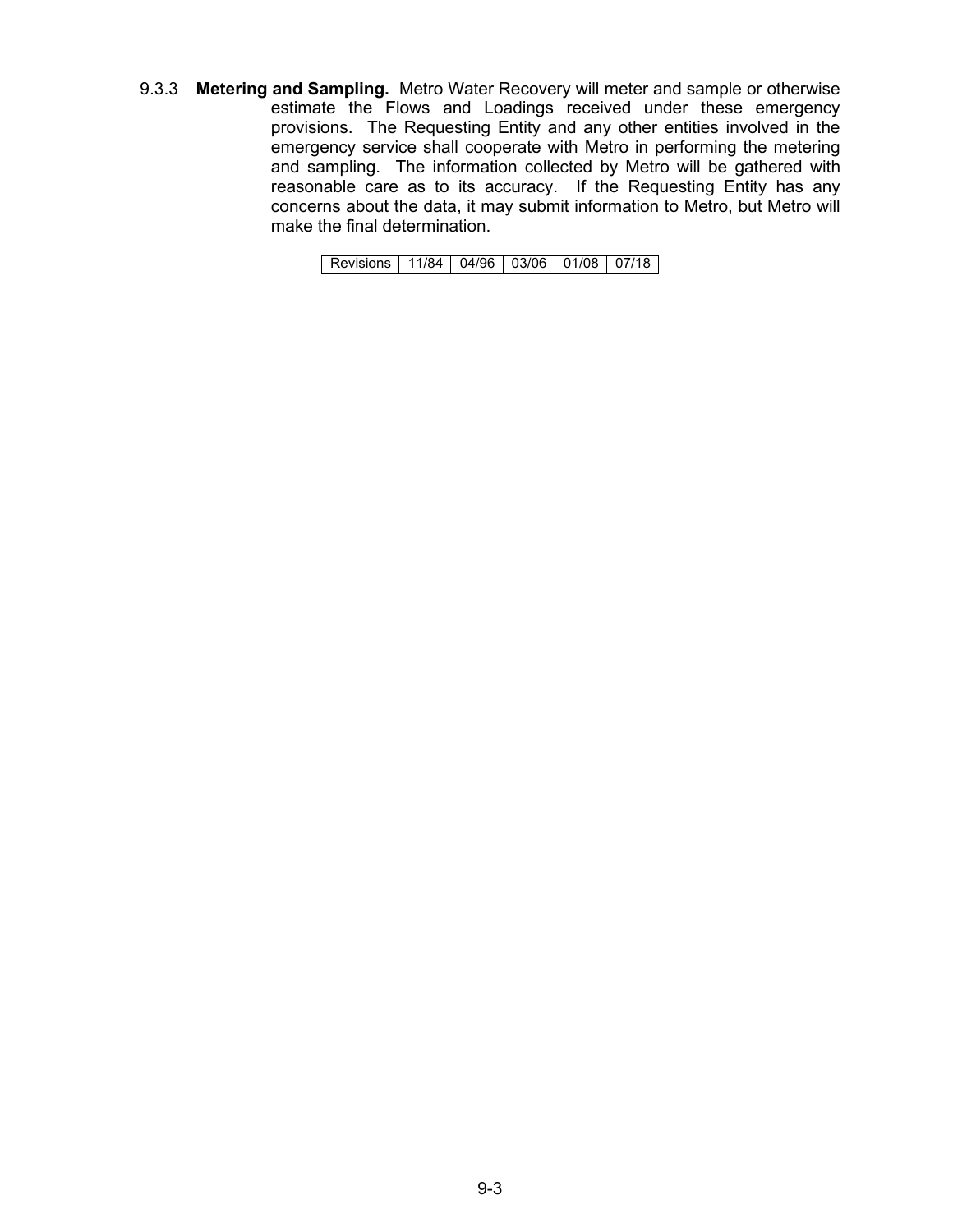9.3.3 **Metering and Sampling.** Metro Water Recovery will meter and sample or otherwise estimate the Flows and Loadings received under these emergency provisions. The Requesting Entity and any other entities involved in the emergency service shall cooperate with Metro in performing the metering and sampling. The information collected by Metro will be gathered with reasonable care as to its accuracy. If the Requesting Entity has any concerns about the data, it may submit information to Metro, but Metro will make the final determination.

| | | | | | |
|---|---|---|---|---|---|
| Revisions | 11/84 | 04/96 | 03/06 | 01/08 | 07/18 |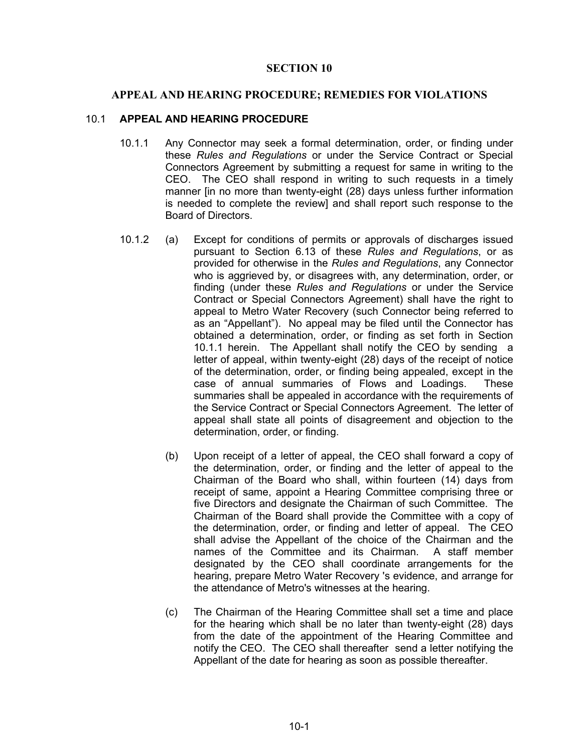# SECTION 10

## APPEAL AND HEARING PROCEDURE; REMEDIES FOR VIOLATIONS

### 10.1 APPEAL AND HEARING PROCEDURE

10.1.1 Any Connector may seek a formal determination, order, or finding under these *Rules and Regulations* or under the Service Contract or Special Connectors Agreement by submitting a request for same in writing to the CEO. The CEO shall respond in writing to such requests in a timely manner [in no more than twenty-eight (28) days unless further information is needed to complete the review] and shall report such response to the Board of Directors.

10.1.2 (a) Except for conditions of permits or approvals of discharges issued pursuant to Section 6.13 of these *Rules and Regulations*, or as provided for otherwise in the *Rules and Regulations*, any Connector who is aggrieved by, or disagrees with, any determination, order, or finding (under these *Rules and Regulations* or under the Service Contract or Special Connectors Agreement) shall have the right to appeal to Metro Water Recovery (such Connector being referred to as an "Appellant"). No appeal may be filed until the Connector has obtained a determination, order, or finding as set forth in Section 10.1.1 herein. The Appellant shall notify the CEO by sending a letter of appeal, within twenty-eight (28) days of the receipt of notice of the determination, order, or finding being appealed, except in the case of annual summaries of Flows and Loadings. These summaries shall be appealed in accordance with the requirements of the Service Contract or Special Connectors Agreement. The letter of appeal shall state all points of disagreement and objection to the determination, order, or finding.

(b) Upon receipt of a letter of appeal, the CEO shall forward a copy of the determination, order, or finding and the letter of appeal to the Chairman of the Board who shall, within fourteen (14) days from receipt of same, appoint a Hearing Committee comprising three or five Directors and designate the Chairman of such Committee. The Chairman of the Board shall provide the Committee with a copy of the determination, order, or finding and letter of appeal. The CEO shall advise the Appellant of the choice of the Chairman and the names of the Committee and its Chairman. A staff member designated by the CEO shall coordinate arrangements for the hearing, prepare Metro Water Recovery 's evidence, and arrange for the attendance of Metro's witnesses at the hearing.

(c) The Chairman of the Hearing Committee shall set a time and place for the hearing which shall be no later than twenty-eight (28) days from the date of the appointment of the Hearing Committee and notify the CEO. The CEO shall thereafter send a letter notifying the Appellant of the date for hearing as soon as possible thereafter.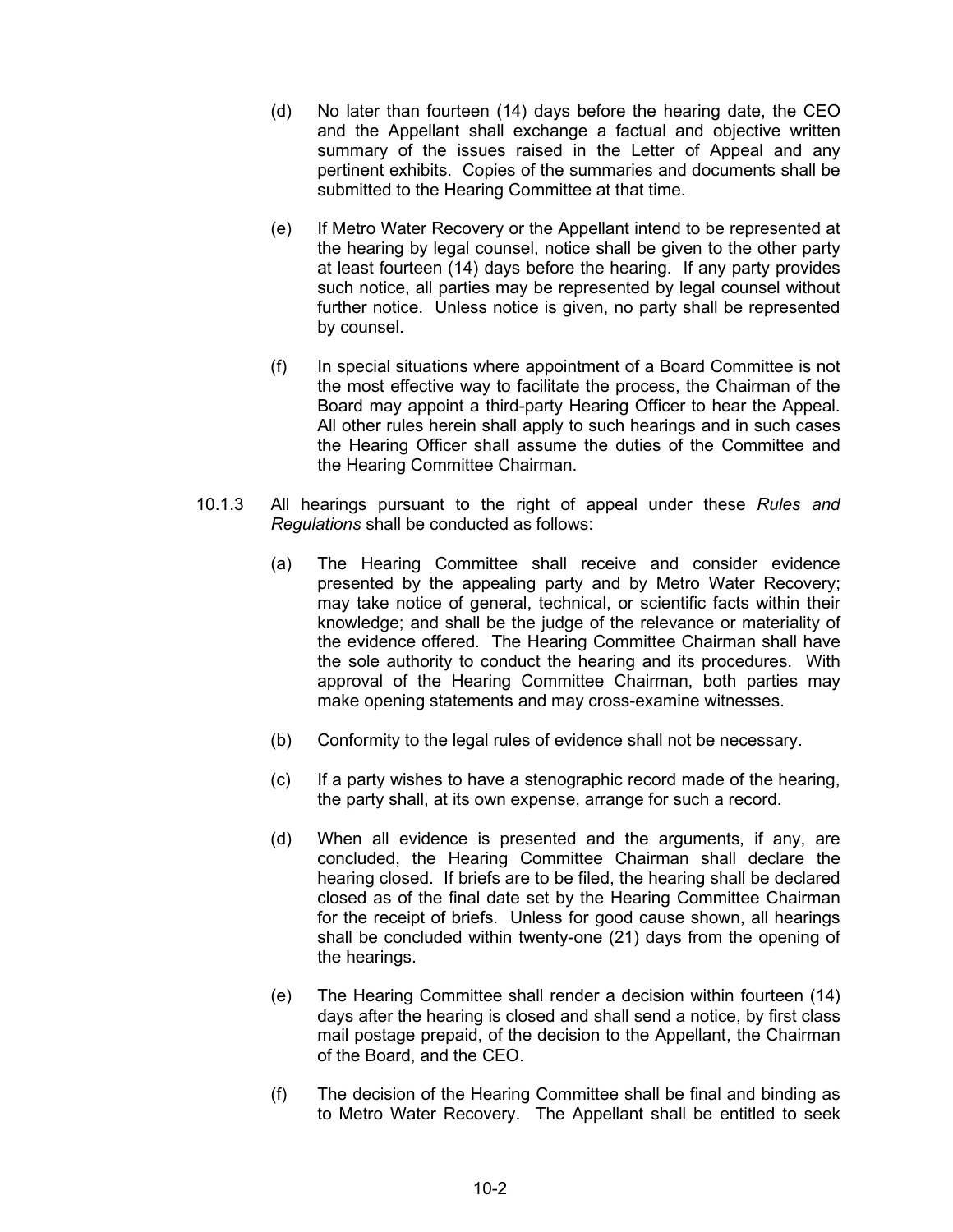(d) No later than fourteen (14) days before the hearing date, the CEO and the Appellant shall exchange a factual and objective written summary of the issues raised in the Letter of Appeal and any pertinent exhibits. Copies of the summaries and documents shall be submitted to the Hearing Committee at that time.

(e) If Metro Water Recovery or the Appellant intend to be represented at the hearing by legal counsel, notice shall be given to the other party at least fourteen (14) days before the hearing. If any party provides such notice, all parties may be represented by legal counsel without further notice. Unless notice is given, no party shall be represented by counsel.

(f) In special situations where appointment of a Board Committee is not the most effective way to facilitate the process, the Chairman of the Board may appoint a third-party Hearing Officer to hear the Appeal. All other rules herein shall apply to such hearings and in such cases the Hearing Officer shall assume the duties of the Committee and the Hearing Committee Chairman.

10.1.3 All hearings pursuant to the right of appeal under these *Rules and Regulations* shall be conducted as follows:

(a) The Hearing Committee shall receive and consider evidence presented by the appealing party and by Metro Water Recovery; may take notice of general, technical, or scientific facts within their knowledge; and shall be the judge of the relevance or materiality of the evidence offered. The Hearing Committee Chairman shall have the sole authority to conduct the hearing and its procedures. With approval of the Hearing Committee Chairman, both parties may make opening statements and may cross-examine witnesses.

(b) Conformity to the legal rules of evidence shall not be necessary.

(c) If a party wishes to have a stenographic record made of the hearing, the party shall, at its own expense, arrange for such a record.

(d) When all evidence is presented and the arguments, if any, are concluded, the Hearing Committee Chairman shall declare the hearing closed. If briefs are to be filed, the hearing shall be declared closed as of the final date set by the Hearing Committee Chairman for the receipt of briefs. Unless for good cause shown, all hearings shall be concluded within twenty-one (21) days from the opening of the hearings.

(e) The Hearing Committee shall render a decision within fourteen (14) days after the hearing is closed and shall send a notice, by first class mail postage prepaid, of the decision to the Appellant, the Chairman of the Board, and the CEO.

(f) The decision of the Hearing Committee shall be final and binding as to Metro Water Recovery. The Appellant shall be entitled to seek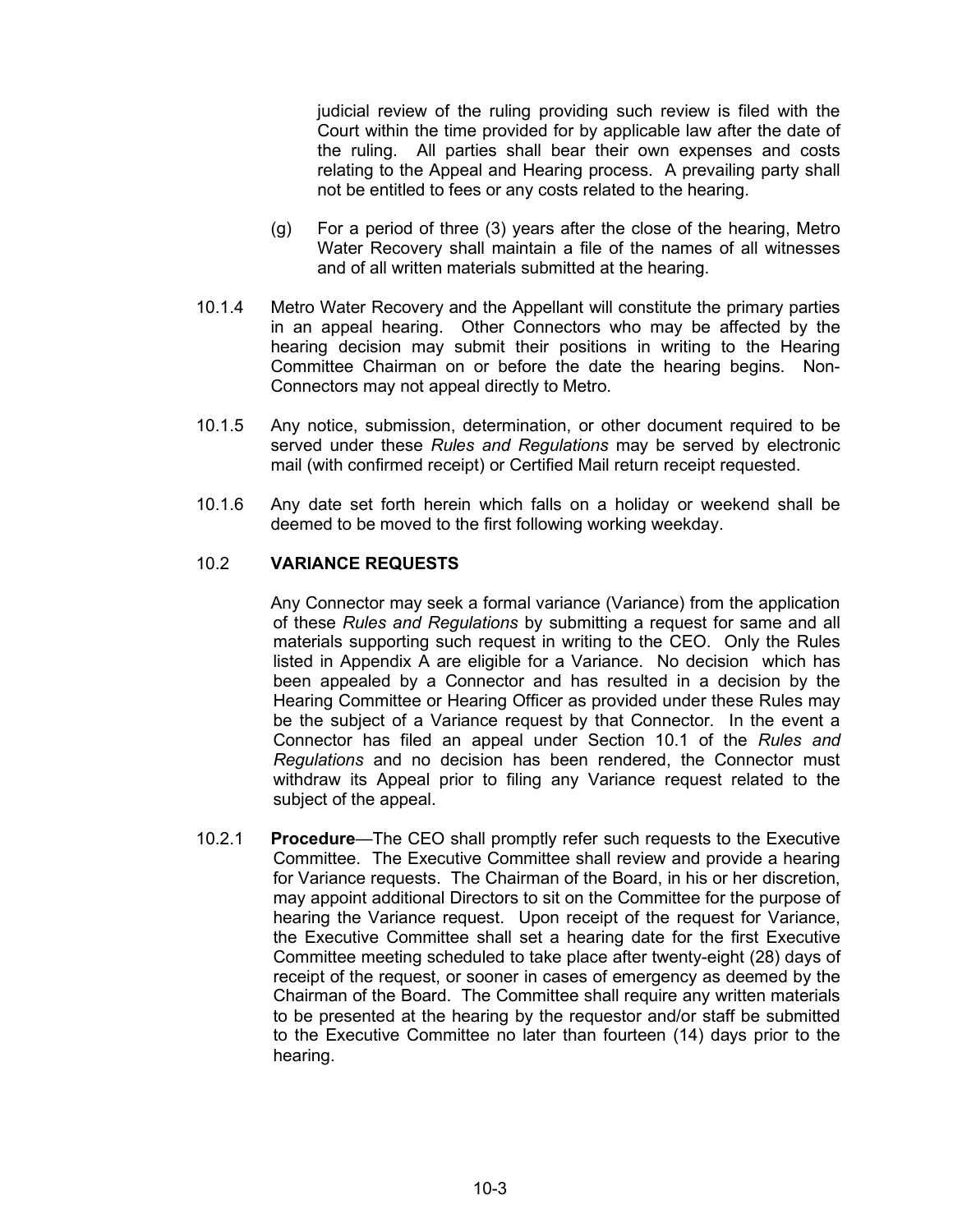judicial review of the ruling providing such review is filed with the Court within the time provided for by applicable law after the date of the ruling. All parties shall bear their own expenses and costs relating to the Appeal and Hearing process. A prevailing party shall not be entitled to fees or any costs related to the hearing.

(g) For a period of three (3) years after the close of the hearing, Metro Water Recovery shall maintain a file of the names of all witnesses and of all written materials submitted at the hearing.

10.1.4 Metro Water Recovery and the Appellant will constitute the primary parties in an appeal hearing. Other Connectors who may be affected by the hearing decision may submit their positions in writing to the Hearing Committee Chairman on or before the date the hearing begins. Non-Connectors may not appeal directly to Metro.

10.1.5 Any notice, submission, determination, or other document required to be served under these *Rules and Regulations* may be served by electronic mail (with confirmed receipt) or Certified Mail return receipt requested.

10.1.6 Any date set forth herein which falls on a holiday or weekend shall be deemed to be moved to the first following working weekday.

## 10.2 VARIANCE REQUESTS

Any Connector may seek a formal variance (Variance) from the application of these *Rules and Regulations* by submitting a request for same and all materials supporting such request in writing to the CEO. Only the Rules listed in Appendix A are eligible for a Variance. No decision which has been appealed by a Connector and has resulted in a decision by the Hearing Committee or Hearing Officer as provided under these Rules may be the subject of a Variance request by that Connector. In the event a Connector has filed an appeal under Section 10.1 of the *Rules and Regulations* and no decision has been rendered, the Connector must withdraw its Appeal prior to filing any Variance request related to the subject of the appeal.

10.2.1 **Procedure**—The CEO shall promptly refer such requests to the Executive Committee. The Executive Committee shall review and provide a hearing for Variance requests. The Chairman of the Board, in his or her discretion, may appoint additional Directors to sit on the Committee for the purpose of hearing the Variance request. Upon receipt of the request for Variance, the Executive Committee shall set a hearing date for the first Executive Committee meeting scheduled to take place after twenty-eight (28) days of receipt of the request, or sooner in cases of emergency as deemed by the Chairman of the Board. The Committee shall require any written materials to be presented at the hearing by the requestor and/or staff be submitted to the Executive Committee no later than fourteen (14) days prior to the hearing.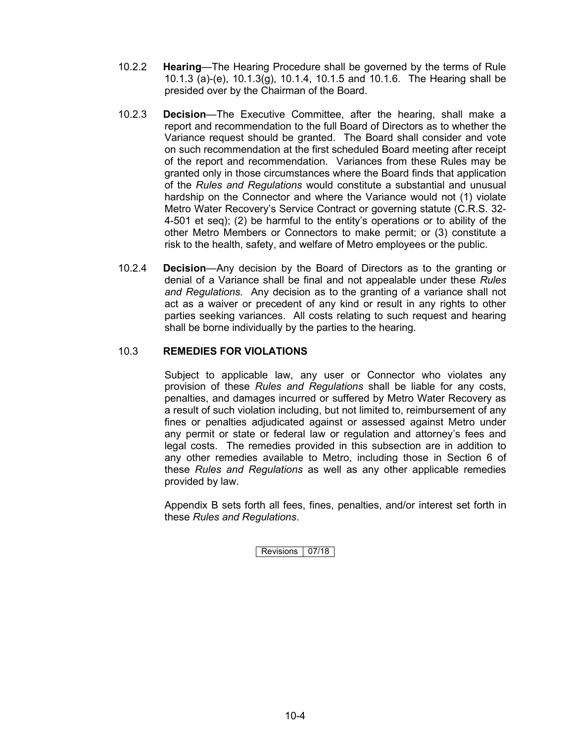10.2.2 **Hearing**—The Hearing Procedure shall be governed by the terms of Rule 10.1.3 (a)-(e), 10.1.3(g), 10.1.4, 10.1.5 and 10.1.6. The Hearing shall be presided over by the Chairman of the Board.

10.2.3 **Decision**—The Executive Committee, after the hearing, shall make a report and recommendation to the full Board of Directors as to whether the Variance request should be granted. The Board shall consider and vote on such recommendation at the first scheduled Board meeting after receipt of the report and recommendation. Variances from these Rules may be granted only in those circumstances where the Board finds that application of the *Rules and Regulations* would constitute a substantial and unusual hardship on the Connector and where the Variance would not (1) violate Metro Water Recovery's Service Contract or governing statute (C.R.S. 32-4-501 et seq); (2) be harmful to the entity's operations or to ability of the other Metro Members or Connectors to make permit; or (3) constitute a risk to the health, safety, and welfare of Metro employees or the public.

10.2.4 **Decision**—Any decision by the Board of Directors as to the granting or denial of a Variance shall be final and not appealable under these *Rules and Regulations.* Any decision as to the granting of a variance shall not act as a waiver or precedent of any kind or result in any rights to other parties seeking variances. All costs relating to such request and hearing shall be borne individually by the parties to the hearing.

## 10.3 REMEDIES FOR VIOLATIONS

Subject to applicable law, any user or Connector who violates any provision of these *Rules and Regulations* shall be liable for any costs, penalties, and damages incurred or suffered by Metro Water Recovery as a result of such violation including, but not limited to, reimbursement of any fines or penalties adjudicated against or assessed against Metro under any permit or state or federal law or regulation and attorney's fees and legal costs. The remedies provided in this subsection are in addition to any other remedies available to Metro, including those in Section 6 of these *Rules and Regulations* as well as any other applicable remedies provided by law.

Appendix B sets forth all fees, fines, penalties, and/or interest set forth in these *Rules and Regulations*.

| Revisions | 07/18 |
|---|---|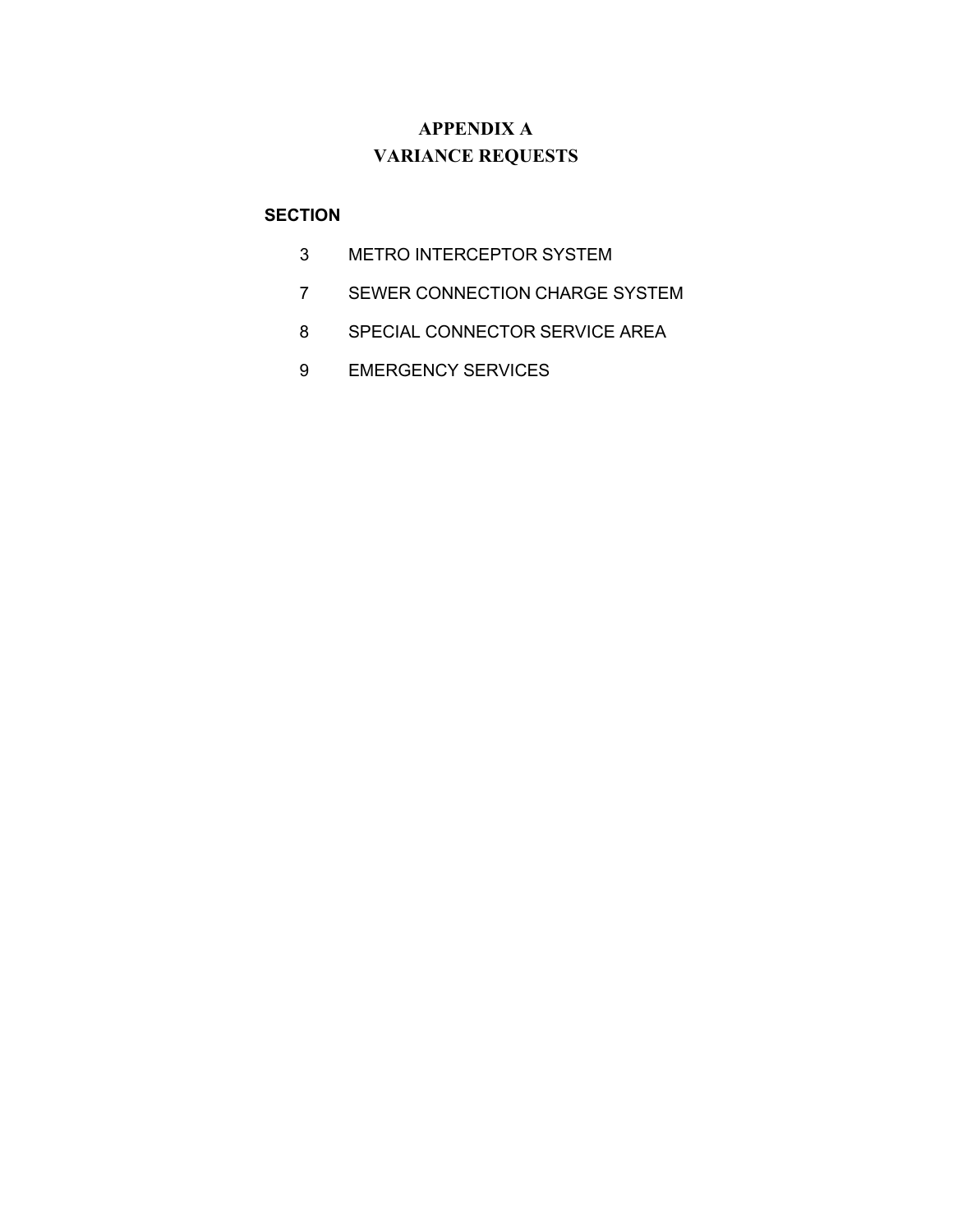# APPENDIX A
# VARIANCE REQUESTS

**SECTION**

| | |
|---|---|
| 3 | METRO INTERCEPTOR SYSTEM |
| 7 | SEWER CONNECTION CHARGE SYSTEM |
| 8 | SPECIAL CONNECTOR SERVICE AREA |
| 9 | EMERGENCY SERVICES |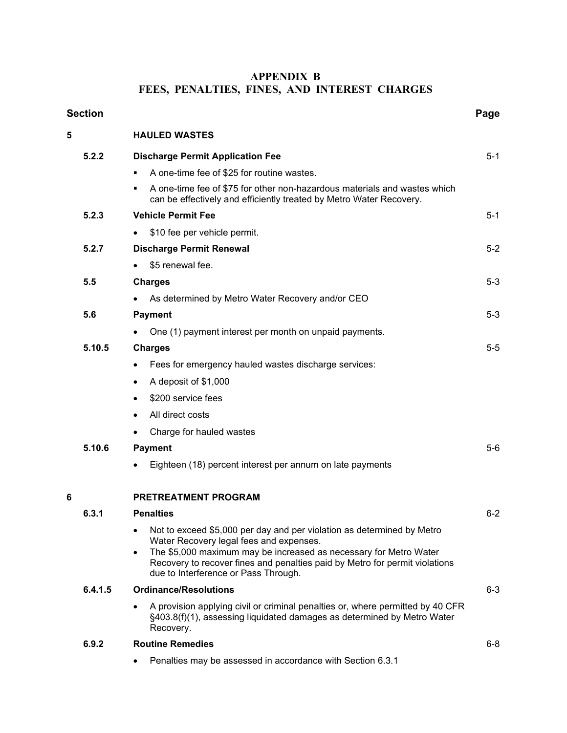# APPENDIX B
# FEES, PENALTIES, FINES, AND INTEREST CHARGES

| Section | | | Page |
|---|---|---|---|
| **5** | | **HAULED WASTES** | |
| | **5.2.2** | **Discharge Permit Application Fee** | 5-1 |
| | | ▪ A one-time fee of $25 for routine wastes. | |
| | | ▪ A one-time fee of $75 for other non-hazardous materials and wastes which can be effectively and efficiently treated by Metro Water Recovery. | |
| | **5.2.3** | **Vehicle Permit Fee** | 5-1 |
| | | • $10 fee per vehicle permit. | |
| | **5.2.7** | **Discharge Permit Renewal** | 5-2 |
| | | • $5 renewal fee. | |
| | **5.5** | **Charges** | 5-3 |
| | | • As determined by Metro Water Recovery and/or CEO | |
| | **5.6** | **Payment** | 5-3 |
| | | • One (1) payment interest per month on unpaid payments. | |
| | **5.10.5** | **Charges** | 5-5 |
| | | • Fees for emergency hauled wastes discharge services: | |
| | | • A deposit of $1,000 | |
| | | • $200 service fees | |
| | | • All direct costs | |
| | | • Charge for hauled wastes | |
| | **5.10.6** | **Payment** | 5-6 |
| | | • Eighteen (18) percent interest per annum on late payments | |
| **6** | | **PRETREATMENT PROGRAM** | |
| | **6.3.1** | **Penalties** | 6-2 |
| | | • Not to exceed $5,000 per day and per violation as determined by Metro Water Recovery legal fees and expenses. | |
| | | • The $5,000 maximum may be increased as necessary for Metro Water Recovery to recover fines and penalties paid by Metro for permit violations due to Interference or Pass Through. | |
| | **6.4.1.5** | **Ordinance/Resolutions** | 6-3 |
| | | • A provision applying civil or criminal penalties or, where permitted by 40 CFR §403.8(f)(1), assessing liquidated damages as determined by Metro Water Recovery. | |
| | **6.9.2** | **Routine Remedies** | 6-8 |
| | | • Penalties may be assessed in accordance with Section 6.3.1 | |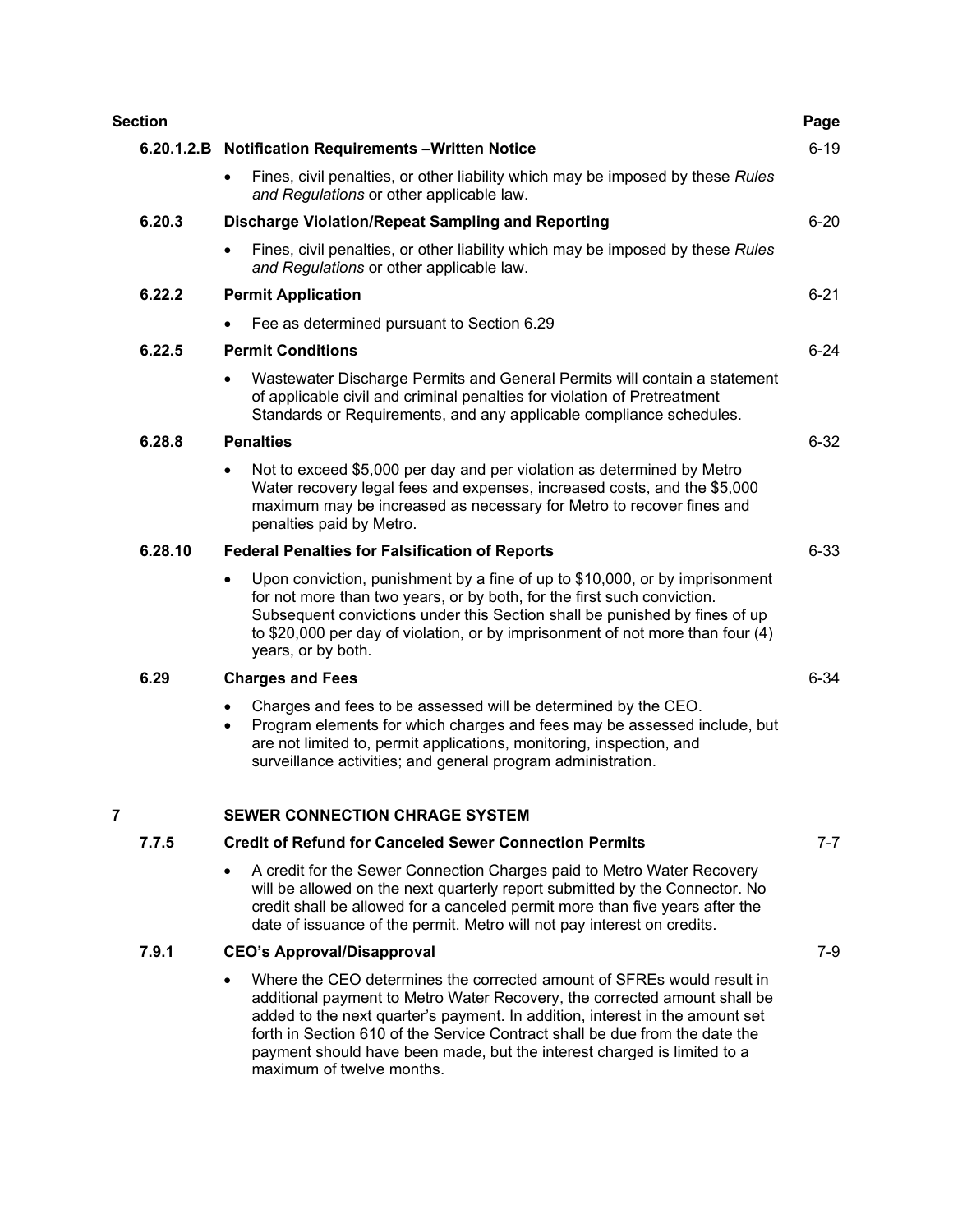| Section | | Page |
|---|---|---|
| 6.20.1.2.B | **Notification Requirements –Written Notice** | 6-19 |
| | • Fines, civil penalties, or other liability which may be imposed by these *Rules and Regulations* or other applicable law. | |
| 6.20.3 | **Discharge Violation/Repeat Sampling and Reporting** | 6-20 |
| | • Fines, civil penalties, or other liability which may be imposed by these *Rules and Regulations* or other applicable law. | |
| 6.22.2 | **Permit Application** | 6-21 |
| | • Fee as determined pursuant to Section 6.29 | |
| 6.22.5 | **Permit Conditions** | 6-24 |
| | • Wastewater Discharge Permits and General Permits will contain a statement of applicable civil and criminal penalties for violation of Pretreatment Standards or Requirements, and any applicable compliance schedules. | |
| 6.28.8 | **Penalties** | 6-32 |
| | • Not to exceed $5,000 per day and per violation as determined by Metro Water recovery legal fees and expenses, increased costs, and the $5,000 maximum may be increased as necessary for Metro to recover fines and penalties paid by Metro. | |
| 6.28.10 | **Federal Penalties for Falsification of Reports** | 6-33 |
| | • Upon conviction, punishment by a fine of up to $10,000, or by imprisonment for not more than two years, or by both, for the first such conviction. Subsequent convictions under this Section shall be punished by fines of up to $20,000 per day of violation, or by imprisonment of not more than four (4) years, or by both. | |
| 6.29 | **Charges and Fees** | 6-34 |
| | • Charges and fees to be assessed will be determined by the CEO. • Program elements for which charges and fees may be assessed include, but are not limited to, permit applications, monitoring, inspection, and surveillance activities; and general program administration. | |
| **7** | **SEWER CONNECTION CHRAGE SYSTEM** | |
| 7.7.5 | **Credit of Refund for Canceled Sewer Connection Permits** | 7-7 |
| | • A credit for the Sewer Connection Charges paid to Metro Water Recovery will be allowed on the next quarterly report submitted by the Connector. No credit shall be allowed for a canceled permit more than five years after the date of issuance of the permit. Metro will not pay interest on credits. | |
| 7.9.1 | **CEO's Approval/Disapproval** | 7-9 |
| | • Where the CEO determines the corrected amount of SFREs would result in additional payment to Metro Water Recovery, the corrected amount shall be added to the next quarter's payment. In addition, interest in the amount set forth in Section 610 of the Service Contract shall be due from the date the payment should have been made, but the interest charged is limited to a maximum of twelve months. | |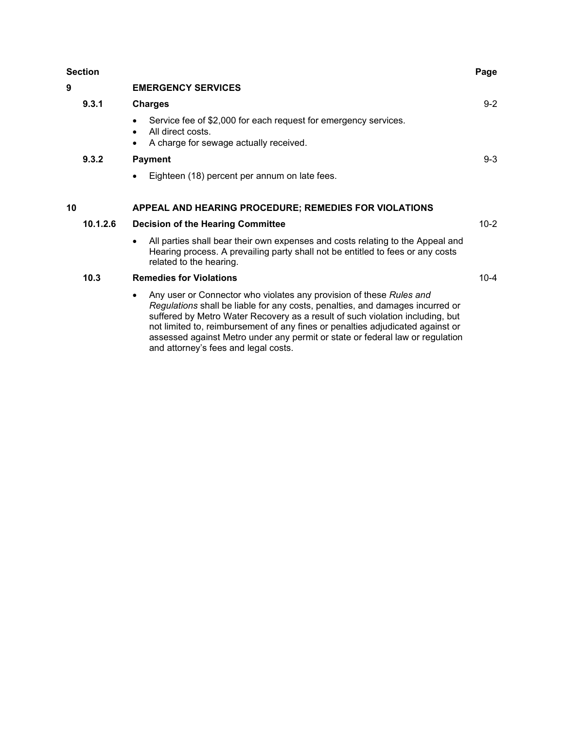| Section | | Page |
|---|---|---|
| **9** | **EMERGENCY SERVICES** | |
| **9.3.1** | **Charges** | 9-2 |
| | • Service fee of $2,000 for each request for emergency services.<br>• All direct costs.<br>• A charge for sewage actually received. | |
| **9.3.2** | **Payment** | 9-3 |
| | • Eighteen (18) percent per annum on late fees. | |
| **10** | **APPEAL AND HEARING PROCEDURE; REMEDIES FOR VIOLATIONS** | |
| **10.1.2.6** | **Decision of the Hearing Committee** | 10-2 |
| | • All parties shall bear their own expenses and costs relating to the Appeal and Hearing process. A prevailing party shall not be entitled to fees or any costs related to the hearing. | |
| **10.3** | **Remedies for Violations** | 10-4 |
| | • Any user or Connector who violates any provision of these *Rules and Regulations* shall be liable for any costs, penalties, and damages incurred or suffered by Metro Water Recovery as a result of such violation including, but not limited to, reimbursement of any fines or penalties adjudicated against or assessed against Metro under any permit or state or federal law or regulation and attorney's fees and legal costs. | |